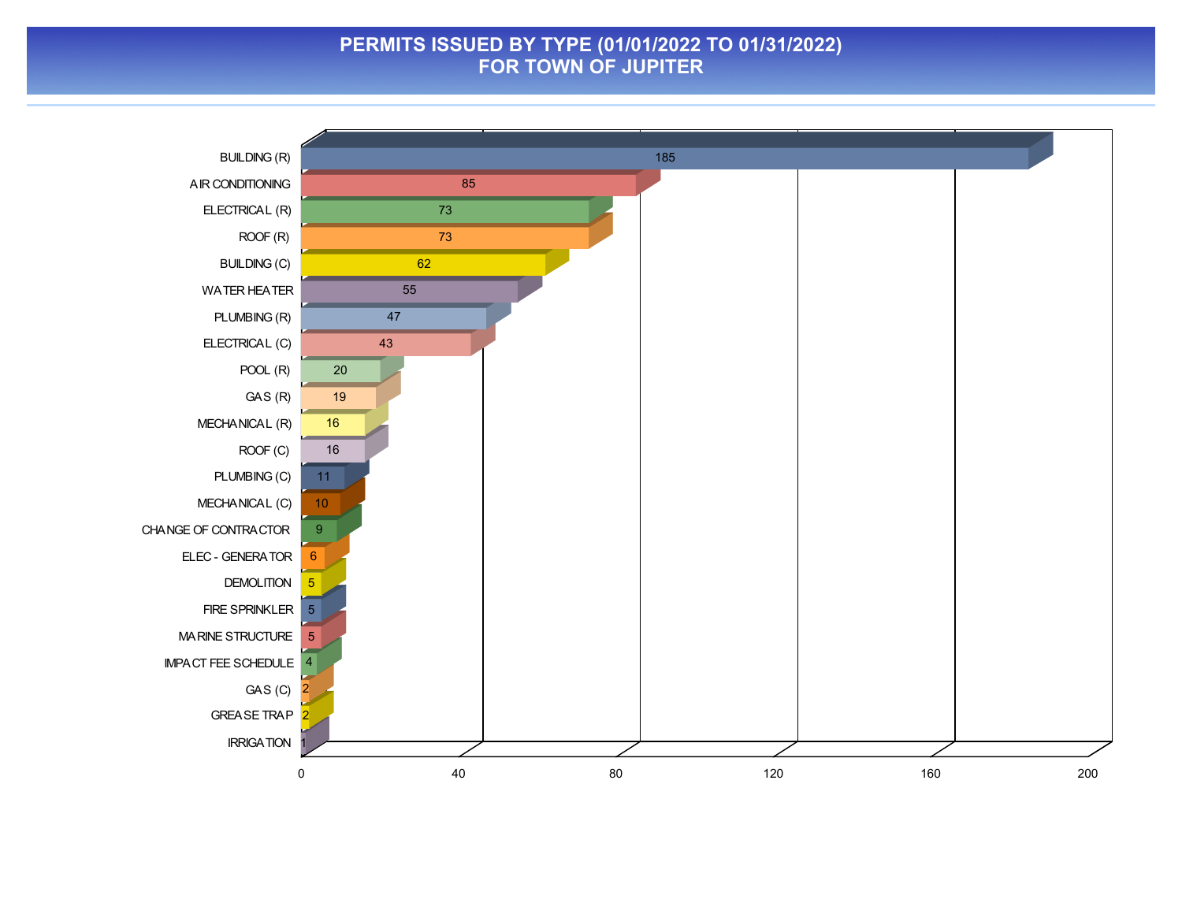# PERMITS ISSUED BY TYPE (01/01/2022 TO 01/31/2022)
# FOR TOWN OF JUPITER

| Permit Type | Count |
|---|---|
| BUILDING (R) | 185 |
| AIR CONDITIONING | 85 |
| ELECTRICAL (R) | 73 |
| ROOF (R) | 73 |
| BUILDING (C) | 62 |
| WATER HEATER | 55 |
| PLUMBING (R) | 47 |
| ELECTRICAL (C) | 43 |
| POOL (R) | 20 |
| GAS (R) | 19 |
| MECHANICAL (R) | 16 |
| ROOF (C) | 16 |
| PLUMBING (C) | 11 |
| MECHANICAL (C) | 10 |
| CHANGE OF CONTRACTOR | 9 |
| ELEC - GENERATOR | 6 |
| DEMOLITION | 5 |
| FIRE SPRINKLER | 5 |
| MARINE STRUCTURE | 5 |
| IMPACT FEE SCHEDULE | 4 |
| GAS (C) | 2 |
| GREASE TRAP | 2 |
| IRRIGATION | 1 |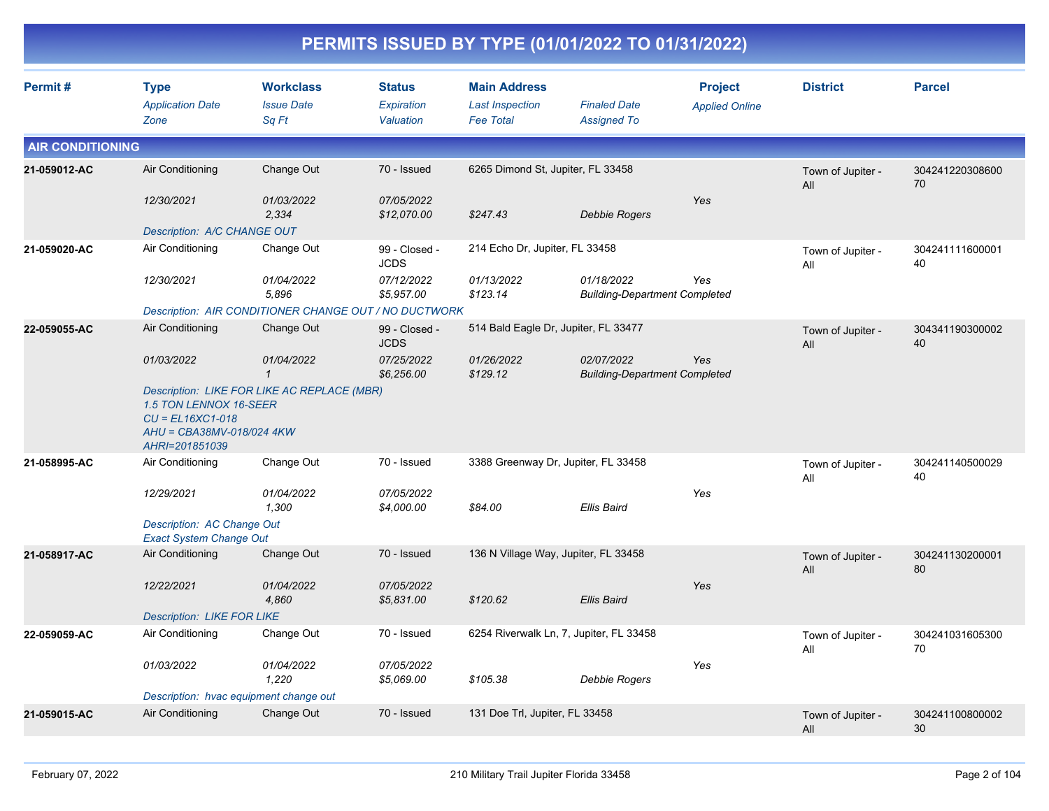# PERMITS ISSUED BY TYPE (01/01/2022 TO 01/31/2022)

| Permit # | Type / *Application Date* / *Zone* | Workclass / *Issue Date* / *Sq Ft* | Status / *Expiration* / *Valuation* | Main Address / *Last Inspection* / *Fee Total* | *Finaled Date* / *Assigned To* | Project / *Applied Online* | District | Parcel |
|---|---|---|---|---|---|---|---|---|

## AIR CONDITIONING

| Permit # | Type / *Application Date* / *Zone* | Workclass / *Issue Date* / *Sq Ft* | Status / *Expiration* / *Valuation* | Main Address / *Last Inspection* / *Fee Total* | *Finaled Date* / *Assigned To* | Project / *Applied Online* | District | Parcel |
|---|---|---|---|---|---|---|---|---|
| 21-059012-AC | Air Conditioning<br>*12/30/2021* | Change Out<br>*01/03/2022*<br>*2,334* | 70 - Issued<br>*07/05/2022*<br>*$12,070.00* | 6265 Dimond St, Jupiter, FL 33458<br><br>*$247.43* | <br><br>*Debbie Rogers* | <br>*Yes* | Town of Jupiter - All | 30424122030860070 |
| | *Description: A/C CHANGE OUT* | | | | | | | |
| 21-059020-AC | Air Conditioning<br>*12/30/2021* | Change Out<br>*01/04/2022*<br>*5,896* | 99 - Closed - JCDS<br>*07/12/2022*<br>*$5,957.00* | 214 Echo Dr, Jupiter, FL 33458<br>*01/13/2022*<br>*$123.14* | <br>*01/18/2022*<br>*Building-Department Completed* | <br>*Yes* | Town of Jupiter - All | 30424111160000140 |
| | *Description: AIR CONDITIONER CHANGE OUT / NO DUCTWORK* | | | | | | | |
| 22-059055-AC | Air Conditioning<br>*01/03/2022* | Change Out<br>*01/04/2022*<br>*1* | 99 - Closed - JCDS<br>*07/25/2022*<br>*$6,256.00* | 514 Bald Eagle Dr, Jupiter, FL 33477<br>*01/26/2022*<br>*$129.12* | <br>*02/07/2022*<br>*Building-Department Completed* | <br>*Yes* | Town of Jupiter - All | 30434119030000240 |
| | *Description: LIKE FOR LIKE AC REPLACE (MBR)<br>1.5 TON LENNOX 16-SEER<br>CU = EL16XC1-018<br>AHU = CBA38MV-018/024 4KW<br>AHRI=201851039* | | | | | | | |
| 21-058995-AC | Air Conditioning<br>*12/29/2021* | Change Out<br>*01/04/2022*<br>*1,300* | 70 - Issued<br>*07/05/2022*<br>*$4,000.00* | 3388 Greenway Dr, Jupiter, FL 33458<br><br>*$84.00* | <br><br>*Ellis Baird* | <br>*Yes* | Town of Jupiter - All | 30424114050002940 |
| | *Description: AC Change Out<br>Exact System Change Out* | | | | | | | |
| 21-058917-AC | Air Conditioning<br>*12/22/2021* | Change Out<br>*01/04/2022*<br>*4,860* | 70 - Issued<br>*07/05/2022*<br>*$5,831.00* | 136 N Village Way, Jupiter, FL 33458<br><br>*$120.62* | <br><br>*Ellis Baird* | <br>*Yes* | Town of Jupiter - All | 30424113020000180 |
| | *Description: LIKE FOR LIKE* | | | | | | | |
| 22-059059-AC | Air Conditioning<br>*01/03/2022* | Change Out<br>*01/04/2022*<br>*1,220* | 70 - Issued<br>*07/05/2022*<br>*$5,069.00* | 6254 Riverwalk Ln, 7, Jupiter, FL 33458<br><br>*$105.38* | <br><br>*Debbie Rogers* | <br>*Yes* | Town of Jupiter - All | 30424103160530070 |
| | *Description: hvac equipment change out* | | | | | | | |
| 21-059015-AC | Air Conditioning | Change Out | 70 - Issued | 131 Doe Trl, Jupiter, FL 33458 | | | Town of Jupiter - All | 30424110080000230 |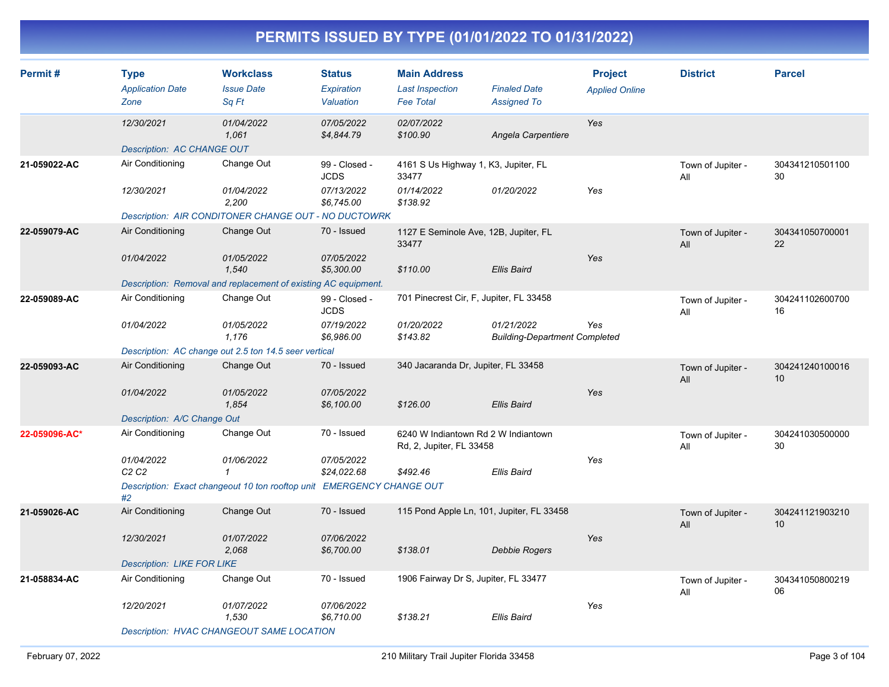# PERMITS ISSUED BY TYPE (01/01/2022 TO 01/31/2022)

| Permit # | Type / Application Date / Zone | Workclass / Issue Date / Sq Ft | Status / Expiration / Valuation | Main Address / Last Inspection / Fee Total | Finaled Date / Assigned To | Project / Applied Online | District | Parcel |
|---|---|---|---|---|---|---|---|---|
| | 12/30/2021 | 01/04/2022<br>1,061 | 07/05/2022<br>$4,844.79 | 02/07/2022<br>$100.90 | Angela Carpentiere | Yes | | |
| | Description: AC CHANGE OUT | | | | | | | |
| 21-059022-AC | Air Conditioning<br>12/30/2021 | Change Out<br>01/04/2022<br>2,200 | 99 - Closed - JCDS<br>07/13/2022<br>$6,745.00 | 4161 S Us Highway 1, K3, Jupiter, FL 33477<br>01/14/2022<br>$138.92 | 01/20/2022 | Yes | Town of Jupiter - All | 30434121050110030 |
| | Description: AIR CONDITONER CHANGE OUT - NO DUCTOWRK | | | | | | | |
| 22-059079-AC | Air Conditioning<br>01/04/2022 | Change Out<br>01/05/2022<br>1,540 | 70 - Issued<br>07/05/2022<br>$5,300.00 | 1127 E Seminole Ave, 12B, Jupiter, FL 33477<br><br>$110.00 | Ellis Baird | Yes | Town of Jupiter - All | 30434105070000122 |
| | Description: Removal and replacement of existing AC equipment. | | | | | | | |
| 22-059089-AC | Air Conditioning<br>01/04/2022 | Change Out<br>01/05/2022<br>1,176 | 99 - Closed - JCDS<br>07/19/2022<br>$6,986.00 | 701 Pinecrest Cir, F, Jupiter, FL 33458<br>01/20/2022<br>$143.82 | 01/21/2022<br>Building-Department Completed | Yes | Town of Jupiter - All | 30424110260070016 |
| | Description: AC change out 2.5 ton 14.5 seer vertical | | | | | | | |
| 22-059093-AC | Air Conditioning<br>01/04/2022 | Change Out<br>01/05/2022<br>1,854 | 70 - Issued<br>07/05/2022<br>$6,100.00 | 340 Jacaranda Dr, Jupiter, FL 33458<br><br>$126.00 | Ellis Baird | Yes | Town of Jupiter - All | 30424124010001610 |
| | Description: A/C Change Out | | | | | | | |
| 22-059096-AC* | Air Conditioning<br>01/04/2022<br>C2 C2 | Change Out<br>01/06/2022<br>1 | 70 - Issued<br>07/05/2022<br>$24,022.68 | 6240 W Indiantown Rd 2 W Indiantown Rd, 2, Jupiter, FL 33458<br><br>$492.46 | Ellis Baird | Yes | Town of Jupiter - All | 30424103050000030 |
| | Description: Exact changeout 10 ton rooftop unit EMERGENCY CHANGE OUT #2 | | | | | | | |
| 21-059026-AC | Air Conditioning<br>12/30/2021 | Change Out<br>01/07/2022<br>2,068 | 70 - Issued<br>07/06/2022<br>$6,700.00 | 115 Pond Apple Ln, 101, Jupiter, FL 33458<br><br>$138.01 | Debbie Rogers | Yes | Town of Jupiter - All | 30424112190321010 |
| | Description: LIKE FOR LIKE | | | | | | | |
| 21-058834-AC | Air Conditioning<br>12/20/2021 | Change Out<br>01/07/2022<br>1,530 | 70 - Issued<br>07/06/2022<br>$6,710.00 | 1906 Fairway Dr S, Jupiter, FL 33477<br><br>$138.21 | Ellis Baird | Yes | Town of Jupiter - All | 30434105080021906 |
| | Description: HVAC CHANGEOUT SAME LOCATION | | | | | | | |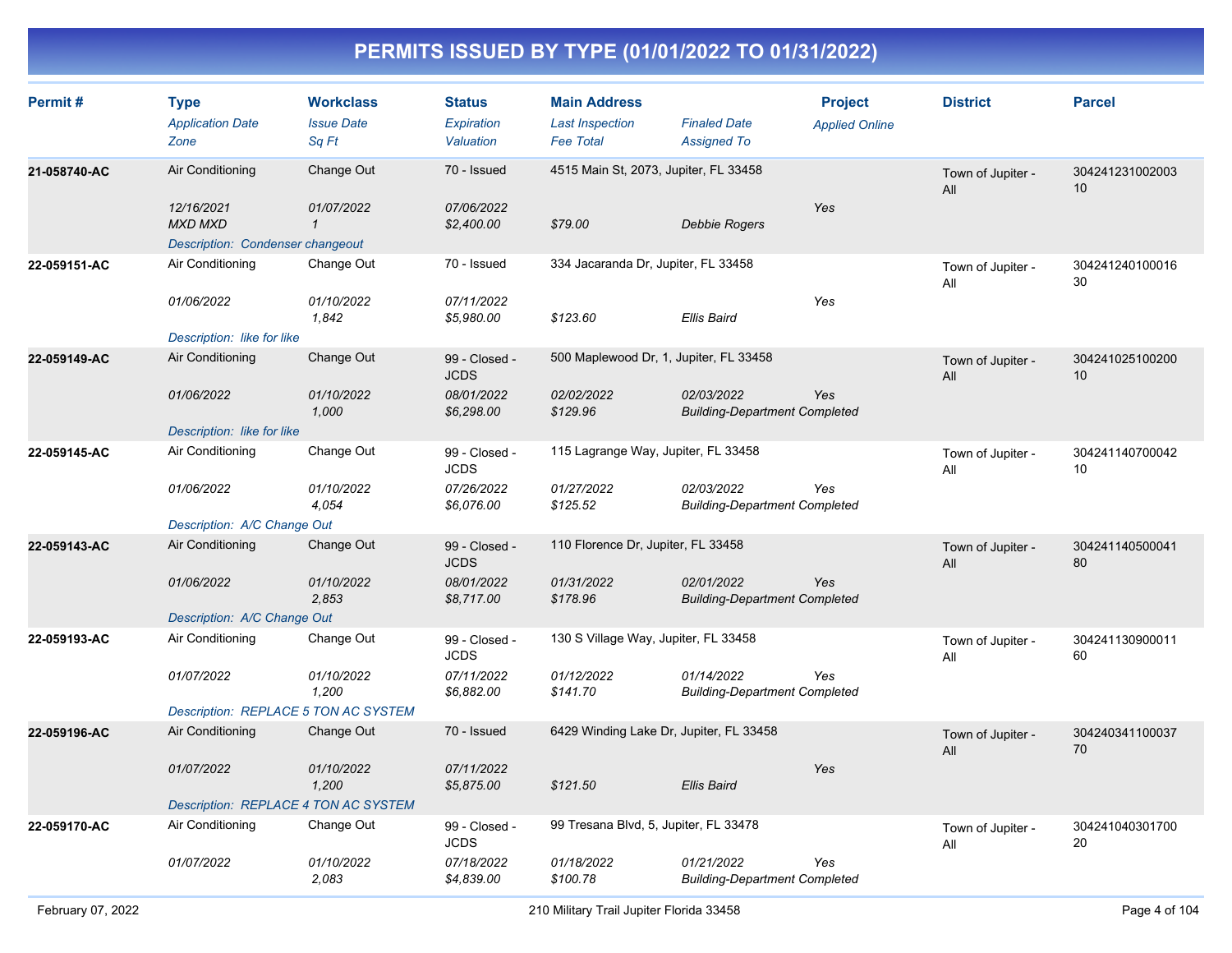# PERMITS ISSUED BY TYPE (01/01/2022 TO 01/31/2022)

| Permit # | Type / Application Date / Zone | Workclass / Issue Date / Sq Ft | Status / Expiration / Valuation | Main Address / Last Inspection / Fee Total | Finaled Date / Assigned To | Project / Applied Online | District | Parcel |
|---|---|---|---|---|---|---|---|---|
| 21-058740-AC | Air Conditioning | Change Out | 70 - Issued | 4515 Main St, 2073, Jupiter, FL 33458 | | | Town of Jupiter - All | 30424123100200310 |
| | 12/16/2021 | 01/07/2022 | 07/06/2022 | | | Yes | | |
| | MXD MXD | 1 | $2,400.00 | $79.00 | Debbie Rogers | | | |
| | Description: Condenser changeout | | | | | | | |
| 22-059151-AC | Air Conditioning | Change Out | 70 - Issued | 334 Jacaranda Dr, Jupiter, FL 33458 | | | Town of Jupiter - All | 30424124010001630 |
| | 01/06/2022 | 01/10/2022 | 07/11/2022 | | | Yes | | |
| | | 1,842 | $5,980.00 | $123.60 | Ellis Baird | | | |
| | Description: like for like | | | | | | | |
| 22-059149-AC | Air Conditioning | Change Out | 99 - Closed - JCDS | 500 Maplewood Dr, 1, Jupiter, FL 33458 | | | Town of Jupiter - All | 30424102510020010 |
| | 01/06/2022 | 01/10/2022 | 08/01/2022 | 02/02/2022 | 02/03/2022 | Yes | | |
| | | 1,000 | $6,298.00 | $129.96 | Building-Department Completed | | | |
| | Description: like for like | | | | | | | |
| 22-059145-AC | Air Conditioning | Change Out | 99 - Closed - JCDS | 115 Lagrange Way, Jupiter, FL 33458 | | | Town of Jupiter - All | 30424114070004210 |
| | 01/06/2022 | 01/10/2022 | 07/26/2022 | 01/27/2022 | 02/03/2022 | Yes | | |
| | | 4,054 | $6,076.00 | $125.52 | Building-Department Completed | | | |
| | Description: A/C Change Out | | | | | | | |
| 22-059143-AC | Air Conditioning | Change Out | 99 - Closed - JCDS | 110 Florence Dr, Jupiter, FL 33458 | | | Town of Jupiter - All | 30424114050004180 |
| | 01/06/2022 | 01/10/2022 | 08/01/2022 | 01/31/2022 | 02/01/2022 | Yes | | |
| | | 2,853 | $8,717.00 | $178.96 | Building-Department Completed | | | |
| | Description: A/C Change Out | | | | | | | |
| 22-059193-AC | Air Conditioning | Change Out | 99 - Closed - JCDS | 130 S Village Way, Jupiter, FL 33458 | | | Town of Jupiter - All | 30424113090001160 |
| | 01/07/2022 | 01/10/2022 | 07/11/2022 | 01/12/2022 | 01/14/2022 | Yes | | |
| | | 1,200 | $6,882.00 | $141.70 | Building-Department Completed | | | |
| | Description: REPLACE 5 TON AC SYSTEM | | | | | | | |
| 22-059196-AC | Air Conditioning | Change Out | 70 - Issued | 6429 Winding Lake Dr, Jupiter, FL 33458 | | | Town of Jupiter - All | 30424034110003770 |
| | 01/07/2022 | 01/10/2022 | 07/11/2022 | | | Yes | | |
| | | 1,200 | $5,875.00 | $121.50 | Ellis Baird | | | |
| | Description: REPLACE 4 TON AC SYSTEM | | | | | | | |
| 22-059170-AC | Air Conditioning | Change Out | 99 - Closed - JCDS | 99 Tresana Blvd, 5, Jupiter, FL 33478 | | | Town of Jupiter - All | 30424104030170020 |
| | 01/07/2022 | 01/10/2022 | 07/18/2022 | 01/18/2022 | 01/21/2022 | Yes | | |
| | | 2,083 | $4,839.00 | $100.78 | Building-Department Completed | | | |

February 07, 2022 — 210 Military Trail Jupiter Florida 33458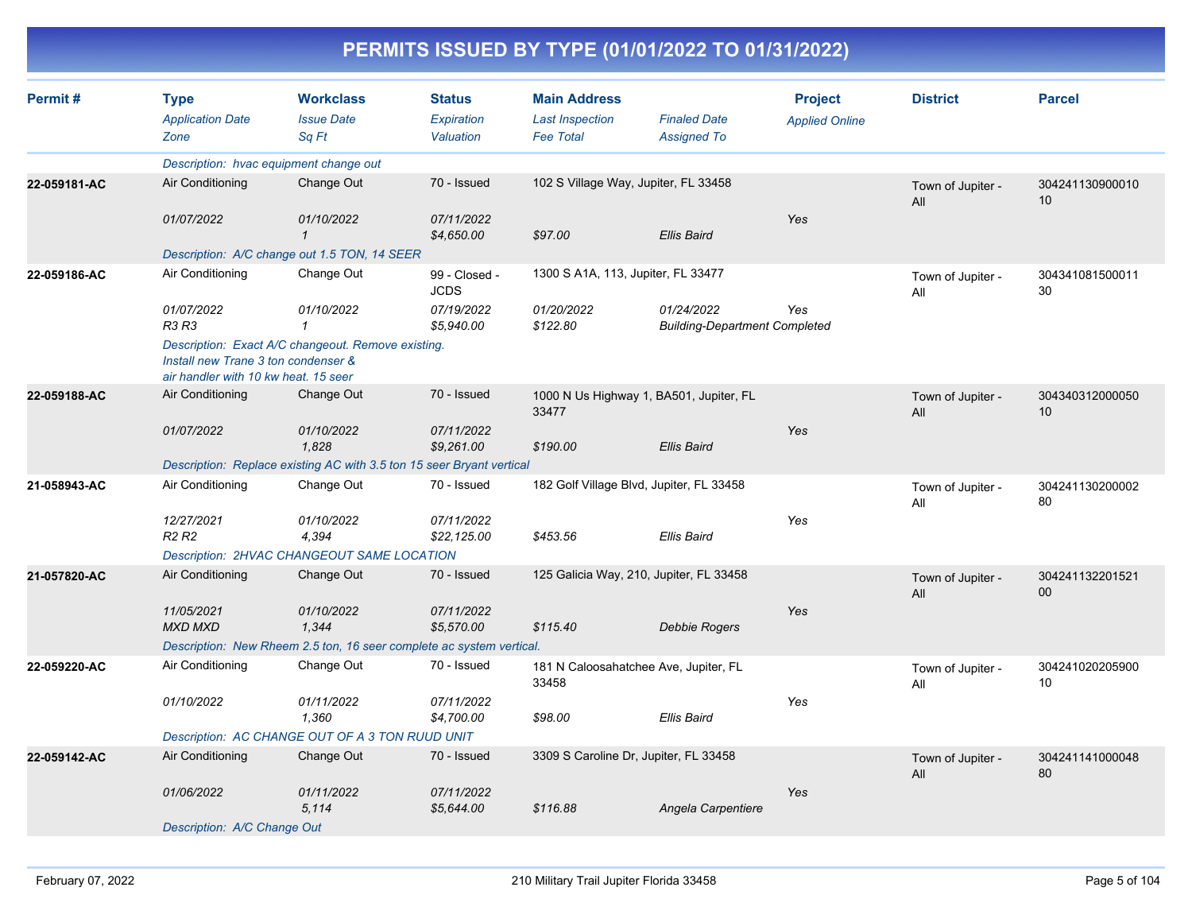# PERMITS ISSUED BY TYPE (01/01/2022 TO 01/31/2022)

| Permit # | Type / Application Date / Zone | Workclass / Issue Date / Sq Ft | Status / Expiration / Valuation | Main Address / Last Inspection / Fee Total | Finaled Date / Assigned To | Project / Applied Online | District | Parcel |
|---|---|---|---|---|---|---|---|---|
| | Description: hvac equipment change out | | | | | | | |
| 22-059181-AC | Air Conditioning | Change Out | 70 - Issued | 102 S Village Way, Jupiter, FL 33458 | | | Town of Jupiter - All | 30424113090001010 |
| | 01/07/2022 | 01/10/2022 | 07/11/2022 | | | Yes | | |
| | | 1 | $4,650.00 | $97.00 | Ellis Baird | | | |
| | Description: A/C change out 1.5 TON, 14 SEER | | | | | | | |
| 22-059186-AC | Air Conditioning | Change Out | 99 - Closed - JCDS | 1300 S A1A, 113, Jupiter, FL 33477 | | | Town of Jupiter - All | 30434108150001130 |
| | 01/07/2022 | 01/10/2022 | 07/19/2022 | 01/20/2022 | 01/24/2022 | Yes | | |
| | R3 R3 | 1 | $5,940.00 | $122.80 | Building-Department Completed | | | |
| | Description: Exact A/C changeout. Remove existing. Install new Trane 3 ton condenser & air handler with 10 kw heat. 15 seer | | | | | | | |
| 22-059188-AC | Air Conditioning | Change Out | 70 - Issued | 1000 N Us Highway 1, BA501, Jupiter, FL 33477 | | | Town of Jupiter - All | 30434031200005010 |
| | 01/07/2022 | 01/10/2022 | 07/11/2022 | | | Yes | | |
| | | 1,828 | $9,261.00 | $190.00 | Ellis Baird | | | |
| | Description: Replace existing AC with 3.5 ton 15 seer Bryant vertical | | | | | | | |
| 21-058943-AC | Air Conditioning | Change Out | 70 - Issued | 182 Golf Village Blvd, Jupiter, FL 33458 | | | Town of Jupiter - All | 30424113020000280 |
| | 12/27/2021 | 01/10/2022 | 07/11/2022 | | | Yes | | |
| | R2 R2 | 4,394 | $22,125.00 | $453.56 | Ellis Baird | | | |
| | Description: 2HVAC CHANGEOUT SAME LOCATION | | | | | | | |
| 21-057820-AC | Air Conditioning | Change Out | 70 - Issued | 125 Galicia Way, 210, Jupiter, FL 33458 | | | Town of Jupiter - All | 30424113220152100 |
| | 11/05/2021 | 01/10/2022 | 07/11/2022 | | | Yes | | |
| | MXD MXD | 1,344 | $5,570.00 | $115.40 | Debbie Rogers | | | |
| | Description: New Rheem 2.5 ton, 16 seer complete ac system vertical. | | | | | | | |
| 22-059220-AC | Air Conditioning | Change Out | 70 - Issued | 181 N Caloosahatchee Ave, Jupiter, FL 33458 | | | Town of Jupiter - All | 30424102020590010 |
| | 01/10/2022 | 01/11/2022 | 07/11/2022 | | | Yes | | |
| | | 1,360 | $4,700.00 | $98.00 | Ellis Baird | | | |
| | Description: AC CHANGE OUT OF A 3 TON RUUD UNIT | | | | | | | |
| 22-059142-AC | Air Conditioning | Change Out | 70 - Issued | 3309 S Caroline Dr, Jupiter, FL 33458 | | | Town of Jupiter - All | 30424114100004880 |
| | 01/06/2022 | 01/11/2022 | 07/11/2022 | | | Yes | | |
| | | 5,114 | $5,644.00 | $116.88 | Angela Carpentiere | | | |
| | Description: A/C Change Out | | | | | | | |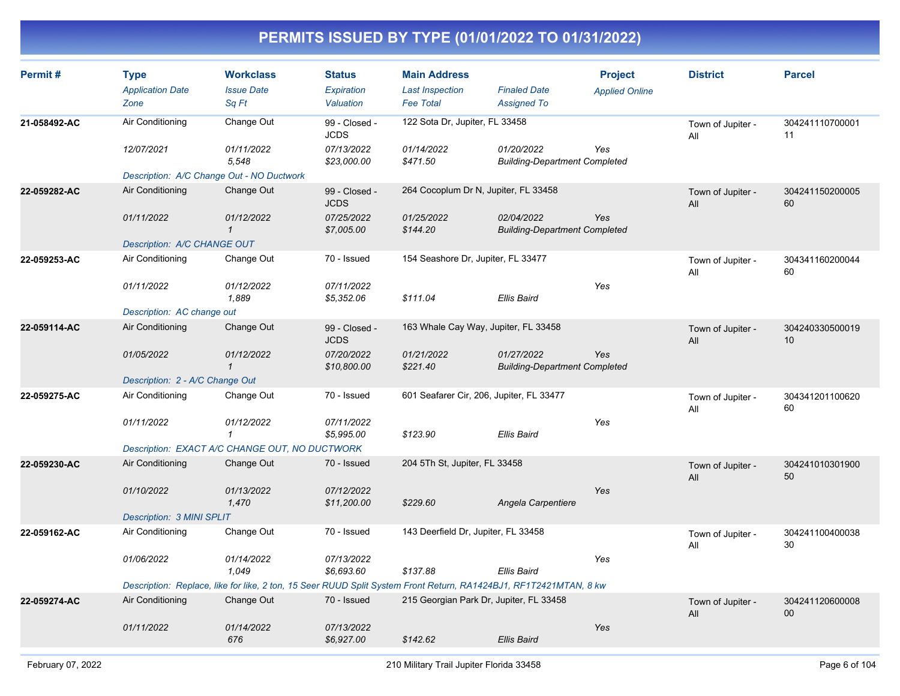# PERMITS ISSUED BY TYPE (01/01/2022 TO 01/31/2022)

| Permit # | Type | Workclass | Status | Main Address | | Project | District | Parcel |
|---|---|---|---|---|---|---|---|---|
| | *Application Date* | *Issue Date* | *Expiration* | *Last Inspection* | *Finaled Date* | *Applied Online* | | |
| | *Zone* | *Sq Ft* | *Valuation* | *Fee Total* | *Assigned To* | | | |
| **21-058492-AC** | Air Conditioning | Change Out | 99 - Closed - JCDS | 122 Sota Dr, Jupiter, FL 33458 | | | Town of Jupiter - All | 30424111070000111 |
| | *12/07/2021* | *01/11/2022* | *07/13/2022* | *01/14/2022* | *01/20/2022* | *Yes* | | |
| | | *5,548* | *$23,000.00* | *$471.50* | *Building-Department Completed* | | | |
| | *Description: A/C Change Out - NO Ductwork* | | | | | | | |
| **22-059282-AC** | Air Conditioning | Change Out | 99 - Closed - JCDS | 264 Cocoplum Dr N, Jupiter, FL 33458 | | | Town of Jupiter - All | 30424115020000560 |
| | *01/11/2022* | *01/12/2022* | *07/25/2022* | *01/25/2022* | *02/04/2022* | *Yes* | | |
| | | *1* | *$7,005.00* | *$144.20* | *Building-Department Completed* | | | |
| | *Description: A/C CHANGE OUT* | | | | | | | |
| **22-059253-AC** | Air Conditioning | Change Out | 70 - Issued | 154 Seashore Dr, Jupiter, FL 33477 | | | Town of Jupiter - All | 30434116020004460 |
| | *01/11/2022* | *01/12/2022* | *07/11/2022* | | | *Yes* | | |
| | | *1,889* | *$5,352.06* | *$111.04* | *Ellis Baird* | | | |
| | *Description: AC change out* | | | | | | | |
| **22-059114-AC** | Air Conditioning | Change Out | 99 - Closed - JCDS | 163 Whale Cay Way, Jupiter, FL 33458 | | | Town of Jupiter - All | 30424033050001910 |
| | *01/05/2022* | *01/12/2022* | *07/20/2022* | *01/21/2022* | *01/27/2022* | *Yes* | | |
| | | *1* | *$10,800.00* | *$221.40* | *Building-Department Completed* | | | |
| | *Description: 2 - A/C Change Out* | | | | | | | |
| **22-059275-AC** | Air Conditioning | Change Out | 70 - Issued | 601 Seafarer Cir, 206, Jupiter, FL 33477 | | | Town of Jupiter - All | 30434120110062060 |
| | *01/11/2022* | *01/12/2022* | *07/11/2022* | | | *Yes* | | |
| | | *1* | *$5,995.00* | *$123.90* | *Ellis Baird* | | | |
| | *Description: EXACT A/C CHANGE OUT, NO DUCTWORK* | | | | | | | |
| **22-059230-AC** | Air Conditioning | Change Out | 70 - Issued | 204 5Th St, Jupiter, FL 33458 | | | Town of Jupiter - All | 30424101030190050 |
| | *01/10/2022* | *01/13/2022* | *07/12/2022* | | | *Yes* | | |
| | | *1,470* | *$11,200.00* | *$229.60* | *Angela Carpentiere* | | | |
| | *Description: 3 MINI SPLIT* | | | | | | | |
| **22-059162-AC** | Air Conditioning | Change Out | 70 - Issued | 143 Deerfield Dr, Jupiter, FL 33458 | | | Town of Jupiter - All | 30424110040003830 |
| | *01/06/2022* | *01/14/2022* | *07/13/2022* | | | *Yes* | | |
| | | *1,049* | *$6,693.60* | *$137.88* | *Ellis Baird* | | | |
| | *Description: Replace, like for like, 2 ton, 15 Seer RUUD Split System Front Return, RA1424BJ1, RF1T2421MTAN, 8 kw* | | | | | | | |
| **22-059274-AC** | Air Conditioning | Change Out | 70 - Issued | 215 Georgian Park Dr, Jupiter, FL 33458 | | | Town of Jupiter - All | 30424112060000800 |
| | *01/11/2022* | *01/14/2022* | *07/13/2022* | | | *Yes* | | |
| | | *676* | *$6,927.00* | *$142.62* | *Ellis Baird* | | | |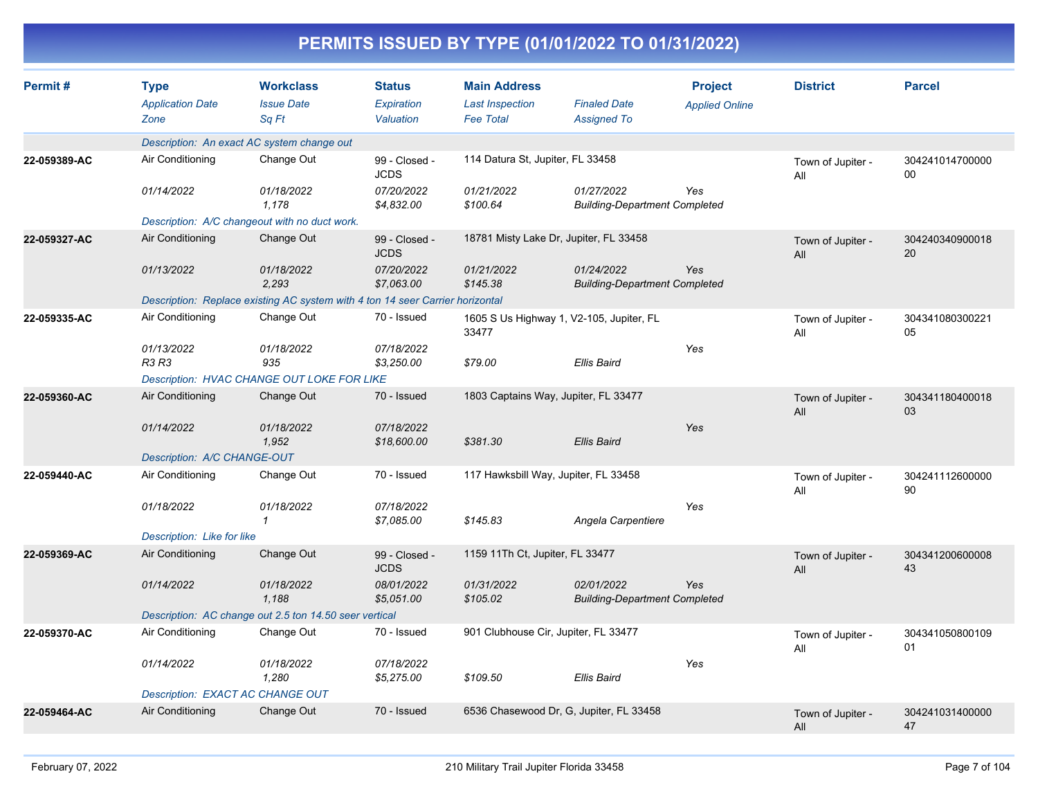# PERMITS ISSUED BY TYPE (01/01/2022 TO 01/31/2022)

| Permit # | Type<br>*Application Date*<br>*Zone* | Workclass<br>*Issue Date*<br>*Sq Ft* | Status<br>*Expiration*<br>*Valuation* | Main Address<br>*Last Inspection*<br>*Fee Total* | *Finaled Date*<br>*Assigned To* | Project<br>*Applied Online* | District | Parcel |
|---|---|---|---|---|---|---|---|---|
| | *Description: An exact AC system change out* | | | | | | | |
| **22-059389-AC** | Air Conditioning<br>*01/14/2022* | Change Out<br>*01/18/2022*<br>*1,178* | 99 - Closed - JCDS<br>*07/20/2022*<br>*$4,832.00* | 114 Datura St, Jupiter, FL 33458<br>*01/21/2022*<br>*$100.64* | *01/27/2022*<br>*Building-Department Completed* | *Yes* | Town of Jupiter - All | 30424101470000000 |
| | *Description: A/C changeout with no duct work.* | | | | | | | |
| **22-059327-AC** | Air Conditioning<br>*01/13/2022* | Change Out<br>*01/18/2022*<br>*2,293* | 99 - Closed - JCDS<br>*07/20/2022*<br>*$7,063.00* | 18781 Misty Lake Dr, Jupiter, FL 33458<br>*01/21/2022*<br>*$145.38* | *01/24/2022*<br>*Building-Department Completed* | *Yes* | Town of Jupiter - All | 30424034090001820 |
| | *Description: Replace existing AC system with 4 ton 14 seer Carrier horizontal* | | | | | | | |
| **22-059335-AC** | Air Conditioning<br>*01/13/2022*<br>*R3 R3* | Change Out<br>*01/18/2022*<br>*935* | 70 - Issued<br>*07/18/2022*<br>*$3,250.00* | 1605 S Us Highway 1, V2-105, Jupiter, FL 33477<br><br>*$79.00* | <br>*Ellis Baird* | *Yes* | Town of Jupiter - All | 30434108030022105 |
| | *Description: HVAC CHANGE OUT LOKE FOR LIKE* | | | | | | | |
| **22-059360-AC** | Air Conditioning<br>*01/14/2022* | Change Out<br>*01/18/2022*<br>*1,952* | 70 - Issued<br>*07/18/2022*<br>*$18,600.00* | 1803 Captains Way, Jupiter, FL 33477<br><br>*$381.30* | <br>*Ellis Baird* | *Yes* | Town of Jupiter - All | 30434118040001803 |
| | *Description: A/C CHANGE-OUT* | | | | | | | |
| **22-059440-AC** | Air Conditioning<br>*01/18/2022* | Change Out<br>*01/18/2022*<br>*1* | 70 - Issued<br>*07/18/2022*<br>*$7,085.00* | 117 Hawksbill Way, Jupiter, FL 33458<br><br>*$145.83* | <br>*Angela Carpentiere* | *Yes* | Town of Jupiter - All | 30424111260000090 |
| | *Description: Like for like* | | | | | | | |
| **22-059369-AC** | Air Conditioning<br>*01/14/2022* | Change Out<br>*01/18/2022*<br>*1,188* | 99 - Closed - JCDS<br>*08/01/2022*<br>*$5,051.00* | 1159 11Th Ct, Jupiter, FL 33477<br>*01/31/2022*<br>*$105.02* | *02/01/2022*<br>*Building-Department Completed* | *Yes* | Town of Jupiter - All | 30434120060000843 |
| | *Description: AC change out 2.5 ton 14.50 seer vertical* | | | | | | | |
| **22-059370-AC** | Air Conditioning<br>*01/14/2022* | Change Out<br>*01/18/2022*<br>*1,280* | 70 - Issued<br>*07/18/2022*<br>*$5,275.00* | 901 Clubhouse Cir, Jupiter, FL 33477<br><br>*$109.50* | <br>*Ellis Baird* | *Yes* | Town of Jupiter - All | 30434105080010901 |
| | *Description: EXACT AC CHANGE OUT* | | | | | | | |
| **22-059464-AC** | Air Conditioning | Change Out | 70 - Issued | 6536 Chasewood Dr, G, Jupiter, FL 33458 | | | Town of Jupiter - All | 30424103140000047 |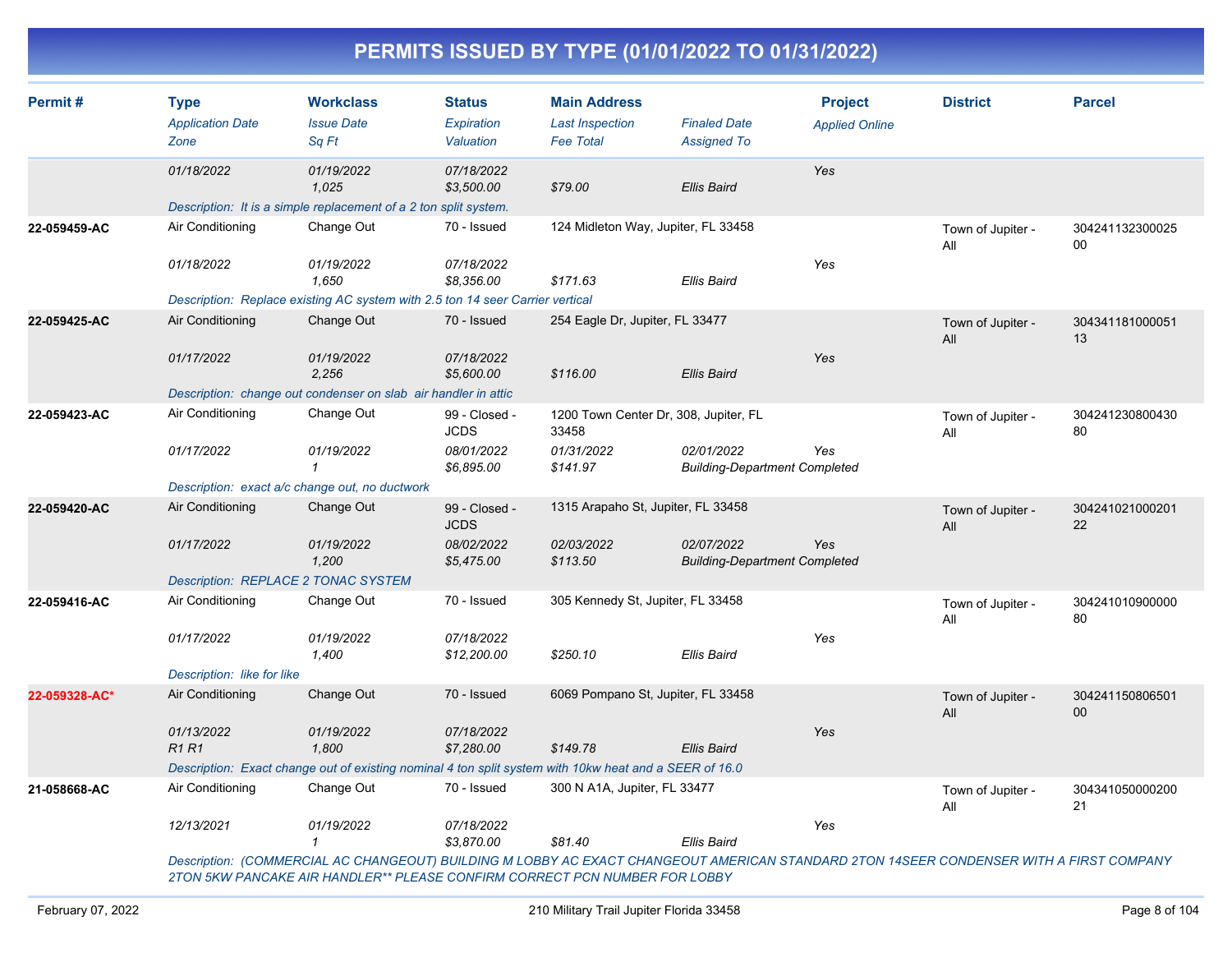# PERMITS ISSUED BY TYPE (01/01/2022 TO 01/31/2022)

| Permit # | Type<br>*Application Date*<br>*Zone* | Workclass<br>*Issue Date*<br>*Sq Ft* | Status<br>*Expiration*<br>*Valuation* | Main Address<br>*Last Inspection*<br>*Fee Total* | *Finaled Date*<br>*Assigned To* | Project<br>*Applied Online* | District | Parcel |
|---|---|---|---|---|---|---|---|---|
| | *01/18/2022* | *01/19/2022*<br>*1,025* | *07/18/2022*<br>*$3,500.00* | *$79.00* | *Ellis Baird* | *Yes* | | |
| | *Description: It is a simple replacement of a 2 ton split system.* | | | | | | | |
| **22-059459-AC** | Air Conditioning<br>*01/18/2022* | Change Out<br>*01/19/2022*<br>*1,650* | 70 - Issued<br>*07/18/2022*<br>*$8,356.00* | 124 Midleton Way, Jupiter, FL 33458<br>*$171.63* | *Ellis Baird* | *Yes* | Town of Jupiter - All | 30424113230002500 |
| | *Description: Replace existing AC system with 2.5 ton 14 seer Carrier vertical* | | | | | | | |
| **22-059425-AC** | Air Conditioning<br>*01/17/2022* | Change Out<br>*01/19/2022*<br>*2,256* | 70 - Issued<br>*07/18/2022*<br>*$5,600.00* | 254 Eagle Dr, Jupiter, FL 33477<br>*$116.00* | *Ellis Baird* | *Yes* | Town of Jupiter - All | 30434118100005113 |
| | *Description: change out condenser on slab air handler in attic* | | | | | | | |
| **22-059423-AC** | Air Conditioning<br>*01/17/2022* | Change Out<br>*01/19/2022*<br>*1* | 99 - Closed - JCDS<br>*08/01/2022*<br>*$6,895.00* | 1200 Town Center Dr, 308, Jupiter, FL 33458<br>*01/31/2022*<br>*$141.97* | *02/01/2022*<br>*Building-Department Completed* | *Yes* | Town of Jupiter - All | 30424123080043080 |
| | *Description: exact a/c change out, no ductwork* | | | | | | | |
| **22-059420-AC** | Air Conditioning<br>*01/17/2022* | Change Out<br>*01/19/2022*<br>*1,200* | 99 - Closed - JCDS<br>*08/02/2022*<br>*$5,475.00* | 1315 Arapaho St, Jupiter, FL 33458<br>*02/03/2022*<br>*$113.50* | *02/07/2022*<br>*Building-Department Completed* | *Yes* | Town of Jupiter - All | 30424102100020122 |
| | *Description: REPLACE 2 TONAC SYSTEM* | | | | | | | |
| **22-059416-AC** | Air Conditioning<br>*01/17/2022* | Change Out<br>*01/19/2022*<br>*1,400* | 70 - Issued<br>*07/18/2022*<br>*$12,200.00* | 305 Kennedy St, Jupiter, FL 33458<br>*$250.10* | *Ellis Baird* | *Yes* | Town of Jupiter - All | 30424101090000080 |
| | *Description: like for like* | | | | | | | |
| **22-059328-AC*** | Air Conditioning<br>*01/13/2022*<br>*R1 R1* | Change Out<br>*01/19/2022*<br>*1,800* | 70 - Issued<br>*07/18/2022*<br>*$7,280.00* | 6069 Pompano St, Jupiter, FL 33458<br>*$149.78* | *Ellis Baird* | *Yes* | Town of Jupiter - All | 30424115080650100 |
| | *Description: Exact change out of existing nominal 4 ton split system with 10kw heat and a SEER of 16.0* | | | | | | | |
| **21-058668-AC** | Air Conditioning<br>*12/13/2021* | Change Out<br>*01/19/2022*<br>*1* | 70 - Issued<br>*07/18/2022*<br>*$3,870.00* | 300 N A1A, Jupiter, FL 33477<br>*$81.40* | *Ellis Baird* | *Yes* | Town of Jupiter - All | 30434105000020021 |
| | *Description: (COMMERCIAL AC CHANGEOUT) BUILDING M LOBBY AC EXACT CHANGEOUT AMERICAN STANDARD 2TON 14SEER CONDENSER WITH A FIRST COMPANY 2TON 5KW PANCAKE AIR HANDLER** PLEASE CONFIRM CORRECT PCN NUMBER FOR LOBBY* | | | | | | | |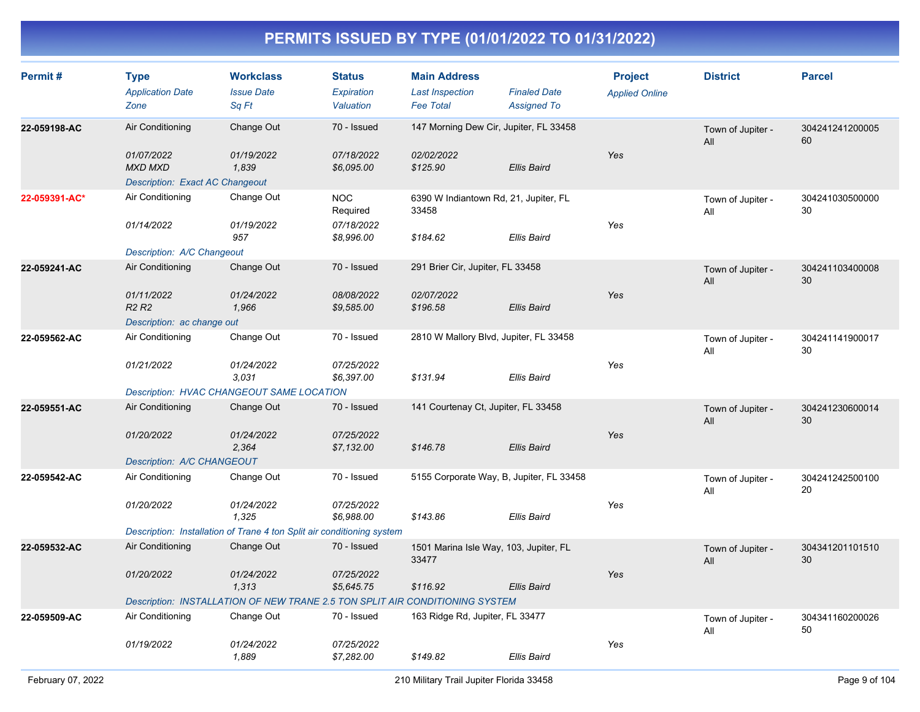# PERMITS ISSUED BY TYPE (01/01/2022 TO 01/31/2022)

| Permit # | Type<br>*Application Date*<br>*Zone* | Workclass<br>*Issue Date*<br>*Sq Ft* | Status<br>*Expiration*<br>*Valuation* | Main Address<br>*Last Inspection*<br>*Fee Total* | *Finaled Date*<br>*Assigned To* | Project<br>*Applied Online* | District | Parcel |
|---|---|---|---|---|---|---|---|---|
| **22-059198-AC** | Air Conditioning<br>*01/07/2022*<br>*MXD MXD* | Change Out<br>*01/19/2022*<br>*1,839* | 70 - Issued<br>*07/18/2022*<br>*$6,095.00* | 147 Morning Dew Cir, Jupiter, FL 33458<br>*02/02/2022*<br>*$125.90* | <br><br>*Ellis Baird* | <br>Yes | Town of Jupiter - All | 30424124120000560 |
| | *Description: Exact AC Changeout* | | | | | | | |
| **22-059391-AC*** | Air Conditioning<br>*01/14/2022* | Change Out<br>*01/19/2022*<br>*957* | NOC Required<br>*07/18/2022*<br>*$8,996.00* | 6390 W Indiantown Rd, 21, Jupiter, FL 33458<br><br>*$184.62* | <br><br>*Ellis Baird* | <br>Yes | Town of Jupiter - All | 30424103050000030 |
| | *Description: A/C Changeout* | | | | | | | |
| **22-059241-AC** | Air Conditioning<br>*01/11/2022*<br>*R2 R2* | Change Out<br>*01/24/2022*<br>*1,966* | 70 - Issued<br>*08/08/2022*<br>*$9,585.00* | 291 Brier Cir, Jupiter, FL 33458<br>*02/07/2022*<br>*$196.58* | <br><br>*Ellis Baird* | <br>Yes | Town of Jupiter - All | 30424110340000830 |
| | *Description: ac change out* | | | | | | | |
| **22-059562-AC** | Air Conditioning<br>*01/21/2022* | Change Out<br>*01/24/2022*<br>*3,031* | 70 - Issued<br>*07/25/2022*<br>*$6,397.00* | 2810 W Mallory Blvd, Jupiter, FL 33458<br><br>*$131.94* | <br><br>*Ellis Baird* | <br>Yes | Town of Jupiter - All | 30424114190001730 |
| | *Description: HVAC CHANGEOUT SAME LOCATION* | | | | | | | |
| **22-059551-AC** | Air Conditioning<br>*01/20/2022* | Change Out<br>*01/24/2022*<br>*2,364* | 70 - Issued<br>*07/25/2022*<br>*$7,132.00* | 141 Courtenay Ct, Jupiter, FL 33458<br><br>*$146.78* | <br><br>*Ellis Baird* | <br>Yes | Town of Jupiter - All | 30424123060001430 |
| | *Description: A/C CHANGEOUT* | | | | | | | |
| **22-059542-AC** | Air Conditioning<br>*01/20/2022* | Change Out<br>*01/24/2022*<br>*1,325* | 70 - Issued<br>*07/25/2022*<br>*$6,988.00* | 5155 Corporate Way, B, Jupiter, FL 33458<br><br>*$143.86* | <br><br>*Ellis Baird* | <br>Yes | Town of Jupiter - All | 30424124250010020 |
| | *Description: Installation of Trane 4 ton Split air conditioning system* | | | | | | | |
| **22-059532-AC** | Air Conditioning<br>*01/20/2022* | Change Out<br>*01/24/2022*<br>*1,313* | 70 - Issued<br>*07/25/2022*<br>*$5,645.75* | 1501 Marina Isle Way, 103, Jupiter, FL 33477<br><br>*$116.92* | <br><br>*Ellis Baird* | <br>Yes | Town of Jupiter - All | 30434120110151030 |
| | *Description: INSTALLATION OF NEW TRANE 2.5 TON SPLIT AIR CONDITIONING SYSTEM* | | | | | | | |
| **22-059509-AC** | Air Conditioning<br>*01/19/2022* | Change Out<br>*01/24/2022*<br>*1,889* | 70 - Issued<br>*07/25/2022*<br>*$7,282.00* | 163 Ridge Rd, Jupiter, FL 33477<br><br>*$149.82* | <br><br>*Ellis Baird* | <br>Yes | Town of Jupiter - All | 30434116020002650 |

February 07, 2022 — 210 Military Trail Jupiter Florida 33458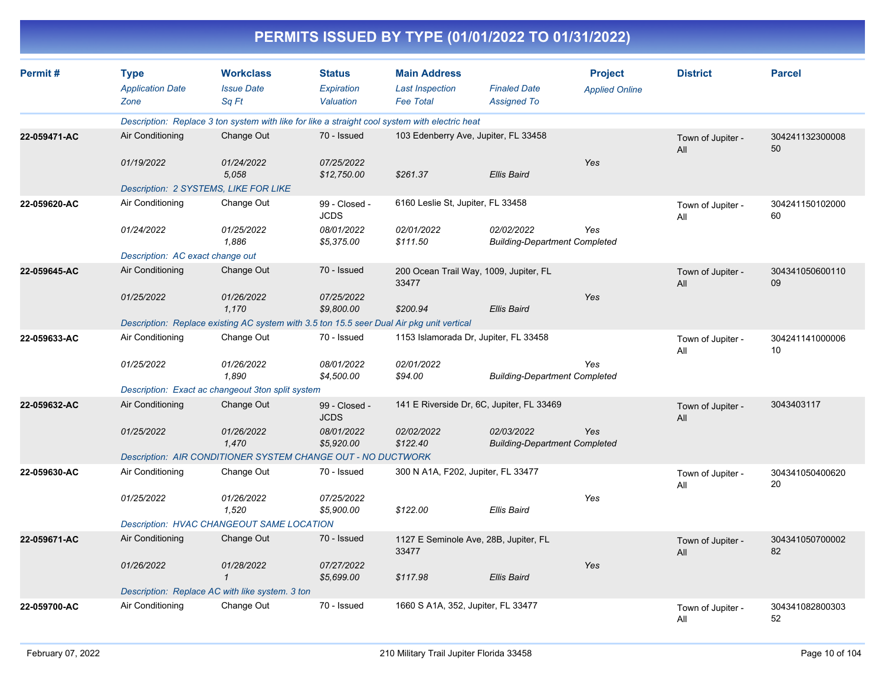# PERMITS ISSUED BY TYPE (01/01/2022 TO 01/31/2022)

| Permit # | Type / Application Date / Zone | Workclass / Issue Date / Sq Ft | Status / Expiration / Valuation | Main Address / Last Inspection / Fee Total | Finaled Date / Assigned To | Project / Applied Online | District | Parcel |
|---|---|---|---|---|---|---|---|---|
| | *Description: Replace 3 ton system with like for like a straight cool system with electric heat* | | | | | | | |
| **22-059471-AC** | Air Conditioning | Change Out | 70 - Issued | 103 Edenberry Ave, Jupiter, FL 33458 | | | Town of Jupiter - All | 30424113230000850 |
| | *01/19/2022* | *01/24/2022* | *07/25/2022* | | | *Yes* | | |
| | | *5,058* | *$12,750.00* | *$261.37* | *Ellis Baird* | | | |
| | *Description: 2 SYSTEMS, LIKE FOR LIKE* | | | | | | | |
| **22-059620-AC** | Air Conditioning | Change Out | 99 - Closed - JCDS | 6160 Leslie St, Jupiter, FL 33458 | | | Town of Jupiter - All | 30424115010200060 |
| | *01/24/2022* | *01/25/2022* | *08/01/2022* | *02/01/2022* | *02/02/2022* | *Yes* | | |
| | | *1,886* | *$5,375.00* | *$111.50* | *Building-Department Completed* | | | |
| | *Description: AC exact change out* | | | | | | | |
| **22-059645-AC** | Air Conditioning | Change Out | 70 - Issued | 200 Ocean Trail Way, 1009, Jupiter, FL 33477 | | | Town of Jupiter - All | 30434105060011009 |
| | *01/25/2022* | *01/26/2022* | *07/25/2022* | | | *Yes* | | |
| | | *1,170* | *$9,800.00* | *$200.94* | *Ellis Baird* | | | |
| | *Description: Replace existing AC system with 3.5 ton 15.5 seer Dual Air pkg unit vertical* | | | | | | | |
| **22-059633-AC** | Air Conditioning | Change Out | 70 - Issued | 1153 Islamorada Dr, Jupiter, FL 33458 | | | Town of Jupiter - All | 30424114100000610 |
| | *01/25/2022* | *01/26/2022* | *08/01/2022* | *02/01/2022* | | *Yes* | | |
| | | *1,890* | *$4,500.00* | *$94.00* | *Building-Department Completed* | | | |
| | *Description: Exact ac changeout 3ton split system* | | | | | | | |
| **22-059632-AC** | Air Conditioning | Change Out | 99 - Closed - JCDS | 141 E Riverside Dr, 6C, Jupiter, FL 33469 | | | Town of Jupiter - All | 3043403117 |
| | *01/25/2022* | *01/26/2022* | *08/01/2022* | *02/02/2022* | *02/03/2022* | *Yes* | | |
| | | *1,470* | *$5,920.00* | *$122.40* | *Building-Department Completed* | | | |
| | *Description: AIR CONDITIONER SYSTEM CHANGE OUT - NO DUCTWORK* | | | | | | | |
| **22-059630-AC** | Air Conditioning | Change Out | 70 - Issued | 300 N A1A, F202, Jupiter, FL 33477 | | | Town of Jupiter - All | 30434105040062020 |
| | *01/25/2022* | *01/26/2022* | *07/25/2022* | | | *Yes* | | |
| | | *1,520* | *$5,900.00* | *$122.00* | *Ellis Baird* | | | |
| | *Description: HVAC CHANGEOUT SAME LOCATION* | | | | | | | |
| **22-059671-AC** | Air Conditioning | Change Out | 70 - Issued | 1127 E Seminole Ave, 28B, Jupiter, FL 33477 | | | Town of Jupiter - All | 30434105070000282 |
| | *01/26/2022* | *01/28/2022* | *07/27/2022* | | | *Yes* | | |
| | | *1* | *$5,699.00* | *$117.98* | *Ellis Baird* | | | |
| | *Description: Replace AC with like system. 3 ton* | | | | | | | |
| **22-059700-AC** | Air Conditioning | Change Out | 70 - Issued | 1660 S A1A, 352, Jupiter, FL 33477 | | | Town of Jupiter - All | 30434108280030352 |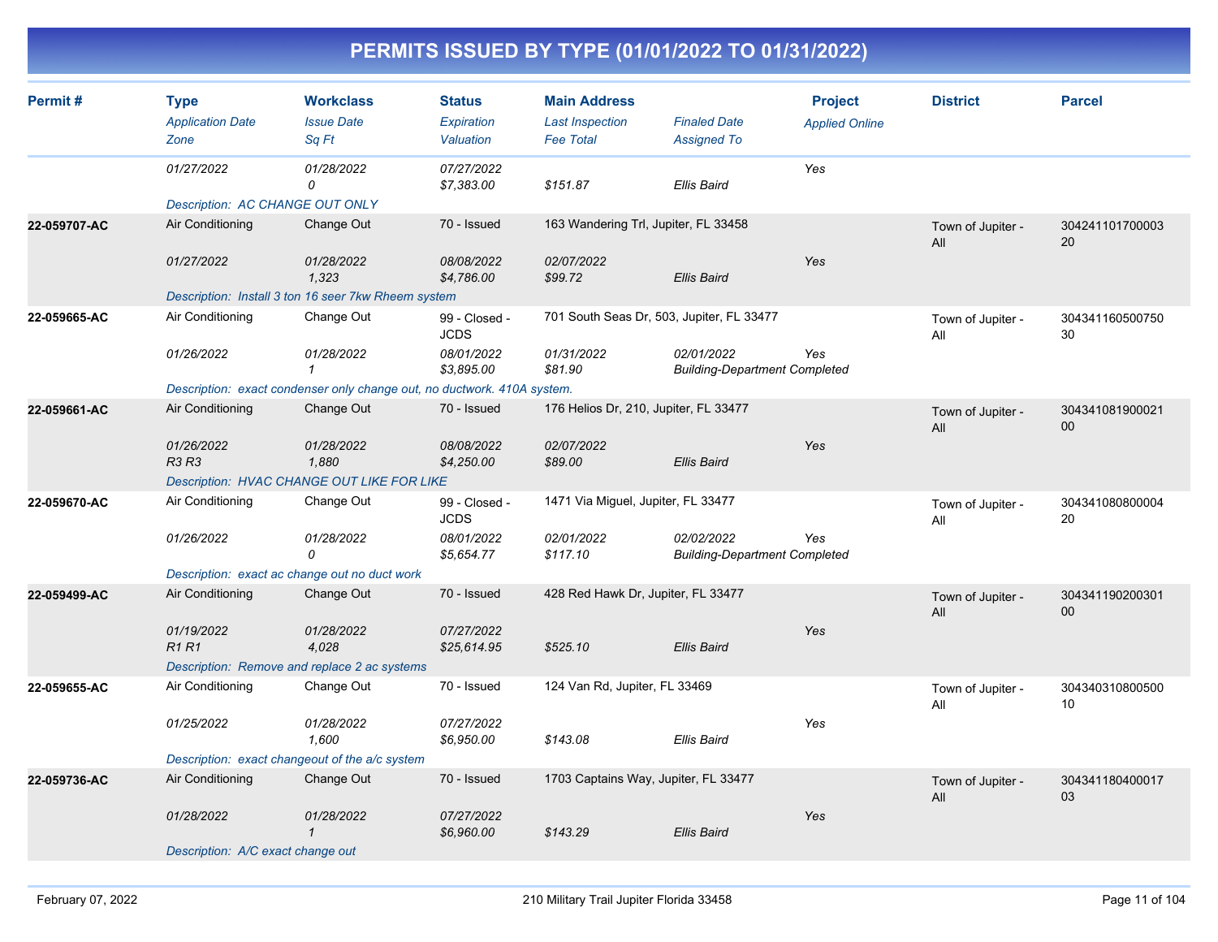# PERMITS ISSUED BY TYPE (01/01/2022 TO 01/31/2022)

| Permit # | Type / Application Date / Zone | Workclass / Issue Date / Sq Ft | Status / Expiration / Valuation | Main Address / Last Inspection / Fee Total | Finaled Date / Assigned To | Project / Applied Online | District | Parcel |
|---|---|---|---|---|---|---|---|---|
| | 01/27/2022 | 01/28/2022<br>0 | 07/27/2022<br>$7,383.00 | $151.87 | Ellis Baird | Yes | | |
| | Description: AC CHANGE OUT ONLY | | | | | | | |
| 22-059707-AC | Air Conditioning<br>01/27/2022 | Change Out<br>01/28/2022<br>1,323 | 70 - Issued<br>08/08/2022<br>$4,786.00 | 163 Wandering Trl, Jupiter, FL 33458<br>02/07/2022<br>$99.72 | Ellis Baird | Yes | Town of Jupiter - All | 30424110170000320 |
| | Description: Install 3 ton 16 seer 7kw Rheem system | | | | | | | |
| 22-059665-AC | Air Conditioning<br>01/26/2022 | Change Out<br>01/28/2022<br>1 | 99 - Closed - JCDS<br>08/01/2022<br>$3,895.00 | 701 South Seas Dr, 503, Jupiter, FL 33477<br>01/31/2022<br>$81.90 | 02/01/2022<br>Building-Department Completed | Yes | Town of Jupiter - All | 30434116050075030 |
| | Description: exact condenser only change out, no ductwork. 410A system. | | | | | | | |
| 22-059661-AC | Air Conditioning<br>01/26/2022<br>R3 R3 | Change Out<br>01/28/2022<br>1,880 | 70 - Issued<br>08/08/2022<br>$4,250.00 | 176 Helios Dr, 210, Jupiter, FL 33477<br>02/07/2022<br>$89.00 | Ellis Baird | Yes | Town of Jupiter - All | 30434108190002100 |
| | Description: HVAC CHANGE OUT LIKE FOR LIKE | | | | | | | |
| 22-059670-AC | Air Conditioning<br>01/26/2022 | Change Out<br>01/28/2022<br>0 | 99 - Closed - JCDS<br>08/01/2022<br>$5,654.77 | 1471 Via Miguel, Jupiter, FL 33477<br>02/01/2022<br>$117.10 | 02/02/2022<br>Building-Department Completed | Yes | Town of Jupiter - All | 30434108080000420 |
| | Description: exact ac change out no duct work | | | | | | | |
| 22-059499-AC | Air Conditioning<br>01/19/2022<br>R1 R1 | Change Out<br>01/28/2022<br>4,028 | 70 - Issued<br>07/27/2022<br>$25,614.95 | 428 Red Hawk Dr, Jupiter, FL 33477<br>$525.10 | Ellis Baird | Yes | Town of Jupiter - All | 30434119020030100 |
| | Description: Remove and replace 2 ac systems | | | | | | | |
| 22-059655-AC | Air Conditioning<br>01/25/2022 | Change Out<br>01/28/2022<br>1,600 | 70 - Issued<br>07/27/2022<br>$6,950.00 | 124 Van Rd, Jupiter, FL 33469<br>$143.08 | Ellis Baird | Yes | Town of Jupiter - All | 30434031080050010 |
| | Description: exact changeout of the a/c system | | | | | | | |
| 22-059736-AC | Air Conditioning<br>01/28/2022 | Change Out<br>01/28/2022<br>1 | 70 - Issued<br>07/27/2022<br>$6,960.00 | 1703 Captains Way, Jupiter, FL 33477<br>$143.29 | Ellis Baird | Yes | Town of Jupiter - All | 30434118040001703 |
| | Description: A/C exact change out | | | | | | | |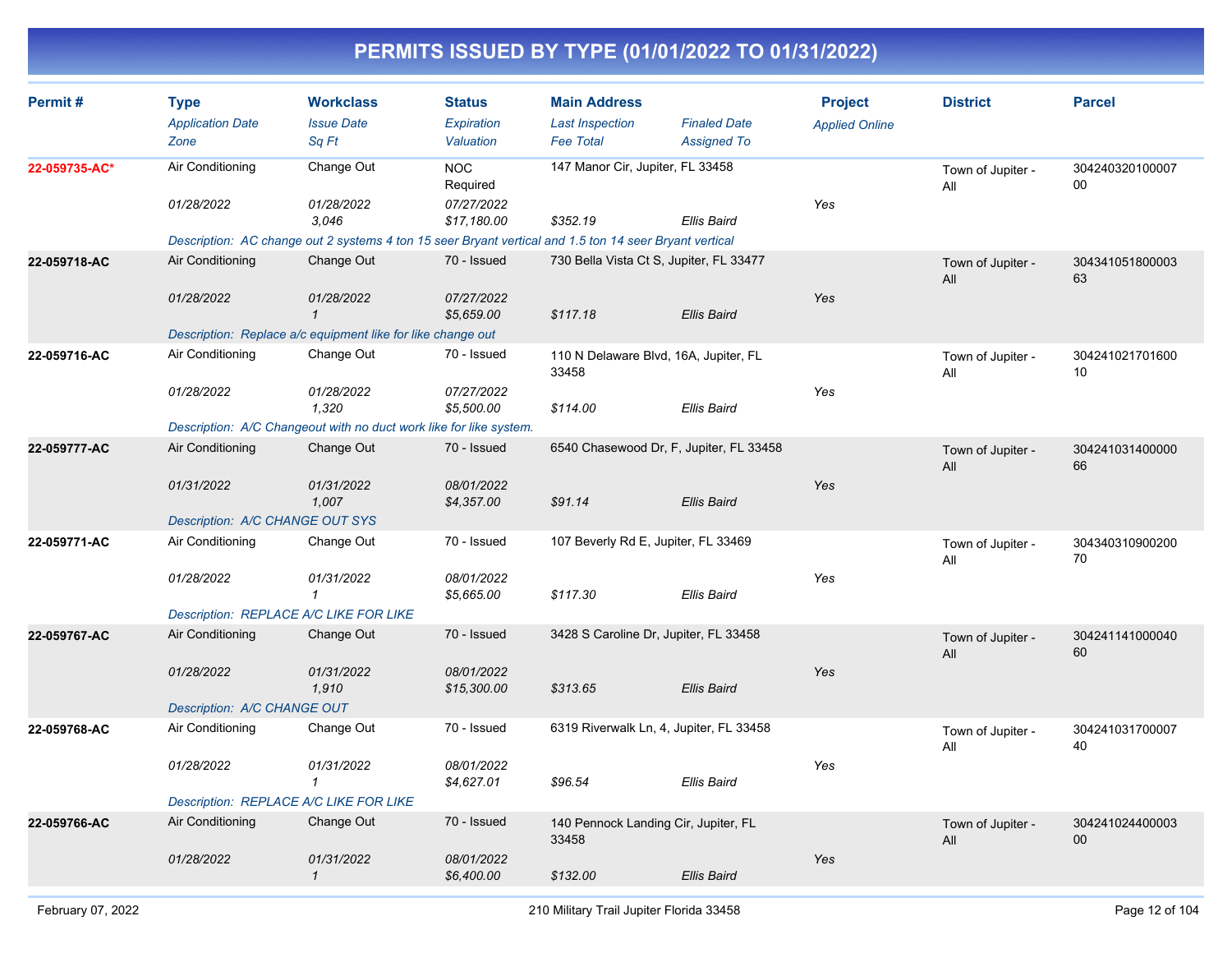# PERMITS ISSUED BY TYPE (01/01/2022 TO 01/31/2022)

| Permit # | Type / Application Date / Zone | Workclass / Issue Date / Sq Ft | Status / Expiration / Valuation | Main Address / Last Inspection / Fee Total | Finaled Date / Assigned To | Project / Applied Online | District | Parcel |
|---|---|---|---|---|---|---|---|---|
| 22-059735-AC* | Air Conditioning<br>01/28/2022 | Change Out<br>01/28/2022<br>3,046 | NOC Required<br>07/27/2022<br>$17,180.00 | 147 Manor Cir, Jupiter, FL 33458<br>$352.19 | Ellis Baird | Yes | Town of Jupiter - All | 30424032010000700 |
| | Description: AC change out 2 systems 4 ton 15 seer Bryant vertical and 1.5 ton 14 seer Bryant vertical | | | | | | | |
| 22-059718-AC | Air Conditioning<br>01/28/2022 | Change Out<br>01/28/2022<br>1 | 70 - Issued<br>07/27/2022<br>$5,659.00 | 730 Bella Vista Ct S, Jupiter, FL 33477<br>$117.18 | Ellis Baird | Yes | Town of Jupiter - All | 30434105180000363 |
| | Description: Replace a/c equipment like for like change out | | | | | | | |
| 22-059716-AC | Air Conditioning<br>01/28/2022 | Change Out<br>01/28/2022<br>1,320 | 70 - Issued<br>07/27/2022<br>$5,500.00 | 110 N Delaware Blvd, 16A, Jupiter, FL 33458<br>$114.00 | Ellis Baird | Yes | Town of Jupiter - All | 30424102170160010 |
| | Description: A/C Changeout with no duct work like for like system. | | | | | | | |
| 22-059777-AC | Air Conditioning<br>01/31/2022 | Change Out<br>01/31/2022<br>1,007 | 70 - Issued<br>08/01/2022<br>$4,357.00 | 6540 Chasewood Dr, F, Jupiter, FL 33458<br>$91.14 | Ellis Baird | Yes | Town of Jupiter - All | 30424103140000066 |
| | Description: A/C CHANGE OUT SYS | | | | | | | |
| 22-059771-AC | Air Conditioning<br>01/28/2022 | Change Out<br>01/31/2022<br>1 | 70 - Issued<br>08/01/2022<br>$5,665.00 | 107 Beverly Rd E, Jupiter, FL 33469<br>$117.30 | Ellis Baird | Yes | Town of Jupiter - All | 30434031090020070 |
| | Description: REPLACE A/C LIKE FOR LIKE | | | | | | | |
| 22-059767-AC | Air Conditioning<br>01/28/2022 | Change Out<br>01/31/2022<br>1,910 | 70 - Issued<br>08/01/2022<br>$15,300.00 | 3428 S Caroline Dr, Jupiter, FL 33458<br>$313.65 | Ellis Baird | Yes | Town of Jupiter - All | 30424114100004060 |
| | Description: A/C CHANGE OUT | | | | | | | |
| 22-059768-AC | Air Conditioning<br>01/28/2022 | Change Out<br>01/31/2022<br>1 | 70 - Issued<br>08/01/2022<br>$4,627.01 | 6319 Riverwalk Ln, 4, Jupiter, FL 33458<br>$96.54 | Ellis Baird | Yes | Town of Jupiter - All | 30424103170000740 |
| | Description: REPLACE A/C LIKE FOR LIKE | | | | | | | |
| 22-059766-AC | Air Conditioning<br>01/28/2022 | Change Out<br>01/31/2022<br>1 | 70 - Issued<br>08/01/2022<br>$6,400.00 | 140 Pennock Landing Cir, Jupiter, FL 33458<br>$132.00 | Ellis Baird | Yes | Town of Jupiter - All | 30424102440000300 |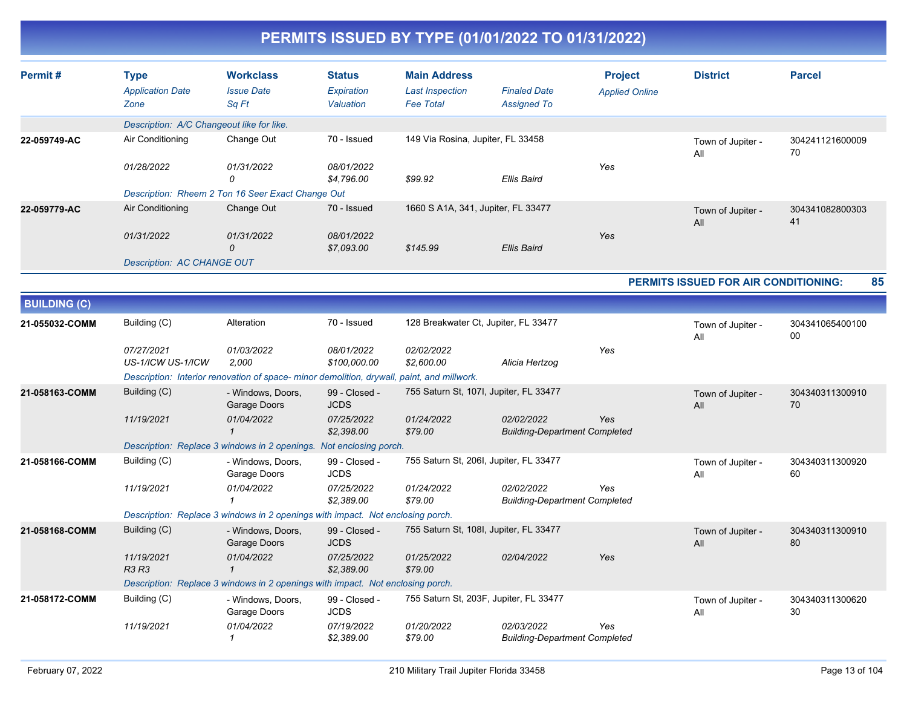# PERMITS ISSUED BY TYPE (01/01/2022 TO 01/31/2022)

| Permit # | Type / Application Date / Zone | Workclass / Issue Date / Sq Ft | Status / Expiration / Valuation | Main Address / Last Inspection / Fee Total | Finaled Date / Assigned To | Project / Applied Online | District | Parcel |
|---|---|---|---|---|---|---|---|---|
| | Description: A/C Changeout like for like. | | | | | | | |
| 22-059749-AC | Air Conditioning | Change Out | 70 - Issued | 149 Via Rosina, Jupiter, FL 33458 | | | Town of Jupiter - All | 30424112160000970 |
| | 01/28/2022 | 01/31/2022 | 08/01/2022 | | | Yes | | |
| | | 0 | $4,796.00 | $99.92 | Ellis Baird | | | |
| | Description: Rheem 2 Ton 16 Seer Exact Change Out | | | | | | | |
| 22-059779-AC | Air Conditioning | Change Out | 70 - Issued | 1660 S A1A, 341, Jupiter, FL 33477 | | | Town of Jupiter - All | 30434108280030341 |
| | 01/31/2022 | 01/31/2022 | 08/01/2022 | | | Yes | | |
| | | 0 | $7,093.00 | $145.99 | Ellis Baird | | | |
| | Description: AC CHANGE OUT | | | | | | | |

**PERMITS ISSUED FOR AIR CONDITIONING: 85**

## BUILDING (C)

| Permit # | Type / Application Date / Zone | Workclass / Issue Date / Sq Ft | Status / Expiration / Valuation | Main Address / Last Inspection / Fee Total | Finaled Date / Assigned To | Project / Applied Online | District | Parcel |
|---|---|---|---|---|---|---|---|---|
| 21-055032-COMM | Building (C) | Alteration | 70 - Issued | 128 Breakwater Ct, Jupiter, FL 33477 | | | Town of Jupiter - All | 30434106540010000 |
| | 07/27/2021 | 01/03/2022 | 08/01/2022 | 02/02/2022 | | Yes | | |
| | US-1/ICW US-1/ICW | 2,000 | $100,000.00 | $2,600.00 | Alicia Hertzog | | | |
| | Description: Interior renovation of space- minor demolition, drywall, paint, and millwork. | | | | | | | |
| 21-058163-COMM | Building (C) | - Windows, Doors, Garage Doors | 99 - Closed - JCDS | 755 Saturn St, 107I, Jupiter, FL 33477 | | | Town of Jupiter - All | 30434031130091070 |
| | 11/19/2021 | 01/04/2022 | 07/25/2022 | 01/24/2022 | 02/02/2022 | Yes | | |
| | | 1 | $2,398.00 | $79.00 | Building-Department Completed | | | |
| | Description: Replace 3 windows in 2 openings. Not enclosing porch. | | | | | | | |
| 21-058166-COMM | Building (C) | - Windows, Doors, Garage Doors | 99 - Closed - JCDS | 755 Saturn St, 206I, Jupiter, FL 33477 | | | Town of Jupiter - All | 30434031130092060 |
| | 11/19/2021 | 01/04/2022 | 07/25/2022 | 01/24/2022 | 02/02/2022 | Yes | | |
| | | 1 | $2,389.00 | $79.00 | Building-Department Completed | | | |
| | Description: Replace 3 windows in 2 openings with impact. Not enclosing porch. | | | | | | | |
| 21-058168-COMM | Building (C) | - Windows, Doors, Garage Doors | 99 - Closed - JCDS | 755 Saturn St, 108I, Jupiter, FL 33477 | | | Town of Jupiter - All | 30434031130091080 |
| | 11/19/2021 | 01/04/2022 | 07/25/2022 | 01/25/2022 | 02/04/2022 | Yes | | |
| | R3 R3 | 1 | $2,389.00 | $79.00 | | | | |
| | Description: Replace 3 windows in 2 openings with impact. Not enclosing porch. | | | | | | | |
| 21-058172-COMM | Building (C) | - Windows, Doors, Garage Doors | 99 - Closed - JCDS | 755 Saturn St, 203F, Jupiter, FL 33477 | | | Town of Jupiter - All | 30434031130062030 |
| | 11/19/2021 | 01/04/2022 | 07/19/2022 | 01/20/2022 | 02/03/2022 | Yes | | |
| | | 1 | $2,389.00 | $79.00 | Building-Department Completed | | | |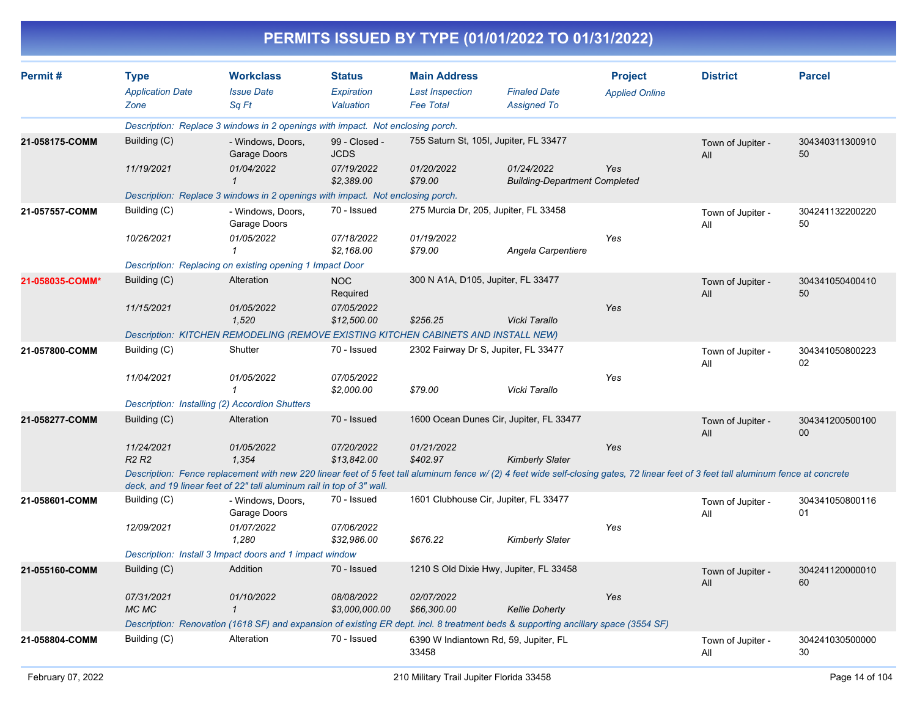# PERMITS ISSUED BY TYPE (01/01/2022 TO 01/31/2022)

| Permit # | Type / Application Date / Zone | Workclass / Issue Date / Sq Ft | Status / Expiration / Valuation | Main Address / Last Inspection / Fee Total | Finaled Date / Assigned To | Project / Applied Online | District | Parcel |
|---|---|---|---|---|---|---|---|---|
| | *Description: Replace 3 windows in 2 openings with impact. Not enclosing porch.* | | | | | | | |
| **21-058175-COMM** | Building (C) | - Windows, Doors, Garage Doors | 99 - Closed - JCDS | 755 Saturn St, 105I, Jupiter, FL 33477 | | | Town of Jupiter - All | 30434031130091050 |
| | *11/19/2021* | *01/04/2022* | *07/19/2022* | *01/20/2022* | *01/24/2022* | *Yes* | | |
| | | *1* | *$2,389.00* | *$79.00* | *Building-Department Completed* | | | |
| | *Description: Replace 3 windows in 2 openings with impact. Not enclosing porch.* | | | | | | | |
| **21-057557-COMM** | Building (C) | - Windows, Doors, Garage Doors | 70 - Issued | 275 Murcia Dr, 205, Jupiter, FL 33458 | | | Town of Jupiter - All | 30424113220022050 |
| | *10/26/2021* | *01/05/2022* | *07/18/2022* | *01/19/2022* | | *Yes* | | |
| | | *1* | *$2,168.00* | *$79.00* | *Angela Carpentiere* | | | |
| | *Description: Replacing on existing opening 1 Impact Door* | | | | | | | |
| **21-058035-COMM*** | Building (C) | Alteration | NOC Required | 300 N A1A, D105, Jupiter, FL 33477 | | | Town of Jupiter - All | 30434105040041050 |
| | *11/15/2021* | *01/05/2022* | *07/05/2022* | | | *Yes* | | |
| | | *1,520* | *$12,500.00* | *$256.25* | *Vicki Tarallo* | | | |
| | *Description: KITCHEN REMODELING (REMOVE EXISTING KITCHEN CABINETS AND INSTALL NEW)* | | | | | | | |
| **21-057800-COMM** | Building (C) | Shutter | 70 - Issued | 2302 Fairway Dr S, Jupiter, FL 33477 | | | Town of Jupiter - All | 30434105080022302 |
| | *11/04/2021* | *01/05/2022* | *07/05/2022* | | | *Yes* | | |
| | | *1* | *$2,000.00* | *$79.00* | *Vicki Tarallo* | | | |
| | *Description: Installing (2) Accordion Shutters* | | | | | | | |
| **21-058277-COMM** | Building (C) | Alteration | 70 - Issued | 1600 Ocean Dunes Cir, Jupiter, FL 33477 | | | Town of Jupiter - All | 30434120050010000 |
| | *11/24/2021* | *01/05/2022* | *07/20/2022* | *01/21/2022* | | *Yes* | | |
| | *R2 R2* | *1,354* | *$13,842.00* | *$402.97* | *Kimberly Slater* | | | |
| | *Description: Fence replacement with new 220 linear feet of 5 feet tall aluminum fence w/ (2) 4 feet wide self-closing gates, 72 linear feet of 3 feet tall aluminum fence at concrete deck, and 19 linear feet of 22" tall aluminum rail in top of 3" wall.* | | | | | | | |
| **21-058601-COMM** | Building (C) | - Windows, Doors, Garage Doors | 70 - Issued | 1601 Clubhouse Cir, Jupiter, FL 33477 | | | Town of Jupiter - All | 30434105080011601 |
| | *12/09/2021* | *01/07/2022* | *07/06/2022* | | | *Yes* | | |
| | | *1,280* | *$32,986.00* | *$676.22* | *Kimberly Slater* | | | |
| | *Description: Install 3 Impact doors and 1 impact window* | | | | | | | |
| **21-055160-COMM** | Building (C) | Addition | 70 - Issued | 1210 S Old Dixie Hwy, Jupiter, FL 33458 | | | Town of Jupiter - All | 30424112000001060 |
| | *07/31/2021* | *01/10/2022* | *08/08/2022* | *02/07/2022* | | *Yes* | | |
| | *MC MC* | *1* | *$3,000,000.00* | *$66,300.00* | *Kellie Doherty* | | | |
| | *Description: Renovation (1618 SF) and expansion of existing ER dept. incl. 8 treatment beds & supporting ancillary space (3554 SF)* | | | | | | | |
| **21-058804-COMM** | Building (C) | Alteration | 70 - Issued | 6390 W Indiantown Rd, 59, Jupiter, FL 33458 | | | Town of Jupiter - All | 30424103050000030 |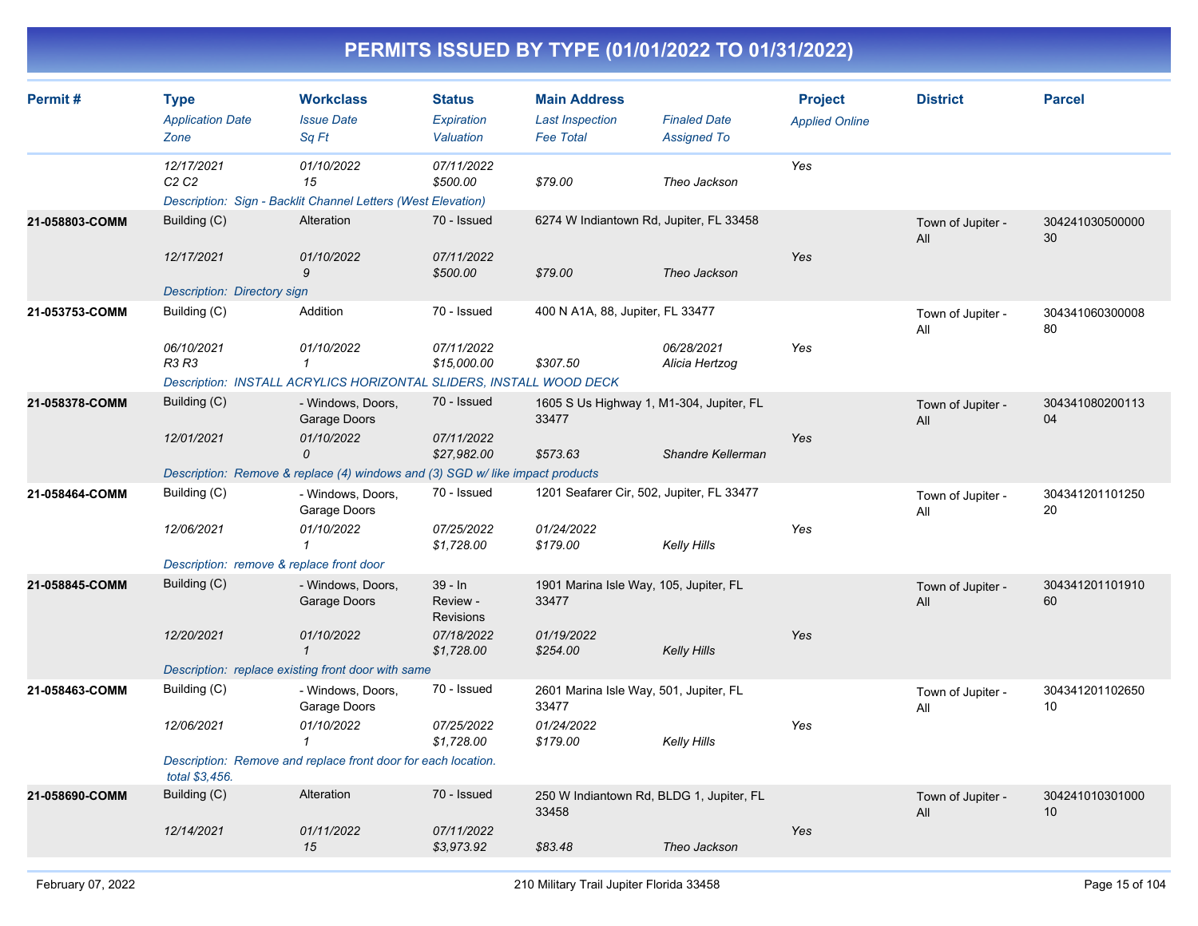# PERMITS ISSUED BY TYPE (01/01/2022 TO 01/31/2022)

| Permit # | Type | Workclass | Status | Main Address | | Project | District | Parcel |
|---|---|---|---|---|---|---|---|---|
| | *Application Date* | *Issue Date* | *Expiration* | *Last Inspection* | *Finaled Date* | *Applied Online* | | |
| | *Zone* | *Sq Ft* | *Valuation* | *Fee Total* | *Assigned To* | | | |
| | *12/17/2021* | *01/10/2022* | *07/11/2022* | | | Yes | | |
| | *C2 C2* | *15* | *$500.00* | *$79.00* | *Theo Jackson* | | | |
| | *Description: Sign - Backlit Channel Letters (West Elevation)* | | | | | | | |
| **21-058803-COMM** | Building (C) | Alteration | 70 - Issued | 6274 W Indiantown Rd, Jupiter, FL 33458 | | | Town of Jupiter - All | 30424103050000030 |
| | *12/17/2021* | *01/10/2022* | *07/11/2022* | | | Yes | | |
| | | *9* | *$500.00* | *$79.00* | *Theo Jackson* | | | |
| | *Description: Directory sign* | | | | | | | |
| **21-053753-COMM** | Building (C) | Addition | 70 - Issued | 400 N A1A, 88, Jupiter, FL 33477 | | | Town of Jupiter - All | 30434106030000880 |
| | *06/10/2021* | *01/10/2022* | *07/11/2022* | | *06/28/2021* | Yes | | |
| | *R3 R3* | *1* | *$15,000.00* | *$307.50* | *Alicia Hertzog* | | | |
| | *Description: INSTALL ACRYLICS HORIZONTAL SLIDERS, INSTALL WOOD DECK* | | | | | | | |
| **21-058378-COMM** | Building (C) | - Windows, Doors, Garage Doors | 70 - Issued | 1605 S Us Highway 1, M1-304, Jupiter, FL 33477 | | | Town of Jupiter - All | 30434108020011304 |
| | *12/01/2021* | *01/10/2022* | *07/11/2022* | | | Yes | | |
| | | *0* | *$27,982.00* | *$573.63* | *Shandre Kellerman* | | | |
| | *Description: Remove & replace (4) windows and (3) SGD w/ like impact products* | | | | | | | |
| **21-058464-COMM** | Building (C) | - Windows, Doors, Garage Doors | 70 - Issued | 1201 Seafarer Cir, 502, Jupiter, FL 33477 | | | Town of Jupiter - All | 30434120110125020 |
| | *12/06/2021* | *01/10/2022* | *07/25/2022* | *01/24/2022* | | Yes | | |
| | | *1* | *$1,728.00* | *$179.00* | *Kelly Hills* | | | |
| | *Description: remove & replace front door* | | | | | | | |
| **21-058845-COMM** | Building (C) | - Windows, Doors, Garage Doors | 39 - In Review - Revisions | 1901 Marina Isle Way, 105, Jupiter, FL 33477 | | | Town of Jupiter - All | 30434120110191060 |
| | *12/20/2021* | *01/10/2022* | *07/18/2022* | *01/19/2022* | | Yes | | |
| | | *1* | *$1,728.00* | *$254.00* | *Kelly Hills* | | | |
| | *Description: replace existing front door with same* | | | | | | | |
| **21-058463-COMM** | Building (C) | - Windows, Doors, Garage Doors | 70 - Issued | 2601 Marina Isle Way, 501, Jupiter, FL 33477 | | | Town of Jupiter - All | 30434120110265010 |
| | *12/06/2021* | *01/10/2022* | *07/25/2022* | *01/24/2022* | | Yes | | |
| | | *1* | *$1,728.00* | *$179.00* | *Kelly Hills* | | | |
| | *Description: Remove and replace front door for each location. total $3,456.* | | | | | | | |
| **21-058690-COMM** | Building (C) | Alteration | 70 - Issued | 250 W Indiantown Rd, BLDG 1, Jupiter, FL 33458 | | | Town of Jupiter - All | 30424101030100010 |
| | *12/14/2021* | *01/11/2022* | *07/11/2022* | | | Yes | | |
| | | *15* | *$3,973.92* | *$83.48* | *Theo Jackson* | | | |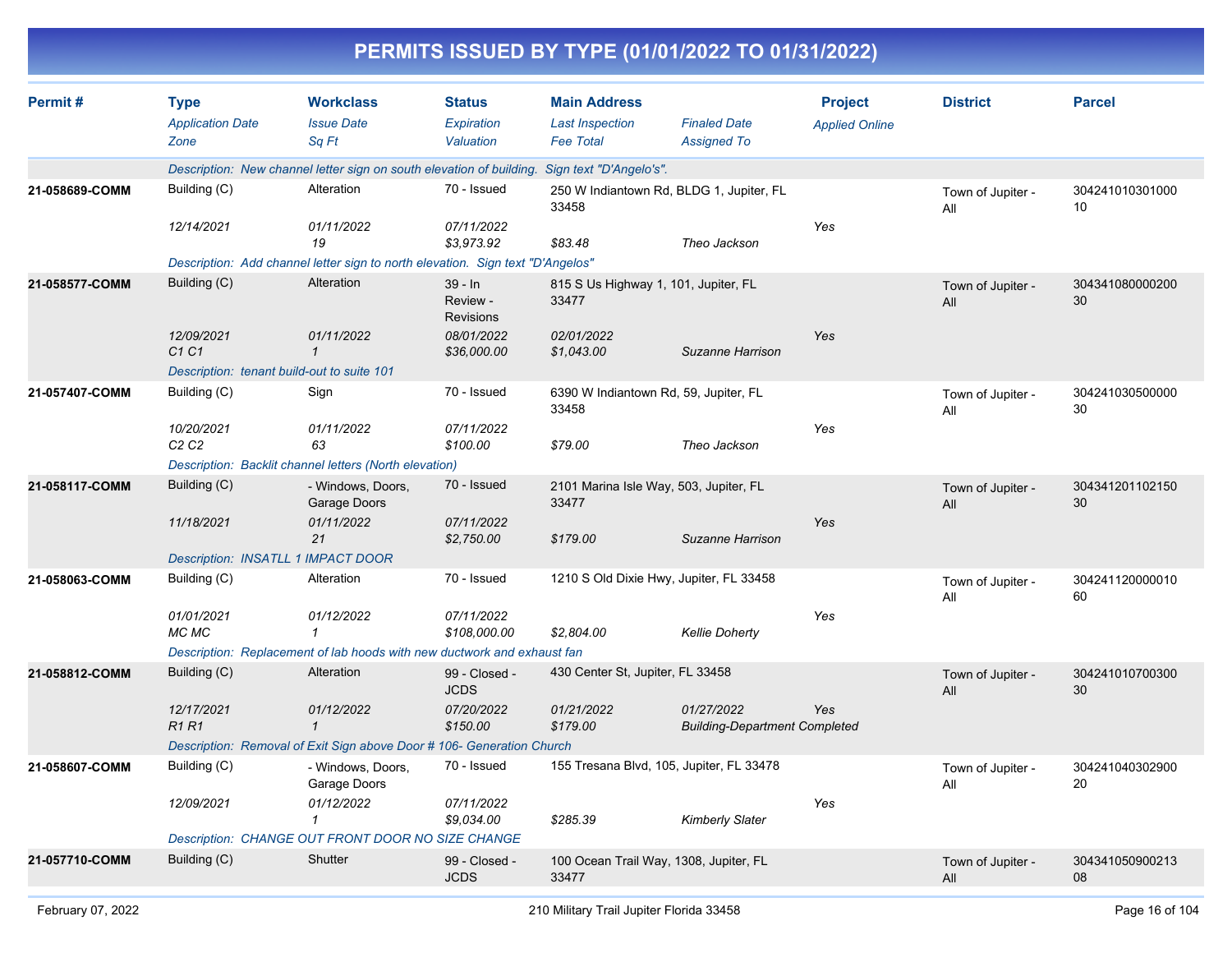# PERMITS ISSUED BY TYPE (01/01/2022 TO 01/31/2022)

| Permit # | Type<br>*Application Date*<br>*Zone* | Workclass<br>*Issue Date*<br>*Sq Ft* | Status<br>*Expiration*<br>*Valuation* | Main Address<br>*Last Inspection*<br>*Fee Total* | *Finaled Date*<br>*Assigned To* | Project<br>*Applied Online* | District | Parcel |
|---|---|---|---|---|---|---|---|---|
| | *Description: New channel letter sign on south elevation of building. Sign text "D'Angelo's".* | | | | | | | |
| **21-058689-COMM** | Building (C) | Alteration | 70 - Issued | 250 W Indiantown Rd, BLDG 1, Jupiter, FL 33458 | | | Town of Jupiter - All | 30424101030100010 |
| | *12/14/2021* | *01/11/2022* | *07/11/2022* | | | *Yes* | | |
| | | *19* | *$3,973.92* | *$83.48* | *Theo Jackson* | | | |
| | *Description: Add channel letter sign to north elevation. Sign text "D'Angelos"* | | | | | | | |
| **21-058577-COMM** | Building (C) | Alteration | 39 - In Review - Revisions | 815 S Us Highway 1, 101, Jupiter, FL 33477 | | | Town of Jupiter - All | 30434108000020030 |
| | *12/09/2021* | *01/11/2022* | *08/01/2022* | *02/01/2022* | | *Yes* | | |
| | *C1 C1* | *1* | *$36,000.00* | *$1,043.00* | *Suzanne Harrison* | | | |
| | *Description: tenant build-out to suite 101* | | | | | | | |
| **21-057407-COMM** | Building (C) | Sign | 70 - Issued | 6390 W Indiantown Rd, 59, Jupiter, FL 33458 | | | Town of Jupiter - All | 30424103050000030 |
| | *10/20/2021* | *01/11/2022* | *07/11/2022* | | | *Yes* | | |
| | *C2 C2* | *63* | *$100.00* | *$79.00* | *Theo Jackson* | | | |
| | *Description: Backlit channel letters (North elevation)* | | | | | | | |
| **21-058117-COMM** | Building (C) | - Windows, Doors, Garage Doors | 70 - Issued | 2101 Marina Isle Way, 503, Jupiter, FL 33477 | | | Town of Jupiter - All | 30434120110215030 |
| | *11/18/2021* | *01/11/2022* | *07/11/2022* | | | *Yes* | | |
| | | *21* | *$2,750.00* | *$179.00* | *Suzanne Harrison* | | | |
| | *Description: INSATLL 1 IMPACT DOOR* | | | | | | | |
| **21-058063-COMM** | Building (C) | Alteration | 70 - Issued | 1210 S Old Dixie Hwy, Jupiter, FL 33458 | | | Town of Jupiter - All | 30424112000001060 |
| | *01/01/2021* | *01/12/2022* | *07/11/2022* | | | *Yes* | | |
| | *MC MC* | *1* | *$108,000.00* | *$2,804.00* | *Kellie Doherty* | | | |
| | *Description: Replacement of lab hoods with new ductwork and exhaust fan* | | | | | | | |
| **21-058812-COMM** | Building (C) | Alteration | 99 - Closed - JCDS | 430 Center St, Jupiter, FL 33458 | | | Town of Jupiter - All | 30424101070030030 |
| | *12/17/2021* | *01/12/2022* | *07/20/2022* | *01/21/2022* | *01/27/2022* | *Yes* | | |
| | *R1 R1* | *1* | *$150.00* | *$179.00* | *Building-Department Completed* | | | |
| | *Description: Removal of Exit Sign above Door # 106- Generation Church* | | | | | | | |
| **21-058607-COMM** | Building (C) | - Windows, Doors, Garage Doors | 70 - Issued | 155 Tresana Blvd, 105, Jupiter, FL 33478 | | | Town of Jupiter - All | 30424104030290020 |
| | *12/09/2021* | *01/12/2022* | *07/11/2022* | | | *Yes* | | |
| | | *1* | *$9,034.00* | *$285.39* | *Kimberly Slater* | | | |
| | *Description: CHANGE OUT FRONT DOOR NO SIZE CHANGE* | | | | | | | |
| **21-057710-COMM** | Building (C) | Shutter | 99 - Closed - JCDS | 100 Ocean Trail Way, 1308, Jupiter, FL 33477 | | | Town of Jupiter - All | 30434105090021308 |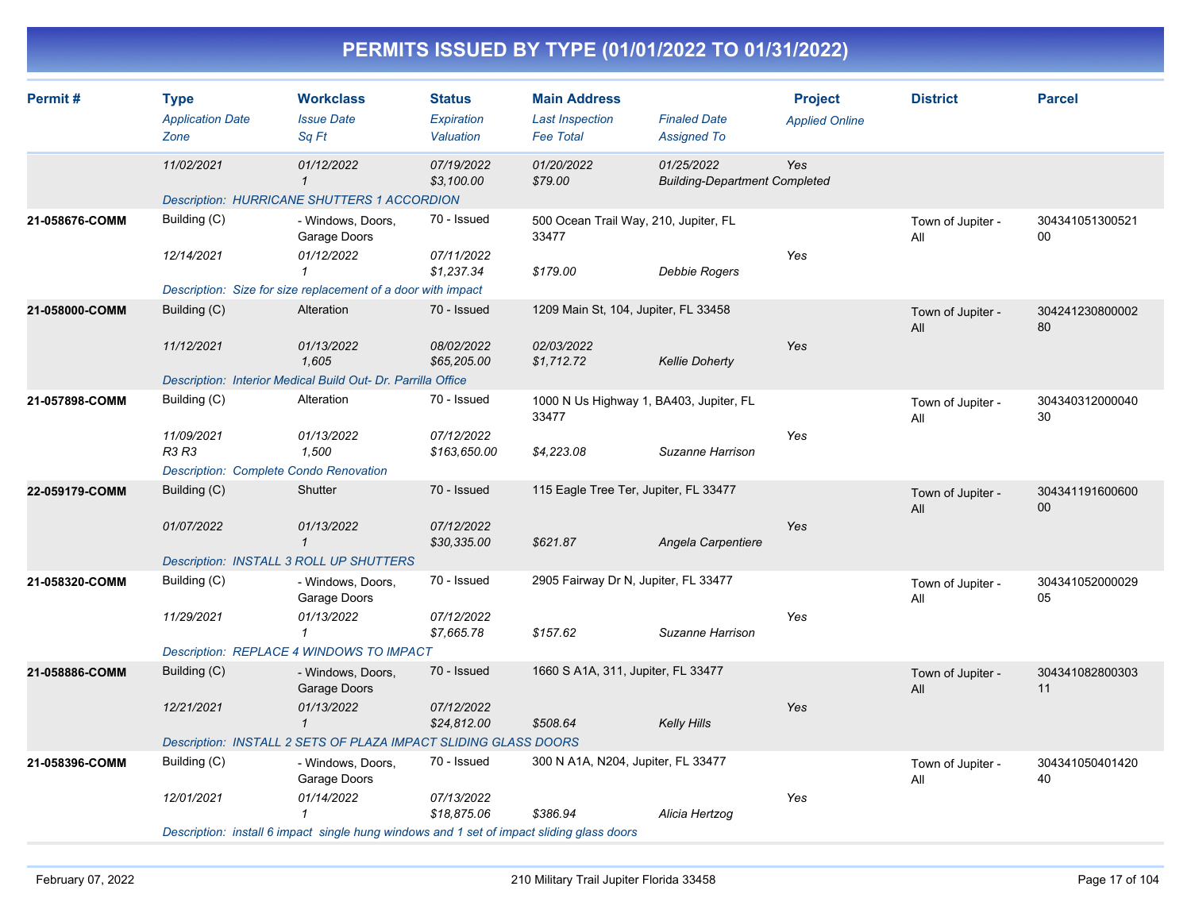# PERMITS ISSUED BY TYPE (01/01/2022 TO 01/31/2022)

| Permit # | Type / Application Date / Zone | Workclass / Issue Date / Sq Ft | Status / Expiration / Valuation | Main Address / Last Inspection / Fee Total | Finaled Date / Assigned To | Project / Applied Online | District | Parcel |
|---|---|---|---|---|---|---|---|---|
| | 11/02/2021 | 01/12/2022<br>1 | 07/19/2022<br>$3,100.00 | 01/20/2022<br>$79.00 | 01/25/2022<br>Building-Department Completed | Yes | | |
| | Description: HURRICANE SHUTTERS 1 ACCORDION | | | | | | | |
| 21-058676-COMM | Building (C)<br>12/14/2021 | - Windows, Doors, Garage Doors<br>01/12/2022<br>1 | 70 - Issued<br>07/11/2022<br>$1,237.34 | 500 Ocean Trail Way, 210, Jupiter, FL 33477<br>$179.00 | Debbie Rogers | Yes | Town of Jupiter - All | 30434105130052100 |
| | Description: Size for size replacement of a door with impact | | | | | | | |
| 21-058000-COMM | Building (C)<br>11/12/2021 | Alteration<br>01/13/2022<br>1,605 | 70 - Issued<br>08/02/2022<br>$65,205.00 | 1209 Main St, 104, Jupiter, FL 33458<br>02/03/2022<br>$1,712.72 | Kellie Doherty | Yes | Town of Jupiter - All | 30424123080000280 |
| | Description: Interior Medical Build Out- Dr. Parrilla Office | | | | | | | |
| 21-057898-COMM | Building (C)<br>11/09/2021<br>R3 R3 | Alteration<br>01/13/2022<br>1,500 | 70 - Issued<br>07/12/2022<br>$163,650.00 | 1000 N Us Highway 1, BA403, Jupiter, FL 33477<br>$4,223.08 | Suzanne Harrison | Yes | Town of Jupiter - All | 30434031200004030 |
| | Description: Complete Condo Renovation | | | | | | | |
| 22-059179-COMM | Building (C)<br>01/07/2022 | Shutter<br>01/13/2022<br>1 | 70 - Issued<br>07/12/2022<br>$30,335.00 | 115 Eagle Tree Ter, Jupiter, FL 33477<br>$621.87 | Angela Carpentiere | Yes | Town of Jupiter - All | 30434119160060000 |
| | Description: INSTALL 3 ROLL UP SHUTTERS | | | | | | | |
| 21-058320-COMM | Building (C)<br>11/29/2021 | - Windows, Doors, Garage Doors<br>01/13/2022<br>1 | 70 - Issued<br>07/12/2022<br>$7,665.78 | 2905 Fairway Dr N, Jupiter, FL 33477<br>$157.62 | Suzanne Harrison | Yes | Town of Jupiter - All | 30434105200002905 |
| | Description: REPLACE 4 WINDOWS TO IMPACT | | | | | | | |
| 21-058886-COMM | Building (C)<br>12/21/2021 | - Windows, Doors, Garage Doors<br>01/13/2022<br>1 | 70 - Issued<br>07/12/2022<br>$24,812.00 | 1660 S A1A, 311, Jupiter, FL 33477<br>$508.64 | Kelly Hills | Yes | Town of Jupiter - All | 30434108280030311 |
| | Description: INSTALL 2 SETS OF PLAZA IMPACT SLIDING GLASS DOORS | | | | | | | |
| 21-058396-COMM | Building (C)<br>12/01/2021 | - Windows, Doors, Garage Doors<br>01/14/2022<br>1 | 70 - Issued<br>07/13/2022<br>$18,875.06 | 300 N A1A, N204, Jupiter, FL 33477<br>$386.94 | Alicia Hertzog | Yes | Town of Jupiter - All | 30434105040142040 |
| | Description: install 6 impact single hung windows and 1 set of impact sliding glass doors | | | | | | | |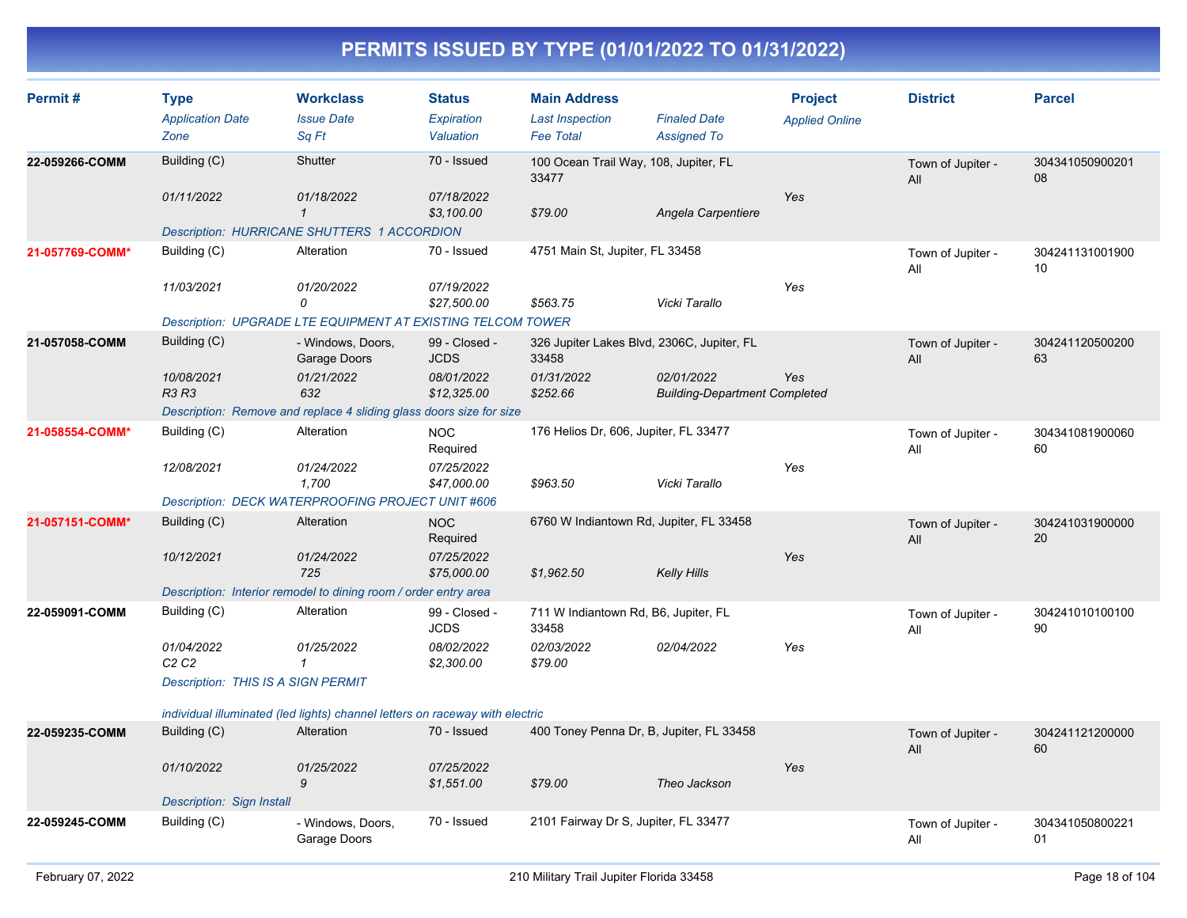# PERMITS ISSUED BY TYPE (01/01/2022 TO 01/31/2022)

| Permit # | Type / Application Date / Zone | Workclass / Issue Date / Sq Ft | Status / Expiration / Valuation | Main Address / Last Inspection / Fee Total | Finaled Date / Assigned To | Project / Applied Online | District | Parcel |
|---|---|---|---|---|---|---|---|---|
| **22-059266-COMM** | Building (C)<br>*01/11/2022* | Shutter<br>*01/18/2022*<br>*1* | 70 - Issued<br>*07/18/2022*<br>*$3,100.00* | 100 Ocean Trail Way, 108, Jupiter, FL 33477<br>*$79.00* | *Angela Carpentiere* | *Yes* | Town of Jupiter - All | 30434105090020108 |
| | *Description: HURRICANE SHUTTERS 1 ACCORDION* | | | | | | | |
| **21-057769-COMM*** | Building (C)<br>*11/03/2021* | Alteration<br>*01/20/2022*<br>*0* | 70 - Issued<br>*07/19/2022*<br>*$27,500.00* | 4751 Main St, Jupiter, FL 33458<br>*$563.75* | *Vicki Tarallo* | *Yes* | Town of Jupiter - All | 30424113100190010 |
| | *Description: UPGRADE LTE EQUIPMENT AT EXISTING TELCOM TOWER* | | | | | | | |
| **21-057058-COMM** | Building (C)<br>*10/08/2021*<br>*R3 R3* | - Windows, Doors, Garage Doors<br>*01/21/2022*<br>*632* | 99 - Closed - JCDS<br>*08/01/2022*<br>*$12,325.00* | 326 Jupiter Lakes Blvd, 2306C, Jupiter, FL 33458<br>*01/31/2022*<br>*$252.66* | *02/01/2022*<br>*Building-Department Completed* | *Yes* | Town of Jupiter - All | 30424112050020063 |
| | *Description: Remove and replace 4 sliding glass doors size for size* | | | | | | | |
| **21-058554-COMM*** | Building (C)<br>*12/08/2021* | Alteration<br>*01/24/2022*<br>*1,700* | NOC Required<br>*07/25/2022*<br>*$47,000.00* | 176 Helios Dr, 606, Jupiter, FL 33477<br>*$963.50* | *Vicki Tarallo* | *Yes* | Town of Jupiter - All | 30434108190006060 |
| | *Description: DECK WATERPROOFING PROJECT UNIT #606* | | | | | | | |
| **21-057151-COMM*** | Building (C)<br>*10/12/2021* | Alteration<br>*01/24/2022*<br>*725* | NOC Required<br>*07/25/2022*<br>*$75,000.00* | 6760 W Indiantown Rd, Jupiter, FL 33458<br>*$1,962.50* | *Kelly Hills* | *Yes* | Town of Jupiter - All | 30424103190000020 |
| | *Description: Interior remodel to dining room / order entry area* | | | | | | | |
| **22-059091-COMM** | Building (C)<br>*01/04/2022*<br>*C2 C2* | Alteration<br>*01/25/2022*<br>*1* | 99 - Closed - JCDS<br>*08/02/2022*<br>*$2,300.00* | 711 W Indiantown Rd, B6, Jupiter, FL 33458<br>*02/03/2022*<br>*$79.00* | *02/04/2022* | *Yes* | Town of Jupiter - All | 30424101010010090 |
| | *Description: THIS IS A SIGN PERMIT*<br><br>*individual illuminated (led lights) channel letters on raceway with electric* | | | | | | | |
| **22-059235-COMM** | Building (C)<br>*01/10/2022* | Alteration<br>*01/25/2022*<br>*9* | 70 - Issued<br>*07/25/2022*<br>*$1,551.00* | 400 Toney Penna Dr, B, Jupiter, FL 33458<br>*$79.00* | *Theo Jackson* | *Yes* | Town of Jupiter - All | 30424112120000060 |
| | *Description: Sign Install* | | | | | | | |
| **22-059245-COMM** | Building (C) | - Windows, Doors, Garage Doors | 70 - Issued | 2101 Fairway Dr S, Jupiter, FL 33477 | | | Town of Jupiter - All | 30434105080022101 |

February 07, 2022 — 210 Military Trail Jupiter Florida 33458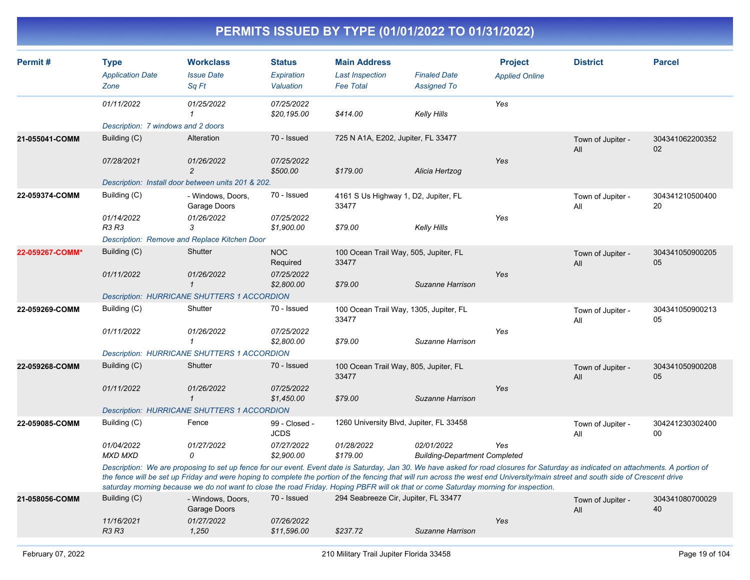# PERMITS ISSUED BY TYPE (01/01/2022 TO 01/31/2022)

| Permit # | Type / Application Date / Zone | Workclass / Issue Date / Sq Ft | Status / Expiration / Valuation | Main Address / Last Inspection / Fee Total | Finaled Date / Assigned To | Project / Applied Online | District | Parcel |
|---|---|---|---|---|---|---|---|---|
| | 01/11/2022 | 01/25/2022<br>1 | 07/25/2022<br>$20,195.00 | $414.00 | Kelly Hills | Yes | | |
| | Description: 7 windows and 2 doors | | | | | | | |
| 21-055041-COMM | Building (C)<br>07/28/2021 | Alteration<br>01/26/2022<br>2 | 70 - Issued<br>07/25/2022<br>$500.00 | 725 N A1A, E202, Jupiter, FL 33477<br>$179.00 | Alicia Hertzog | Yes | Town of Jupiter - All | 30434106220035202 |
| | Description: Install door between units 201 & 202. | | | | | | | |
| 22-059374-COMM | Building (C)<br>01/14/2022<br>R3 R3 | - Windows, Doors, Garage Doors<br>01/26/2022<br>3 | 70 - Issued<br>07/25/2022<br>$1,900.00 | 4161 S Us Highway 1, D2, Jupiter, FL 33477<br>$79.00 | Kelly Hills | Yes | Town of Jupiter - All | 30434121050040020 |
| | Description: Remove and Replace Kitchen Door | | | | | | | |
| 22-059267-COMM* | Building (C)<br>01/11/2022 | Shutter<br>01/26/2022<br>1 | NOC Required<br>07/25/2022<br>$2,800.00 | 100 Ocean Trail Way, 505, Jupiter, FL 33477<br>$79.00 | Suzanne Harrison | Yes | Town of Jupiter - All | 30434105090020505 |
| | Description: HURRICANE SHUTTERS 1 ACCORDION | | | | | | | |
| 22-059269-COMM | Building (C)<br>01/11/2022 | Shutter<br>01/26/2022<br>1 | 70 - Issued<br>07/25/2022<br>$2,800.00 | 100 Ocean Trail Way, 1305, Jupiter, FL 33477<br>$79.00 | Suzanne Harrison | Yes | Town of Jupiter - All | 30434105090021305 |
| | Description: HURRICANE SHUTTERS 1 ACCORDION | | | | | | | |
| 22-059268-COMM | Building (C)<br>01/11/2022 | Shutter<br>01/26/2022<br>1 | 70 - Issued<br>07/25/2022<br>$1,450.00 | 100 Ocean Trail Way, 805, Jupiter, FL 33477<br>$79.00 | Suzanne Harrison | Yes | Town of Jupiter - All | 30434105090020805 |
| | Description: HURRICANE SHUTTERS 1 ACCORDION | | | | | | | |
| 22-059085-COMM | Building (C)<br>01/04/2022<br>MXD MXD | Fence<br>01/27/2022<br>0 | 99 - Closed - JCDS<br>07/27/2022<br>$2,900.00 | 1260 University Blvd, Jupiter, FL 33458<br>01/28/2022<br>$179.00 | 02/01/2022<br>Building-Department Completed | Yes | Town of Jupiter - All | 30424123030240000 |
| | Description: We are proposing to set up fence for our event. Event date is Saturday, Jan 30. We have asked for road closures for Saturday as indicated on attachments. A portion of the fence will be set up Friday and were hoping to complete the portion of the fencing that will run across the west end University/main street and south side of Crescent drive saturday morning because we do not want to close the road Friday. Hoping PBFR will ok that or come Saturday morning for inspection. | | | | | | | |
| 21-058056-COMM | Building (C)<br>11/16/2021<br>R3 R3 | - Windows, Doors, Garage Doors<br>01/27/2022<br>1,250 | 70 - Issued<br>07/26/2022<br>$11,596.00 | 294 Seabreeze Cir, Jupiter, FL 33477<br>$237.72 | Suzanne Harrison | Yes | Town of Jupiter - All | 30434108070002940 |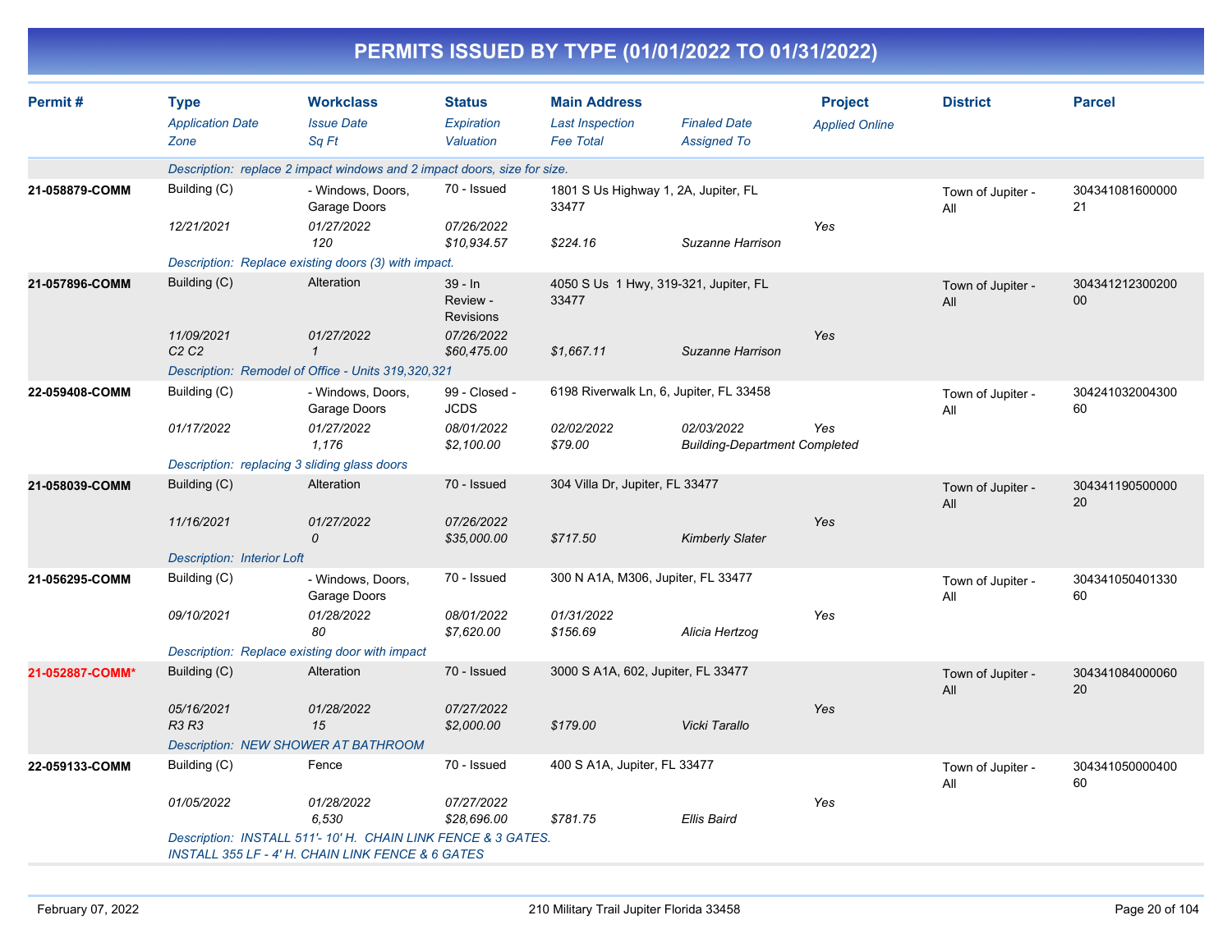# PERMITS ISSUED BY TYPE (01/01/2022 TO 01/31/2022)

| Permit # | Type / Application Date / Zone | Workclass / Issue Date / Sq Ft | Status / Expiration / Valuation | Main Address / Last Inspection / Fee Total | Finaled Date / Assigned To | Project / Applied Online | District | Parcel |
|---|---|---|---|---|---|---|---|---|
| | Description: replace 2 impact windows and 2 impact doors, size for size. | | | | | | | |
| 21-058879-COMM | Building (C) | - Windows, Doors, Garage Doors | 70 - Issued | 1801 S Us Highway 1, 2A, Jupiter, FL 33477 | | | Town of Jupiter - All | 30434108160000021 |
| | 12/21/2021 | 01/27/2022 | 07/26/2022 | | | Yes | | |
| | | 120 | $10,934.57 | $224.16 | Suzanne Harrison | | | |
| | Description: Replace existing doors (3) with impact. | | | | | | | |
| 21-057896-COMM | Building (C) | Alteration | 39 - In Review - Revisions | 4050 S Us 1 Hwy, 319-321, Jupiter, FL 33477 | | | Town of Jupiter - All | 30434121230020000 |
| | 11/09/2021 | 01/27/2022 | 07/26/2022 | | | Yes | | |
| | C2 C2 | 1 | $60,475.00 | $1,667.11 | Suzanne Harrison | | | |
| | Description: Remodel of Office - Units 319,320,321 | | | | | | | |
| 22-059408-COMM | Building (C) | - Windows, Doors, Garage Doors | 99 - Closed - JCDS | 6198 Riverwalk Ln, 6, Jupiter, FL 33458 | | | Town of Jupiter - All | 30424103200430060 |
| | 01/17/2022 | 01/27/2022 | 08/01/2022 | 02/02/2022 | 02/03/2022 | Yes | | |
| | | 1,176 | $2,100.00 | $79.00 | Building-Department Completed | | | |
| | Description: replacing 3 sliding glass doors | | | | | | | |
| 21-058039-COMM | Building (C) | Alteration | 70 - Issued | 304 Villa Dr, Jupiter, FL 33477 | | | Town of Jupiter - All | 30434119050000020 |
| | 11/16/2021 | 01/27/2022 | 07/26/2022 | | | Yes | | |
| | | 0 | $35,000.00 | $717.50 | Kimberly Slater | | | |
| | Description: Interior Loft | | | | | | | |
| 21-056295-COMM | Building (C) | - Windows, Doors, Garage Doors | 70 - Issued | 300 N A1A, M306, Jupiter, FL 33477 | | | Town of Jupiter - All | 30434105040133060 |
| | 09/10/2021 | 01/28/2022 | 08/01/2022 | 01/31/2022 | | Yes | | |
| | | 80 | $7,620.00 | $156.69 | Alicia Hertzog | | | |
| | Description: Replace existing door with impact | | | | | | | |
| 21-052887-COMM* | Building (C) | Alteration | 70 - Issued | 3000 S A1A, 602, Jupiter, FL 33477 | | | Town of Jupiter - All | 30434108400006020 |
| | 05/16/2021 | 01/28/2022 | 07/27/2022 | | | Yes | | |
| | R3 R3 | 15 | $2,000.00 | $179.00 | Vicki Tarallo | | | |
| | Description: NEW SHOWER AT BATHROOM | | | | | | | |
| 22-059133-COMM | Building (C) | Fence | 70 - Issued | 400 S A1A, Jupiter, FL 33477 | | | Town of Jupiter - All | 30434105000040060 |
| | 01/05/2022 | 01/28/2022 | 07/27/2022 | | | Yes | | |
| | | 6,530 | $28,696.00 | $781.75 | Ellis Baird | | | |
| | Description: INSTALL 511'- 10' H. CHAIN LINK FENCE & 3 GATES. INSTALL 355 LF - 4' H. CHAIN LINK FENCE & 6 GATES | | | | | | | |

February 07, 2022 — 210 Military Trail Jupiter Florida 33458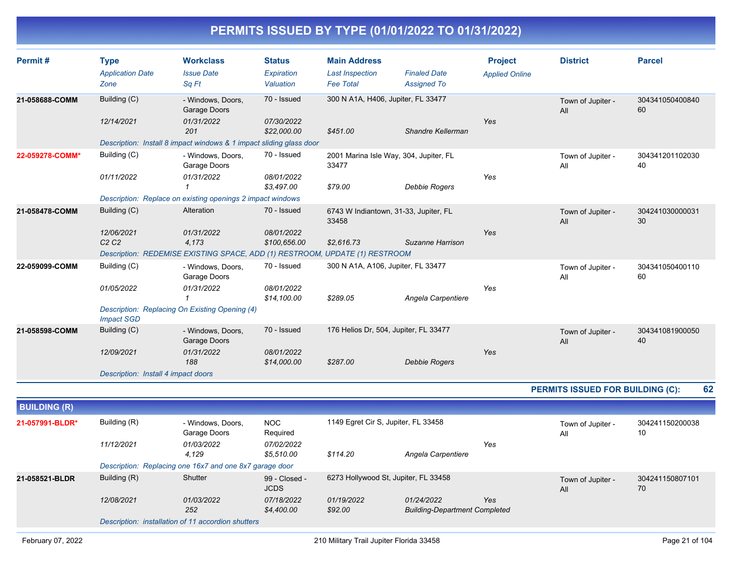# PERMITS ISSUED BY TYPE (01/01/2022 TO 01/31/2022)

| Permit # | Type | Workclass | Status | Main Address | | Project | District | Parcel |
|---|---|---|---|---|---|---|---|---|
| | *Application Date* | *Issue Date* | *Expiration* | *Last Inspection* | *Finaled Date* | *Applied Online* | | |
| | *Zone* | *Sq Ft* | *Valuation* | *Fee Total* | *Assigned To* | | | |
| **21-058688-COMM** | Building (C) | - Windows, Doors, Garage Doors | 70 - Issued | 300 N A1A, H406, Jupiter, FL 33477 | | | Town of Jupiter - All | 30434105040084060 |
| | *12/14/2021* | *01/31/2022* | *07/30/2022* | | | Yes | | |
| | | *201* | *$22,000.00* | *$451.00* | *Shandre Kellerman* | | | |
| | *Description: Install 8 impact windows & 1 impact sliding glass door* | | | | | | | |
| **22-059278-COMM*** | Building (C) | - Windows, Doors, Garage Doors | 70 - Issued | 2001 Marina Isle Way, 304, Jupiter, FL 33477 | | | Town of Jupiter - All | 30434120110203040 |
| | *01/11/2022* | *01/31/2022* | *08/01/2022* | | | Yes | | |
| | | *1* | *$3,497.00* | *$79.00* | *Debbie Rogers* | | | |
| | *Description: Replace on existing openings 2 impact windows* | | | | | | | |
| **21-058478-COMM** | Building (C) | Alteration | 70 - Issued | 6743 W Indiantown, 31-33, Jupiter, FL 33458 | | | Town of Jupiter - All | 30424103000003130 |
| | *12/06/2021* | *01/31/2022* | *08/01/2022* | | | Yes | | |
| | *C2 C2* | *4,173* | *$100,656.00* | *$2,616.73* | *Suzanne Harrison* | | | |
| | *Description: REDEMISE EXISTING SPACE, ADD (1) RESTROOM, UPDATE (1) RESTROOM* | | | | | | | |
| **22-059099-COMM** | Building (C) | - Windows, Doors, Garage Doors | 70 - Issued | 300 N A1A, A106, Jupiter, FL 33477 | | | Town of Jupiter - All | 30434105040011060 |
| | *01/05/2022* | *01/31/2022* | *08/01/2022* | | | Yes | | |
| | | *1* | *$14,100.00* | *$289.05* | *Angela Carpentiere* | | | |
| | *Description: Replacing On Existing Opening (4) Impact SGD* | | | | | | | |
| **21-058598-COMM** | Building (C) | - Windows, Doors, Garage Doors | 70 - Issued | 176 Helios Dr, 504, Jupiter, FL 33477 | | | Town of Jupiter - All | 30434108190005040 |
| | *12/09/2021* | *01/31/2022* | *08/01/2022* | | | Yes | | |
| | | *188* | *$14,000.00* | *$287.00* | *Debbie Rogers* | | | |
| | *Description: Install 4 impact doors* | | | | | | | |

**PERMITS ISSUED FOR BUILDING (C): 62**

## BUILDING (R)

| Permit # | Type | Workclass | Status | Main Address | | Project | District | Parcel |
|---|---|---|---|---|---|---|---|---|
| **21-057991-BLDR*** | Building (R) | - Windows, Doors, Garage Doors | NOC Required | 1149 Egret Cir S, Jupiter, FL 33458 | | | Town of Jupiter - All | 30424115020003810 |
| | *11/12/2021* | *01/03/2022* | *07/02/2022* | | | Yes | | |
| | | *4,129* | *$5,510.00* | *$114.20* | *Angela Carpentiere* | | | |
| | *Description: Replacing one 16x7 and one 8x7 garage door* | | | | | | | |
| **21-058521-BLDR** | Building (R) | Shutter | 99 - Closed - JCDS | 6273 Hollywood St, Jupiter, FL 33458 | | | Town of Jupiter - All | 30424115080710170 |
| | *12/08/2021* | *01/03/2022* | *07/18/2022* | *01/19/2022* | *01/24/2022* | Yes | | |
| | | *252* | *$4,400.00* | *$92.00* | *Building-Department Completed* | | | |
| | *Description: installation of 11 accordion shutters* | | | | | | | |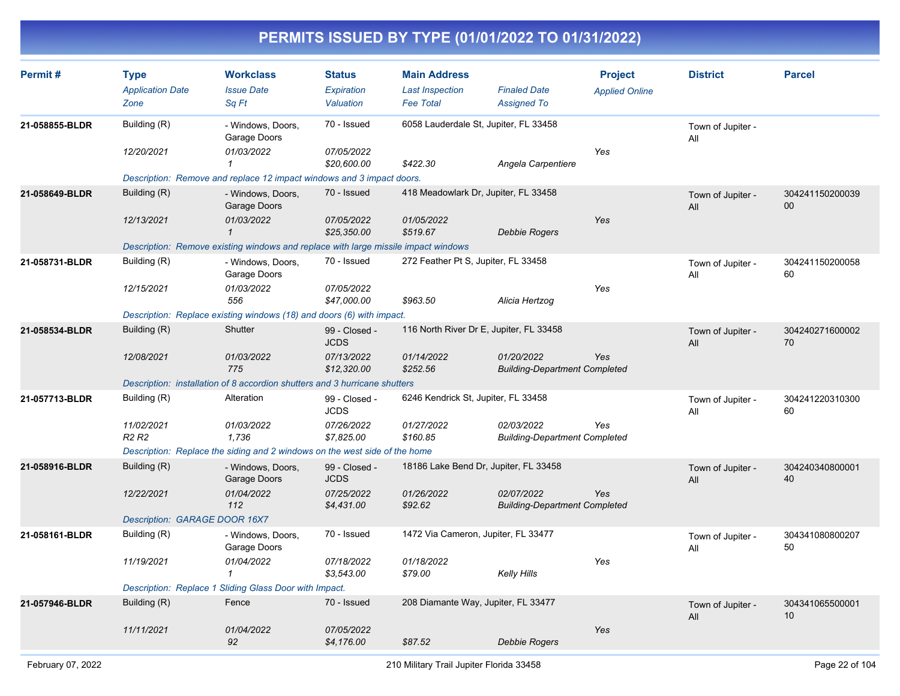# PERMITS ISSUED BY TYPE (01/01/2022 TO 01/31/2022)

| Permit # | Type / Application Date / Zone | Workclass / Issue Date / Sq Ft | Status / Expiration / Valuation | Main Address / Last Inspection / Fee Total | Finaled Date / Assigned To | Project / Applied Online | District | Parcel |
|---|---|---|---|---|---|---|---|---|
| 21-058855-BLDR | Building (R) / 12/20/2021 | - Windows, Doors, Garage Doors / 01/03/2022 / 1 | 70 - Issued / 07/05/2022 / $20,600.00 | 6058 Lauderdale St, Jupiter, FL 33458 / / $422.30 | / Angela Carpentiere | Yes | Town of Jupiter - All | |
| | Description: Remove and replace 12 impact windows and 3 impact doors. | | | | | | | |
| 21-058649-BLDR | Building (R) / 12/13/2021 | - Windows, Doors, Garage Doors / 01/03/2022 / 1 | 70 - Issued / 07/05/2022 / $25,350.00 | 418 Meadowlark Dr, Jupiter, FL 33458 / 01/05/2022 / $519.67 | / Debbie Rogers | Yes | Town of Jupiter - All | 30424115020003900 |
| | Description: Remove existing windows and replace with large missile impact windows | | | | | | | |
| 21-058731-BLDR | Building (R) / 12/15/2021 | - Windows, Doors, Garage Doors / 01/03/2022 / 556 | 70 - Issued / 07/05/2022 / $47,000.00 | 272 Feather Pt S, Jupiter, FL 33458 / / $963.50 | / Alicia Hertzog | Yes | Town of Jupiter - All | 30424115020005860 |
| | Description: Replace existing windows (18) and doors (6) with impact. | | | | | | | |
| 21-058534-BLDR | Building (R) / 12/08/2021 | Shutter / 01/03/2022 / 775 | 99 - Closed - JCDS / 07/13/2022 / $12,320.00 | 116 North River Dr E, Jupiter, FL 33458 / 01/14/2022 / $252.56 | 01/20/2022 / Building-Department Completed | Yes | Town of Jupiter - All | 30424027160000270 |
| | Description: installation of 8 accordion shutters and 3 hurricane shutters | | | | | | | |
| 21-057713-BLDR | Building (R) / 11/02/2021 / R2 R2 | Alteration / 01/03/2022 / 1,736 | 99 - Closed - JCDS / 07/26/2022 / $7,825.00 | 6246 Kendrick St, Jupiter, FL 33458 / 01/27/2022 / $160.85 | 02/03/2022 / Building-Department Completed | Yes | Town of Jupiter - All | 30424122031030060 |
| | Description: Replace the siding and 2 windows on the west side of the home | | | | | | | |
| 21-058916-BLDR | Building (R) / 12/22/2021 | - Windows, Doors, Garage Doors / 01/04/2022 / 112 | 99 - Closed - JCDS / 07/25/2022 / $4,431.00 | 18186 Lake Bend Dr, Jupiter, FL 33458 / 01/26/2022 / $92.62 | 02/07/2022 / Building-Department Completed | Yes | Town of Jupiter - All | 30424034080000140 |
| | Description: GARAGE DOOR 16X7 | | | | | | | |
| 21-058161-BLDR | Building (R) / 11/19/2021 | - Windows, Doors, Garage Doors / 01/04/2022 / 1 | 70 - Issued / 07/18/2022 / $3,543.00 | 1472 Via Cameron, Jupiter, FL 33477 / 01/18/2022 / $79.00 | / Kelly Hills | Yes | Town of Jupiter - All | 30434108080020750 |
| | Description: Replace 1 Sliding Glass Door with Impact. | | | | | | | |
| 21-057946-BLDR | Building (R) / 11/11/2021 | Fence / 01/04/2022 / 92 | 70 - Issued / 07/05/2022 / $4,176.00 | 208 Diamante Way, Jupiter, FL 33477 / / $87.52 | / Debbie Rogers | Yes | Town of Jupiter - All | 30434106550000110 |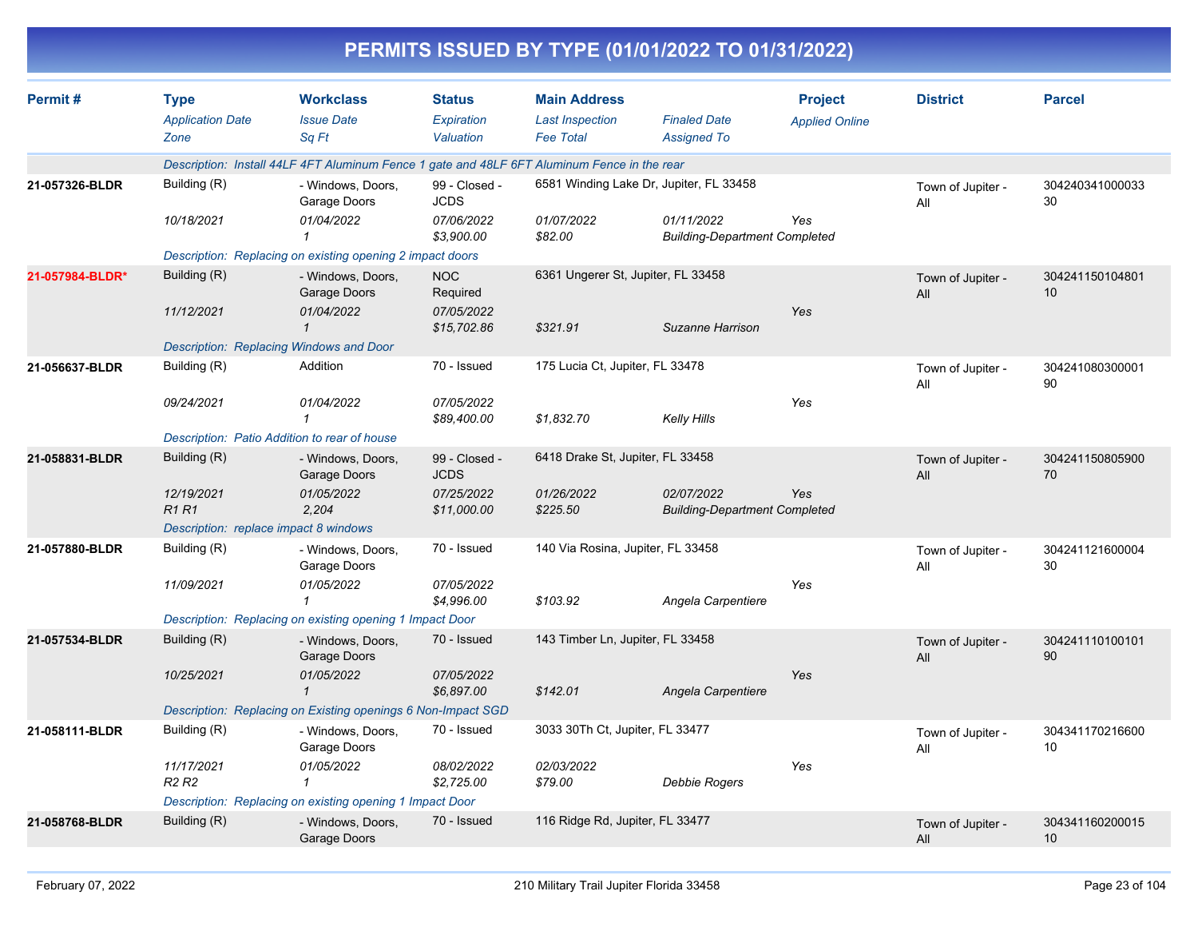# PERMITS ISSUED BY TYPE (01/01/2022 TO 01/31/2022)

| Permit # | Type<br>*Application Date*<br>*Zone* | Workclass<br>*Issue Date*<br>*Sq Ft* | Status<br>*Expiration*<br>*Valuation* | Main Address<br>*Last Inspection*<br>*Fee Total* | *Finaled Date*<br>*Assigned To* | Project<br>*Applied Online* | District | Parcel |
|---|---|---|---|---|---|---|---|---|
| | *Description: Install 44LF 4FT Aluminum Fence 1 gate and 48LF 6FT Aluminum Fence in the rear* | | | | | | | |
| **21-057326-BLDR** | Building (R)<br>*10/18/2021* | - Windows, Doors, Garage Doors<br>*01/04/2022*<br>*1* | 99 - Closed - JCDS<br>*07/06/2022*<br>*$3,900.00* | 6581 Winding Lake Dr, Jupiter, FL 33458<br>*01/07/2022*<br>*$82.00* | *01/11/2022*<br>*Building-Department Completed* | *Yes* | Town of Jupiter - All | 30424034100003330 |
| | *Description: Replacing on existing opening 2 impact doors* | | | | | | | |
| **21-057984-BLDR*** | Building (R)<br>*11/12/2021* | - Windows, Doors, Garage Doors<br>*01/04/2022*<br>*1* | NOC Required<br>*07/05/2022*<br>*$15,702.86* | 6361 Ungerer St, Jupiter, FL 33458<br><br>*$321.91* | <br>*Suzanne Harrison* | *Yes* | Town of Jupiter - All | 30424115010480110 |
| | *Description: Replacing Windows and Door* | | | | | | | |
| **21-056637-BLDR** | Building (R)<br>*09/24/2021* | Addition<br>*01/04/2022*<br>*1* | 70 - Issued<br>*07/05/2022*<br>*$89,400.00* | 175 Lucia Ct, Jupiter, FL 33478<br><br>*$1,832.70* | <br>*Kelly Hills* | *Yes* | Town of Jupiter - All | 30424108030000190 |
| | *Description: Patio Addition to rear of house* | | | | | | | |
| **21-058831-BLDR** | Building (R)<br>*12/19/2021*<br>*R1 R1* | - Windows, Doors, Garage Doors<br>*01/05/2022*<br>*2,204* | 99 - Closed - JCDS<br>*07/25/2022*<br>*$11,000.00* | 6418 Drake St, Jupiter, FL 33458<br>*01/26/2022*<br>*$225.50* | *02/07/2022*<br>*Building-Department Completed* | *Yes* | Town of Jupiter - All | 30424115080590070 |
| | *Description: replace impact 8 windows* | | | | | | | |
| **21-057880-BLDR** | Building (R)<br>*11/09/2021* | - Windows, Doors, Garage Doors<br>*01/05/2022*<br>*1* | 70 - Issued<br>*07/05/2022*<br>*$4,996.00* | 140 Via Rosina, Jupiter, FL 33458<br><br>*$103.92* | <br>*Angela Carpentiere* | *Yes* | Town of Jupiter - All | 30424112160000430 |
| | *Description: Replacing on existing opening 1 Impact Door* | | | | | | | |
| **21-057534-BLDR** | Building (R)<br>*10/25/2021* | - Windows, Doors, Garage Doors<br>*01/05/2022*<br>*1* | 70 - Issued<br>*07/05/2022*<br>*$6,897.00* | 143 Timber Ln, Jupiter, FL 33458<br><br>*$142.01* | <br>*Angela Carpentiere* | *Yes* | Town of Jupiter - All | 30424111010010190 |
| | *Description: Replacing on Existing openings 6 Non-Impact SGD* | | | | | | | |
| **21-058111-BLDR** | Building (R)<br>*11/17/2021*<br>*R2 R2* | - Windows, Doors, Garage Doors<br>*01/05/2022*<br>*1* | 70 - Issued<br>*08/02/2022*<br>*$2,725.00* | 3033 30Th Ct, Jupiter, FL 33477<br>*02/03/2022*<br>*$79.00* | <br>*Debbie Rogers* | *Yes* | Town of Jupiter - All | 30434117021660010 |
| | *Description: Replacing on existing opening 1 Impact Door* | | | | | | | |
| **21-058768-BLDR** | Building (R) | - Windows, Doors, Garage Doors | 70 - Issued | 116 Ridge Rd, Jupiter, FL 33477 | | | Town of Jupiter - All | 30434116020001510 |

February 07, 2022 — 210 Military Trail Jupiter Florida 33458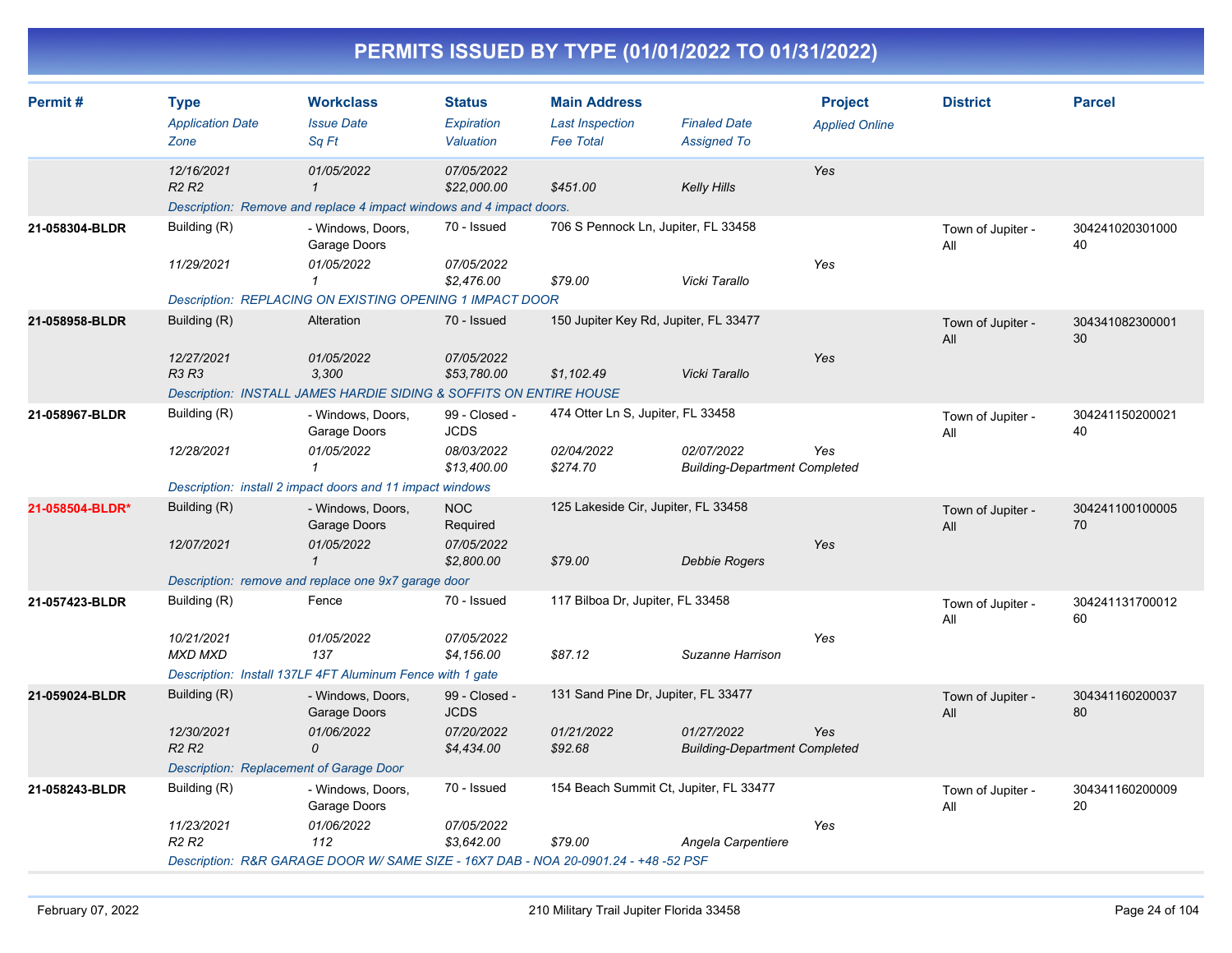# PERMITS ISSUED BY TYPE (01/01/2022 TO 01/31/2022)

| Permit # | Type | Workclass | Status | Main Address | | Project | District | Parcel |
|---|---|---|---|---|---|---|---|---|
| | *Application Date* | *Issue Date* | *Expiration* | *Last Inspection* | *Finaled Date* | *Applied Online* | | |
| | *Zone* | *Sq Ft* | *Valuation* | *Fee Total* | *Assigned To* | | | |
| | *12/16/2021* | *01/05/2022* | *07/05/2022* | | | Yes | | |
| | *R2 R2* | *1* | *$22,000.00* | *$451.00* | *Kelly Hills* | | | |
| | *Description: Remove and replace 4 impact windows and 4 impact doors.* | | | | | | | |
| **21-058304-BLDR** | Building (R) | - Windows, Doors, Garage Doors | 70 - Issued | 706 S Pennock Ln, Jupiter, FL 33458 | | | Town of Jupiter - All | 30424102030100040 |
| | *11/29/2021* | *01/05/2022* | *07/05/2022* | | | Yes | | |
| | | *1* | *$2,476.00* | *$79.00* | *Vicki Tarallo* | | | |
| | *Description: REPLACING ON EXISTING OPENING 1 IMPACT DOOR* | | | | | | | |
| **21-058958-BLDR** | Building (R) | Alteration | 70 - Issued | 150 Jupiter Key Rd, Jupiter, FL 33477 | | | Town of Jupiter - All | 30434108230000130 |
| | *12/27/2021* | *01/05/2022* | *07/05/2022* | | | Yes | | |
| | *R3 R3* | *3,300* | *$53,780.00* | *$1,102.49* | *Vicki Tarallo* | | | |
| | *Description: INSTALL JAMES HARDIE SIDING & SOFFITS ON ENTIRE HOUSE* | | | | | | | |
| **21-058967-BLDR** | Building (R) | - Windows, Doors, Garage Doors | 99 - Closed - JCDS | 474 Otter Ln S, Jupiter, FL 33458 | | | Town of Jupiter - All | 30424115020002140 |
| | *12/28/2021* | *01/05/2022* | *08/03/2022* | *02/04/2022* | *02/07/2022* | Yes | | |
| | | *1* | *$13,400.00* | *$274.70* | *Building-Department Completed* | | | |
| | *Description: install 2 impact doors and 11 impact windows* | | | | | | | |
| **21-058504-BLDR*** | Building (R) | - Windows, Doors, Garage Doors | NOC Required | 125 Lakeside Cir, Jupiter, FL 33458 | | | Town of Jupiter - All | 30424110010000570 |
| | *12/07/2021* | *01/05/2022* | *07/05/2022* | | | Yes | | |
| | | *1* | *$2,800.00* | *$79.00* | *Debbie Rogers* | | | |
| | *Description: remove and replace one 9x7 garage door* | | | | | | | |
| **21-057423-BLDR** | Building (R) | Fence | 70 - Issued | 117 Bilboa Dr, Jupiter, FL 33458 | | | Town of Jupiter - All | 30424113170001260 |
| | *10/21/2021* | *01/05/2022* | *07/05/2022* | | | Yes | | |
| | *MXD MXD* | *137* | *$4,156.00* | *$87.12* | *Suzanne Harrison* | | | |
| | *Description: Install 137LF 4FT Aluminum Fence with 1 gate* | | | | | | | |
| **21-059024-BLDR** | Building (R) | - Windows, Doors, Garage Doors | 99 - Closed - JCDS | 131 Sand Pine Dr, Jupiter, FL 33477 | | | Town of Jupiter - All | 30434116020003780 |
| | *12/30/2021* | *01/06/2022* | *07/20/2022* | *01/21/2022* | *01/27/2022* | Yes | | |
| | *R2 R2* | *0* | *$4,434.00* | *$92.68* | *Building-Department Completed* | | | |
| | *Description: Replacement of Garage Door* | | | | | | | |
| **21-058243-BLDR** | Building (R) | - Windows, Doors, Garage Doors | 70 - Issued | 154 Beach Summit Ct, Jupiter, FL 33477 | | | Town of Jupiter - All | 30434116020000920 |
| | *11/23/2021* | *01/06/2022* | *07/05/2022* | | | Yes | | |
| | *R2 R2* | *112* | *$3,642.00* | *$79.00* | *Angela Carpentiere* | | | |
| | *Description: R&R GARAGE DOOR W/ SAME SIZE - 16X7 DAB - NOA 20-0901.24 - +48 -52 PSF* | | | | | | | |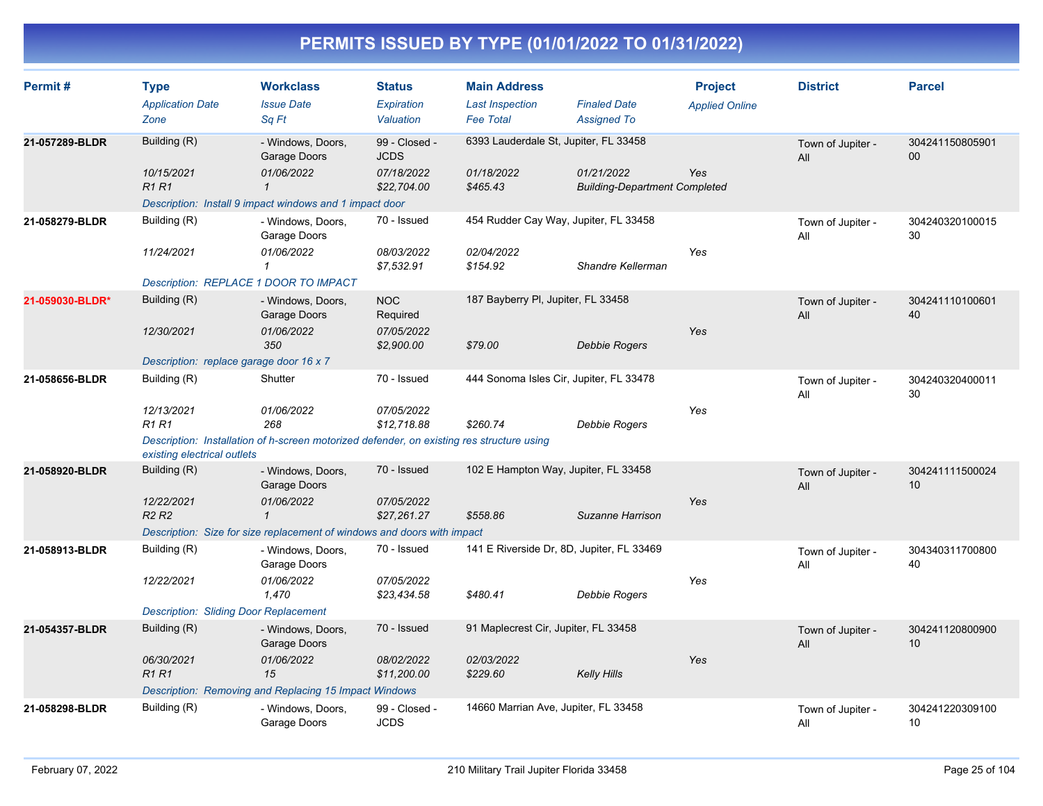# PERMITS ISSUED BY TYPE (01/01/2022 TO 01/31/2022)

| Permit # | Type | Workclass | Status | Main Address | | Project | District | Parcel |
|---|---|---|---|---|---|---|---|---|
| | *Application Date* | *Issue Date* | *Expiration* | *Last Inspection* | *Finaled Date* | *Applied Online* | | |
| | *Zone* | *Sq Ft* | *Valuation* | *Fee Total* | *Assigned To* | | | |
| **21-057289-BLDR** | Building (R) | - Windows, Doors, Garage Doors | 99 - Closed - JCDS | 6393 Lauderdale St, Jupiter, FL 33458 | | | Town of Jupiter - All | 30424115080590100 |
| | *10/15/2021* | *01/06/2022* | *07/18/2022* | *01/18/2022* | *01/21/2022* | *Yes* | | |
| | *R1 R1* | *1* | *$22,704.00* | *$465.43* | *Building-Department Completed* | | | |
| | *Description: Install 9 impact windows and 1 impact door* | | | | | | | |
| **21-058279-BLDR** | Building (R) | - Windows, Doors, Garage Doors | 70 - Issued | 454 Rudder Cay Way, Jupiter, FL 33458 | | | Town of Jupiter - All | 30424032010001530 |
| | *11/24/2021* | *01/06/2022* | *08/03/2022* | *02/04/2022* | | *Yes* | | |
| | | *1* | *$7,532.91* | *$154.92* | *Shandre Kellerman* | | | |
| | *Description: REPLACE 1 DOOR TO IMPACT* | | | | | | | |
| **21-059030-BLDR*** | Building (R) | - Windows, Doors, Garage Doors | NOC Required | 187 Bayberry Pl, Jupiter, FL 33458 | | | Town of Jupiter - All | 30424111010060140 |
| | *12/30/2021* | *01/06/2022* | *07/05/2022* | | | *Yes* | | |
| | | *350* | *$2,900.00* | *$79.00* | *Debbie Rogers* | | | |
| | *Description: replace garage door 16 x 7* | | | | | | | |
| **21-058656-BLDR** | Building (R) | Shutter | 70 - Issued | 444 Sonoma Isles Cir, Jupiter, FL 33478 | | | Town of Jupiter - All | 30424032040001130 |
| | *12/13/2021* | *01/06/2022* | *07/05/2022* | | | *Yes* | | |
| | *R1 R1* | *268* | *$12,718.88* | *$260.74* | *Debbie Rogers* | | | |
| | *Description: Installation of h-screen motorized defender, on existing res structure using existing electrical outlets* | | | | | | | |
| **21-058920-BLDR** | Building (R) | - Windows, Doors, Garage Doors | 70 - Issued | 102 E Hampton Way, Jupiter, FL 33458 | | | Town of Jupiter - All | 30424111150002410 |
| | *12/22/2021* | *01/06/2022* | *07/05/2022* | | | *Yes* | | |
| | *R2 R2* | *1* | *$27,261.27* | *$558.86* | *Suzanne Harrison* | | | |
| | *Description: Size for size replacement of windows and doors with impact* | | | | | | | |
| **21-058913-BLDR** | Building (R) | - Windows, Doors, Garage Doors | 70 - Issued | 141 E Riverside Dr, 8D, Jupiter, FL 33469 | | | Town of Jupiter - All | 30434031170080040 |
| | *12/22/2021* | *01/06/2022* | *07/05/2022* | | | *Yes* | | |
| | | *1,470* | *$23,434.58* | *$480.41* | *Debbie Rogers* | | | |
| | *Description: Sliding Door Replacement* | | | | | | | |
| **21-054357-BLDR** | Building (R) | - Windows, Doors, Garage Doors | 70 - Issued | 91 Maplecrest Cir, Jupiter, FL 33458 | | | Town of Jupiter - All | 30424112080090010 |
| | *06/30/2021* | *01/06/2022* | *08/02/2022* | *02/03/2022* | | *Yes* | | |
| | *R1 R1* | *15* | *$11,200.00* | *$229.60* | *Kelly Hills* | | | |
| | *Description: Removing and Replacing 15 Impact Windows* | | | | | | | |
| **21-058298-BLDR** | Building (R) | - Windows, Doors, Garage Doors | 99 - Closed - JCDS | 14660 Marrian Ave, Jupiter, FL 33458 | | | Town of Jupiter - All | 30424122030910010 |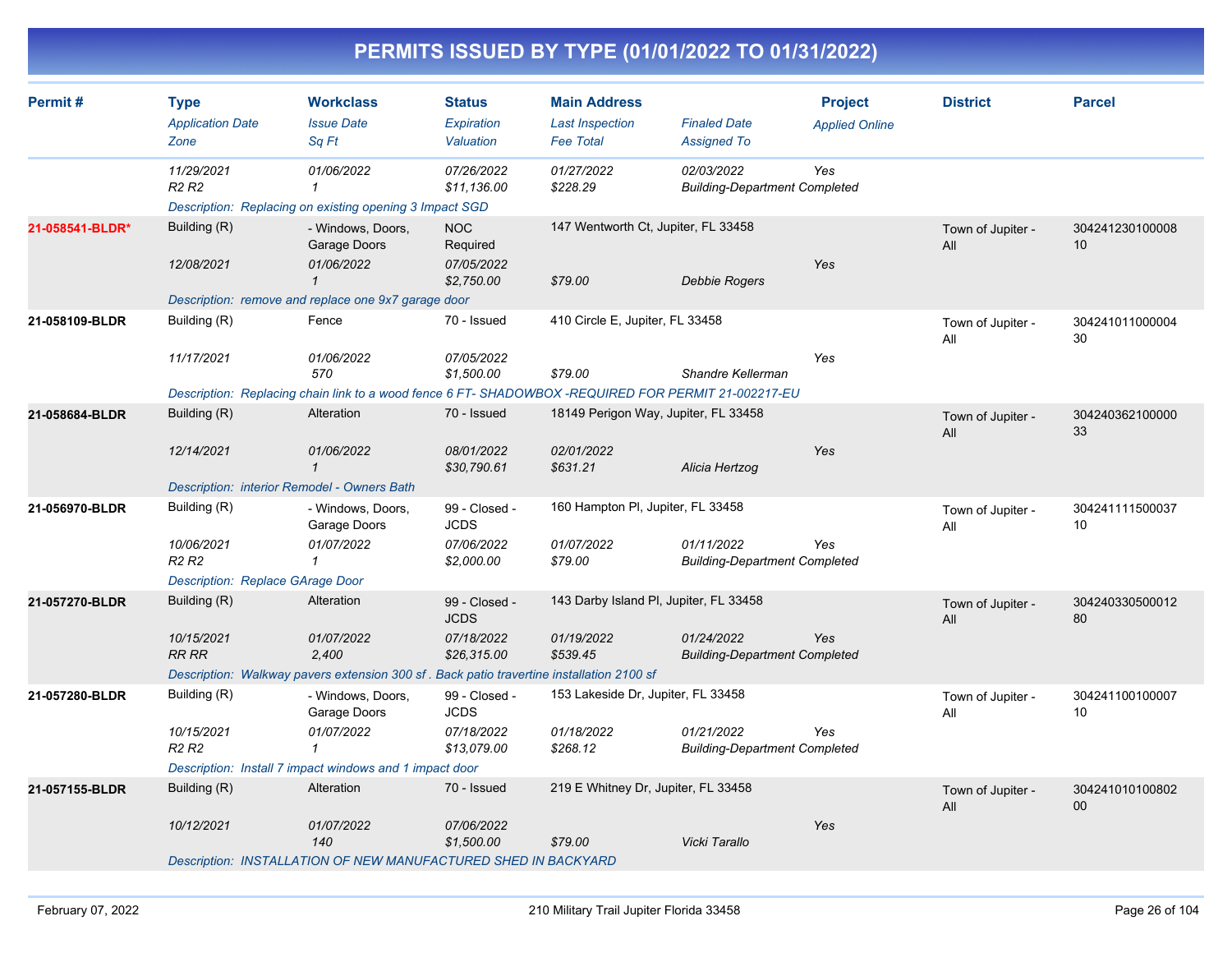# PERMITS ISSUED BY TYPE (01/01/2022 TO 01/31/2022)

| Permit # | Type | Workclass | Status | Main Address | | Project | District | Parcel |
|---|---|---|---|---|---|---|---|---|
| | *Application Date* | *Issue Date* | *Expiration* | *Last Inspection* | *Finaled Date* | *Applied Online* | | |
| | *Zone* | *Sq Ft* | *Valuation* | *Fee Total* | *Assigned To* | | | |
| | *11/29/2021* | *01/06/2022* | *07/26/2022* | *01/27/2022* | *02/03/2022* | *Yes* | | |
| | *R2 R2* | *1* | *$11,136.00* | *$228.29* | *Building-Department Completed* | | | |
| | *Description: Replacing on existing opening 3 Impact SGD* | | | | | | | |
| **21-058541-BLDR*** | Building (R) | - Windows, Doors, Garage Doors | NOC Required | 147 Wentworth Ct, Jupiter, FL 33458 | | | Town of Jupiter - All | 30424123010000810 |
| | *12/08/2021* | *01/06/2022* | *07/05/2022* | | | *Yes* | | |
| | | *1* | *$2,750.00* | *$79.00* | *Debbie Rogers* | | | |
| | *Description: remove and replace one 9x7 garage door* | | | | | | | |
| **21-058109-BLDR** | Building (R) | Fence | 70 - Issued | 410 Circle E, Jupiter, FL 33458 | | | Town of Jupiter - All | 30424101100000430 |
| | *11/17/2021* | *01/06/2022* | *07/05/2022* | | | *Yes* | | |
| | | *570* | *$1,500.00* | *$79.00* | *Shandre Kellerman* | | | |
| | *Description: Replacing chain link to a wood fence 6 FT- SHADOWBOX -REQUIRED FOR PERMIT 21-002217-EU* | | | | | | | |
| **21-058684-BLDR** | Building (R) | Alteration | 70 - Issued | 18149 Perigon Way, Jupiter, FL 33458 | | | Town of Jupiter - All | 30424036210000033 |
| | *12/14/2021* | *01/06/2022* | *08/01/2022* | *02/01/2022* | | *Yes* | | |
| | | *1* | *$30,790.61* | *$631.21* | *Alicia Hertzog* | | | |
| | *Description: interior Remodel - Owners Bath* | | | | | | | |
| **21-056970-BLDR** | Building (R) | - Windows, Doors, Garage Doors | 99 - Closed - JCDS | 160 Hampton Pl, Jupiter, FL 33458 | | | Town of Jupiter - All | 30424111150003710 |
| | *10/06/2021* | *01/07/2022* | *07/06/2022* | *01/07/2022* | *01/11/2022* | *Yes* | | |
| | *R2 R2* | *1* | *$2,000.00* | *$79.00* | *Building-Department Completed* | | | |
| | *Description: Replace GArage Door* | | | | | | | |
| **21-057270-BLDR** | Building (R) | Alteration | 99 - Closed - JCDS | 143 Darby Island Pl, Jupiter, FL 33458 | | | Town of Jupiter - All | 30424033050001280 |
| | *10/15/2021* | *01/07/2022* | *07/18/2022* | *01/19/2022* | *01/24/2022* | *Yes* | | |
| | *RR RR* | *2,400* | *$26,315.00* | *$539.45* | *Building-Department Completed* | | | |
| | *Description: Walkway pavers extension 300 sf . Back patio travertine installation 2100 sf* | | | | | | | |
| **21-057280-BLDR** | Building (R) | - Windows, Doors, Garage Doors | 99 - Closed - JCDS | 153 Lakeside Dr, Jupiter, FL 33458 | | | Town of Jupiter - All | 30424110010000710 |
| | *10/15/2021* | *01/07/2022* | *07/18/2022* | *01/18/2022* | *01/21/2022* | *Yes* | | |
| | *R2 R2* | *1* | *$13,079.00* | *$268.12* | *Building-Department Completed* | | | |
| | *Description: Install 7 impact windows and 1 impact door* | | | | | | | |
| **21-057155-BLDR** | Building (R) | Alteration | 70 - Issued | 219 E Whitney Dr, Jupiter, FL 33458 | | | Town of Jupiter - All | 30424101010080200 |
| | *10/12/2021* | *01/07/2022* | *07/06/2022* | | | *Yes* | | |
| | | *140* | *$1,500.00* | *$79.00* | *Vicki Tarallo* | | | |
| | *Description: INSTALLATION OF NEW MANUFACTURED SHED IN BACKYARD* | | | | | | | |

February 07, 2022 — 210 Military Trail Jupiter Florida 33458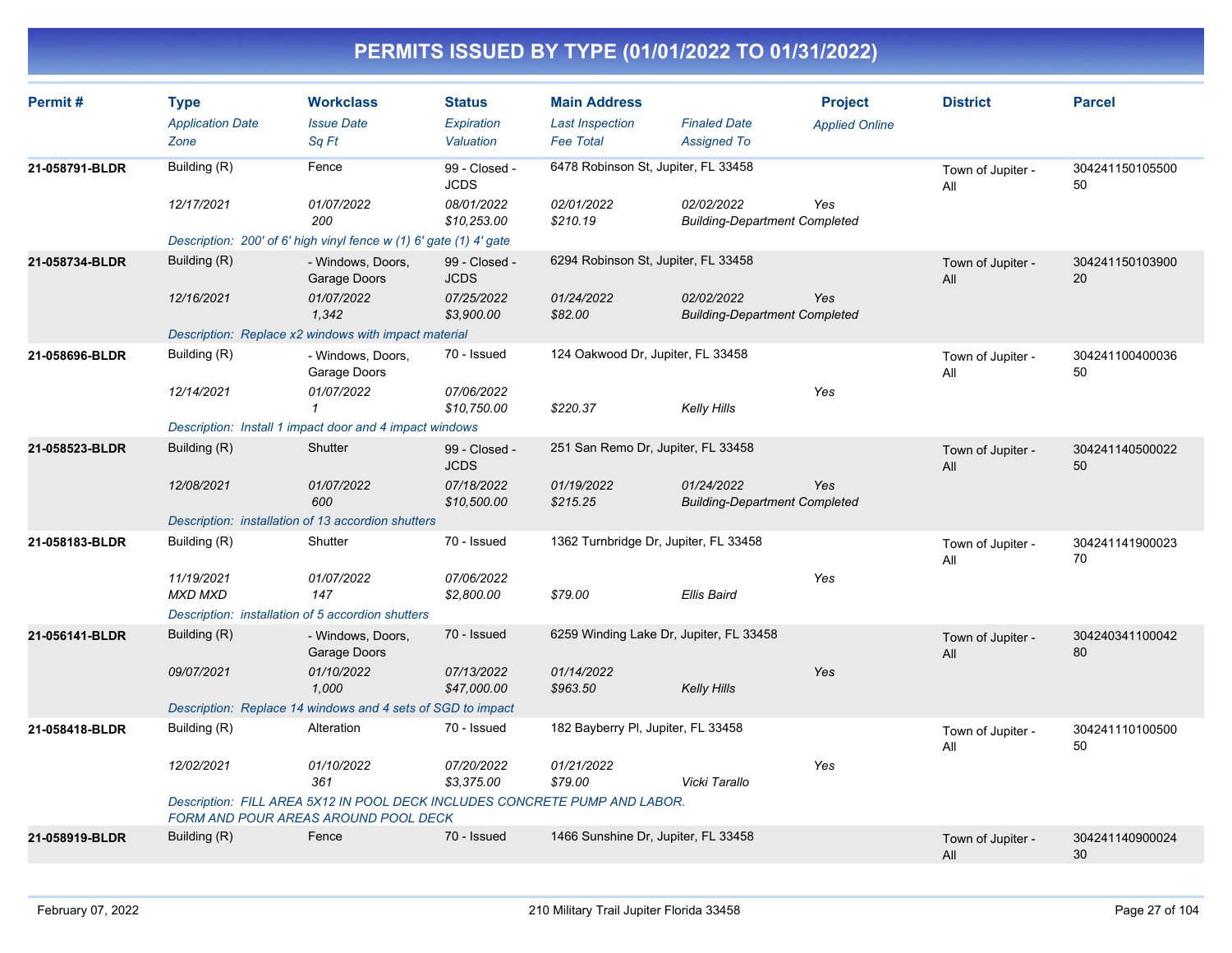# PERMITS ISSUED BY TYPE (01/01/2022 TO 01/31/2022)

| Permit # | Type | Workclass | Status | Main Address | | Project | District | Parcel |
|---|---|---|---|---|---|---|---|---|
| | *Application Date* | *Issue Date* | *Expiration* | *Last Inspection* | *Finaled Date* | *Applied Online* | | |
| | *Zone* | *Sq Ft* | *Valuation* | *Fee Total* | *Assigned To* | | | |
| **21-058791-BLDR** | Building (R) | Fence | 99 - Closed - JCDS | 6478 Robinson St, Jupiter, FL 33458 | | | Town of Jupiter - All | 30424115010550050 |
| | *12/17/2021* | *01/07/2022* | *08/01/2022* | *02/01/2022* | *02/02/2022* | *Yes* | | |
| | | *200* | *$10,253.00* | *$210.19* | *Building-Department Completed* | | | |
| | *Description: 200' of 6' high vinyl fence w (1) 6' gate (1) 4' gate* | | | | | | | |
| **21-058734-BLDR** | Building (R) | - Windows, Doors, Garage Doors | 99 - Closed - JCDS | 6294 Robinson St, Jupiter, FL 33458 | | | Town of Jupiter - All | 30424115010390020 |
| | *12/16/2021* | *01/07/2022* | *07/25/2022* | *01/24/2022* | *02/02/2022* | *Yes* | | |
| | | *1,342* | *$3,900.00* | *$82.00* | *Building-Department Completed* | | | |
| | *Description: Replace x2 windows with impact material* | | | | | | | |
| **21-058696-BLDR** | Building (R) | - Windows, Doors, Garage Doors | 70 - Issued | 124 Oakwood Dr, Jupiter, FL 33458 | | | Town of Jupiter - All | 30424110040003650 |
| | *12/14/2021* | *01/07/2022* | *07/06/2022* | | | *Yes* | | |
| | | *1* | *$10,750.00* | *$220.37* | *Kelly Hills* | | | |
| | *Description: Install 1 impact door and 4 impact windows* | | | | | | | |
| **21-058523-BLDR** | Building (R) | Shutter | 99 - Closed - JCDS | 251 San Remo Dr, Jupiter, FL 33458 | | | Town of Jupiter - All | 30424114050002250 |
| | *12/08/2021* | *01/07/2022* | *07/18/2022* | *01/19/2022* | *01/24/2022* | *Yes* | | |
| | | *600* | *$10,500.00* | *$215.25* | *Building-Department Completed* | | | |
| | *Description: installation of 13 accordion shutters* | | | | | | | |
| **21-058183-BLDR** | Building (R) | Shutter | 70 - Issued | 1362 Turnbridge Dr, Jupiter, FL 33458 | | | Town of Jupiter - All | 30424114190002370 |
| | *11/19/2021* | *01/07/2022* | *07/06/2022* | | | *Yes* | | |
| | *MXD MXD* | *147* | *$2,800.00* | *$79.00* | *Ellis Baird* | | | |
| | *Description: installation of 5 accordion shutters* | | | | | | | |
| **21-056141-BLDR** | Building (R) | - Windows, Doors, Garage Doors | 70 - Issued | 6259 Winding Lake Dr, Jupiter, FL 33458 | | | Town of Jupiter - All | 30424034110004280 |
| | *09/07/2021* | *01/10/2022* | *07/13/2022* | *01/14/2022* | | *Yes* | | |
| | | *1,000* | *$47,000.00* | *$963.50* | *Kelly Hills* | | | |
| | *Description: Replace 14 windows and 4 sets of SGD to impact* | | | | | | | |
| **21-058418-BLDR** | Building (R) | Alteration | 70 - Issued | 182 Bayberry Pl, Jupiter, FL 33458 | | | Town of Jupiter - All | 30424111010050050 |
| | *12/02/2021* | *01/10/2022* | *07/20/2022* | *01/21/2022* | | *Yes* | | |
| | | *361* | *$3,375.00* | *$79.00* | *Vicki Tarallo* | | | |
| | *Description: FILL AREA 5X12 IN POOL DECK INCLUDES CONCRETE PUMP AND LABOR. FORM AND POUR AREAS AROUND POOL DECK* | | | | | | | |
| **21-058919-BLDR** | Building (R) | Fence | 70 - Issued | 1466 Sunshine Dr, Jupiter, FL 33458 | | | Town of Jupiter - All | 30424114090002430 |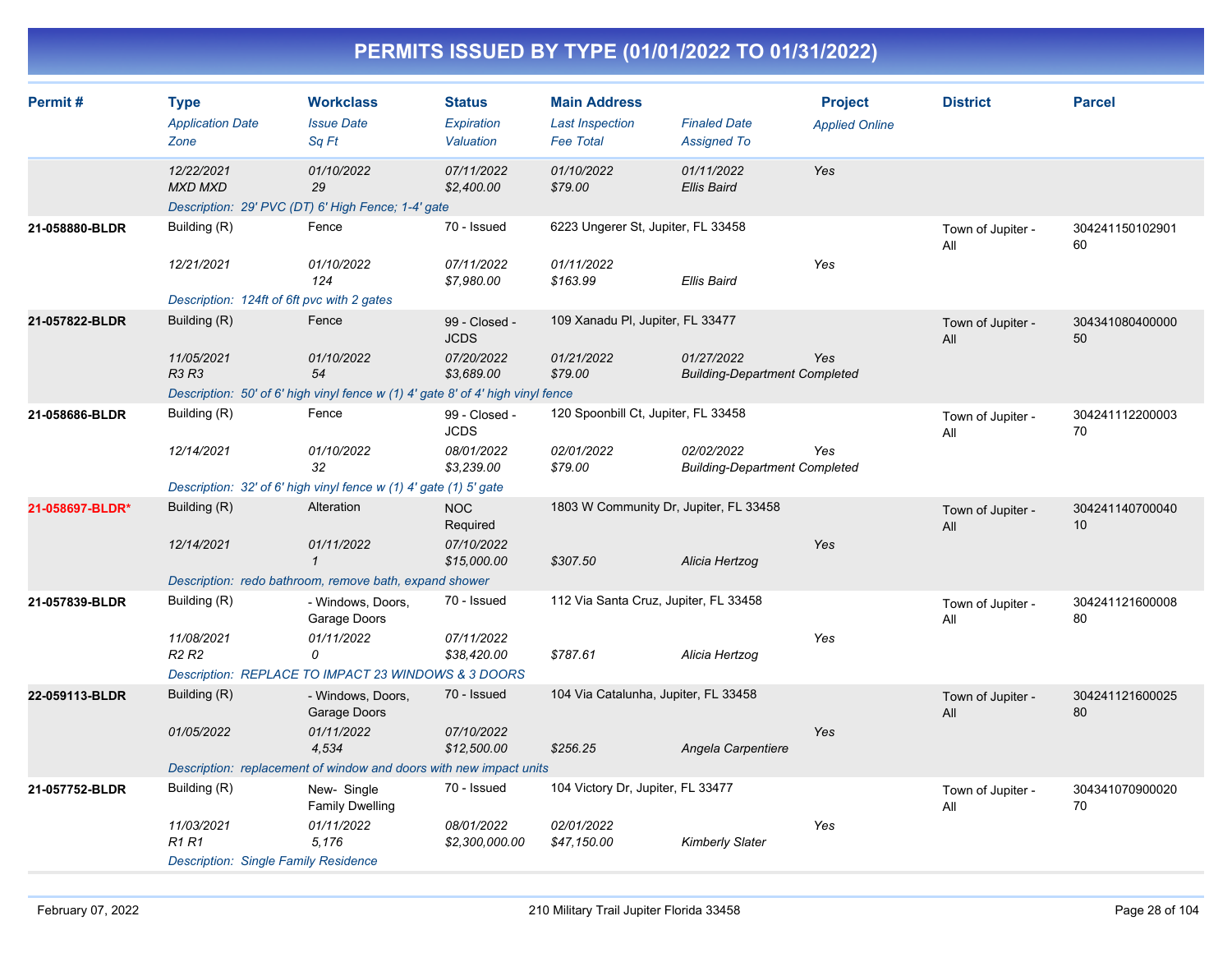# PERMITS ISSUED BY TYPE (01/01/2022 TO 01/31/2022)

| Permit # | Type<br>*Application Date*<br>*Zone* | Workclass<br>*Issue Date*<br>*Sq Ft* | Status<br>*Expiration*<br>*Valuation* | Main Address<br>*Last Inspection*<br>*Fee Total* | *Finaled Date*<br>*Assigned To* | Project<br>*Applied Online* | District | Parcel |
|---|---|---|---|---|---|---|---|---|
| | *12/22/2021*<br>*MXD MXD* | *01/10/2022*<br>*29* | *07/11/2022*<br>*$2,400.00* | *01/10/2022*<br>*$79.00* | *01/11/2022*<br>*Ellis Baird* | Yes | | |
| | *Description: 29' PVC (DT) 6' High Fence; 1-4' gate* | | | | | | | |
| **21-058880-BLDR** | Building (R)<br>*12/21/2021* | Fence<br>*01/10/2022*<br>*124* | 70 - Issued<br>*07/11/2022*<br>*$7,980.00* | 6223 Ungerer St, Jupiter, FL 33458<br>*01/11/2022*<br>*$163.99* | *Ellis Baird* | Yes | Town of Jupiter - All | 30424115010290160 |
| | *Description: 124ft of 6ft pvc with 2 gates* | | | | | | | |
| **21-057822-BLDR** | Building (R)<br>*11/05/2021*<br>*R3 R3* | Fence<br>*01/10/2022*<br>*54* | 99 - Closed - JCDS<br>*07/20/2022*<br>*$3,689.00* | 109 Xanadu Pl, Jupiter, FL 33477<br>*01/21/2022*<br>*$79.00* | *01/27/2022*<br>*Building-Department Completed* | Yes | Town of Jupiter - All | 30434108040000050 |
| | *Description: 50' of 6' high vinyl fence w (1) 4' gate 8' of 4' high vinyl fence* | | | | | | | |
| **21-058686-BLDR** | Building (R)<br>*12/14/2021* | Fence<br>*01/10/2022*<br>*32* | 99 - Closed - JCDS<br>*08/01/2022*<br>*$3,239.00* | 120 Spoonbill Ct, Jupiter, FL 33458<br>*02/01/2022*<br>*$79.00* | *02/02/2022*<br>*Building-Department Completed* | Yes | Town of Jupiter - All | 30424111220000370 |
| | *Description: 32' of 6' high vinyl fence w (1) 4' gate (1) 5' gate* | | | | | | | |
| **21-058697-BLDR*** | Building (R)<br>*12/14/2021* | Alteration<br>*01/11/2022*<br>*1* | NOC Required<br>*07/10/2022*<br>*$15,000.00* | 1803 W Community Dr, Jupiter, FL 33458<br><br>*$307.50* | *Alicia Hertzog* | Yes | Town of Jupiter - All | 30424114070004010 |
| | *Description: redo bathroom, remove bath, expand shower* | | | | | | | |
| **21-057839-BLDR** | Building (R)<br>*11/08/2021*<br>*R2 R2* | - Windows, Doors, Garage Doors<br>*01/11/2022*<br>*0* | 70 - Issued<br>*07/11/2022*<br>*$38,420.00* | 112 Via Santa Cruz, Jupiter, FL 33458<br><br>*$787.61* | *Alicia Hertzog* | Yes | Town of Jupiter - All | 30424112160000880 |
| | *Description: REPLACE TO IMPACT 23 WINDOWS & 3 DOORS* | | | | | | | |
| **22-059113-BLDR** | Building (R)<br>*01/05/2022* | - Windows, Doors, Garage Doors<br>*01/11/2022*<br>*4,534* | 70 - Issued<br>*07/10/2022*<br>*$12,500.00* | 104 Via Catalunha, Jupiter, FL 33458<br><br>*$256.25* | *Angela Carpentiere* | Yes | Town of Jupiter - All | 30424112160002580 |
| | *Description: replacement of window and doors with new impact units* | | | | | | | |
| **21-057752-BLDR** | Building (R)<br>*11/03/2021*<br>*R1 R1* | New- Single Family Dwelling<br>*01/11/2022*<br>*5,176* | 70 - Issued<br>*08/01/2022*<br>*$2,300,000.00* | 104 Victory Dr, Jupiter, FL 33477<br>*02/01/2022*<br>*$47,150.00* | *Kimberly Slater* | Yes | Town of Jupiter - All | 30434107090002070 |
| | *Description: Single Family Residence* | | | | | | | |

February 07, 2022 — 210 Military Trail Jupiter Florida 33458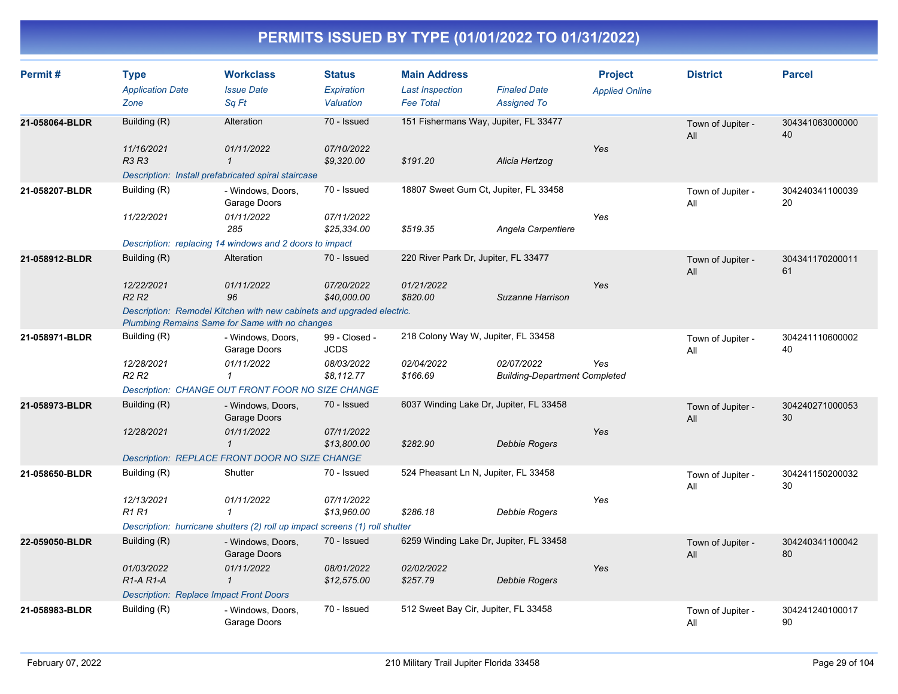# PERMITS ISSUED BY TYPE (01/01/2022 TO 01/31/2022)

| Permit # | Type | Workclass | Status | Main Address | | Project | District | Parcel |
|---|---|---|---|---|---|---|---|---|
| | *Application Date* | *Issue Date* | *Expiration* | *Last Inspection* | *Finaled Date* | *Applied Online* | | |
| | *Zone* | *Sq Ft* | *Valuation* | *Fee Total* | *Assigned To* | | | |
| **21-058064-BLDR** | Building (R) | Alteration | 70 - Issued | 151 Fishermans Way, Jupiter, FL 33477 | | | Town of Jupiter - All | 30434106300000040 |
| | *11/16/2021* | *01/11/2022* | *07/10/2022* | | | *Yes* | | |
| | *R3 R3* | *1* | *$9,320.00* | *$191.20* | *Alicia Hertzog* | | | |
| | *Description: Install prefabricated spiral staircase* | | | | | | | |
| **21-058207-BLDR** | Building (R) | - Windows, Doors, Garage Doors | 70 - Issued | 18807 Sweet Gum Ct, Jupiter, FL 33458 | | | Town of Jupiter - All | 30424034110003920 |
| | *11/22/2021* | *01/11/2022* | *07/11/2022* | | | *Yes* | | |
| | | *285* | *$25,334.00* | *$519.35* | *Angela Carpentiere* | | | |
| | *Description: replacing 14 windows and 2 doors to impact* | | | | | | | |
| **21-058912-BLDR** | Building (R) | Alteration | 70 - Issued | 220 River Park Dr, Jupiter, FL 33477 | | | Town of Jupiter - All | 30434117020001161 |
| | *12/22/2021* | *01/11/2022* | *07/20/2022* | *01/21/2022* | | *Yes* | | |
| | *R2 R2* | *96* | *$40,000.00* | *$820.00* | *Suzanne Harrison* | | | |
| | *Description: Remodel Kitchen with new cabinets and upgraded electric. Plumbing Remains Same for Same with no changes* | | | | | | | |
| **21-058971-BLDR** | Building (R) | - Windows, Doors, Garage Doors | 99 - Closed - JCDS | 218 Colony Way W, Jupiter, FL 33458 | | | Town of Jupiter - All | 30424111060000240 |
| | *12/28/2021* | *01/11/2022* | *08/03/2022* | *02/04/2022* | *02/07/2022* | *Yes* | | |
| | *R2 R2* | *1* | *$8,112.77* | *$166.69* | *Building-Department Completed* | | | |
| | *Description: CHANGE OUT FRONT FOOR NO SIZE CHANGE* | | | | | | | |
| **21-058973-BLDR** | Building (R) | - Windows, Doors, Garage Doors | 70 - Issued | 6037 Winding Lake Dr, Jupiter, FL 33458 | | | Town of Jupiter - All | 30424027100005330 |
| | *12/28/2021* | *01/11/2022* | *07/11/2022* | | | *Yes* | | |
| | | *1* | *$13,800.00* | *$282.90* | *Debbie Rogers* | | | |
| | *Description: REPLACE FRONT DOOR NO SIZE CHANGE* | | | | | | | |
| **21-058650-BLDR** | Building (R) | Shutter | 70 - Issued | 524 Pheasant Ln N, Jupiter, FL 33458 | | | Town of Jupiter - All | 30424115020003230 |
| | *12/13/2021* | *01/11/2022* | *07/11/2022* | | | *Yes* | | |
| | *R1 R1* | *1* | *$13,960.00* | *$286.18* | *Debbie Rogers* | | | |
| | *Description: hurricane shutters (2) roll up impact screens (1) roll shutter* | | | | | | | |
| **22-059050-BLDR** | Building (R) | - Windows, Doors, Garage Doors | 70 - Issued | 6259 Winding Lake Dr, Jupiter, FL 33458 | | | Town of Jupiter - All | 30424034110004280 |
| | *01/03/2022* | *01/11/2022* | *08/01/2022* | *02/02/2022* | | *Yes* | | |
| | *R1-A R1-A* | *1* | *$12,575.00* | *$257.79* | *Debbie Rogers* | | | |
| | *Description: Replace Impact Front Doors* | | | | | | | |
| **21-058983-BLDR** | Building (R) | - Windows, Doors, Garage Doors | 70 - Issued | 512 Sweet Bay Cir, Jupiter, FL 33458 | | | Town of Jupiter - All | 30424124010001790 |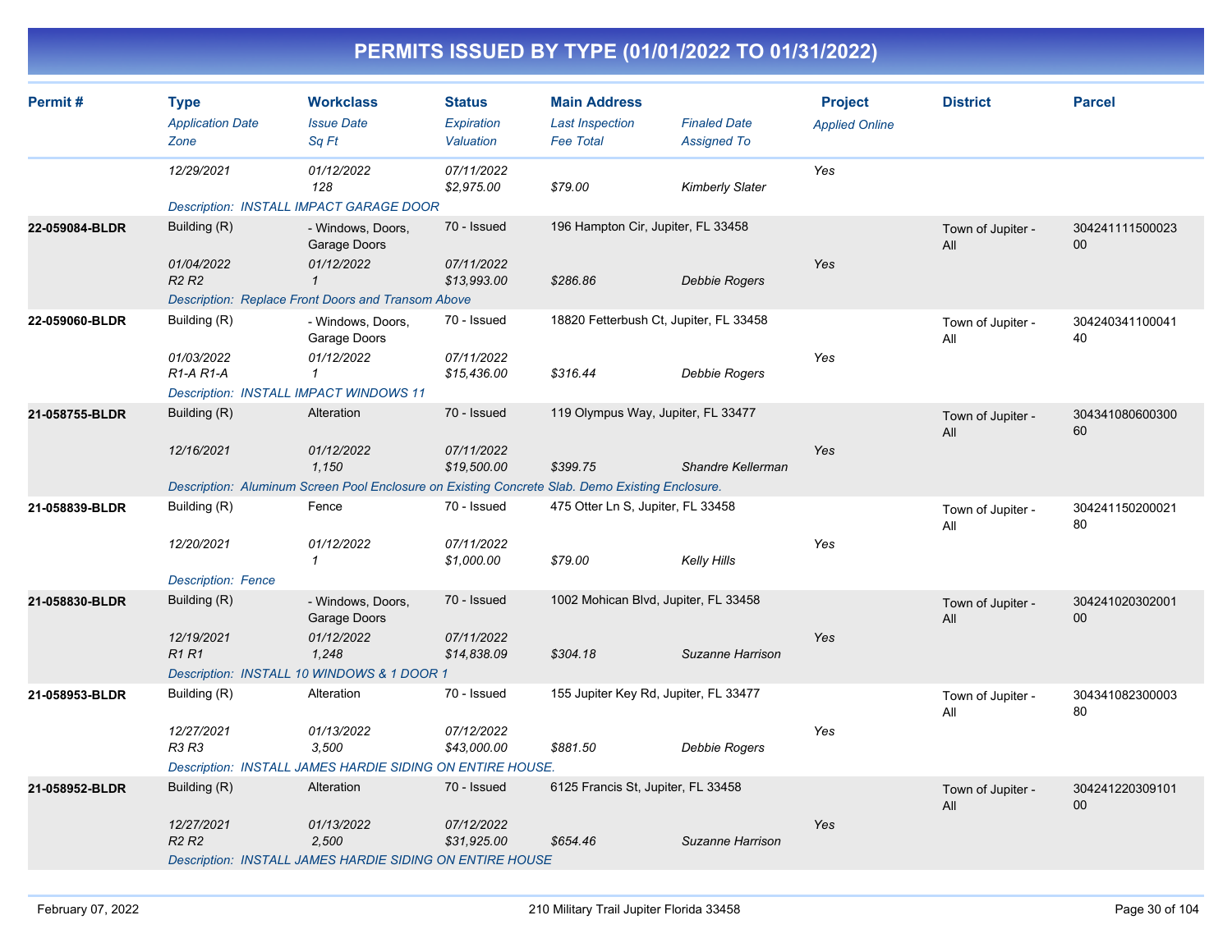# PERMITS ISSUED BY TYPE (01/01/2022 TO 01/31/2022)

| Permit # | Type / Application Date / Zone | Workclass / Issue Date / Sq Ft | Status / Expiration / Valuation | Main Address / Last Inspection / Fee Total | Finaled Date / Assigned To | Project / Applied Online | District | Parcel |
|---|---|---|---|---|---|---|---|---|
| | 12/29/2021 | 01/12/2022<br>128 | 07/11/2022<br>$2,975.00 | $79.00 | Kimberly Slater | Yes | | |
| | Description: INSTALL IMPACT GARAGE DOOR | | | | | | | |
| 22-059084-BLDR | Building (R)<br>01/04/2022<br>R2 R2 | - Windows, Doors, Garage Doors<br>01/12/2022<br>1 | 70 - Issued<br>07/11/2022<br>$13,993.00 | 196 Hampton Cir, Jupiter, FL 33458<br><br>$286.86 | Debbie Rogers | Yes | Town of Jupiter - All | 30424111150002300 |
| | Description: Replace Front Doors and Transom Above | | | | | | | |
| 22-059060-BLDR | Building (R)<br>01/03/2022<br>R1-A R1-A | - Windows, Doors, Garage Doors<br>01/12/2022<br>1 | 70 - Issued<br>07/11/2022<br>$15,436.00 | 18820 Fetterbush Ct, Jupiter, FL 33458<br><br>$316.44 | Debbie Rogers | Yes | Town of Jupiter - All | 30424034110004140 |
| | Description: INSTALL IMPACT WINDOWS 11 | | | | | | | |
| 21-058755-BLDR | Building (R)<br>12/16/2021 | Alteration<br>01/12/2022<br>1,150 | 70 - Issued<br>07/11/2022<br>$19,500.00 | 119 Olympus Way, Jupiter, FL 33477<br><br>$399.75 | Shandre Kellerman | Yes | Town of Jupiter - All | 30434108060030060 |
| | Description: Aluminum Screen Pool Enclosure on Existing Concrete Slab. Demo Existing Enclosure. | | | | | | | |
| 21-058839-BLDR | Building (R)<br>12/20/2021 | Fence<br>01/12/2022<br>1 | 70 - Issued<br>07/11/2022<br>$1,000.00 | 475 Otter Ln S, Jupiter, FL 33458<br><br>$79.00 | Kelly Hills | Yes | Town of Jupiter - All | 30424115020002180 |
| | Description: Fence | | | | | | | |
| 21-058830-BLDR | Building (R)<br>12/19/2021<br>R1 R1 | - Windows, Doors, Garage Doors<br>01/12/2022<br>1,248 | 70 - Issued<br>07/11/2022<br>$14,838.09 | 1002 Mohican Blvd, Jupiter, FL 33458<br><br>$304.18 | Suzanne Harrison | Yes | Town of Jupiter - All | 30424102030200100 |
| | Description: INSTALL 10 WINDOWS & 1 DOOR 1 | | | | | | | |
| 21-058953-BLDR | Building (R)<br>12/27/2021<br>R3 R3 | Alteration<br>01/13/2022<br>3,500 | 70 - Issued<br>07/12/2022<br>$43,000.00 | 155 Jupiter Key Rd, Jupiter, FL 33477<br><br>$881.50 | Debbie Rogers | Yes | Town of Jupiter - All | 30434108230000380 |
| | Description: INSTALL JAMES HARDIE SIDING ON ENTIRE HOUSE. | | | | | | | |
| 21-058952-BLDR | Building (R)<br>12/27/2021<br>R2 R2 | Alteration<br>01/13/2022<br>2,500 | 70 - Issued<br>07/12/2022<br>$31,925.00 | 6125 Francis St, Jupiter, FL 33458<br><br>$654.46 | Suzanne Harrison | Yes | Town of Jupiter - All | 30424122030910100 |
| | Description: INSTALL JAMES HARDIE SIDING ON ENTIRE HOUSE | | | | | | | |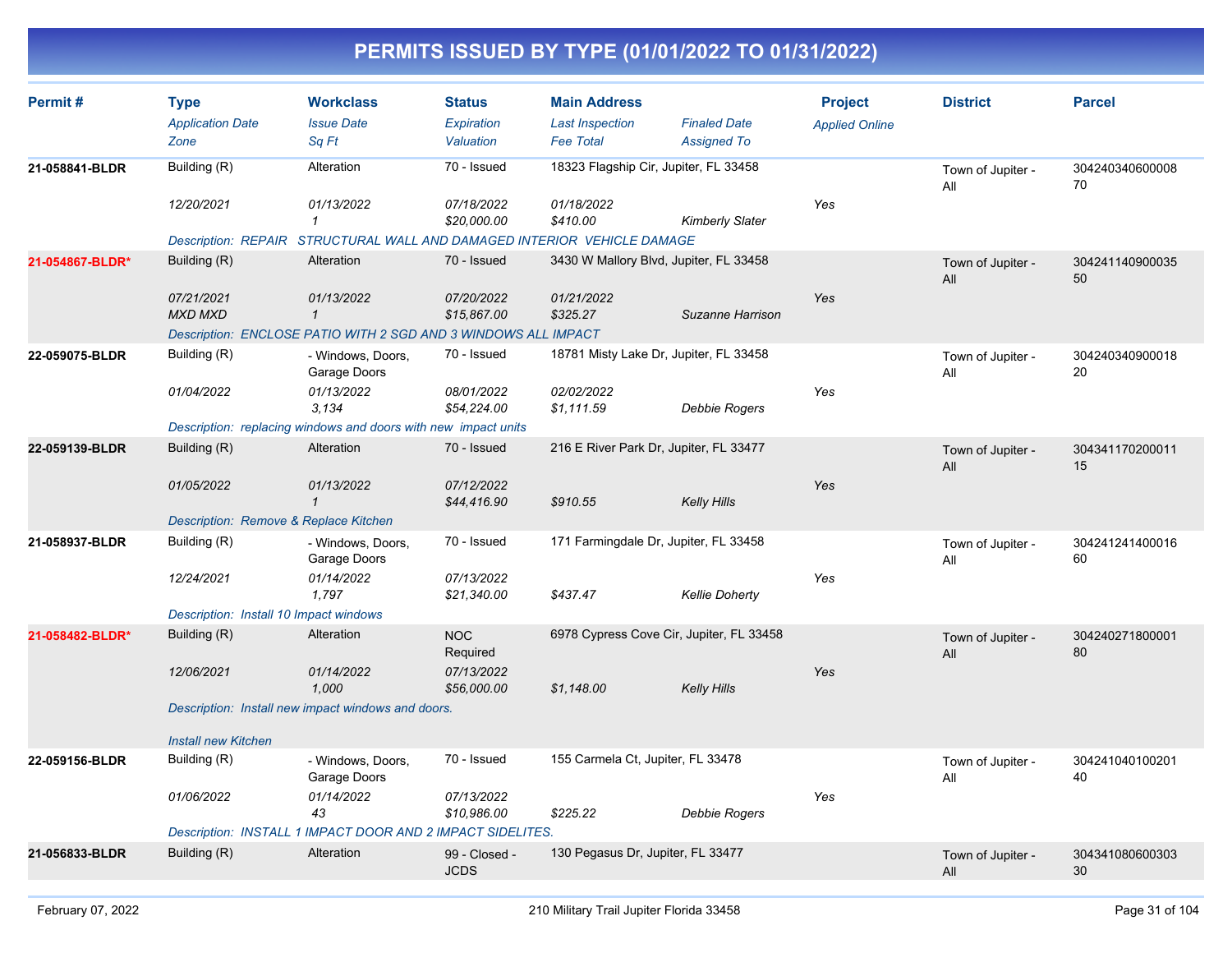# PERMITS ISSUED BY TYPE (01/01/2022 TO 01/31/2022)

| Permit # | Type | Workclass | Status | Main Address | | Project | District | Parcel |
|---|---|---|---|---|---|---|---|---|
| | Application Date | Issue Date | Expiration | Last Inspection | Finaled Date | Applied Online | | |
| | Zone | Sq Ft | Valuation | Fee Total | Assigned To | | | |
| 21-058841-BLDR | Building (R) | Alteration | 70 - Issued | 18323 Flagship Cir, Jupiter, FL 33458 | | | Town of Jupiter - All | 30424034060000870 |
| | 12/20/2021 | 01/13/2022 | 07/18/2022 | 01/18/2022 | | Yes | | |
| | | 1 | $20,000.00 | $410.00 | Kimberly Slater | | | |
| | Description: REPAIR STRUCTURAL WALL AND DAMAGED INTERIOR VEHICLE DAMAGE | | | | | | | |
| 21-054867-BLDR* | Building (R) | Alteration | 70 - Issued | 3430 W Mallory Blvd, Jupiter, FL 33458 | | | Town of Jupiter - All | 30424114090003550 |
| | 07/21/2021 | 01/13/2022 | 07/20/2022 | 01/21/2022 | | Yes | | |
| | MXD MXD | 1 | $15,867.00 | $325.27 | Suzanne Harrison | | | |
| | Description: ENCLOSE PATIO WITH 2 SGD AND 3 WINDOWS ALL IMPACT | | | | | | | |
| 22-059075-BLDR | Building (R) | - Windows, Doors, Garage Doors | 70 - Issued | 18781 Misty Lake Dr, Jupiter, FL 33458 | | | Town of Jupiter - All | 30424034090001820 |
| | 01/04/2022 | 01/13/2022 | 08/01/2022 | 02/02/2022 | | Yes | | |
| | | 3,134 | $54,224.00 | $1,111.59 | Debbie Rogers | | | |
| | Description: replacing windows and doors with new impact units | | | | | | | |
| 22-059139-BLDR | Building (R) | Alteration | 70 - Issued | 216 E River Park Dr, Jupiter, FL 33477 | | | Town of Jupiter - All | 30434117020001115 |
| | 01/05/2022 | 01/13/2022 | 07/12/2022 | | | Yes | | |
| | | 1 | $44,416.90 | $910.55 | Kelly Hills | | | |
| | Description: Remove & Replace Kitchen | | | | | | | |
| 21-058937-BLDR | Building (R) | - Windows, Doors, Garage Doors | 70 - Issued | 171 Farmingdale Dr, Jupiter, FL 33458 | | | Town of Jupiter - All | 30424124140001660 |
| | 12/24/2021 | 01/14/2022 | 07/13/2022 | | | Yes | | |
| | | 1,797 | $21,340.00 | $437.47 | Kellie Doherty | | | |
| | Description: Install 10 Impact windows | | | | | | | |
| 21-058482-BLDR* | Building (R) | Alteration | NOC Required | 6978 Cypress Cove Cir, Jupiter, FL 33458 | | | Town of Jupiter - All | 30424027180000180 |
| | 12/06/2021 | 01/14/2022 | 07/13/2022 | | | Yes | | |
| | | 1,000 | $56,000.00 | $1,148.00 | Kelly Hills | | | |
| | Description: Install new impact windows and doors. Install new Kitchen | | | | | | | |
| 22-059156-BLDR | Building (R) | - Windows, Doors, Garage Doors | 70 - Issued | 155 Carmela Ct, Jupiter, FL 33478 | | | Town of Jupiter - All | 30424104010020140 |
| | 01/06/2022 | 01/14/2022 | 07/13/2022 | | | Yes | | |
| | | 43 | $10,986.00 | $225.22 | Debbie Rogers | | | |
| | Description: INSTALL 1 IMPACT DOOR AND 2 IMPACT SIDELITES. | | | | | | | |
| 21-056833-BLDR | Building (R) | Alteration | 99 - Closed - JCDS | 130 Pegasus Dr, Jupiter, FL 33477 | | | Town of Jupiter - All | 30434108060030330 |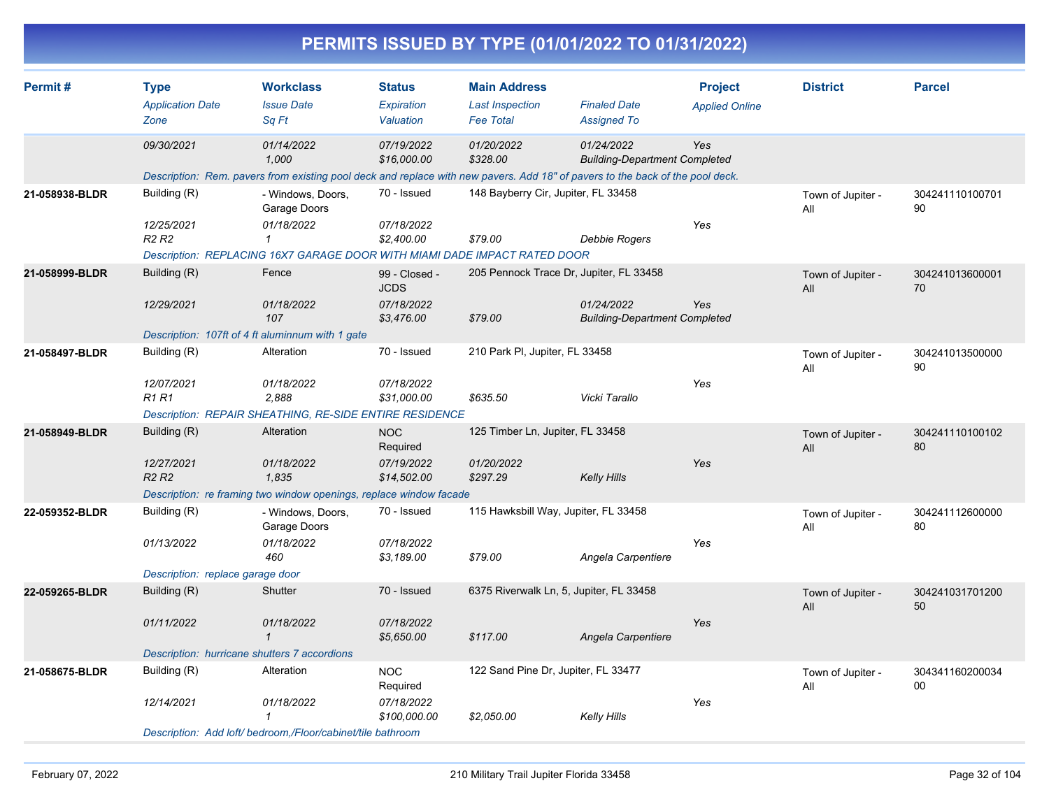# PERMITS ISSUED BY TYPE (01/01/2022 TO 01/31/2022)

| Permit # | Type / Application Date / Zone | Workclass / Issue Date / Sq Ft | Status / Expiration / Valuation | Main Address / Last Inspection / Fee Total | Finaled Date / Assigned To | Project / Applied Online | District | Parcel |
|---|---|---|---|---|---|---|---|---|
| | 09/30/2021 | 01/14/2022<br>1,000 | 07/19/2022<br>$16,000.00 | 01/20/2022<br>$328.00 | 01/24/2022<br>Building-Department Completed | Yes | | |
| | *Description: Rem. pavers from existing pool deck and replace with new pavers. Add 18" of pavers to the back of the pool deck.* | | | | | | | |
| 21-058938-BLDR | Building (R)<br>12/25/2021<br>R2 R2 | - Windows, Doors, Garage Doors<br>01/18/2022<br>1 | 70 - Issued<br>07/18/2022<br>$2,400.00 | 148 Bayberry Cir, Jupiter, FL 33458<br><br>$79.00 | Debbie Rogers | Yes | Town of Jupiter - All | 30424111010070190 |
| | *Description: REPLACING 16X7 GARAGE DOOR WITH MIAMI DADE IMPACT RATED DOOR* | | | | | | | |
| 21-058999-BLDR | Building (R)<br>12/29/2021 | Fence<br>01/18/2022<br>107 | 99 - Closed - JCDS<br>07/18/2022<br>$3,476.00 | 205 Pennock Trace Dr, Jupiter, FL 33458<br><br>$79.00 | 01/24/2022<br>Building-Department Completed | Yes | Town of Jupiter - All | 30424101360000170 |
| | *Description: 107ft of 4 ft aluminnum with 1 gate* | | | | | | | |
| 21-058497-BLDR | Building (R)<br>12/07/2021<br>R1 R1 | Alteration<br>01/18/2022<br>2,888 | 70 - Issued<br>07/18/2022<br>$31,000.00 | 210 Park Pl, Jupiter, FL 33458<br><br>$635.50 | Vicki Tarallo | Yes | Town of Jupiter - All | 30424101350000090 |
| | *Description: REPAIR SHEATHING, RE-SIDE ENTIRE RESIDENCE* | | | | | | | |
| 21-058949-BLDR | Building (R)<br>12/27/2021<br>R2 R2 | Alteration<br>01/18/2022<br>1,835 | NOC Required<br>07/19/2022<br>$14,502.00 | 125 Timber Ln, Jupiter, FL 33458<br>01/20/2022<br>$297.29 | Kelly Hills | Yes | Town of Jupiter - All | 30424111010010280 |
| | *Description: re framing two window openings, replace window facade* | | | | | | | |
| 22-059352-BLDR | Building (R)<br>01/13/2022 | - Windows, Doors, Garage Doors<br>01/18/2022<br>460 | 70 - Issued<br>07/18/2022<br>$3,189.00 | 115 Hawksbill Way, Jupiter, FL 33458<br><br>$79.00 | Angela Carpentiere | Yes | Town of Jupiter - All | 30424111260000080 |
| | *Description: replace garage door* | | | | | | | |
| 22-059265-BLDR | Building (R)<br>01/11/2022 | Shutter<br>01/18/2022<br>1 | 70 - Issued<br>07/18/2022<br>$5,650.00 | 6375 Riverwalk Ln, 5, Jupiter, FL 33458<br><br>$117.00 | Angela Carpentiere | Yes | Town of Jupiter - All | 30424103170120050 |
| | *Description: hurricane shutters 7 accordions* | | | | | | | |
| 21-058675-BLDR | Building (R)<br>12/14/2021 | Alteration<br>01/18/2022<br>1 | NOC Required<br>07/18/2022<br>$100,000.00 | 122 Sand Pine Dr, Jupiter, FL 33477<br><br>$2,050.00 | Kelly Hills | Yes | Town of Jupiter - All | 30434116020003400 |
| | *Description: Add loft/ bedroom,/Floor/cabinet/tile bathroom* | | | | | | | |

February 07, 2022 — 210 Military Trail Jupiter Florida 33458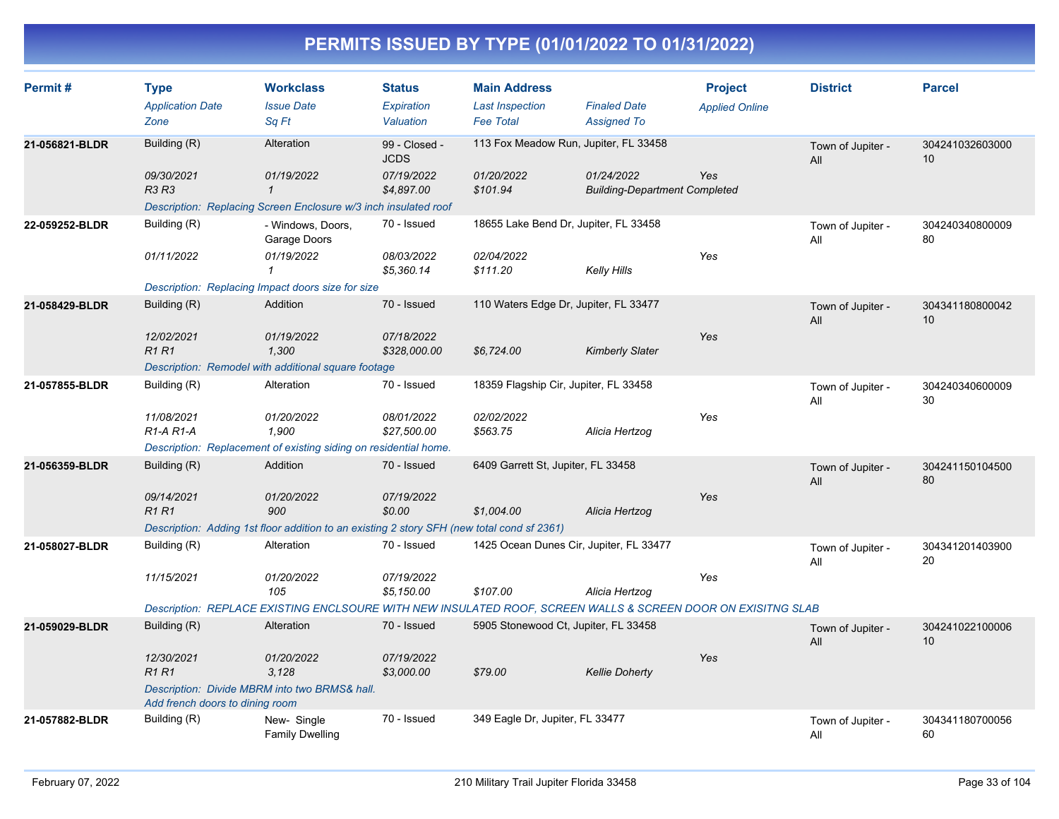# PERMITS ISSUED BY TYPE (01/01/2022 TO 01/31/2022)

| Permit # | Type | Workclass | Status | Main Address | | Project | District | Parcel |
|---|---|---|---|---|---|---|---|---|
| | *Application Date* | *Issue Date* | *Expiration* | *Last Inspection* | *Finaled Date* | *Applied Online* | | |
| | *Zone* | *Sq Ft* | *Valuation* | *Fee Total* | *Assigned To* | | | |
| **21-056821-BLDR** | Building (R) | Alteration | 99 - Closed - JCDS | 113 Fox Meadow Run, Jupiter, FL 33458 | | | Town of Jupiter - All | 30424103260300010 |
| | *09/30/2021* | *01/19/2022* | *07/19/2022* | *01/20/2022* | *01/24/2022* | *Yes* | | |
| | *R3 R3* | *1* | *$4,897.00* | *$101.94* | *Building-Department Completed* | | | |
| | *Description: Replacing Screen Enclosure w/3 inch insulated roof* | | | | | | | |
| **22-059252-BLDR** | Building (R) | - Windows, Doors, Garage Doors | 70 - Issued | 18655 Lake Bend Dr, Jupiter, FL 33458 | | | Town of Jupiter - All | 30424034080000980 |
| | *01/11/2022* | *01/19/2022* | *08/03/2022* | *02/04/2022* | | *Yes* | | |
| | | *1* | *$5,360.14* | *$111.20* | *Kelly Hills* | | | |
| | *Description: Replacing Impact doors size for size* | | | | | | | |
| **21-058429-BLDR** | Building (R) | Addition | 70 - Issued | 110 Waters Edge Dr, Jupiter, FL 33477 | | | Town of Jupiter - All | 30434118080004210 |
| | *12/02/2021* | *01/19/2022* | *07/18/2022* | | | *Yes* | | |
| | *R1 R1* | *1,300* | *$328,000.00* | *$6,724.00* | *Kimberly Slater* | | | |
| | *Description: Remodel with additional square footage* | | | | | | | |
| **21-057855-BLDR** | Building (R) | Alteration | 70 - Issued | 18359 Flagship Cir, Jupiter, FL 33458 | | | Town of Jupiter - All | 30424034060000930 |
| | *11/08/2021* | *01/20/2022* | *08/01/2022* | *02/02/2022* | | *Yes* | | |
| | *R1-A R1-A* | *1,900* | *$27,500.00* | *$563.75* | *Alicia Hertzog* | | | |
| | *Description: Replacement of existing siding on residential home.* | | | | | | | |
| **21-056359-BLDR** | Building (R) | Addition | 70 - Issued | 6409 Garrett St, Jupiter, FL 33458 | | | Town of Jupiter - All | 30424115010450080 |
| | *09/14/2021* | *01/20/2022* | *07/19/2022* | | | *Yes* | | |
| | *R1 R1* | *900* | *$0.00* | *$1,004.00* | *Alicia Hertzog* | | | |
| | *Description: Adding 1st floor addition to an existing 2 story SFH (new total cond sf 2361)* | | | | | | | |
| **21-058027-BLDR** | Building (R) | Alteration | 70 - Issued | 1425 Ocean Dunes Cir, Jupiter, FL 33477 | | | Town of Jupiter - All | 30434120140390020 |
| | *11/15/2021* | *01/20/2022* | *07/19/2022* | | | *Yes* | | |
| | | *105* | *$5,150.00* | *$107.00* | *Alicia Hertzog* | | | |
| | *Description: REPLACE EXISTING ENCLSOURE WITH NEW INSULATED ROOF, SCREEN WALLS & SCREEN DOOR ON EXISITNG SLAB* | | | | | | | |
| **21-059029-BLDR** | Building (R) | Alteration | 70 - Issued | 5905 Stonewood Ct, Jupiter, FL 33458 | | | Town of Jupiter - All | 30424102210000610 |
| | *12/30/2021* | *01/20/2022* | *07/19/2022* | | | *Yes* | | |
| | *R1 R1* | *3,128* | *$3,000.00* | *$79.00* | *Kellie Doherty* | | | |
| | *Description: Divide MBRM into two BRMS& hall. Add french doors to dining room* | | | | | | | |
| **21-057882-BLDR** | Building (R) | New- Single Family Dwelling | 70 - Issued | 349 Eagle Dr, Jupiter, FL 33477 | | | Town of Jupiter - All | 30434118070005660 |

February 07, 2022 — 210 Military Trail Jupiter Florida 33458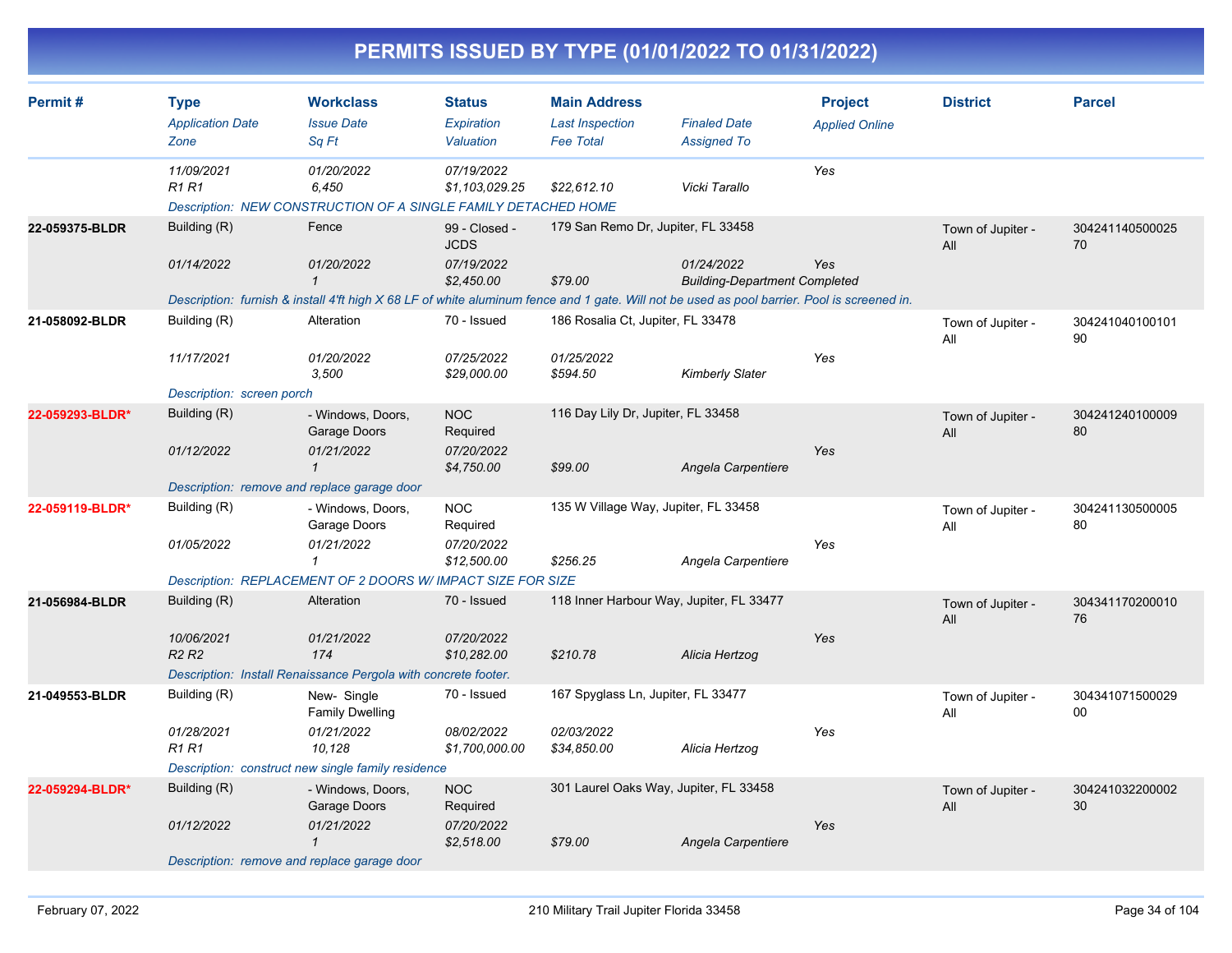## PERMITS ISSUED BY TYPE (01/01/2022 TO 01/31/2022)

| Permit # | Type<br>*Application Date*<br>*Zone* | Workclass<br>*Issue Date*<br>*Sq Ft* | Status<br>*Expiration*<br>*Valuation* | Main Address<br>*Last Inspection*<br>*Fee Total* | *Finaled Date*<br>*Assigned To* | Project<br>*Applied Online* | District | Parcel |
|---|---|---|---|---|---|---|---|---|
| | *11/09/2021*<br>*R1 R1* | *01/20/2022*<br>*6,450* | *07/19/2022*<br>*$1,103,029.25* | <br>*$22,612.10* | <br>*Vicki Tarallo* | *Yes* | | |
| | *Description: NEW CONSTRUCTION OF A SINGLE FAMILY DETACHED HOME* | | | | | | | |
| **22-059375-BLDR** | Building (R)<br>*01/14/2022* | Fence<br>*01/20/2022*<br>*1* | 99 - Closed - JCDS<br>*07/19/2022*<br>*$2,450.00* | 179 San Remo Dr, Jupiter, FL 33458<br><br>*$79.00* | *01/24/2022*<br>*Building-Department Completed* | *Yes* | Town of Jupiter - All | 30424114050002570 |
| | *Description: furnish & install 4'ft high X 68 LF of white aluminum fence and 1 gate. Will not be used as pool barrier. Pool is screened in.* | | | | | | | |
| **21-058092-BLDR** | Building (R)<br>*11/17/2021* | Alteration<br>*01/20/2022*<br>*3,500* | 70 - Issued<br>*07/25/2022*<br>*$29,000.00* | 186 Rosalia Ct, Jupiter, FL 33478<br>*01/25/2022*<br>*$594.50* | <br>*Kimberly Slater* | *Yes* | Town of Jupiter - All | 30424104010010190 |
| | *Description: screen porch* | | | | | | | |
| **22-059293-BLDR*** | Building (R)<br>*01/12/2022* | - Windows, Doors, Garage Doors<br>*01/21/2022*<br>*1* | NOC Required<br>*07/20/2022*<br>*$4,750.00* | 116 Day Lily Dr, Jupiter, FL 33458<br><br>*$99.00* | <br>*Angela Carpentiere* | *Yes* | Town of Jupiter - All | 30424124010000980 |
| | *Description: remove and replace garage door* | | | | | | | |
| **22-059119-BLDR*** | Building (R)<br>*01/05/2022* | - Windows, Doors, Garage Doors<br>*01/21/2022*<br>*1* | NOC Required<br>*07/20/2022*<br>*$12,500.00* | 135 W Village Way, Jupiter, FL 33458<br><br>*$256.25* | <br>*Angela Carpentiere* | *Yes* | Town of Jupiter - All | 30424113050000580 |
| | *Description: REPLACEMENT OF 2 DOORS W/ IMPACT SIZE FOR SIZE* | | | | | | | |
| **21-056984-BLDR** | Building (R)<br>*10/06/2021*<br>*R2 R2* | Alteration<br>*01/21/2022*<br>*174* | 70 - Issued<br>*07/20/2022*<br>*$10,282.00* | 118 Inner Harbour Way, Jupiter, FL 33477<br><br>*$210.78* | <br>*Alicia Hertzog* | *Yes* | Town of Jupiter - All | 30434117020001076 |
| | *Description: Install Renaissance Pergola with concrete footer.* | | | | | | | |
| **21-049553-BLDR** | Building (R)<br>*01/28/2021*<br>*R1 R1* | New- Single Family Dwelling<br>*01/21/2022*<br>*10,128* | 70 - Issued<br>*08/02/2022*<br>*$1,700,000.00* | 167 Spyglass Ln, Jupiter, FL 33477<br>*02/03/2022*<br>*$34,850.00* | <br>*Alicia Hertzog* | *Yes* | Town of Jupiter - All | 30434107150002900 |
| | *Description: construct new single family residence* | | | | | | | |
| **22-059294-BLDR*** | Building (R)<br>*01/12/2022* | - Windows, Doors, Garage Doors<br>*01/21/2022*<br>*1* | NOC Required<br>*07/20/2022*<br>*$2,518.00* | 301 Laurel Oaks Way, Jupiter, FL 33458<br><br>*$79.00* | <br>*Angela Carpentiere* | *Yes* | Town of Jupiter - All | 30424103220000230 |
| | *Description: remove and replace garage door* | | | | | | | |

February 07, 2022 — 210 Military Trail Jupiter Florida 33458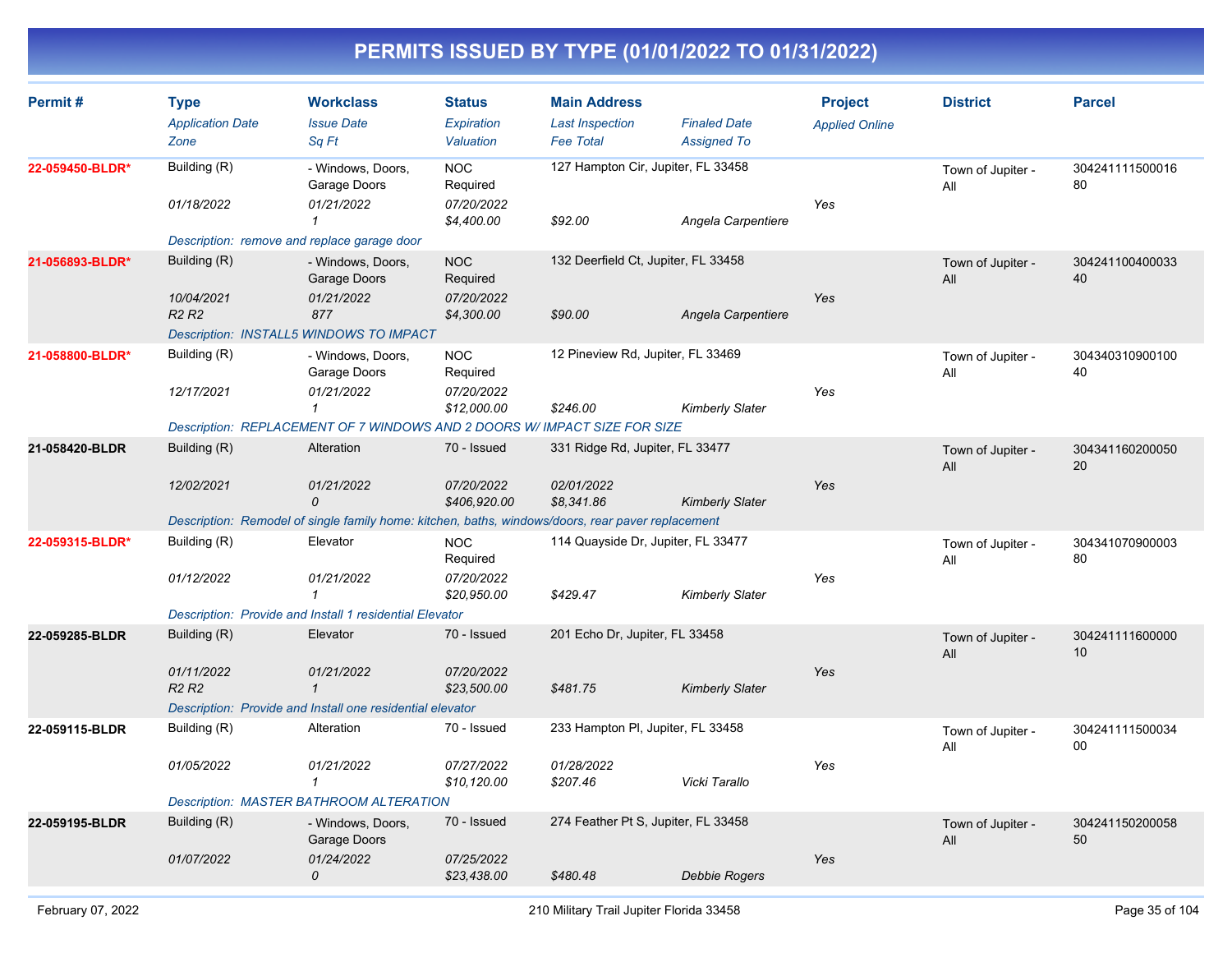# PERMITS ISSUED BY TYPE (01/01/2022 TO 01/31/2022)

| Permit # | Type | Workclass | Status | Main Address | | Project | District | Parcel |
|---|---|---|---|---|---|---|---|---|
| | *Application Date* | *Issue Date* | *Expiration* | *Last Inspection* | *Finaled Date* | *Applied Online* | | |
| | *Zone* | *Sq Ft* | *Valuation* | *Fee Total* | *Assigned To* | | | |
| **22-059450-BLDR*** | Building (R) | - Windows, Doors, Garage Doors | NOC Required | 127 Hampton Cir, Jupiter, FL 33458 | | | Town of Jupiter - All | 30424111150001680 |
| | *01/18/2022* | *01/21/2022* | *07/20/2022* | | | *Yes* | | |
| | | *1* | *$4,400.00* | *$92.00* | *Angela Carpentiere* | | | |
| | *Description: remove and replace garage door* | | | | | | | |
| **21-056893-BLDR*** | Building (R) | - Windows, Doors, Garage Doors | NOC Required | 132 Deerfield Ct, Jupiter, FL 33458 | | | Town of Jupiter - All | 30424110040003340 |
| | *10/04/2021* | *01/21/2022* | *07/20/2022* | | | *Yes* | | |
| | *R2 R2* | *877* | *$4,300.00* | *$90.00* | *Angela Carpentiere* | | | |
| | *Description: INSTALL5 WINDOWS TO IMPACT* | | | | | | | |
| **21-058800-BLDR*** | Building (R) | - Windows, Doors, Garage Doors | NOC Required | 12 Pineview Rd, Jupiter, FL 33469 | | | Town of Jupiter - All | 30434031090010040 |
| | *12/17/2021* | *01/21/2022* | *07/20/2022* | | | *Yes* | | |
| | | *1* | *$12,000.00* | *$246.00* | *Kimberly Slater* | | | |
| | *Description: REPLACEMENT OF 7 WINDOWS AND 2 DOORS W/ IMPACT SIZE FOR SIZE* | | | | | | | |
| **21-058420-BLDR** | Building (R) | Alteration | 70 - Issued | 331 Ridge Rd, Jupiter, FL 33477 | | | Town of Jupiter - All | 30434116020005020 |
| | *12/02/2021* | *01/21/2022* | *07/20/2022* | *02/01/2022* | | *Yes* | | |
| | | *0* | *$406,920.00* | *$8,341.86* | *Kimberly Slater* | | | |
| | *Description: Remodel of single family home: kitchen, baths, windows/doors, rear paver replacement* | | | | | | | |
| **22-059315-BLDR*** | Building (R) | Elevator | NOC Required | 114 Quayside Dr, Jupiter, FL 33477 | | | Town of Jupiter - All | 30434107090000380 |
| | *01/12/2022* | *01/21/2022* | *07/20/2022* | | | *Yes* | | |
| | | *1* | *$20,950.00* | *$429.47* | *Kimberly Slater* | | | |
| | *Description: Provide and Install 1 residential Elevator* | | | | | | | |
| **22-059285-BLDR** | Building (R) | Elevator | 70 - Issued | 201 Echo Dr, Jupiter, FL 33458 | | | Town of Jupiter - All | 30424111160000010 |
| | *01/11/2022* | *01/21/2022* | *07/20/2022* | | | *Yes* | | |
| | *R2 R2* | *1* | *$23,500.00* | *$481.75* | *Kimberly Slater* | | | |
| | *Description: Provide and Install one residential elevator* | | | | | | | |
| **22-059115-BLDR** | Building (R) | Alteration | 70 - Issued | 233 Hampton Pl, Jupiter, FL 33458 | | | Town of Jupiter - All | 30424111150003400 |
| | *01/05/2022* | *01/21/2022* | *07/27/2022* | *01/28/2022* | | *Yes* | | |
| | | *1* | *$10,120.00* | *$207.46* | *Vicki Tarallo* | | | |
| | *Description: MASTER BATHROOM ALTERATION* | | | | | | | |
| **22-059195-BLDR** | Building (R) | - Windows, Doors, Garage Doors | 70 - Issued | 274 Feather Pt S, Jupiter, FL 33458 | | | Town of Jupiter - All | 30424115020005850 |
| | *01/07/2022* | *01/24/2022* | *07/25/2022* | | | *Yes* | | |
| | | *0* | *$23,438.00* | *$480.48* | *Debbie Rogers* | | | |

February 07, 2022 — 210 Military Trail Jupiter Florida 33458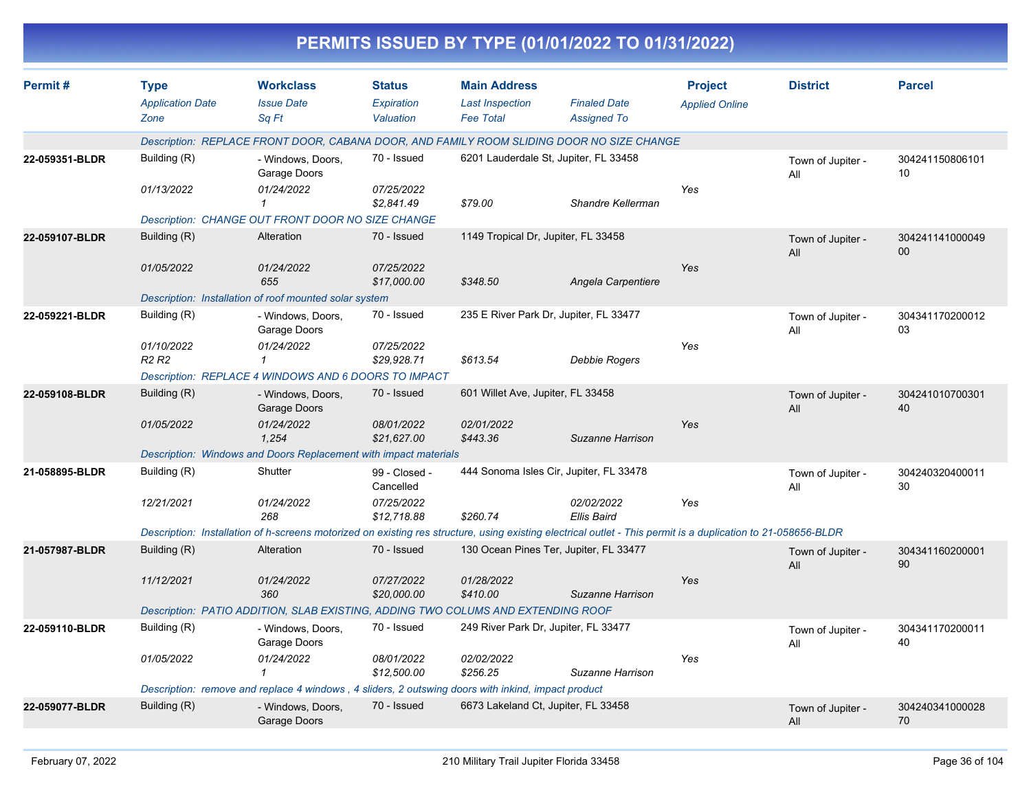# PERMITS ISSUED BY TYPE (01/01/2022 TO 01/31/2022)

| Permit # | Type / Application Date / Zone | Workclass / Issue Date / Sq Ft | Status / Expiration / Valuation | Main Address / Last Inspection / Fee Total | Finaled Date / Assigned To | Project / Applied Online | District | Parcel |
|---|---|---|---|---|---|---|---|---|
| | Description: REPLACE FRONT DOOR, CABANA DOOR, AND FAMILY ROOM SLIDING DOOR NO SIZE CHANGE | | | | | | | |
| 22-059351-BLDR | Building (R) | - Windows, Doors, Garage Doors | 70 - Issued | 6201 Lauderdale St, Jupiter, FL 33458 | | | Town of Jupiter - All | 30424115080610110 |
| | 01/13/2022 | 01/24/2022 | 07/25/2022 | | | Yes | | |
| | | 1 | $2,841.49 | $79.00 | Shandre Kellerman | | | |
| | Description: CHANGE OUT FRONT DOOR NO SIZE CHANGE | | | | | | | |
| 22-059107-BLDR | Building (R) | Alteration | 70 - Issued | 1149 Tropical Dr, Jupiter, FL 33458 | | | Town of Jupiter - All | 30424114100004900 |
| | 01/05/2022 | 01/24/2022 | 07/25/2022 | | | Yes | | |
| | | 655 | $17,000.00 | $348.50 | Angela Carpentiere | | | |
| | Description: Installation of roof mounted solar system | | | | | | | |
| 22-059221-BLDR | Building (R) | - Windows, Doors, Garage Doors | 70 - Issued | 235 E River Park Dr, Jupiter, FL 33477 | | | Town of Jupiter - All | 30434117020001203 |
| | 01/10/2022 | 01/24/2022 | 07/25/2022 | | | Yes | | |
| | R2 R2 | 1 | $29,928.71 | $613.54 | Debbie Rogers | | | |
| | Description: REPLACE 4 WINDOWS AND 6 DOORS TO IMPACT | | | | | | | |
| 22-059108-BLDR | Building (R) | - Windows, Doors, Garage Doors | 70 - Issued | 601 Willet Ave, Jupiter, FL 33458 | | | Town of Jupiter - All | 30424101070030140 |
| | 01/05/2022 | 01/24/2022 | 08/01/2022 | 02/01/2022 | | Yes | | |
| | | 1,254 | $21,627.00 | $443.36 | Suzanne Harrison | | | |
| | Description: Windows and Doors Replacement with impact materials | | | | | | | |
| 21-058895-BLDR | Building (R) | Shutter | 99 - Closed - Cancelled | 444 Sonoma Isles Cir, Jupiter, FL 33478 | | | Town of Jupiter - All | 30424032040001130 |
| | 12/21/2021 | 01/24/2022 | 07/25/2022 | | 02/02/2022 | Yes | | |
| | | 268 | $12,718.88 | $260.74 | Ellis Baird | | | |
| | Description: Installation of h-screens motorized on existing res structure, using existing electrical outlet - This permit is a duplication to 21-058656-BLDR | | | | | | | |
| 21-057987-BLDR | Building (R) | Alteration | 70 - Issued | 130 Ocean Pines Ter, Jupiter, FL 33477 | | | Town of Jupiter - All | 30434116020000190 |
| | 11/12/2021 | 01/24/2022 | 07/27/2022 | 01/28/2022 | | Yes | | |
| | | 360 | $20,000.00 | $410.00 | Suzanne Harrison | | | |
| | Description: PATIO ADDITION, SLAB EXISTING, ADDING TWO COLUMS AND EXTENDING ROOF | | | | | | | |
| 22-059110-BLDR | Building (R) | - Windows, Doors, Garage Doors | 70 - Issued | 249 River Park Dr, Jupiter, FL 33477 | | | Town of Jupiter - All | 30434117020001140 |
| | 01/05/2022 | 01/24/2022 | 08/01/2022 | 02/02/2022 | | Yes | | |
| | | 1 | $12,500.00 | $256.25 | Suzanne Harrison | | | |
| | Description: remove and replace 4 windows , 4 sliders, 2 outswing doors with inkind, impact product | | | | | | | |
| 22-059077-BLDR | Building (R) | - Windows, Doors, Garage Doors | 70 - Issued | 6673 Lakeland Ct, Jupiter, FL 33458 | | | Town of Jupiter - All | 30424034100002870 |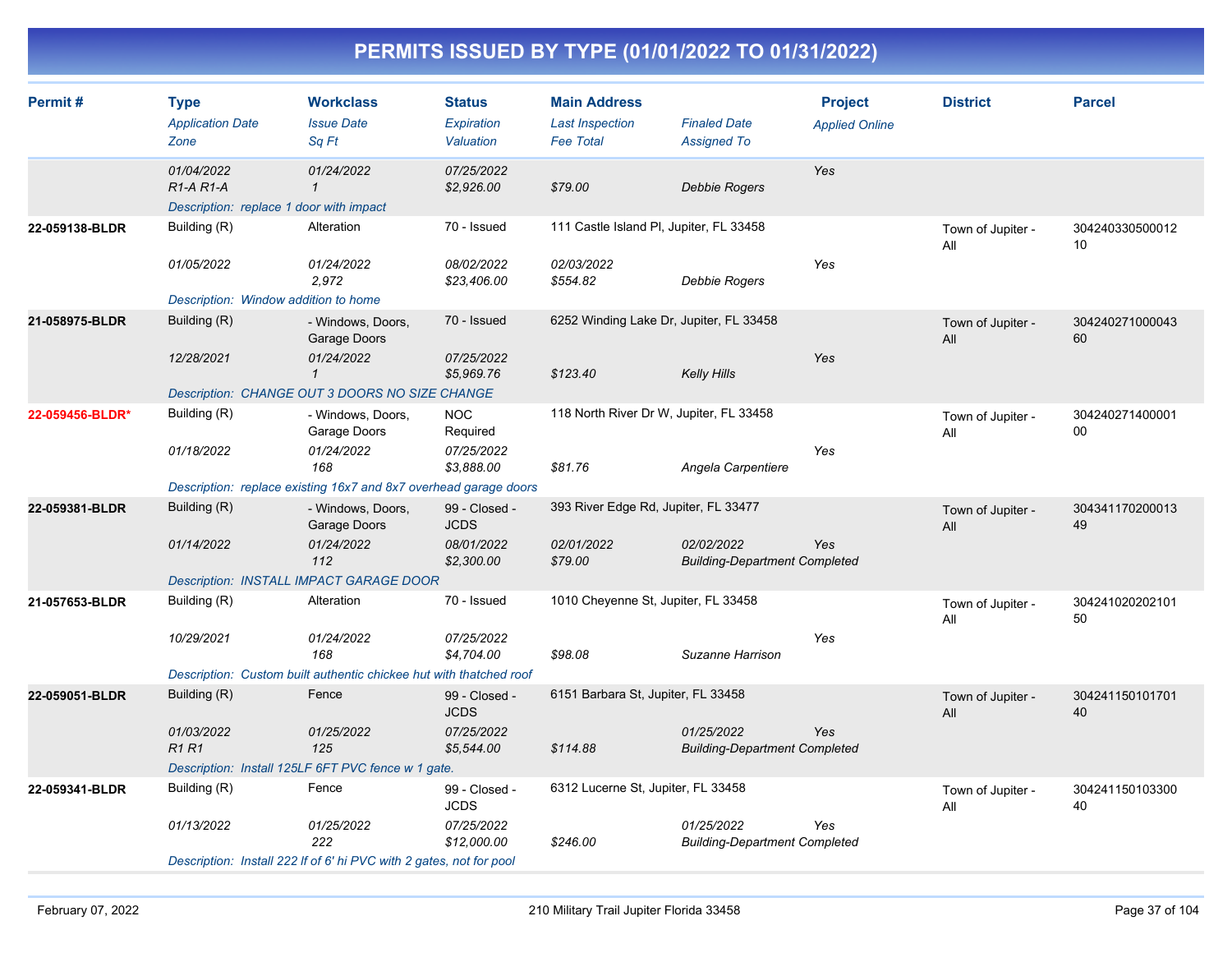# PERMITS ISSUED BY TYPE (01/01/2022 TO 01/31/2022)

| Permit # | Type / Application Date / Zone | Workclass / Issue Date / Sq Ft | Status / Expiration / Valuation | Main Address / Last Inspection / Fee Total | Finaled Date / Assigned To | Project / Applied Online | District | Parcel |
|---|---|---|---|---|---|---|---|---|
| | 01/04/2022<br>R1-A R1-A | 01/24/2022<br>1 | 07/25/2022<br>$2,926.00 | $79.00 | Debbie Rogers | Yes | | |
| | Description: replace 1 door with impact | | | | | | | |
| 22-059138-BLDR | Building (R)<br>01/05/2022 | Alteration<br>01/24/2022<br>2,972 | 70 - Issued<br>08/02/2022<br>$23,406.00 | 111 Castle Island Pl, Jupiter, FL 33458<br>02/03/2022<br>$554.82 | Debbie Rogers | Yes | Town of Jupiter - All | 30424033050001210 |
| | Description: Window addition to home | | | | | | | |
| 21-058975-BLDR | Building (R)<br>12/28/2021 | - Windows, Doors, Garage Doors<br>01/24/2022<br>1 | 70 - Issued<br>07/25/2022<br>$5,969.76 | 6252 Winding Lake Dr, Jupiter, FL 33458<br>$123.40 | Kelly Hills | Yes | Town of Jupiter - All | 30424027100004360 |
| | Description: CHANGE OUT 3 DOORS NO SIZE CHANGE | | | | | | | |
| 22-059456-BLDR* | Building (R)<br>01/18/2022 | - Windows, Doors, Garage Doors<br>01/24/2022<br>168 | NOC Required<br>07/25/2022<br>$3,888.00 | 118 North River Dr W, Jupiter, FL 33458<br>$81.76 | Angela Carpentiere | Yes | Town of Jupiter - All | 30424027140000100 |
| | Description: replace existing 16x7 and 8x7 overhead garage doors | | | | | | | |
| 22-059381-BLDR | Building (R)<br>01/14/2022 | - Windows, Doors, Garage Doors<br>01/24/2022<br>112 | 99 - Closed - JCDS<br>08/01/2022<br>$2,300.00 | 393 River Edge Rd, Jupiter, FL 33477<br>02/01/2022<br>$79.00 | 02/02/2022<br>Building-Department Completed | Yes | Town of Jupiter - All | 30434117020001349 |
| | Description: INSTALL IMPACT GARAGE DOOR | | | | | | | |
| 21-057653-BLDR | Building (R)<br>10/29/2021 | Alteration<br>01/24/2022<br>168 | 70 - Issued<br>07/25/2022<br>$4,704.00 | 1010 Cheyenne St, Jupiter, FL 33458<br>$98.08 | Suzanne Harrison | Yes | Town of Jupiter - All | 30424102020210150 |
| | Description: Custom built authentic chickee hut with thatched roof | | | | | | | |
| 22-059051-BLDR | Building (R)<br>01/03/2022<br>R1 R1 | Fence<br>01/25/2022<br>125 | 99 - Closed - JCDS<br>07/25/2022<br>$5,544.00 | 6151 Barbara St, Jupiter, FL 33458<br>$114.88 | 01/25/2022<br>Building-Department Completed | Yes | Town of Jupiter - All | 30424115010170140 |
| | Description: Install 125LF 6FT PVC fence w 1 gate. | | | | | | | |
| 22-059341-BLDR | Building (R)<br>01/13/2022 | Fence<br>01/25/2022<br>222 | 99 - Closed - JCDS<br>07/25/2022<br>$12,000.00 | 6312 Lucerne St, Jupiter, FL 33458<br>$246.00 | 01/25/2022<br>Building-Department Completed | Yes | Town of Jupiter - All | 30424115010330040 |
| | Description: Install 222 lf of 6' hi PVC with 2 gates, not for pool | | | | | | | |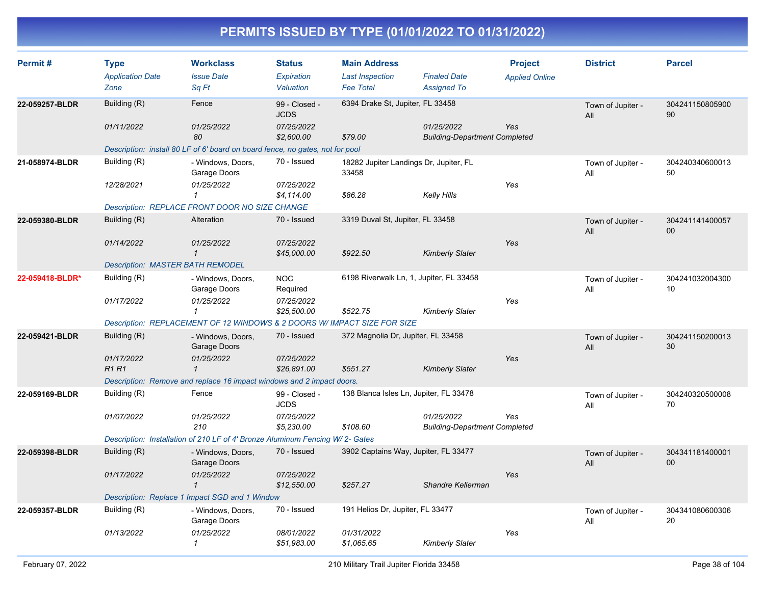# PERMITS ISSUED BY TYPE (01/01/2022 TO 01/31/2022)

| Permit # | Type | Workclass | Status | Main Address | | Project | District | Parcel |
|---|---|---|---|---|---|---|---|---|
| | *Application Date* | *Issue Date* | *Expiration* | *Last Inspection* | *Finaled Date* | *Applied Online* | | |
| | *Zone* | *Sq Ft* | *Valuation* | *Fee Total* | *Assigned To* | | | |
| **22-059257-BLDR** | Building (R) | Fence | 99 - Closed - JCDS | 6394 Drake St, Jupiter, FL 33458 | | | Town of Jupiter - All | 30424115080590090 |
| | *01/11/2022* | *01/25/2022* | *07/25/2022* | | *01/25/2022* | *Yes* | | |
| | | *80* | *$2,600.00* | *$79.00* | *Building-Department Completed* | | | |
| | *Description: install 80 LF of 6' board on board fence, no gates, not for pool* | | | | | | | |
| **21-058974-BLDR** | Building (R) | - Windows, Doors, Garage Doors | 70 - Issued | 18282 Jupiter Landings Dr, Jupiter, FL 33458 | | | Town of Jupiter - All | 30424034060001350 |
| | *12/28/2021* | *01/25/2022* | *07/25/2022* | | | *Yes* | | |
| | | *1* | *$4,114.00* | *$86.28* | *Kelly Hills* | | | |
| | *Description: REPLACE FRONT DOOR NO SIZE CHANGE* | | | | | | | |
| **22-059380-BLDR** | Building (R) | Alteration | 70 - Issued | 3319 Duval St, Jupiter, FL 33458 | | | Town of Jupiter - All | 30424114140005700 |
| | *01/14/2022* | *01/25/2022* | *07/25/2022* | | | *Yes* | | |
| | | *1* | *$45,000.00* | *$922.50* | *Kimberly Slater* | | | |
| | *Description: MASTER BATH REMODEL* | | | | | | | |
| **22-059418-BLDR*** | Building (R) | - Windows, Doors, Garage Doors | NOC Required | 6198 Riverwalk Ln, 1, Jupiter, FL 33458 | | | Town of Jupiter - All | 30424103200430010 |
| | *01/17/2022* | *01/25/2022* | *07/25/2022* | | | *Yes* | | |
| | | *1* | *$25,500.00* | *$522.75* | *Kimberly Slater* | | | |
| | *Description: REPLACEMENT OF 12 WINDOWS & 2 DOORS W/ IMPACT SIZE FOR SIZE* | | | | | | | |
| **22-059421-BLDR** | Building (R) | - Windows, Doors, Garage Doors | 70 - Issued | 372 Magnolia Dr, Jupiter, FL 33458 | | | Town of Jupiter - All | 30424115020001330 |
| | *01/17/2022* | *01/25/2022* | *07/25/2022* | | | *Yes* | | |
| | *R1 R1* | *1* | *$26,891.00* | *$551.27* | *Kimberly Slater* | | | |
| | *Description: Remove and replace 16 impact windows and 2 impact doors.* | | | | | | | |
| **22-059169-BLDR** | Building (R) | Fence | 99 - Closed - JCDS | 138 Blanca Isles Ln, Jupiter, FL 33478 | | | Town of Jupiter - All | 30424032050000870 |
| | *01/07/2022* | *01/25/2022* | *07/25/2022* | | *01/25/2022* | *Yes* | | |
| | | *210* | *$5,230.00* | *$108.60* | *Building-Department Completed* | | | |
| | *Description: Installation of 210 LF of 4' Bronze Aluminum Fencing W/ 2- Gates* | | | | | | | |
| **22-059398-BLDR** | Building (R) | - Windows, Doors, Garage Doors | 70 - Issued | 3902 Captains Way, Jupiter, FL 33477 | | | Town of Jupiter - All | 30434118140000100 |
| | *01/17/2022* | *01/25/2022* | *07/25/2022* | | | *Yes* | | |
| | | *1* | *$12,550.00* | *$257.27* | *Shandre Kellerman* | | | |
| | *Description: Replace 1 Impact SGD and 1 Window* | | | | | | | |
| **22-059357-BLDR** | Building (R) | - Windows, Doors, Garage Doors | 70 - Issued | 191 Helios Dr, Jupiter, FL 33477 | | | Town of Jupiter - All | 30434108060030620 |
| | *01/13/2022* | *01/25/2022* | *08/01/2022* | *01/31/2022* | | *Yes* | | |
| | | *1* | *$51,983.00* | *$1,065.65* | *Kimberly Slater* | | | |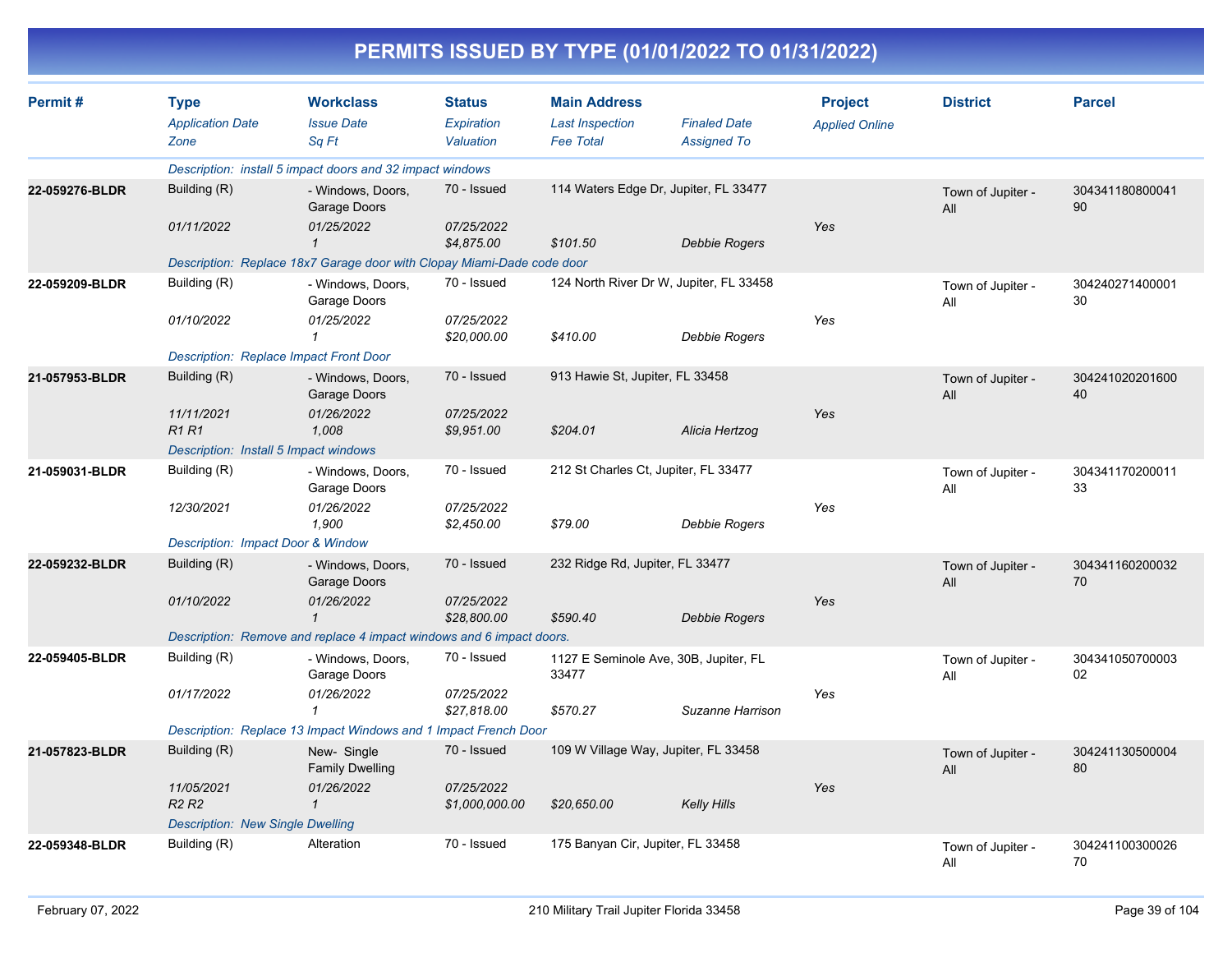# PERMITS ISSUED BY TYPE (01/01/2022 TO 01/31/2022)

| Permit # | Type<br>*Application Date*<br>*Zone* | Workclass<br>*Issue Date*<br>*Sq Ft* | Status<br>*Expiration*<br>*Valuation* | Main Address<br>*Last Inspection*<br>*Fee Total* | *Finaled Date*<br>*Assigned To* | Project<br>*Applied Online* | District | Parcel |
|---|---|---|---|---|---|---|---|---|
| | *Description: install 5 impact doors and 32 impact windows* | | | | | | | |
| 22-059276-BLDR | Building (R)<br>*01/11/2022* | - Windows, Doors, Garage Doors<br>*01/25/2022*<br>*1* | 70 - Issued<br>*07/25/2022*<br>*$4,875.00* | 114 Waters Edge Dr, Jupiter, FL 33477<br>*$101.50* | *Debbie Rogers* | Yes | Town of Jupiter - All | 30434118080004190 |
| | *Description: Replace 18x7 Garage door with Clopay Miami-Dade code door* | | | | | | | |
| 22-059209-BLDR | Building (R)<br>*01/10/2022* | - Windows, Doors, Garage Doors<br>*01/25/2022*<br>*1* | 70 - Issued<br>*07/25/2022*<br>*$20,000.00* | 124 North River Dr W, Jupiter, FL 33458<br>*$410.00* | *Debbie Rogers* | Yes | Town of Jupiter - All | 30424027140000130 |
| | *Description: Replace Impact Front Door* | | | | | | | |
| 21-057953-BLDR | Building (R)<br>*11/11/2021*<br>*R1 R1* | - Windows, Doors, Garage Doors<br>*01/26/2022*<br>*1,008* | 70 - Issued<br>*07/25/2022*<br>*$9,951.00* | 913 Hawie St, Jupiter, FL 33458<br>*$204.01* | *Alicia Hertzog* | Yes | Town of Jupiter - All | 30424102020160040 |
| | *Description: Install 5 Impact windows* | | | | | | | |
| 21-059031-BLDR | Building (R)<br>*12/30/2021* | - Windows, Doors, Garage Doors<br>*01/26/2022*<br>*1,900* | 70 - Issued<br>*07/25/2022*<br>*$2,450.00* | 212 St Charles Ct, Jupiter, FL 33477<br>*$79.00* | *Debbie Rogers* | Yes | Town of Jupiter - All | 30434117020001133 |
| | *Description: Impact Door & Window* | | | | | | | |
| 22-059232-BLDR | Building (R)<br>*01/10/2022* | - Windows, Doors, Garage Doors<br>*01/26/2022*<br>*1* | 70 - Issued<br>*07/25/2022*<br>*$28,800.00* | 232 Ridge Rd, Jupiter, FL 33477<br>*$590.40* | *Debbie Rogers* | Yes | Town of Jupiter - All | 30434116020003270 |
| | *Description: Remove and replace 4 impact windows and 6 impact doors.* | | | | | | | |
| 22-059405-BLDR | Building (R)<br>*01/17/2022* | - Windows, Doors, Garage Doors<br>*01/26/2022*<br>*1* | 70 - Issued<br>*07/25/2022*<br>*$27,818.00* | 1127 E Seminole Ave, 30B, Jupiter, FL 33477<br>*$570.27* | *Suzanne Harrison* | Yes | Town of Jupiter - All | 30434105070000302 |
| | *Description: Replace 13 Impact Windows and 1 Impact French Door* | | | | | | | |
| 21-057823-BLDR | Building (R)<br>*11/05/2021*<br>*R2 R2* | New- Single Family Dwelling<br>*01/26/2022*<br>*1* | 70 - Issued<br>*07/25/2022*<br>*$1,000,000.00* | 109 W Village Way, Jupiter, FL 33458<br>*$20,650.00* | *Kelly Hills* | Yes | Town of Jupiter - All | 30424113050000480 |
| | *Description: New Single Dwelling* | | | | | | | |
| 22-059348-BLDR | Building (R) | Alteration | 70 - Issued | 175 Banyan Cir, Jupiter, FL 33458 | | | Town of Jupiter - All | 30424110030002670 |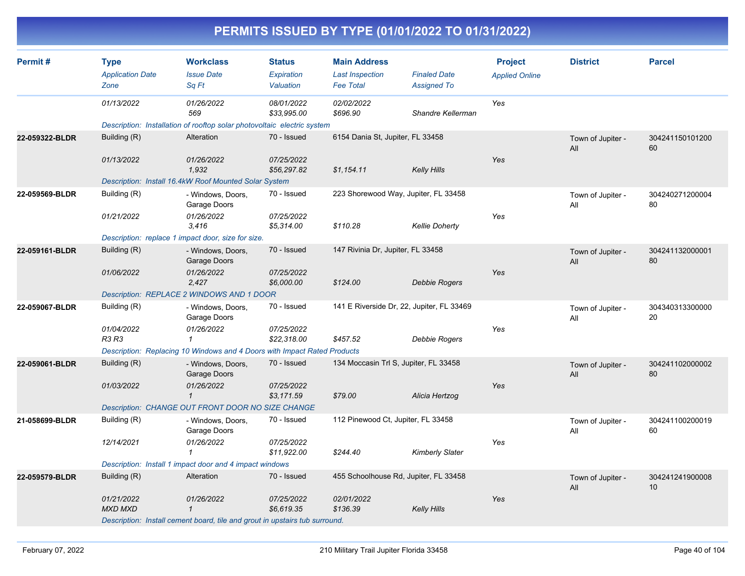# PERMITS ISSUED BY TYPE (01/01/2022 TO 01/31/2022)

| Permit # | Type<br>*Application Date*<br>*Zone* | Workclass<br>*Issue Date*<br>*Sq Ft* | Status<br>*Expiration*<br>*Valuation* | Main Address<br>*Last Inspection*<br>*Fee Total* | *Finaled Date*<br>*Assigned To* | Project<br>*Applied Online* | District | Parcel |
|---|---|---|---|---|---|---|---|---|
| | *01/13/2022* | *01/26/2022*<br>*569* | *08/01/2022*<br>*$33,995.00* | *02/02/2022*<br>*$696.90* | *Shandre Kellerman* | *Yes* | | |
| | *Description: Installation of rooftop solar photovoltaic electric system* | | | | | | | |
| **22-059322-BLDR** | Building (R)<br>*01/13/2022* | Alteration<br>*01/26/2022*<br>*1,932* | 70 - Issued<br>*07/25/2022*<br>*$56,297.82* | 6154 Dania St, Jupiter, FL 33458<br><br>*$1,154.11* | *Kelly Hills* | *Yes* | Town of Jupiter - All | 30424115010120060 |
| | *Description: Install 16.4kW Roof Mounted Solar System* | | | | | | | |
| **22-059569-BLDR** | Building (R)<br>*01/21/2022* | - Windows, Doors, Garage Doors<br>*01/26/2022*<br>*3,416* | 70 - Issued<br>*07/25/2022*<br>*$5,314.00* | 223 Shorewood Way, Jupiter, FL 33458<br><br>*$110.28* | *Kellie Doherty* | *Yes* | Town of Jupiter - All | 30424027120000480 |
| | *Description: replace 1 impact door, size for size.* | | | | | | | |
| **22-059161-BLDR** | Building (R)<br>*01/06/2022* | - Windows, Doors, Garage Doors<br>*01/26/2022*<br>*2,427* | 70 - Issued<br>*07/25/2022*<br>*$6,000.00* | 147 Rivinia Dr, Jupiter, FL 33458<br><br>*$124.00* | *Debbie Rogers* | *Yes* | Town of Jupiter - All | 30424113200000180 |
| | *Description: REPLACE 2 WINDOWS AND 1 DOOR* | | | | | | | |
| **22-059067-BLDR** | Building (R)<br>*01/04/2022*<br>*R3 R3* | - Windows, Doors, Garage Doors<br>*01/26/2022*<br>*1* | 70 - Issued<br>*07/25/2022*<br>*$22,318.00* | 141 E Riverside Dr, 22, Jupiter, FL 33469<br><br>*$457.52* | *Debbie Rogers* | *Yes* | Town of Jupiter - All | 30434031330000020 |
| | *Description: Replacing 10 Windows and 4 Doors with Impact Rated Products* | | | | | | | |
| **22-059061-BLDR** | Building (R)<br>*01/03/2022* | - Windows, Doors, Garage Doors<br>*01/26/2022*<br>*1* | 70 - Issued<br>*07/25/2022*<br>*$3,171.59* | 134 Moccasin Trl S, Jupiter, FL 33458<br><br>*$79.00* | *Alicia Hertzog* | *Yes* | Town of Jupiter - All | 30424110200000280 |
| | *Description: CHANGE OUT FRONT DOOR NO SIZE CHANGE* | | | | | | | |
| **21-058699-BLDR** | Building (R)<br>*12/14/2021* | - Windows, Doors, Garage Doors<br>*01/26/2022*<br>*1* | 70 - Issued<br>*07/25/2022*<br>*$11,922.00* | 112 Pinewood Ct, Jupiter, FL 33458<br><br>*$244.40* | *Kimberly Slater* | *Yes* | Town of Jupiter - All | 30424110020001960 |
| | *Description: Install 1 impact door and 4 impact windows* | | | | | | | |
| **22-059579-BLDR** | Building (R)<br>*01/21/2022*<br>*MXD MXD* | Alteration<br>*01/26/2022*<br>*1* | 70 - Issued<br>*07/25/2022*<br>*$6,619.35* | 455 Schoolhouse Rd, Jupiter, FL 33458<br>*02/01/2022*<br>*$136.39* | *Kelly Hills* | *Yes* | Town of Jupiter - All | 30424124190000810 |
| | *Description: Install cement board, tile and grout in upstairs tub surround.* | | | | | | | |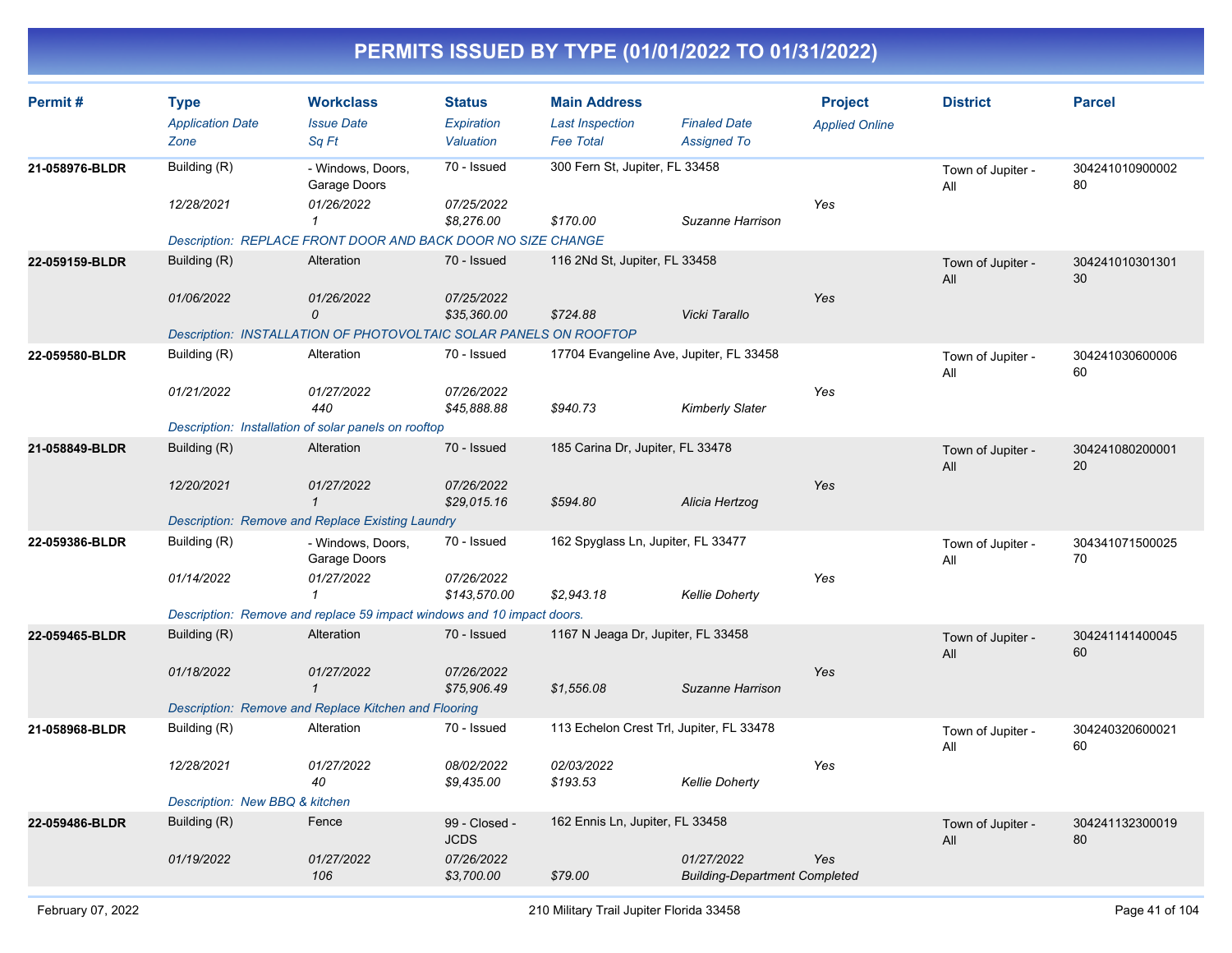# PERMITS ISSUED BY TYPE (01/01/2022 TO 01/31/2022)

| Permit # | Type<br>*Application Date*<br>*Zone* | Workclass<br>*Issue Date*<br>*Sq Ft* | Status<br>*Expiration*<br>*Valuation* | Main Address<br>*Last Inspection*<br>*Fee Total* | *Finaled Date*<br>*Assigned To* | Project<br>*Applied Online* | District | Parcel |
|---|---|---|---|---|---|---|---|---|
| 21-058976-BLDR | Building (R)<br>*12/28/2021* | - Windows, Doors, Garage Doors<br>*01/26/2022*<br>*1* | 70 - Issued<br>*07/25/2022*<br>*$8,276.00* | 300 Fern St, Jupiter, FL 33458<br><br>*$170.00* | <br>*Suzanne Harrison* | <br>*Yes* | Town of Jupiter - All | 30424101090000280 |
| | *Description: REPLACE FRONT DOOR AND BACK DOOR NO SIZE CHANGE* | | | | | | | |
| 22-059159-BLDR | Building (R)<br>*01/06/2022* | Alteration<br>*01/26/2022*<br>*0* | 70 - Issued<br>*07/25/2022*<br>*$35,360.00* | 116 2Nd St, Jupiter, FL 33458<br><br>*$724.88* | <br>*Vicki Tarallo* | <br>*Yes* | Town of Jupiter - All | 30424101030130130 |
| | *Description: INSTALLATION OF PHOTOVOLTAIC SOLAR PANELS ON ROOFTOP* | | | | | | | |
| 22-059580-BLDR | Building (R)<br>*01/21/2022* | Alteration<br>*01/27/2022*<br>*440* | 70 - Issued<br>*07/26/2022*<br>*$45,888.88* | 17704 Evangeline Ave, Jupiter, FL 33458<br><br>*$940.73* | <br>*Kimberly Slater* | <br>*Yes* | Town of Jupiter - All | 30424103060000660 |
| | *Description: Installation of solar panels on rooftop* | | | | | | | |
| 21-058849-BLDR | Building (R)<br>*12/20/2021* | Alteration<br>*01/27/2022*<br>*1* | 70 - Issued<br>*07/26/2022*<br>*$29,015.16* | 185 Carina Dr, Jupiter, FL 33478<br><br>*$594.80* | <br>*Alicia Hertzog* | <br>*Yes* | Town of Jupiter - All | 30424108020000120 |
| | *Description: Remove and Replace Existing Laundry* | | | | | | | |
| 22-059386-BLDR | Building (R)<br>*01/14/2022* | - Windows, Doors, Garage Doors<br>*01/27/2022*<br>*1* | 70 - Issued<br>*07/26/2022*<br>*$143,570.00* | 162 Spyglass Ln, Jupiter, FL 33477<br><br>*$2,943.18* | <br>*Kellie Doherty* | <br>*Yes* | Town of Jupiter - All | 30434107150002570 |
| | *Description: Remove and replace 59 impact windows and 10 impact doors.* | | | | | | | |
| 22-059465-BLDR | Building (R)<br>*01/18/2022* | Alteration<br>*01/27/2022*<br>*1* | 70 - Issued<br>*07/26/2022*<br>*$75,906.49* | 1167 N Jeaga Dr, Jupiter, FL 33458<br><br>*$1,556.08* | <br>*Suzanne Harrison* | <br>*Yes* | Town of Jupiter - All | 30424114140004560 |
| | *Description: Remove and Replace Kitchen and Flooring* | | | | | | | |
| 21-058968-BLDR | Building (R)<br>*12/28/2021* | Alteration<br>*01/27/2022*<br>*40* | 70 - Issued<br>*08/02/2022*<br>*$9,435.00* | 113 Echelon Crest Trl, Jupiter, FL 33478<br>*02/03/2022*<br>*$193.53* | <br>*Kellie Doherty* | <br>*Yes* | Town of Jupiter - All | 30424032060002160 |
| | *Description: New BBQ & kitchen* | | | | | | | |
| 22-059486-BLDR | Building (R)<br>*01/19/2022* | Fence<br>*01/27/2022*<br>*106* | 99 - Closed - JCDS<br>*07/26/2022*<br>*$3,700.00* | 162 Ennis Ln, Jupiter, FL 33458<br><br>*$79.00* | <br>*01/27/2022*<br>*Building-Department Completed* | <br>*Yes* | Town of Jupiter - All | 30424113230001980 |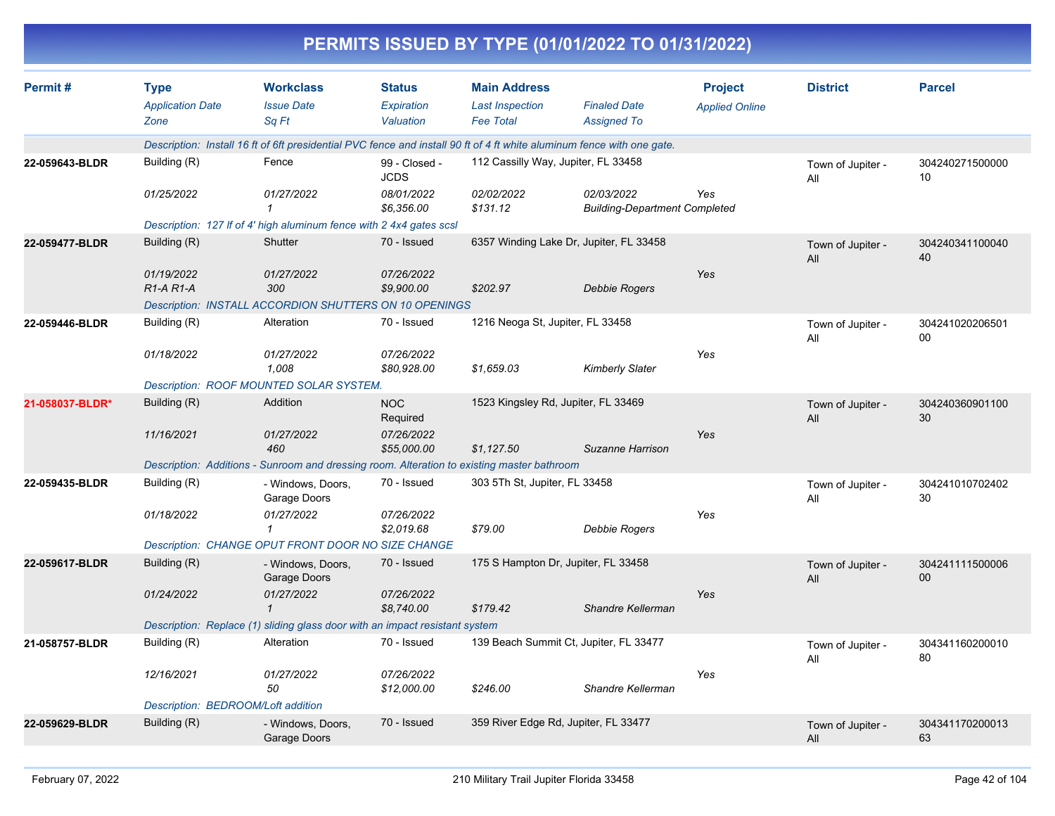# PERMITS ISSUED BY TYPE (01/01/2022 TO 01/31/2022)

| Permit # | Type / Application Date / Zone | Workclass / Issue Date / Sq Ft | Status / Expiration / Valuation | Main Address / Last Inspection / Fee Total | Finaled Date / Assigned To | Project / Applied Online | District | Parcel |
|---|---|---|---|---|---|---|---|---|
| | Description: Install 16 ft of 6ft presidential PVC fence and install 90 ft of 4 ft white aluminum fence with one gate. | | | | | | | |
| 22-059643-BLDR | Building (R) | Fence | 99 - Closed - JCDS | 112 Cassilly Way, Jupiter, FL 33458 | | | Town of Jupiter - All | 30424027150000010 |
| | 01/25/2022 | 01/27/2022 | 08/01/2022 | 02/02/2022 | 02/03/2022 | Yes | | |
| | | 1 | $6,356.00 | $131.12 | Building-Department Completed | | | |
| | Description: 127 lf of 4' high aluminum fence with 2 4x4 gates scsl | | | | | | | |
| 22-059477-BLDR | Building (R) | Shutter | 70 - Issued | 6357 Winding Lake Dr, Jupiter, FL 33458 | | | Town of Jupiter - All | 30424034110004040 |
| | 01/19/2022 | 01/27/2022 | 07/26/2022 | | | Yes | | |
| | R1-A R1-A | 300 | $9,900.00 | $202.97 | Debbie Rogers | | | |
| | Description: INSTALL ACCORDION SHUTTERS ON 10 OPENINGS | | | | | | | |
| 22-059446-BLDR | Building (R) | Alteration | 70 - Issued | 1216 Neoga St, Jupiter, FL 33458 | | | Town of Jupiter - All | 30424102020650100 |
| | 01/18/2022 | 01/27/2022 | 07/26/2022 | | | Yes | | |
| | | 1,008 | $80,928.00 | $1,659.03 | Kimberly Slater | | | |
| | Description: ROOF MOUNTED SOLAR SYSTEM. | | | | | | | |
| 21-058037-BLDR* | Building (R) | Addition | NOC Required | 1523 Kingsley Rd, Jupiter, FL 33469 | | | Town of Jupiter - All | 30424036090110030 |
| | 11/16/2021 | 01/27/2022 | 07/26/2022 | | | Yes | | |
| | | 460 | $55,000.00 | $1,127.50 | Suzanne Harrison | | | |
| | Description: Additions - Sunroom and dressing room. Alteration to existing master bathroom | | | | | | | |
| 22-059435-BLDR | Building (R) | - Windows, Doors, Garage Doors | 70 - Issued | 303 5Th St, Jupiter, FL 33458 | | | Town of Jupiter - All | 30424101070240230 |
| | 01/18/2022 | 01/27/2022 | 07/26/2022 | | | Yes | | |
| | | 1 | $2,019.68 | $79.00 | Debbie Rogers | | | |
| | Description: CHANGE OPUT FRONT DOOR NO SIZE CHANGE | | | | | | | |
| 22-059617-BLDR | Building (R) | - Windows, Doors, Garage Doors | 70 - Issued | 175 S Hampton Dr, Jupiter, FL 33458 | | | Town of Jupiter - All | 30424111150000600 |
| | 01/24/2022 | 01/27/2022 | 07/26/2022 | | | Yes | | |
| | | 1 | $8,740.00 | $179.42 | Shandre Kellerman | | | |
| | Description: Replace (1) sliding glass door with an impact resistant system | | | | | | | |
| 21-058757-BLDR | Building (R) | Alteration | 70 - Issued | 139 Beach Summit Ct, Jupiter, FL 33477 | | | Town of Jupiter - All | 30434116020001080 |
| | 12/16/2021 | 01/27/2022 | 07/26/2022 | | | Yes | | |
| | | 50 | $12,000.00 | $246.00 | Shandre Kellerman | | | |
| | Description: BEDROOM/Loft addition | | | | | | | |
| 22-059629-BLDR | Building (R) | - Windows, Doors, Garage Doors | 70 - Issued | 359 River Edge Rd, Jupiter, FL 33477 | | | Town of Jupiter - All | 30434117020001363 |

February 07, 2022 — 210 Military Trail Jupiter Florida 33458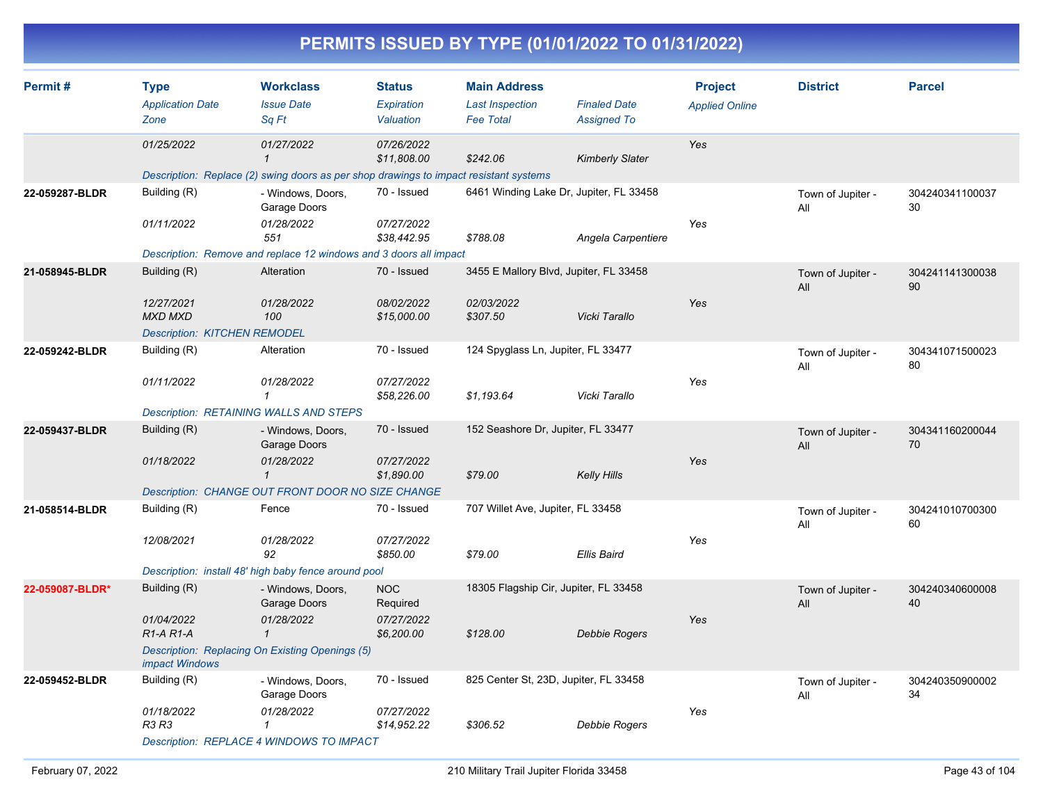# PERMITS ISSUED BY TYPE (01/01/2022 TO 01/31/2022)

| Permit # | Type | Workclass | Status | Main Address | | Project | District | Parcel |
|---|---|---|---|---|---|---|---|---|
| | *Application Date* | *Issue Date* | *Expiration* | *Last Inspection* | *Finaled Date* | *Applied Online* | | |
| | *Zone* | *Sq Ft* | *Valuation* | *Fee Total* | *Assigned To* | | | |
| | 01/25/2022 | 01/27/2022 | 07/26/2022 | | | Yes | | |
| | | 1 | $11,808.00 | $242.06 | Kimberly Slater | | | |
| | *Description: Replace (2) swing doors as per shop drawings to impact resistant systems* | | | | | | | |
| **22-059287-BLDR** | Building (R) | - Windows, Doors, Garage Doors | 70 - Issued | 6461 Winding Lake Dr, Jupiter, FL 33458 | | | Town of Jupiter - All | 30424034110003730 |
| | 01/11/2022 | 01/28/2022 | 07/27/2022 | | | Yes | | |
| | | 551 | $38,442.95 | $788.08 | Angela Carpentiere | | | |
| | *Description: Remove and replace 12 windows and 3 doors all impact* | | | | | | | |
| **21-058945-BLDR** | Building (R) | Alteration | 70 - Issued | 3455 E Mallory Blvd, Jupiter, FL 33458 | | | Town of Jupiter - All | 30424114130003890 |
| | 12/27/2021 | 01/28/2022 | 08/02/2022 | 02/03/2022 | | Yes | | |
| | MXD MXD | 100 | $15,000.00 | $307.50 | Vicki Tarallo | | | |
| | *Description: KITCHEN REMODEL* | | | | | | | |
| **22-059242-BLDR** | Building (R) | Alteration | 70 - Issued | 124 Spyglass Ln, Jupiter, FL 33477 | | | Town of Jupiter - All | 30434107150002380 |
| | 01/11/2022 | 01/28/2022 | 07/27/2022 | | | Yes | | |
| | | 1 | $58,226.00 | $1,193.64 | Vicki Tarallo | | | |
| | *Description: RETAINING WALLS AND STEPS* | | | | | | | |
| **22-059437-BLDR** | Building (R) | - Windows, Doors, Garage Doors | 70 - Issued | 152 Seashore Dr, Jupiter, FL 33477 | | | Town of Jupiter - All | 30434116020004470 |
| | 01/18/2022 | 01/28/2022 | 07/27/2022 | | | Yes | | |
| | | 1 | $1,890.00 | $79.00 | Kelly Hills | | | |
| | *Description: CHANGE OUT FRONT DOOR NO SIZE CHANGE* | | | | | | | |
| **21-058514-BLDR** | Building (R) | Fence | 70 - Issued | 707 Willet Ave, Jupiter, FL 33458 | | | Town of Jupiter - All | 30424101070030060 |
| | 12/08/2021 | 01/28/2022 | 07/27/2022 | | | Yes | | |
| | | 92 | $850.00 | $79.00 | Ellis Baird | | | |
| | *Description: install 48' high baby fence around pool* | | | | | | | |
| **22-059087-BLDR*** | Building (R) | - Windows, Doors, Garage Doors | NOC Required | 18305 Flagship Cir, Jupiter, FL 33458 | | | Town of Jupiter - All | 30424034060000840 |
| | 01/04/2022 | 01/28/2022 | 07/27/2022 | | | Yes | | |
| | R1-A R1-A | 1 | $6,200.00 | $128.00 | Debbie Rogers | | | |
| | *Description: Replacing On Existing Openings (5) impact Windows* | | | | | | | |
| **22-059452-BLDR** | Building (R) | - Windows, Doors, Garage Doors | 70 - Issued | 825 Center St, 23D, Jupiter, FL 33458 | | | Town of Jupiter - All | 30424035090000234 |
| | 01/18/2022 | 01/28/2022 | 07/27/2022 | | | Yes | | |
| | R3 R3 | 1 | $14,952.22 | $306.52 | Debbie Rogers | | | |
| | *Description: REPLACE 4 WINDOWS TO IMPACT* | | | | | | | |

February 07, 2022 — 210 Military Trail Jupiter Florida 33458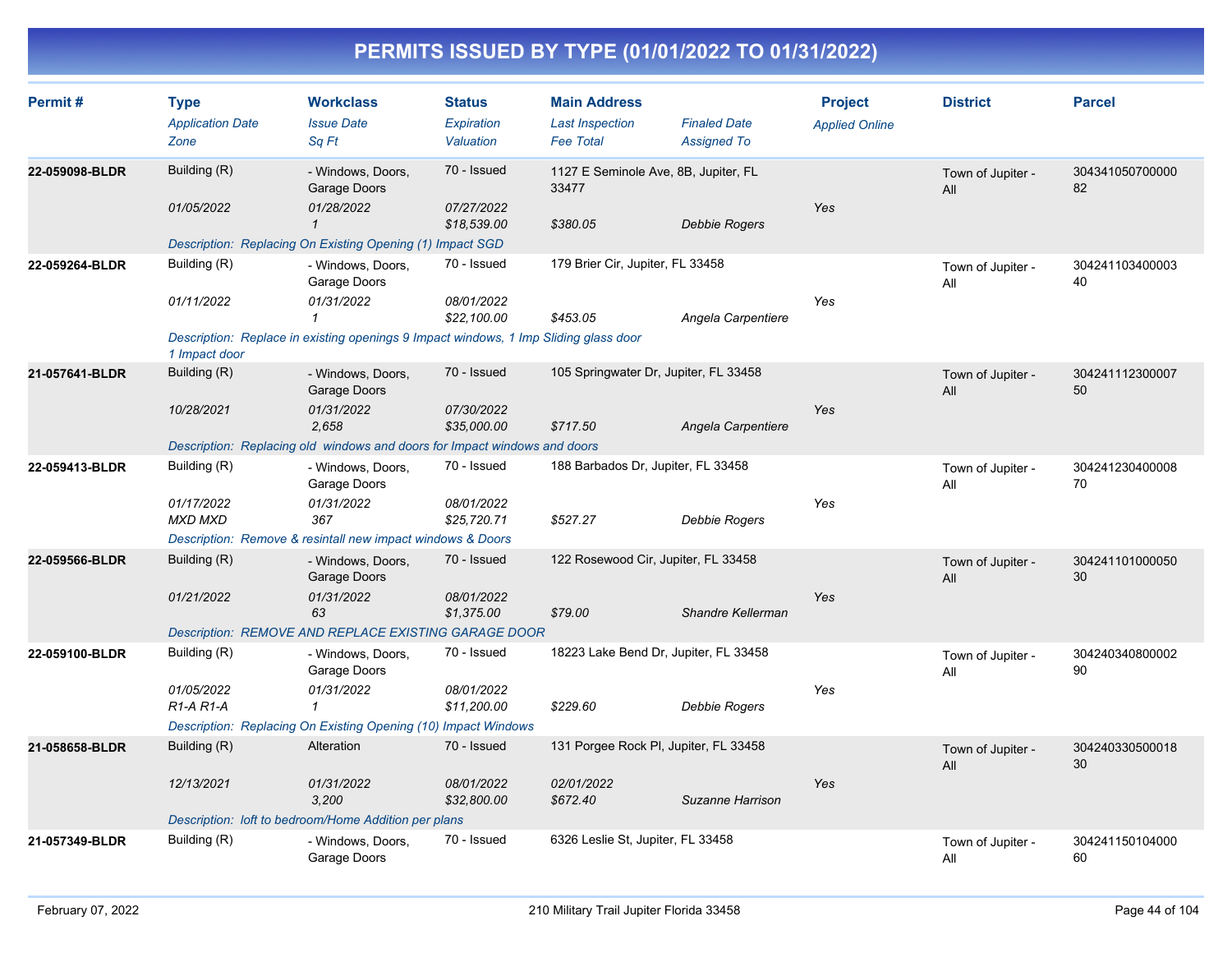# PERMITS ISSUED BY TYPE (01/01/2022 TO 01/31/2022)

| Permit # | Type<br>*Application Date*<br>*Zone* | Workclass<br>*Issue Date*<br>*Sq Ft* | Status<br>*Expiration*<br>*Valuation* | Main Address<br>*Last Inspection*<br>*Fee Total* | *Finaled Date*<br>*Assigned To* | Project<br>*Applied Online* | District | Parcel |
|---|---|---|---|---|---|---|---|---|
| 22-059098-BLDR | Building (R)<br>*01/05/2022* | - Windows, Doors, Garage Doors<br>*01/28/2022*<br>*1* | 70 - Issued<br>*07/27/2022*<br>*$18,539.00* | 1127 E Seminole Ave, 8B, Jupiter, FL 33477<br>*$380.05* | *Debbie Rogers* | *Yes* | Town of Jupiter - All | 30434105070000082 |
| | *Description: Replacing On Existing Opening (1) Impact SGD* | | | | | | | |
| 22-059264-BLDR | Building (R)<br>*01/11/2022* | - Windows, Doors, Garage Doors<br>*01/31/2022*<br>*1* | 70 - Issued<br>*08/01/2022*<br>*$22,100.00* | 179 Brier Cir, Jupiter, FL 33458<br>*$453.05* | *Angela Carpentiere* | *Yes* | Town of Jupiter - All | 30424110340000340 |
| | *Description: Replace in existing openings 9 Impact windows, 1 Imp Sliding glass door 1 Impact door* | | | | | | | |
| 21-057641-BLDR | Building (R)<br>*10/28/2021* | - Windows, Doors, Garage Doors<br>*01/31/2022*<br>*2,658* | 70 - Issued<br>*07/30/2022*<br>*$35,000.00* | 105 Springwater Dr, Jupiter, FL 33458<br>*$717.50* | *Angela Carpentiere* | *Yes* | Town of Jupiter - All | 30424111230000750 |
| | *Description: Replacing old windows and doors for Impact windows and doors* | | | | | | | |
| 22-059413-BLDR | Building (R)<br>*01/17/2022*<br>*MXD MXD* | - Windows, Doors, Garage Doors<br>*01/31/2022*<br>*367* | 70 - Issued<br>*08/01/2022*<br>*$25,720.71* | 188 Barbados Dr, Jupiter, FL 33458<br>*$527.27* | *Debbie Rogers* | *Yes* | Town of Jupiter - All | 30424123040000870 |
| | *Description: Remove & resintall new impact windows & Doors* | | | | | | | |
| 22-059566-BLDR | Building (R)<br>*01/21/2022* | - Windows, Doors, Garage Doors<br>*01/31/2022*<br>*63* | 70 - Issued<br>*08/01/2022*<br>*$1,375.00* | 122 Rosewood Cir, Jupiter, FL 33458<br>*$79.00* | *Shandre Kellerman* | *Yes* | Town of Jupiter - All | 30424110100005030 |
| | *Description: REMOVE AND REPLACE EXISTING GARAGE DOOR* | | | | | | | |
| 22-059100-BLDR | Building (R)<br>*01/05/2022*<br>*R1-A R1-A* | - Windows, Doors, Garage Doors<br>*01/31/2022*<br>*1* | 70 - Issued<br>*08/01/2022*<br>*$11,200.00* | 18223 Lake Bend Dr, Jupiter, FL 33458<br>*$229.60* | *Debbie Rogers* | *Yes* | Town of Jupiter - All | 30424034080000290 |
| | *Description: Replacing On Existing Opening (10) Impact Windows* | | | | | | | |
| 21-058658-BLDR | Building (R)<br>*12/13/2021* | Alteration<br>*01/31/2022*<br>*3,200* | 70 - Issued<br>*08/01/2022*<br>*$32,800.00* | 131 Porgee Rock Pl, Jupiter, FL 33458<br>*02/01/2022*<br>*$672.40* | *Suzanne Harrison* | *Yes* | Town of Jupiter - All | 30424033050001830 |
| | *Description: loft to bedroom/Home Addition per plans* | | | | | | | |
| 21-057349-BLDR | Building (R) | - Windows, Doors, Garage Doors | 70 - Issued | 6326 Leslie St, Jupiter, FL 33458 | | | Town of Jupiter - All | 30424115010400060 |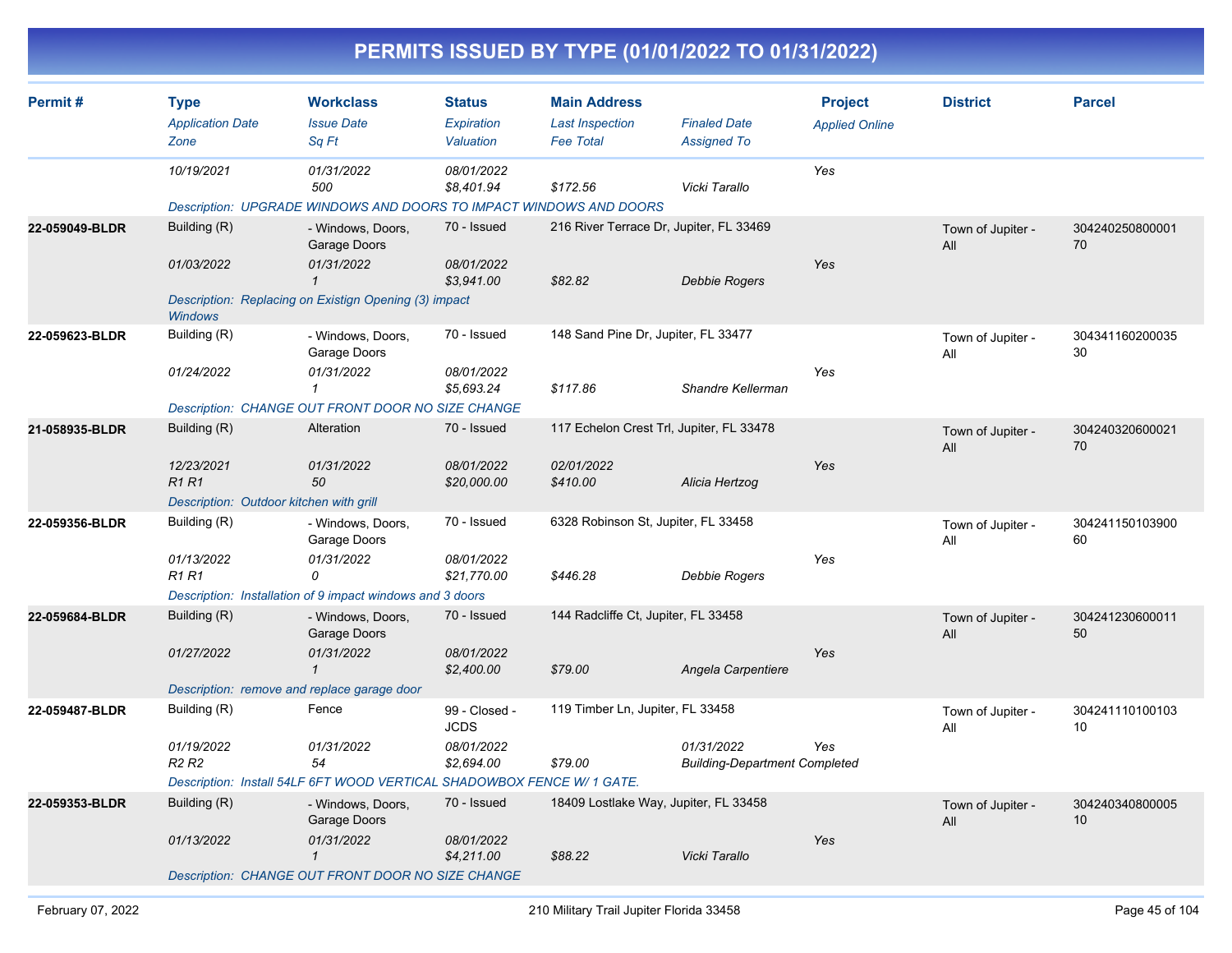# PERMITS ISSUED BY TYPE (01/01/2022 TO 01/31/2022)

| Permit # | Type<br>*Application Date*<br>*Zone* | Workclass<br>*Issue Date*<br>*Sq Ft* | Status<br>*Expiration*<br>*Valuation* | Main Address<br>*Last Inspection*<br>*Fee Total* | *Finaled Date*<br>*Assigned To* | Project<br>*Applied Online* | District | Parcel |
|---|---|---|---|---|---|---|---|---|
| | *10/19/2021* | *01/31/2022*<br>*500* | *08/01/2022*<br>*$8,401.94* | *$172.56* | *Vicki Tarallo* | *Yes* | | |
| | *Description: UPGRADE WINDOWS AND DOORS TO IMPACT WINDOWS AND DOORS* | | | | | | | |
| **22-059049-BLDR** | Building (R)<br>*01/03/2022* | - Windows, Doors, Garage Doors<br>*01/31/2022*<br>*1* | 70 - Issued<br>*08/01/2022*<br>*$3,941.00* | 216 River Terrace Dr, Jupiter, FL 33469<br>*$82.82* | *Debbie Rogers* | *Yes* | Town of Jupiter - All | 30424025080000170 |
| | *Description: Replacing on Existign Opening (3) impact Windows* | | | | | | | |
| **22-059623-BLDR** | Building (R)<br>*01/24/2022* | - Windows, Doors, Garage Doors<br>*01/31/2022*<br>*1* | 70 - Issued<br>*08/01/2022*<br>*$5,693.24* | 148 Sand Pine Dr, Jupiter, FL 33477<br>*$117.86* | *Shandre Kellerman* | *Yes* | Town of Jupiter - All | 30434116020003530 |
| | *Description: CHANGE OUT FRONT DOOR NO SIZE CHANGE* | | | | | | | |
| **21-058935-BLDR** | Building (R)<br>*12/23/2021*<br>*R1 R1* | Alteration<br>*01/31/2022*<br>*50* | 70 - Issued<br>*08/01/2022*<br>*$20,000.00* | 117 Echelon Crest Trl, Jupiter, FL 33478<br>*02/01/2022*<br>*$410.00* | *Alicia Hertzog* | *Yes* | Town of Jupiter - All | 30424032060002170 |
| | *Description: Outdoor kitchen with grill* | | | | | | | |
| **22-059356-BLDR** | Building (R)<br>*01/13/2022*<br>*R1 R1* | - Windows, Doors, Garage Doors<br>*01/31/2022*<br>*0* | 70 - Issued<br>*08/01/2022*<br>*$21,770.00* | 6328 Robinson St, Jupiter, FL 33458<br>*$446.28* | *Debbie Rogers* | *Yes* | Town of Jupiter - All | 30424115010390060 |
| | *Description: Installation of 9 impact windows and 3 doors* | | | | | | | |
| **22-059684-BLDR** | Building (R)<br>*01/27/2022* | - Windows, Doors, Garage Doors<br>*01/31/2022*<br>*1* | 70 - Issued<br>*08/01/2022*<br>*$2,400.00* | 144 Radcliffe Ct, Jupiter, FL 33458<br>*$79.00* | *Angela Carpentiere* | *Yes* | Town of Jupiter - All | 30424123060001150 |
| | *Description: remove and replace garage door* | | | | | | | |
| **22-059487-BLDR** | Building (R)<br>*01/19/2022*<br>*R2 R2* | Fence<br>*01/31/2022*<br>*54* | 99 - Closed - JCDS<br>*08/01/2022*<br>*$2,694.00* | 119 Timber Ln, Jupiter, FL 33458<br>*$79.00* | *01/31/2022*<br>*Building-Department Completed* | *Yes* | Town of Jupiter - All | 30424111010010310 |
| | *Description: Install 54LF 6FT WOOD VERTICAL SHADOWBOX FENCE W/ 1 GATE.* | | | | | | | |
| **22-059353-BLDR** | Building (R)<br>*01/13/2022* | - Windows, Doors, Garage Doors<br>*01/31/2022*<br>*1* | 70 - Issued<br>*08/01/2022*<br>*$4,211.00* | 18409 Lostlake Way, Jupiter, FL 33458<br>*$88.22* | *Vicki Tarallo* | *Yes* | Town of Jupiter - All | 30424034080000510 |
| | *Description: CHANGE OUT FRONT DOOR NO SIZE CHANGE* | | | | | | | |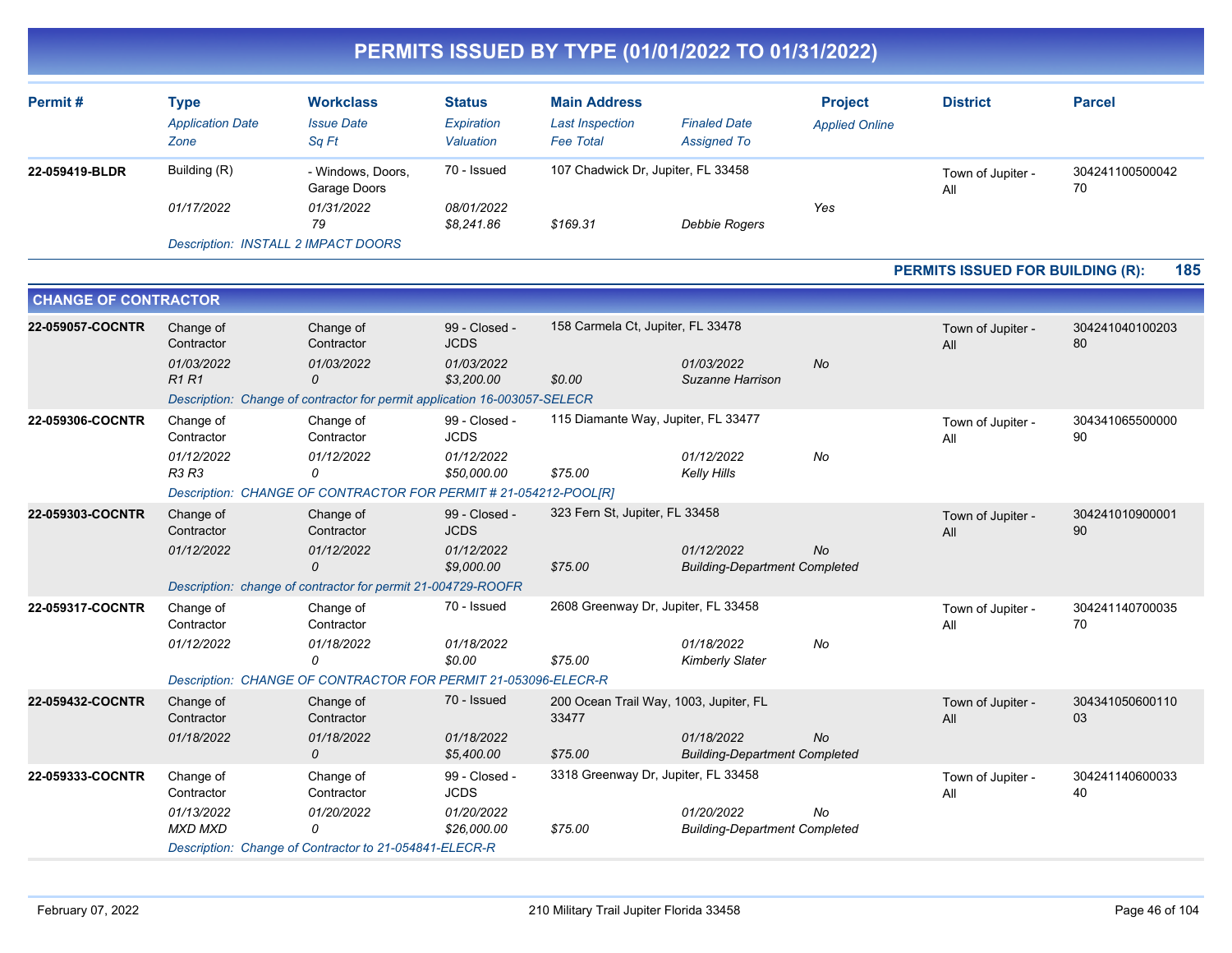# PERMITS ISSUED BY TYPE (01/01/2022 TO 01/31/2022)

| Permit # | Type / *Application Date* / *Zone* | Workclass / *Issue Date* / *Sq Ft* | Status / *Expiration* / *Valuation* | Main Address / *Last Inspection* / *Fee Total* | *Finaled Date* / *Assigned To* | Project / *Applied Online* | District | Parcel |
|---|---|---|---|---|---|---|---|---|
| 22-059419-BLDR | Building (R) / *01/17/2022* | - Windows, Doors, Garage Doors / *01/31/2022* / *79* | 70 - Issued / *08/01/2022* / *$8,241.86* | 107 Chadwick Dr, Jupiter, FL 33458 / *$169.31* | *Debbie Rogers* | *Yes* | Town of Jupiter - All | 30424110050004270 |
| | *Description: INSTALL 2 IMPACT DOORS* | | | | | | | |

**PERMITS ISSUED FOR BUILDING (R): 185**

## CHANGE OF CONTRACTOR

| Permit # | Type / *Application Date* / *Zone* | Workclass / *Issue Date* / *Sq Ft* | Status / *Expiration* / *Valuation* | Main Address / *Last Inspection* / *Fee Total* | *Finaled Date* / *Assigned To* | Project / *Applied Online* | District | Parcel |
|---|---|---|---|---|---|---|---|---|
| 22-059057-COCNTR | Change of Contractor / *01/03/2022* / *R1 R1* | Change of Contractor / *01/03/2022* / *0* | 99 - Closed - JCDS / *01/03/2022* / *$3,200.00* | 158 Carmela Ct, Jupiter, FL 33478 / *$0.00* | *01/03/2022* / *Suzanne Harrison* | *No* | Town of Jupiter - All | 30424104010020380 |
| | *Description: Change of contractor for permit application 16-003057-SELECR* | | | | | | | |
| 22-059306-COCNTR | Change of Contractor / *01/12/2022* / *R3 R3* | Change of Contractor / *01/12/2022* / *0* | 99 - Closed - JCDS / *01/12/2022* / *$50,000.00* | 115 Diamante Way, Jupiter, FL 33477 / *$75.00* | *01/12/2022* / *Kelly Hills* | *No* | Town of Jupiter - All | 30434106550000090 |
| | *Description: CHANGE OF CONTRACTOR FOR PERMIT # 21-054212-POOL[R]* | | | | | | | |
| 22-059303-COCNTR | Change of Contractor / *01/12/2022* | Change of Contractor / *01/12/2022* / *0* | 99 - Closed - JCDS / *01/12/2022* / *$9,000.00* | 323 Fern St, Jupiter, FL 33458 / *$75.00* | *01/12/2022* / *Building-Department Completed* | *No* | Town of Jupiter - All | 30424101090000190 |
| | *Description: change of contractor for permit 21-004729-ROOFR* | | | | | | | |
| 22-059317-COCNTR | Change of Contractor / *01/12/2022* | Change of Contractor / *01/18/2022* / *0* | 70 - Issued / *01/18/2022* / *$0.00* | 2608 Greenway Dr, Jupiter, FL 33458 / *$75.00* | *01/18/2022* / *Kimberly Slater* | *No* | Town of Jupiter - All | 30424114070003570 |
| | *Description: CHANGE OF CONTRACTOR FOR PERMIT 21-053096-ELECR-R* | | | | | | | |
| 22-059432-COCNTR | Change of Contractor / *01/18/2022* | Change of Contractor / *01/18/2022* / *0* | 70 - Issued / *01/18/2022* / *$5,400.00* | 200 Ocean Trail Way, 1003, Jupiter, FL 33477 / *$75.00* | *01/18/2022* / *Building-Department Completed* | *No* | Town of Jupiter - All | 30434105060011003 |
| 22-059333-COCNTR | Change of Contractor / *01/13/2022* / *MXD MXD* | Change of Contractor / *01/20/2022* / *0* | 99 - Closed - JCDS / *01/20/2022* / *$26,000.00* | 3318 Greenway Dr, Jupiter, FL 33458 / *$75.00* | *01/20/2022* / *Building-Department Completed* | *No* | Town of Jupiter - All | 30424114060003340 |
| | *Description: Change of Contractor to 21-054841-ELECR-R* | | | | | | | |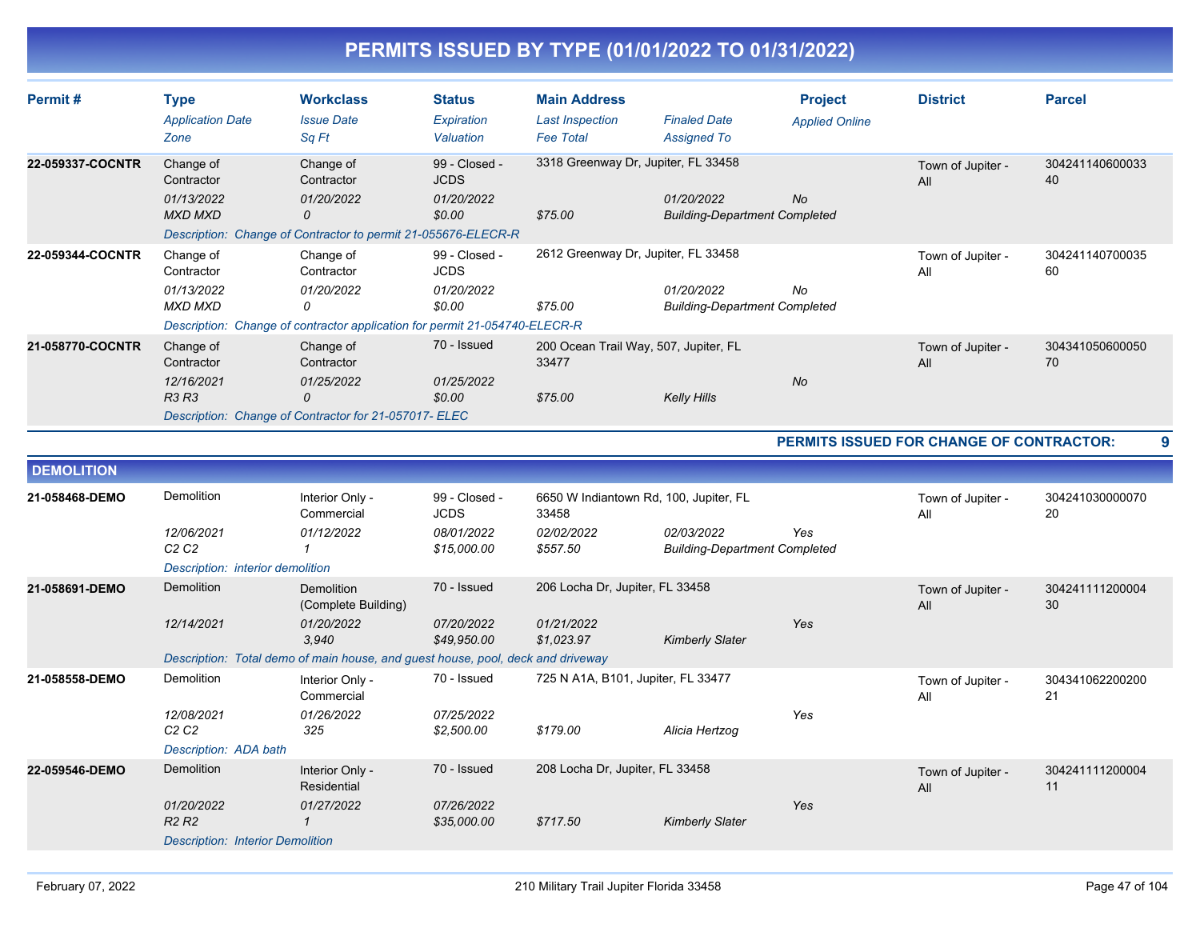# PERMITS ISSUED BY TYPE (01/01/2022 TO 01/31/2022)

| Permit # | Type / Application Date / Zone | Workclass / Issue Date / Sq Ft | Status / Expiration / Valuation | Main Address / Last Inspection / Fee Total | Finaled Date / Assigned To | Project / Applied Online | District | Parcel |
|---|---|---|---|---|---|---|---|---|
| 22-059337-COCNTR | Change of Contractor | Change of Contractor | 99 - Closed - JCDS | 3318 Greenway Dr, Jupiter, FL 33458 | | | Town of Jupiter - All | 30424114060003340 |
| | 01/13/2022 | 01/20/2022 | 01/20/2022 | | 01/20/2022 | No | | |
| | MXD MXD | 0 | $0.00 | $75.00 | Building-Department Completed | | | |
| | Description: Change of Contractor to permit 21-055676-ELECR-R | | | | | | | |
| 22-059344-COCNTR | Change of Contractor | Change of Contractor | 99 - Closed - JCDS | 2612 Greenway Dr, Jupiter, FL 33458 | | | Town of Jupiter - All | 30424114070003560 |
| | 01/13/2022 | 01/20/2022 | 01/20/2022 | | 01/20/2022 | No | | |
| | MXD MXD | 0 | $0.00 | $75.00 | Building-Department Completed | | | |
| | Description: Change of contractor application for permit 21-054740-ELECR-R | | | | | | | |
| 21-058770-COCNTR | Change of Contractor | Change of Contractor | 70 - Issued | 200 Ocean Trail Way, 507, Jupiter, FL 33477 | | | Town of Jupiter - All | 30434105060005070 |
| | 12/16/2021 | 01/25/2022 | 01/25/2022 | | | No | | |
| | R3 R3 | 0 | $0.00 | $75.00 | Kelly Hills | | | |
| | Description: Change of Contractor for 21-057017- ELEC | | | | | | | |

**PERMITS ISSUED FOR CHANGE OF CONTRACTOR: 9**

## DEMOLITION

| Permit # | Type / Application Date / Zone | Workclass / Issue Date / Sq Ft | Status / Expiration / Valuation | Main Address / Last Inspection / Fee Total | Finaled Date / Assigned To | Project / Applied Online | District | Parcel |
|---|---|---|---|---|---|---|---|---|
| 21-058468-DEMO | Demolition | Interior Only - Commercial | 99 - Closed - JCDS | 6650 W Indiantown Rd, 100, Jupiter, FL 33458 | | | Town of Jupiter - All | 30424103000007020 |
| | 12/06/2021 | 01/12/2022 | 08/01/2022 | 02/02/2022 | 02/03/2022 | Yes | | |
| | C2 C2 | 1 | $15,000.00 | $557.50 | Building-Department Completed | | | |
| | Description: interior demolition | | | | | | | |
| 21-058691-DEMO | Demolition | Demolition (Complete Building) | 70 - Issued | 206 Locha Dr, Jupiter, FL 33458 | | | Town of Jupiter - All | 30424111120000430 |
| | 12/14/2021 | 01/20/2022 | 07/20/2022 | 01/21/2022 | | Yes | | |
| | | 3,940 | $49,950.00 | $1,023.97 | Kimberly Slater | | | |
| | Description: Total demo of main house, and guest house, pool, deck and driveway | | | | | | | |
| 21-058558-DEMO | Demolition | Interior Only - Commercial | 70 - Issued | 725 N A1A, B101, Jupiter, FL 33477 | | | Town of Jupiter - All | 30434106220020021 |
| | 12/08/2021 | 01/26/2022 | 07/25/2022 | | | Yes | | |
| | C2 C2 | 325 | $2,500.00 | $179.00 | Alicia Hertzog | | | |
| | Description: ADA bath | | | | | | | |
| 22-059546-DEMO | Demolition | Interior Only - Residential | 70 - Issued | 208 Locha Dr, Jupiter, FL 33458 | | | Town of Jupiter - All | 30424111120000411 |
| | 01/20/2022 | 01/27/2022 | 07/26/2022 | | | Yes | | |
| | R2 R2 | 1 | $35,000.00 | $717.50 | Kimberly Slater | | | |
| | Description: Interior Demolition | | | | | | | |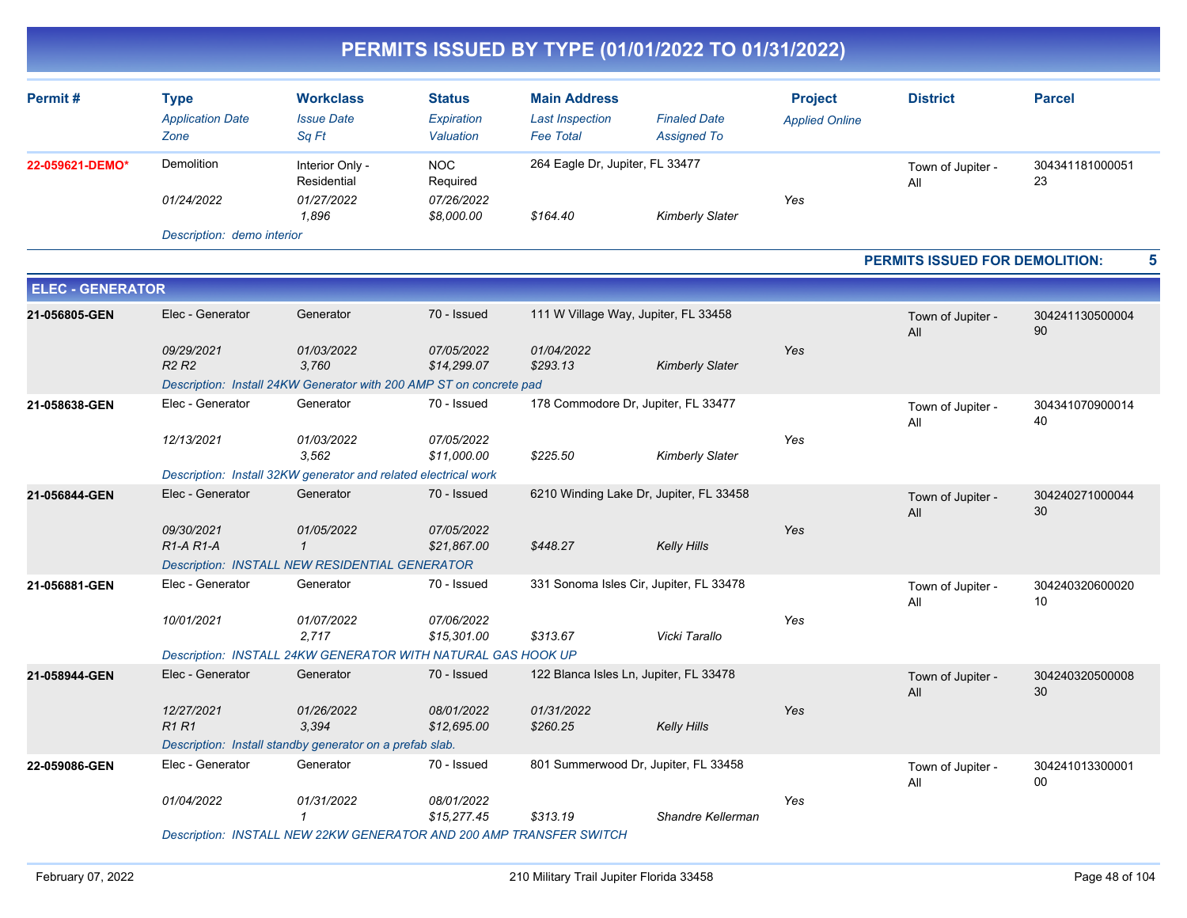# PERMITS ISSUED BY TYPE (01/01/2022 TO 01/31/2022)

| Permit # | Type / Application Date / Zone | Workclass / Issue Date / Sq Ft | Status / Expiration / Valuation | Main Address / Last Inspection / Fee Total | Finaled Date / Assigned To | Project / Applied Online | District | Parcel |
|---|---|---|---|---|---|---|---|---|
| 22-059621-DEMO* | Demolition | Interior Only - Residential | NOC Required | 264 Eagle Dr, Jupiter, FL 33477 | | | Town of Jupiter - All | 30434118100005123 |
| | 01/24/2022 | 01/27/2022 | 07/26/2022 | | | Yes | | |
| | | 1,896 | $8,000.00 | $164.40 | Kimberly Slater | | | |
| | Description: demo interior | | | | | | | |

**PERMITS ISSUED FOR DEMOLITION: 5**

## ELEC - GENERATOR

| Permit # | Type / Application Date / Zone | Workclass / Issue Date / Sq Ft | Status / Expiration / Valuation | Main Address / Last Inspection / Fee Total | Finaled Date / Assigned To | Project / Applied Online | District | Parcel |
|---|---|---|---|---|---|---|---|---|
| 21-056805-GEN | Elec - Generator | Generator | 70 - Issued | 111 W Village Way, Jupiter, FL 33458 | | | Town of Jupiter - All | 30424113050000490 |
| | 09/29/2021 | 01/03/2022 | 07/05/2022 | 01/04/2022 | | Yes | | |
| | R2 R2 | 3,760 | $14,299.07 | $293.13 | Kimberly Slater | | | |
| | Description: Install 24KW Generator with 200 AMP ST on concrete pad | | | | | | | |
| 21-058638-GEN | Elec - Generator | Generator | 70 - Issued | 178 Commodore Dr, Jupiter, FL 33477 | | | Town of Jupiter - All | 30434107090001440 |
| | 12/13/2021 | 01/03/2022 | 07/05/2022 | | | Yes | | |
| | | 3,562 | $11,000.00 | $225.50 | Kimberly Slater | | | |
| | Description: Install 32KW generator and related electrical work | | | | | | | |
| 21-056844-GEN | Elec - Generator | Generator | 70 - Issued | 6210 Winding Lake Dr, Jupiter, FL 33458 | | | Town of Jupiter - All | 30424027100004430 |
| | 09/30/2021 | 01/05/2022 | 07/05/2022 | | | Yes | | |
| | R1-A R1-A | 1 | $21,867.00 | $448.27 | Kelly Hills | | | |
| | Description: INSTALL NEW RESIDENTIAL GENERATOR | | | | | | | |
| 21-056881-GEN | Elec - Generator | Generator | 70 - Issued | 331 Sonoma Isles Cir, Jupiter, FL 33478 | | | Town of Jupiter - All | 30424032060002010 |
| | 10/01/2021 | 01/07/2022 | 07/06/2022 | | | Yes | | |
| | | 2,717 | $15,301.00 | $313.67 | Vicki Tarallo | | | |
| | Description: INSTALL 24KW GENERATOR WITH NATURAL GAS HOOK UP | | | | | | | |
| 21-058944-GEN | Elec - Generator | Generator | 70 - Issued | 122 Blanca Isles Ln, Jupiter, FL 33478 | | | Town of Jupiter - All | 30424032050000830 |
| | 12/27/2021 | 01/26/2022 | 08/01/2022 | 01/31/2022 | | Yes | | |
| | R1 R1 | 3,394 | $12,695.00 | $260.25 | Kelly Hills | | | |
| | Description: Install standby generator on a prefab slab. | | | | | | | |
| 22-059086-GEN | Elec - Generator | Generator | 70 - Issued | 801 Summerwood Dr, Jupiter, FL 33458 | | | Town of Jupiter - All | 30424101330000100 |
| | 01/04/2022 | 01/31/2022 | 08/01/2022 | | | Yes | | |
| | | 1 | $15,277.45 | $313.19 | Shandre Kellerman | | | |
| | Description: INSTALL NEW 22KW GENERATOR AND 200 AMP TRANSFER SWITCH | | | | | | | |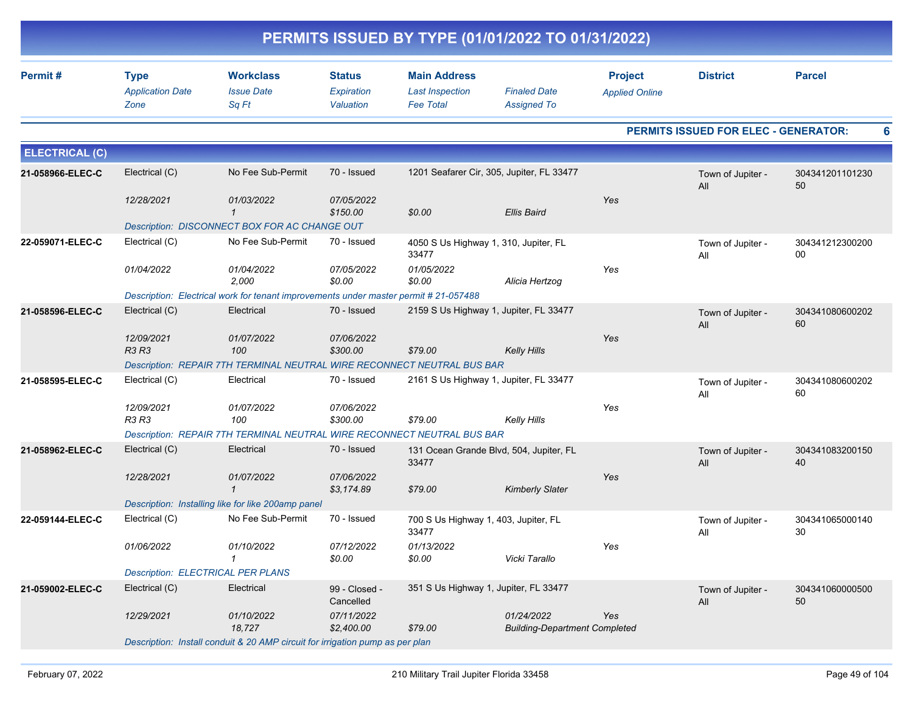# PERMITS ISSUED BY TYPE (01/01/2022 TO 01/31/2022)

| Permit # | Type<br>*Application Date*<br>*Zone* | Workclass<br>*Issue Date*<br>*Sq Ft* | Status<br>*Expiration*<br>*Valuation* | Main Address<br>*Last Inspection*<br>*Fee Total* | *Finaled Date*<br>*Assigned To* | Project<br>*Applied Online* | District | Parcel |
|---|---|---|---|---|---|---|---|---|

**PERMITS ISSUED FOR ELEC - GENERATOR: 6**

## ELECTRICAL (C)

| Permit # | Type<br>*Application Date*<br>*Zone* | Workclass<br>*Issue Date*<br>*Sq Ft* | Status<br>*Expiration*<br>*Valuation* | Main Address<br>*Last Inspection*<br>*Fee Total* | *Finaled Date*<br>*Assigned To* | Project<br>*Applied Online* | District | Parcel |
|---|---|---|---|---|---|---|---|---|
| **21-058966-ELEC-C** | Electrical (C)<br>*12/28/2021* | No Fee Sub-Permit<br>*01/03/2022*<br>*1* | 70 - Issued<br>*07/05/2022*<br>*$150.00* | 1201 Seafarer Cir, 305, Jupiter, FL 33477<br><br>*$0.00* | <br>*Ellis Baird* | <br>*Yes* | Town of Jupiter - All | 30434120110123050 |
| | *Description: DISCONNECT BOX FOR AC CHANGE OUT* | | | | | | | |
| **22-059071-ELEC-C** | Electrical (C)<br>*01/04/2022* | No Fee Sub-Permit<br>*01/04/2022*<br>*2,000* | 70 - Issued<br>*07/05/2022*<br>*$0.00* | 4050 S Us Highway 1, 310, Jupiter, FL 33477<br>*01/05/2022*<br>*$0.00* | <br>*Alicia Hertzog* | <br>*Yes* | Town of Jupiter - All | 30434121230020000 |
| | *Description: Electrical work for tenant improvements under master permit # 21-057488* | | | | | | | |
| **21-058596-ELEC-C** | Electrical (C)<br>*12/09/2021*<br>*R3 R3* | Electrical<br>*01/07/2022*<br>*100* | 70 - Issued<br>*07/06/2022*<br>*$300.00* | 2159 S Us Highway 1, Jupiter, FL 33477<br><br>*$79.00* | <br>*Kelly Hills* | <br>*Yes* | Town of Jupiter - All | 30434108060020260 |
| | *Description: REPAIR 7TH TERMINAL NEUTRAL WIRE RECONNECT NEUTRAL BUS BAR* | | | | | | | |
| **21-058595-ELEC-C** | Electrical (C)<br>*12/09/2021*<br>*R3 R3* | Electrical<br>*01/07/2022*<br>*100* | 70 - Issued<br>*07/06/2022*<br>*$300.00* | 2161 S Us Highway 1, Jupiter, FL 33477<br><br>*$79.00* | <br>*Kelly Hills* | <br>*Yes* | Town of Jupiter - All | 30434108060020260 |
| | *Description: REPAIR 7TH TERMINAL NEUTRAL WIRE RECONNECT NEUTRAL BUS BAR* | | | | | | | |
| **21-058962-ELEC-C** | Electrical (C)<br>*12/28/2021* | Electrical<br>*01/07/2022*<br>*1* | 70 - Issued<br>*07/06/2022*<br>*$3,174.89* | 131 Ocean Grande Blvd, 504, Jupiter, FL 33477<br><br>*$79.00* | <br>*Kimberly Slater* | <br>*Yes* | Town of Jupiter - All | 30434108320015040 |
| | *Description: Installing like for like 200amp panel* | | | | | | | |
| **22-059144-ELEC-C** | Electrical (C)<br>*01/06/2022* | No Fee Sub-Permit<br>*01/10/2022*<br>*1* | 70 - Issued<br>*07/12/2022*<br>*$0.00* | 700 S Us Highway 1, 403, Jupiter, FL 33477<br>*01/13/2022*<br>*$0.00* | <br>*Vicki Tarallo* | <br>*Yes* | Town of Jupiter - All | 30434106500014030 |
| | *Description: ELECTRICAL PER PLANS* | | | | | | | |
| **21-059002-ELEC-C** | Electrical (C)<br>*12/29/2021* | Electrical<br>*01/10/2022*<br>*18,727* | 99 - Closed - Cancelled<br>*07/11/2022*<br>*$2,400.00* | 351 S Us Highway 1, Jupiter, FL 33477<br><br>*$79.00* | *01/24/2022*<br>*Building-Department Completed* | <br>*Yes* | Town of Jupiter - All | 30434106000050050 |
| | *Description: Install conduit & 20 AMP circuit for irrigation pump as per plan* | | | | | | | |

February 07, 2022 — 210 Military Trail Jupiter Florida 33458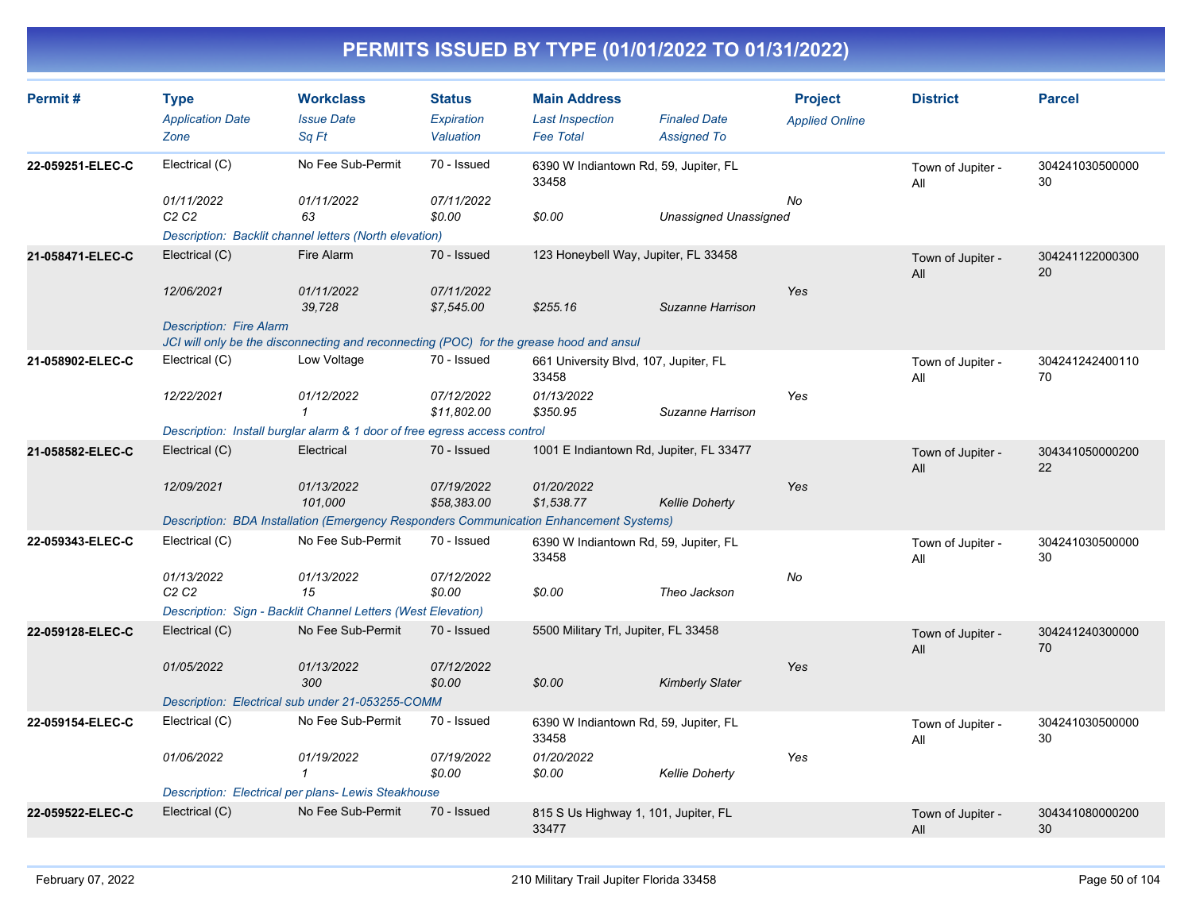# PERMITS ISSUED BY TYPE (01/01/2022 TO 01/31/2022)

| Permit # | Type<br>Application Date<br>Zone | Workclass<br>Issue Date<br>Sq Ft | Status<br>Expiration<br>Valuation | Main Address<br>Last Inspection<br>Fee Total | Finaled Date<br>Assigned To | Project<br>Applied Online | District | Parcel |
|---|---|---|---|---|---|---|---|---|
| 22-059251-ELEC-C | Electrical (C)<br>01/11/2022<br>C2 C2 | No Fee Sub-Permit<br>01/11/2022<br>63 | 70 - Issued<br>07/11/2022<br>$0.00 | 6390 W Indiantown Rd, 59, Jupiter, FL 33458<br><br>$0.00 | <br>Unassigned Unassigned | No | Town of Jupiter - All | 30424103050000030 |
| | Description: Backlit channel letters (North elevation) | | | | | | | |
| 21-058471-ELEC-C | Electrical (C)<br>12/06/2021 | Fire Alarm<br>01/11/2022<br>39,728 | 70 - Issued<br>07/11/2022<br>$7,545.00 | 123 Honeybell Way, Jupiter, FL 33458<br><br>$255.16 | <br>Suzanne Harrison | Yes | Town of Jupiter - All | 30424112200030020 |
| | Description: Fire Alarm<br>JCI will only be the disconnecting and reconnecting (POC) for the grease hood and ansul | | | | | | | |
| 21-058902-ELEC-C | Electrical (C)<br>12/22/2021 | Low Voltage<br>01/12/2022<br>1 | 70 - Issued<br>07/12/2022<br>$11,802.00 | 661 University Blvd, 107, Jupiter, FL 33458<br>01/13/2022<br>$350.95 | <br>Suzanne Harrison | Yes | Town of Jupiter - All | 30424124240011070 |
| | Description: Install burglar alarm & 1 door of free egress access control | | | | | | | |
| 21-058582-ELEC-C | Electrical (C)<br>12/09/2021 | Electrical<br>01/13/2022<br>101,000 | 70 - Issued<br>07/19/2022<br>$58,383.00 | 1001 E Indiantown Rd, Jupiter, FL 33477<br>01/20/2022<br>$1,538.77 | <br>Kellie Doherty | Yes | Town of Jupiter - All | 30434105000020022 |
| | Description: BDA Installation (Emergency Responders Communication Enhancement Systems) | | | | | | | |
| 22-059343-ELEC-C | Electrical (C)<br>01/13/2022<br>C2 C2 | No Fee Sub-Permit<br>01/13/2022<br>15 | 70 - Issued<br>07/12/2022<br>$0.00 | 6390 W Indiantown Rd, 59, Jupiter, FL 33458<br><br>$0.00 | <br>Theo Jackson | No | Town of Jupiter - All | 30424103050000030 |
| | Description: Sign - Backlit Channel Letters (West Elevation) | | | | | | | |
| 22-059128-ELEC-C | Electrical (C)<br>01/05/2022 | No Fee Sub-Permit<br>01/13/2022<br>300 | 70 - Issued<br>07/12/2022<br>$0.00 | 5500 Military Trl, Jupiter, FL 33458<br><br>$0.00 | <br>Kimberly Slater | Yes | Town of Jupiter - All | 30424124030000070 |
| | Description: Electrical sub under 21-053255-COMM | | | | | | | |
| 22-059154-ELEC-C | Electrical (C)<br>01/06/2022 | No Fee Sub-Permit<br>01/19/2022<br>1 | 70 - Issued<br>07/19/2022<br>$0.00 | 6390 W Indiantown Rd, 59, Jupiter, FL 33458<br>01/20/2022<br>$0.00 | <br>Kellie Doherty | Yes | Town of Jupiter - All | 30424103050000030 |
| | Description: Electrical per plans- Lewis Steakhouse | | | | | | | |
| 22-059522-ELEC-C | Electrical (C) | No Fee Sub-Permit | 70 - Issued | 815 S Us Highway 1, 101, Jupiter, FL 33477 | | | Town of Jupiter - All | 30434108000020030 |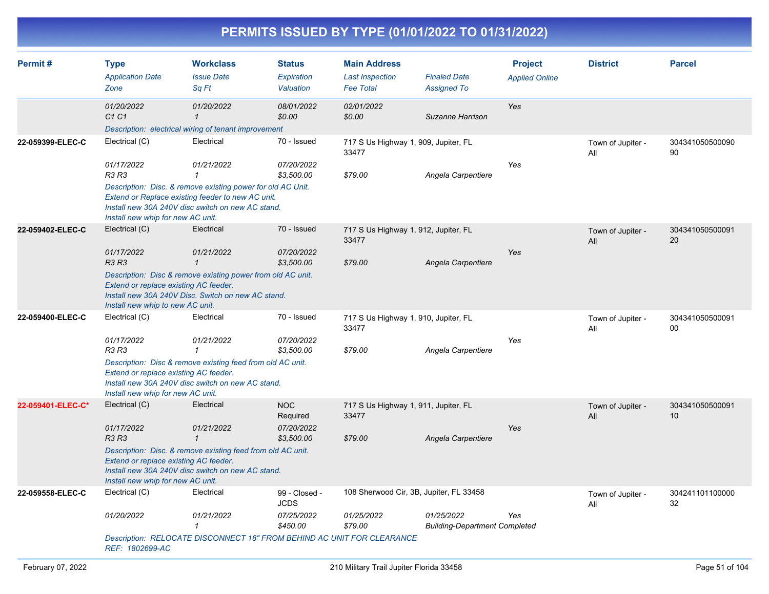# PERMITS ISSUED BY TYPE (01/01/2022 TO 01/31/2022)

| Permit # | Type<br>*Application Date*<br>*Zone* | Workclass<br>*Issue Date*<br>*Sq Ft* | Status<br>*Expiration*<br>*Valuation* | Main Address<br>*Last Inspection*<br>*Fee Total* | *Finaled Date*<br>*Assigned To* | Project<br>*Applied Online* | District | Parcel |
|---|---|---|---|---|---|---|---|---|
| | *01/20/2022*<br>*C1 C1* | *01/20/2022*<br>*1* | *08/01/2022*<br>*$0.00* | *02/01/2022*<br>*$0.00* | *Suzanne Harrison* | *Yes* | | |
| | *Description: electrical wiring of tenant improvement* | | | | | | | |
| **22-059399-ELEC-C** | Electrical (C)<br>*01/17/2022*<br>*R3 R3* | Electrical<br>*01/21/2022*<br>*1* | 70 - Issued<br>*07/20/2022*<br>*$3,500.00* | 717 S Us Highway 1, 909, Jupiter, FL 33477<br><br>*$79.00* | <br>*Angela Carpentiere* | *Yes* | Town of Jupiter - All | 30434105050009090 |
| | *Description: Disc. & remove existing power for old AC Unit. Extend or Replace existing feeder to new AC unit. Install new 30A 240V disc switch on new AC stand. Install new whip for new AC unit.* | | | | | | | |
| **22-059402-ELEC-C** | Electrical (C)<br>*01/17/2022*<br>*R3 R3* | Electrical<br>*01/21/2022*<br>*1* | 70 - Issued<br>*07/20/2022*<br>*$3,500.00* | 717 S Us Highway 1, 912, Jupiter, FL 33477<br><br>*$79.00* | <br>*Angela Carpentiere* | *Yes* | Town of Jupiter - All | 30434105050009120 |
| | *Description: Disc & remove existing power from old AC unit. Extend or replace existing AC feeder. Install new 30A 240V Disc. Switch on new AC stand. Install new whip to new AC unit.* | | | | | | | |
| **22-059400-ELEC-C** | Electrical (C)<br>*01/17/2022*<br>*R3 R3* | Electrical<br>*01/21/2022*<br>*1* | 70 - Issued<br>*07/20/2022*<br>*$3,500.00* | 717 S Us Highway 1, 910, Jupiter, FL 33477<br><br>*$79.00* | <br>*Angela Carpentiere* | *Yes* | Town of Jupiter - All | 30434105050009100 |
| | *Description: Disc & remove existing feed from old AC unit. Extend or replace existing AC feeder. Install new 30A 240V disc switch on new AC stand. Install new whip for new AC unit.* | | | | | | | |
| **22-059401-ELEC-C*** | Electrical (C)<br>*01/17/2022*<br>*R3 R3* | Electrical<br>*01/21/2022*<br>*1* | NOC Required<br>*07/20/2022*<br>*$3,500.00* | 717 S Us Highway 1, 911, Jupiter, FL 33477<br><br>*$79.00* | <br>*Angela Carpentiere* | *Yes* | Town of Jupiter - All | 30434105050009110 |
| | *Description: Disc. & remove existing feed from old AC unit. Extend or replace existing AC feeder. Install new 30A 240V disc switch on new AC stand. Install new whip for new AC unit.* | | | | | | | |
| **22-059558-ELEC-C** | Electrical (C)<br>*01/20/2022* | Electrical<br>*01/21/2022*<br>*1* | 99 - Closed - JCDS<br>*07/25/2022*<br>*$450.00* | 108 Sherwood Cir, 3B, Jupiter, FL 33458<br>*01/25/2022*<br>*$79.00* | <br>*01/25/2022*<br>*Building-Department Completed* | *Yes* | Town of Jupiter - All | 30424110110000032 |
| | *Description: RELOCATE DISCONNECT 18" FROM BEHIND AC UNIT FOR CLEARANCE REF: 1802699-AC* | | | | | | | |

February 07, 2022 — 210 Military Trail Jupiter Florida 33458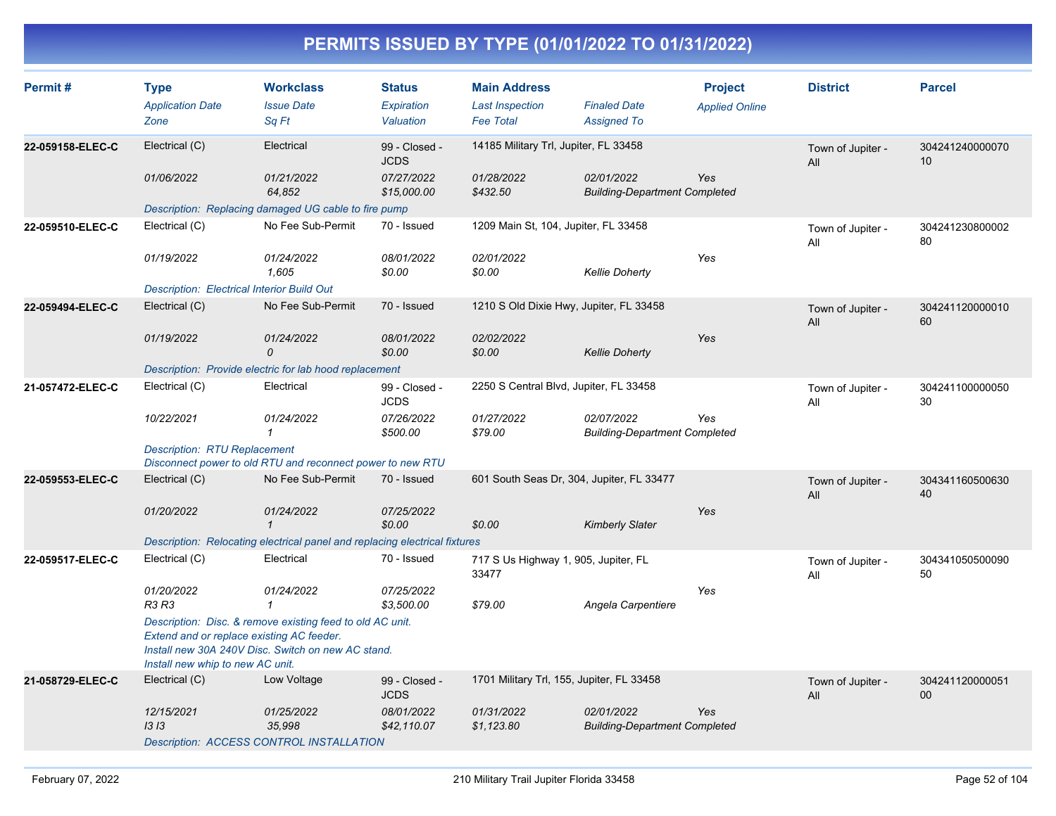# PERMITS ISSUED BY TYPE (01/01/2022 TO 01/31/2022)

| Permit # | Type / Application Date / Zone | Workclass / Issue Date / Sq Ft | Status / Expiration / Valuation | Main Address / Last Inspection / Fee Total | Finaled Date / Assigned To | Project / Applied Online | District | Parcel |
|---|---|---|---|---|---|---|---|---|
| 22-059158-ELEC-C | Electrical (C) | Electrical | 99 - Closed - JCDS | 14185 Military Trl, Jupiter, FL 33458 | | | Town of Jupiter - All | 30424124000007010 |
| | 01/06/2022 | 01/21/2022 | 07/27/2022 | 01/28/2022 | 02/01/2022 | Yes | | |
| | | 64,852 | $15,000.00 | $432.50 | Building-Department Completed | | | |
| | Description: Replacing damaged UG cable to fire pump | | | | | | | |
| 22-059510-ELEC-C | Electrical (C) | No Fee Sub-Permit | 70 - Issued | 1209 Main St, 104, Jupiter, FL 33458 | | | Town of Jupiter - All | 30424123080000280 |
| | 01/19/2022 | 01/24/2022 | 08/01/2022 | 02/01/2022 | | Yes | | |
| | | 1,605 | $0.00 | $0.00 | Kellie Doherty | | | |
| | Description: Electrical Interior Build Out | | | | | | | |
| 22-059494-ELEC-C | Electrical (C) | No Fee Sub-Permit | 70 - Issued | 1210 S Old Dixie Hwy, Jupiter, FL 33458 | | | Town of Jupiter - All | 30424112000001060 |
| | 01/19/2022 | 01/24/2022 | 08/01/2022 | 02/02/2022 | | Yes | | |
| | | 0 | $0.00 | $0.00 | Kellie Doherty | | | |
| | Description: Provide electric for lab hood replacement | | | | | | | |
| 21-057472-ELEC-C | Electrical (C) | Electrical | 99 - Closed - JCDS | 2250 S Central Blvd, Jupiter, FL 33458 | | | Town of Jupiter - All | 30424110000005030 |
| | 10/22/2021 | 01/24/2022 | 07/26/2022 | 01/27/2022 | 02/07/2022 | Yes | | |
| | | 1 | $500.00 | $79.00 | Building-Department Completed | | | |
| | Description: RTU Replacement<br>Disconnect power to old RTU and reconnect power to new RTU | | | | | | | |
| 22-059553-ELEC-C | Electrical (C) | No Fee Sub-Permit | 70 - Issued | 601 South Seas Dr, 304, Jupiter, FL 33477 | | | Town of Jupiter - All | 30434116050063040 |
| | 01/20/2022 | 01/24/2022 | 07/25/2022 | | | Yes | | |
| | | 1 | $0.00 | $0.00 | Kimberly Slater | | | |
| | Description: Relocating electrical panel and replacing electrical fixtures | | | | | | | |
| 22-059517-ELEC-C | Electrical (C) | Electrical | 70 - Issued | 717 S Us Highway 1, 905, Jupiter, FL 33477 | | | Town of Jupiter - All | 30434105050009050 |
| | 01/20/2022 | 01/24/2022 | 07/25/2022 | | | Yes | | |
| | R3 R3 | 1 | $3,500.00 | $79.00 | Angela Carpentiere | | | |
| | Description: Disc. & remove existing feed to old AC unit.<br>Extend and or replace existing AC feeder.<br>Install new 30A 240V Disc. Switch on new AC stand.<br>Install new whip to new AC unit. | | | | | | | |
| 21-058729-ELEC-C | Electrical (C) | Low Voltage | 99 - Closed - JCDS | 1701 Military Trl, 155, Jupiter, FL 33458 | | | Town of Jupiter - All | 30424112000005100 |
| | 12/15/2021 | 01/25/2022 | 08/01/2022 | 01/31/2022 | 02/01/2022 | Yes | | |
| | I3 I3 | 35,998 | $42,110.07 | $1,123.80 | Building-Department Completed | | | |
| | Description: ACCESS CONTROL INSTALLATION | | | | | | | |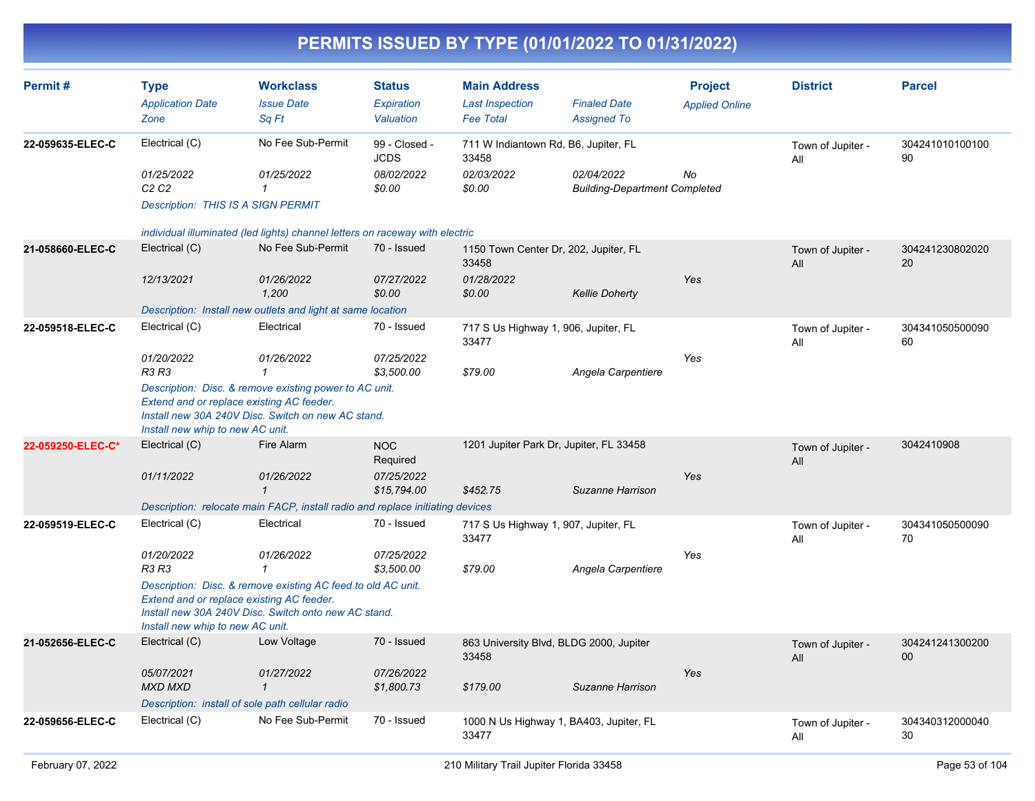# PERMITS ISSUED BY TYPE (01/01/2022 TO 01/31/2022)

| Permit # | Type | Workclass | Status | Main Address | | Project | District | Parcel |
|---|---|---|---|---|---|---|---|---|
| | *Application Date* | *Issue Date* | *Expiration* | *Last Inspection* | *Finaled Date* | *Applied Online* | | |
| | *Zone* | *Sq Ft* | *Valuation* | *Fee Total* | *Assigned To* | | | |
| **22-059635-ELEC-C** | Electrical (C) | No Fee Sub-Permit | 99 - Closed - JCDS | 711 W Indiantown Rd, B6, Jupiter, FL 33458 | | | Town of Jupiter - All | 30424101010010090 |
| | 01/25/2022 | 01/25/2022 | 08/02/2022 | 02/03/2022 | 02/04/2022 | No | | |
| | C2 C2 | 1 | $0.00 | $0.00 | Building-Department Completed | | | |
| | Description: THIS IS A SIGN PERMIT<br><br>individual illuminated (led lights) channel letters on raceway with electric | | | | | | | |
| **21-058660-ELEC-C** | Electrical (C) | No Fee Sub-Permit | 70 - Issued | 1150 Town Center Dr, 202, Jupiter, FL 33458 | | | Town of Jupiter - All | 30424123080202020 |
| | 12/13/2021 | 01/26/2022 | 07/27/2022 | 01/28/2022 | | Yes | | |
| | | 1,200 | $0.00 | $0.00 | Kellie Doherty | | | |
| | Description: Install new outlets and light at same location | | | | | | | |
| **22-059518-ELEC-C** | Electrical (C) | Electrical | 70 - Issued | 717 S Us Highway 1, 906, Jupiter, FL 33477 | | | Town of Jupiter - All | 30434105050009060 |
| | 01/20/2022 | 01/26/2022 | 07/25/2022 | | | Yes | | |
| | R3 R3 | 1 | $3,500.00 | $79.00 | Angela Carpentiere | | | |
| | Description: Disc. & remove existing power to AC unit.<br>Extend and or replace existing AC feeder.<br>Install new 30A 240V Disc. Switch on new AC stand.<br>Install new whip to new AC unit. | | | | | | | |
| **22-059250-ELEC-C*** | Electrical (C) | Fire Alarm | NOC Required | 1201 Jupiter Park Dr, Jupiter, FL 33458 | | | Town of Jupiter - All | 3042410908 |
| | 01/11/2022 | 01/26/2022 | 07/25/2022 | | | Yes | | |
| | | 1 | $15,794.00 | $452.75 | Suzanne Harrison | | | |
| | Description: relocate main FACP, install radio and replace initiating devices | | | | | | | |
| **22-059519-ELEC-C** | Electrical (C) | Electrical | 70 - Issued | 717 S Us Highway 1, 907, Jupiter, FL 33477 | | | Town of Jupiter - All | 30434105050009070 |
| | 01/20/2022 | 01/26/2022 | 07/25/2022 | | | Yes | | |
| | R3 R3 | 1 | $3,500.00 | $79.00 | Angela Carpentiere | | | |
| | Description: Disc. & remove existing AC feed to old AC unit.<br>Extend and or replace existing AC feeder.<br>Install new 30A 240V Disc. Switch onto new AC stand.<br>Install new whip to new AC unit. | | | | | | | |
| **21-052656-ELEC-C** | Electrical (C) | Low Voltage | 70 - Issued | 863 University Blvd, BLDG 2000, Jupiter 33458 | | | Town of Jupiter - All | 30424124130020000 |
| | 05/07/2021 | 01/27/2022 | 07/26/2022 | | | Yes | | |
| | MXD MXD | 1 | $1,800.73 | $179.00 | Suzanne Harrison | | | |
| | Description: install of sole path cellular radio | | | | | | | |
| **22-059656-ELEC-C** | Electrical (C) | No Fee Sub-Permit | 70 - Issued | 1000 N Us Highway 1, BA403, Jupiter, FL 33477 | | | Town of Jupiter - All | 30434031200004030 |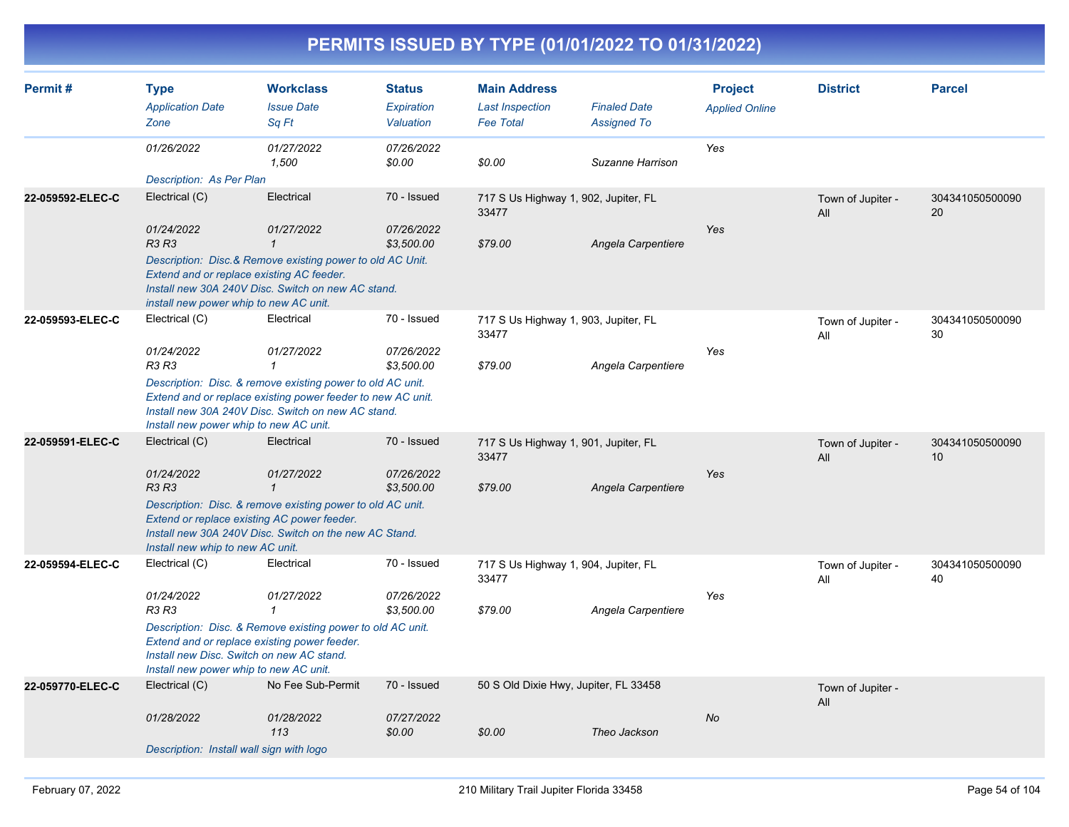# PERMITS ISSUED BY TYPE (01/01/2022 TO 01/31/2022)

| Permit # | Type<br>*Application Date*<br>*Zone* | Workclass<br>*Issue Date*<br>*Sq Ft* | Status<br>*Expiration*<br>*Valuation* | Main Address<br>*Last Inspection*<br>*Fee Total* | *Finaled Date*<br>*Assigned To* | Project<br>*Applied Online* | District | Parcel |
|---|---|---|---|---|---|---|---|---|
| | *01/26/2022* | *01/27/2022*<br>*1,500* | *07/26/2022*<br>*$0.00* | *$0.00* | *Suzanne Harrison* | *Yes* | | |
| | *Description: As Per Plan* | | | | | | | |
| **22-059592-ELEC-C** | Electrical (C)<br>*01/24/2022*<br>*R3 R3* | Electrical<br>*01/27/2022*<br>*1* | 70 - Issued<br>*07/26/2022*<br>*$3,500.00* | 717 S Us Highway 1, 902, Jupiter, FL 33477<br>*$79.00* | *Angela Carpentiere* | *Yes* | Town of Jupiter - All | 30434105050009020 |
| | *Description: Disc.& Remove existing power to old AC Unit. Extend and or replace existing AC feeder. Install new 30A 240V Disc. Switch on new AC stand. install new power whip to new AC unit.* | | | | | | | |
| **22-059593-ELEC-C** | Electrical (C)<br>*01/24/2022*<br>*R3 R3* | Electrical<br>*01/27/2022*<br>*1* | 70 - Issued<br>*07/26/2022*<br>*$3,500.00* | 717 S Us Highway 1, 903, Jupiter, FL 33477<br>*$79.00* | *Angela Carpentiere* | *Yes* | Town of Jupiter - All | 30434105050009030 |
| | *Description: Disc. & remove existing power to old AC unit. Extend and or replace existing power feeder to new AC unit. Install new 30A 240V Disc. Switch on new AC stand. Install new power whip to new AC unit.* | | | | | | | |
| **22-059591-ELEC-C** | Electrical (C)<br>*01/24/2022*<br>*R3 R3* | Electrical<br>*01/27/2022*<br>*1* | 70 - Issued<br>*07/26/2022*<br>*$3,500.00* | 717 S Us Highway 1, 901, Jupiter, FL 33477<br>*$79.00* | *Angela Carpentiere* | *Yes* | Town of Jupiter - All | 30434105050009010 |
| | *Description: Disc. & remove existing power to old AC unit. Extend or replace existing AC power feeder. Install new 30A 240V Disc. Switch on the new AC Stand. Install new whip to new AC unit.* | | | | | | | |
| **22-059594-ELEC-C** | Electrical (C)<br>*01/24/2022*<br>*R3 R3* | Electrical<br>*01/27/2022*<br>*1* | 70 - Issued<br>*07/26/2022*<br>*$3,500.00* | 717 S Us Highway 1, 904, Jupiter, FL 33477<br>*$79.00* | *Angela Carpentiere* | *Yes* | Town of Jupiter - All | 30434105050009040 |
| | *Description: Disc. & Remove existing power to old AC unit. Extend and or replace existing power feeder. Install new Disc. Switch on new AC stand. Install new power whip to new AC unit.* | | | | | | | |
| **22-059770-ELEC-C** | Electrical (C)<br>*01/28/2022* | No Fee Sub-Permit<br>*01/28/2022*<br>*113* | 70 - Issued<br>*07/27/2022*<br>*$0.00* | 50 S Old Dixie Hwy, Jupiter, FL 33458<br>*$0.00* | *Theo Jackson* | *No* | Town of Jupiter - All | |
| | *Description: Install wall sign with logo* | | | | | | | |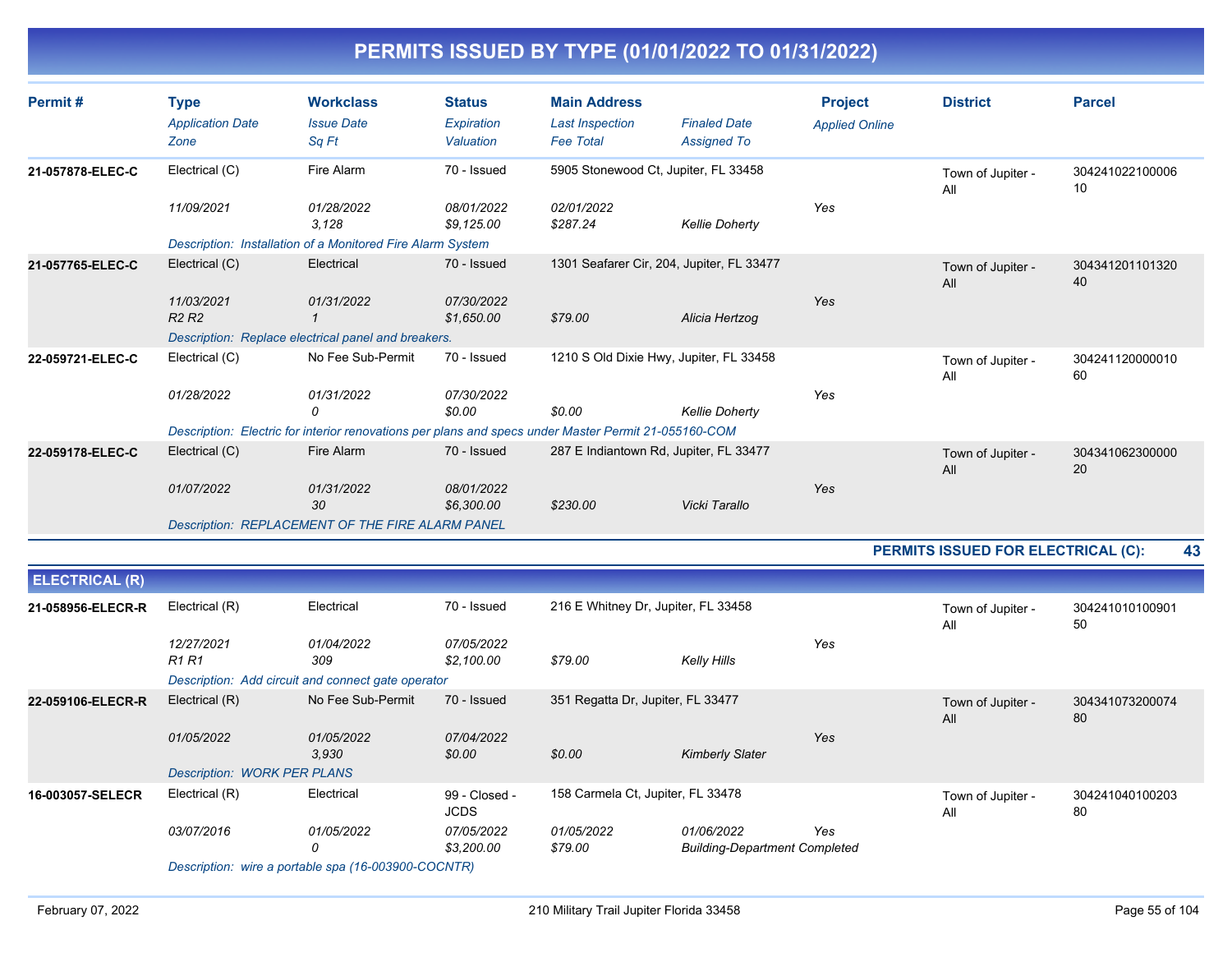# PERMITS ISSUED BY TYPE (01/01/2022 TO 01/31/2022)

| Permit # | Type / Application Date / Zone | Workclass / Issue Date / Sq Ft | Status / Expiration / Valuation | Main Address / Last Inspection / Fee Total | Finaled Date / Assigned To | Project / Applied Online | District | Parcel |
|---|---|---|---|---|---|---|---|---|
| 21-057878-ELEC-C | Electrical (C) | Fire Alarm | 70 - Issued | 5905 Stonewood Ct, Jupiter, FL 33458 | | | Town of Jupiter - All | 30424102210000610 |
| | 11/09/2021 | 01/28/2022 | 08/01/2022 | 02/01/2022 | | Yes | | |
| | | 3,128 | $9,125.00 | $287.24 | Kellie Doherty | | | |
| | Description: Installation of a Monitored Fire Alarm System | | | | | | | |
| 21-057765-ELEC-C | Electrical (C) | Electrical | 70 - Issued | 1301 Seafarer Cir, 204, Jupiter, FL 33477 | | | Town of Jupiter - All | 30434120110132040 |
| | 11/03/2021 | 01/31/2022 | 07/30/2022 | | | Yes | | |
| | R2 R2 | 1 | $1,650.00 | $79.00 | Alicia Hertzog | | | |
| | Description: Replace electrical panel and breakers. | | | | | | | |
| 22-059721-ELEC-C | Electrical (C) | No Fee Sub-Permit | 70 - Issued | 1210 S Old Dixie Hwy, Jupiter, FL 33458 | | | Town of Jupiter - All | 30424112000001060 |
| | 01/28/2022 | 01/31/2022 | 07/30/2022 | | | Yes | | |
| | | 0 | $0.00 | $0.00 | Kellie Doherty | | | |
| | Description: Electric for interior renovations per plans and specs under Master Permit 21-055160-COM | | | | | | | |
| 22-059178-ELEC-C | Electrical (C) | Fire Alarm | 70 - Issued | 287 E Indiantown Rd, Jupiter, FL 33477 | | | Town of Jupiter - All | 30434106230000020 |
| | 01/07/2022 | 01/31/2022 | 08/01/2022 | | | Yes | | |
| | | 30 | $6,300.00 | $230.00 | Vicki Tarallo | | | |
| | Description: REPLACEMENT OF THE FIRE ALARM PANEL | | | | | | | |

**PERMITS ISSUED FOR ELECTRICAL (C): 43**

## ELECTRICAL (R)

| Permit # | Type / Application Date / Zone | Workclass / Issue Date / Sq Ft | Status / Expiration / Valuation | Main Address / Last Inspection / Fee Total | Finaled Date / Assigned To | Project / Applied Online | District | Parcel |
|---|---|---|---|---|---|---|---|---|
| 21-058956-ELECR-R | Electrical (R) | Electrical | 70 - Issued | 216 E Whitney Dr, Jupiter, FL 33458 | | | Town of Jupiter - All | 30424101010090150 |
| | 12/27/2021 | 01/04/2022 | 07/05/2022 | | | Yes | | |
| | R1 R1 | 309 | $2,100.00 | $79.00 | Kelly Hills | | | |
| | Description: Add circuit and connect gate operator | | | | | | | |
| 22-059106-ELECR-R | Electrical (R) | No Fee Sub-Permit | 70 - Issued | 351 Regatta Dr, Jupiter, FL 33477 | | | Town of Jupiter - All | 30434107320007480 |
| | 01/05/2022 | 01/05/2022 | 07/04/2022 | | | Yes | | |
| | | 3,930 | $0.00 | $0.00 | Kimberly Slater | | | |
| | Description: WORK PER PLANS | | | | | | | |
| 16-003057-SELECR | Electrical (R) | Electrical | 99 - Closed - JCDS | 158 Carmela Ct, Jupiter, FL 33478 | | | Town of Jupiter - All | 30424104010020380 |
| | 03/07/2016 | 01/05/2022 | 07/05/2022 | 01/05/2022 | 01/06/2022 | Yes | | |
| | | 0 | $3,200.00 | $79.00 | Building-Department Completed | | | |
| | Description: wire a portable spa (16-003900-COCNTR) | | | | | | | |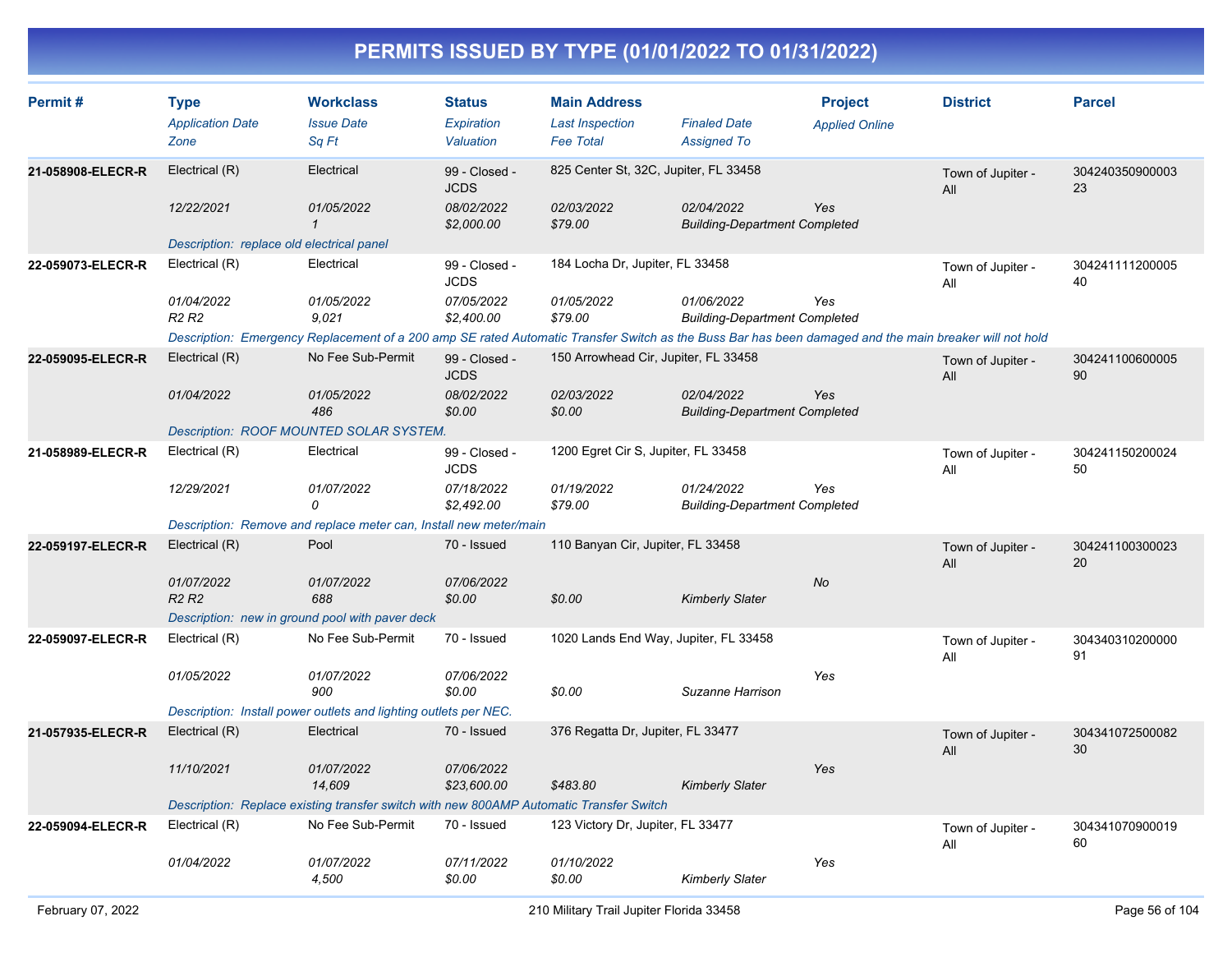# PERMITS ISSUED BY TYPE (01/01/2022 TO 01/31/2022)

| Permit # | Type<br>*Application Date*<br>*Zone* | Workclass<br>*Issue Date*<br>*Sq Ft* | Status<br>*Expiration*<br>*Valuation* | Main Address<br>*Last Inspection*<br>*Fee Total* | *Finaled Date*<br>*Assigned To* | Project<br>*Applied Online* | District | Parcel |
|---|---|---|---|---|---|---|---|---|
| **21-058908-ELECR-R** | Electrical (R)<br>*12/22/2021* | Electrical<br>*01/05/2022*<br>*1* | 99 - Closed - JCDS<br>*08/02/2022*<br>*$2,000.00* | 825 Center St, 32C, Jupiter, FL 33458<br>*02/03/2022*<br>*$79.00* | *02/04/2022*<br>*Building-Department Completed* | *Yes* | Town of Jupiter - All | 30424035090000323 |
| | *Description: replace old electrical panel* | | | | | | | |
| **22-059073-ELECR-R** | Electrical (R)<br>*01/04/2022*<br>*R2 R2* | Electrical<br>*01/05/2022*<br>*9,021* | 99 - Closed - JCDS<br>*07/05/2022*<br>*$2,400.00* | 184 Locha Dr, Jupiter, FL 33458<br>*01/05/2022*<br>*$79.00* | *01/06/2022*<br>*Building-Department Completed* | *Yes* | Town of Jupiter - All | 30424111120000540 |
| | *Description: Emergency Replacement of a 200 amp SE rated Automatic Transfer Switch as the Buss Bar has been damaged and the main breaker will not hold* | | | | | | | |
| **22-059095-ELECR-R** | Electrical (R)<br>*01/04/2022* | No Fee Sub-Permit<br>*01/05/2022*<br>*486* | 99 - Closed - JCDS<br>*08/02/2022*<br>*$0.00* | 150 Arrowhead Cir, Jupiter, FL 33458<br>*02/03/2022*<br>*$0.00* | *02/04/2022*<br>*Building-Department Completed* | *Yes* | Town of Jupiter - All | 30424110060000590 |
| | *Description: ROOF MOUNTED SOLAR SYSTEM.* | | | | | | | |
| **21-058989-ELECR-R** | Electrical (R)<br>*12/29/2021* | Electrical<br>*01/07/2022*<br>*0* | 99 - Closed - JCDS<br>*07/18/2022*<br>*$2,492.00* | 1200 Egret Cir S, Jupiter, FL 33458<br>*01/19/2022*<br>*$79.00* | *01/24/2022*<br>*Building-Department Completed* | *Yes* | Town of Jupiter - All | 30424115020002450 |
| | *Description: Remove and replace meter can, Install new meter/main* | | | | | | | |
| **22-059197-ELECR-R** | Electrical (R)<br>*01/07/2022*<br>*R2 R2* | Pool<br>*01/07/2022*<br>*688* | 70 - Issued<br>*07/06/2022*<br>*$0.00* | 110 Banyan Cir, Jupiter, FL 33458<br><br>*$0.00* | <br>*Kimberly Slater* | *No* | Town of Jupiter - All | 30424110030002320 |
| | *Description: new in ground pool with paver deck* | | | | | | | |
| **22-059097-ELECR-R** | Electrical (R)<br>*01/05/2022* | No Fee Sub-Permit<br>*01/07/2022*<br>*900* | 70 - Issued<br>*07/06/2022*<br>*$0.00* | 1020 Lands End Way, Jupiter, FL 33458<br><br>*$0.00* | <br>*Suzanne Harrison* | *Yes* | Town of Jupiter - All | 30434031020000091 |
| | *Description: Install power outlets and lighting outlets per NEC.* | | | | | | | |
| **21-057935-ELECR-R** | Electrical (R)<br>*11/10/2021* | Electrical<br>*01/07/2022*<br>*14,609* | 70 - Issued<br>*07/06/2022*<br>*$23,600.00* | 376 Regatta Dr, Jupiter, FL 33477<br><br>*$483.80* | <br>*Kimberly Slater* | *Yes* | Town of Jupiter - All | 30434107250008230 |
| | *Description: Replace existing transfer switch with new 800AMP Automatic Transfer Switch* | | | | | | | |
| **22-059094-ELECR-R** | Electrical (R)<br>*01/04/2022* | No Fee Sub-Permit<br>*01/07/2022*<br>*4,500* | 70 - Issued<br>*07/11/2022*<br>*$0.00* | 123 Victory Dr, Jupiter, FL 33477<br>*01/10/2022*<br>*$0.00* | <br>*Kimberly Slater* | *Yes* | Town of Jupiter - All | 30434107090001960 |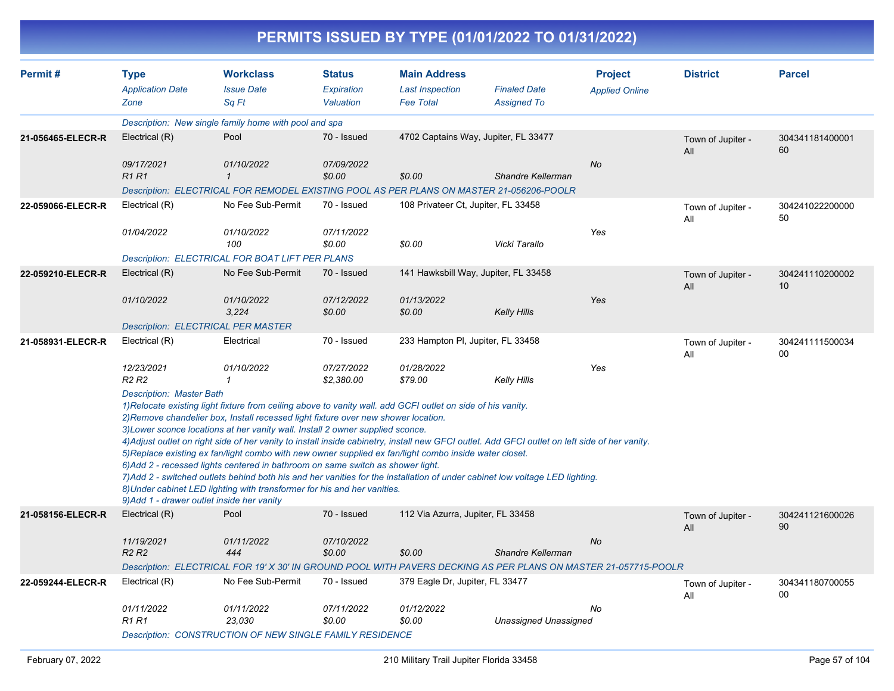# PERMITS ISSUED BY TYPE (01/01/2022 TO 01/31/2022)

| Permit # | Type / Application Date / Zone | Workclass / Issue Date / Sq Ft | Status / Expiration / Valuation | Main Address / Last Inspection / Fee Total | Finaled Date / Assigned To | Project / Applied Online | District | Parcel |
|---|---|---|---|---|---|---|---|---|
| | Description: New single family home with pool and spa | | | | | | | |
| 21-056465-ELECR-R | Electrical (R) | Pool | 70 - Issued | 4702 Captains Way, Jupiter, FL 33477 | | | Town of Jupiter - All | 30434118140000160 |
| | 09/17/2021 | 01/10/2022 | 07/09/2022 | | | No | | |
| | R1 R1 | 1 | $0.00 | $0.00 | Shandre Kellerman | | | |
| | Description: ELECTRICAL FOR REMODEL EXISTING POOL AS PER PLANS ON MASTER 21-056206-POOLR | | | | | | | |
| 22-059066-ELECR-R | Electrical (R) | No Fee Sub-Permit | 70 - Issued | 108 Privateer Ct, Jupiter, FL 33458 | | | Town of Jupiter - All | 30424102220000050 |
| | 01/04/2022 | 01/10/2022 | 07/11/2022 | | | Yes | | |
| | | 100 | $0.00 | $0.00 | Vicki Tarallo | | | |
| | Description: ELECTRICAL FOR BOAT LIFT PER PLANS | | | | | | | |
| 22-059210-ELECR-R | Electrical (R) | No Fee Sub-Permit | 70 - Issued | 141 Hawksbill Way, Jupiter, FL 33458 | | | Town of Jupiter - All | 30424111020000210 |
| | 01/10/2022 | 01/10/2022 | 07/12/2022 | 01/13/2022 | | Yes | | |
| | | 3,224 | $0.00 | $0.00 | Kelly Hills | | | |
| | Description: ELECTRICAL PER MASTER | | | | | | | |
| 21-058931-ELECR-R | Electrical (R) | Electrical | 70 - Issued | 233 Hampton Pl, Jupiter, FL 33458 | | | Town of Jupiter - All | 30424111150003400 |
| | 12/23/2021 | 01/10/2022 | 07/27/2022 | 01/28/2022 | | Yes | | |
| | R2 R2 | 1 | $2,380.00 | $79.00 | Kelly Hills | | | |
| | Description: Master Bath<br>1)Relocate existing light fixture from ceiling above to vanity wall. add GCFI outlet on side of his vanity.<br>2)Remove chandelier box, Install recessed light fixture over new shower location.<br>3)Lower sconce locations at her vanity wall. Install 2 owner supplied sconce.<br>4)Adjust outlet on right side of her vanity to install inside cabinetry, install new GFCI outlet. Add GFCI outlet on left side of her vanity.<br>5)Replace existing ex fan/light combo with new owner supplied ex fan/light combo inside water closet.<br>6)Add 2 - recessed lights centered in bathroom on same switch as shower light.<br>7)Add 2 - switched outlets behind both his and her vanities for the installation of under cabinet low voltage LED lighting.<br>8)Under cabinet LED lighting with transformer for his and her vanities.<br>9)Add 1 - drawer outlet inside her vanity | | | | | | | |
| 21-058156-ELECR-R | Electrical (R) | Pool | 70 - Issued | 112 Via Azurra, Jupiter, FL 33458 | | | Town of Jupiter - All | 30424112160002690 |
| | 11/19/2021 | 01/11/2022 | 07/10/2022 | | | No | | |
| | R2 R2 | 444 | $0.00 | $0.00 | Shandre Kellerman | | | |
| | Description: ELECTRICAL FOR 19' X 30' IN GROUND POOL WITH PAVERS DECKING AS PER PLANS ON MASTER 21-057715-POOLR | | | | | | | |
| 22-059244-ELECR-R | Electrical (R) | No Fee Sub-Permit | 70 - Issued | 379 Eagle Dr, Jupiter, FL 33477 | | | Town of Jupiter - All | 30434118070005500 |
| | 01/11/2022 | 01/11/2022 | 07/11/2022 | 01/12/2022 | | No | | |
| | R1 R1 | 23,030 | $0.00 | $0.00 | Unassigned Unassigned | | | |
| | Description: CONSTRUCTION OF NEW SINGLE FAMILY RESIDENCE | | | | | | | |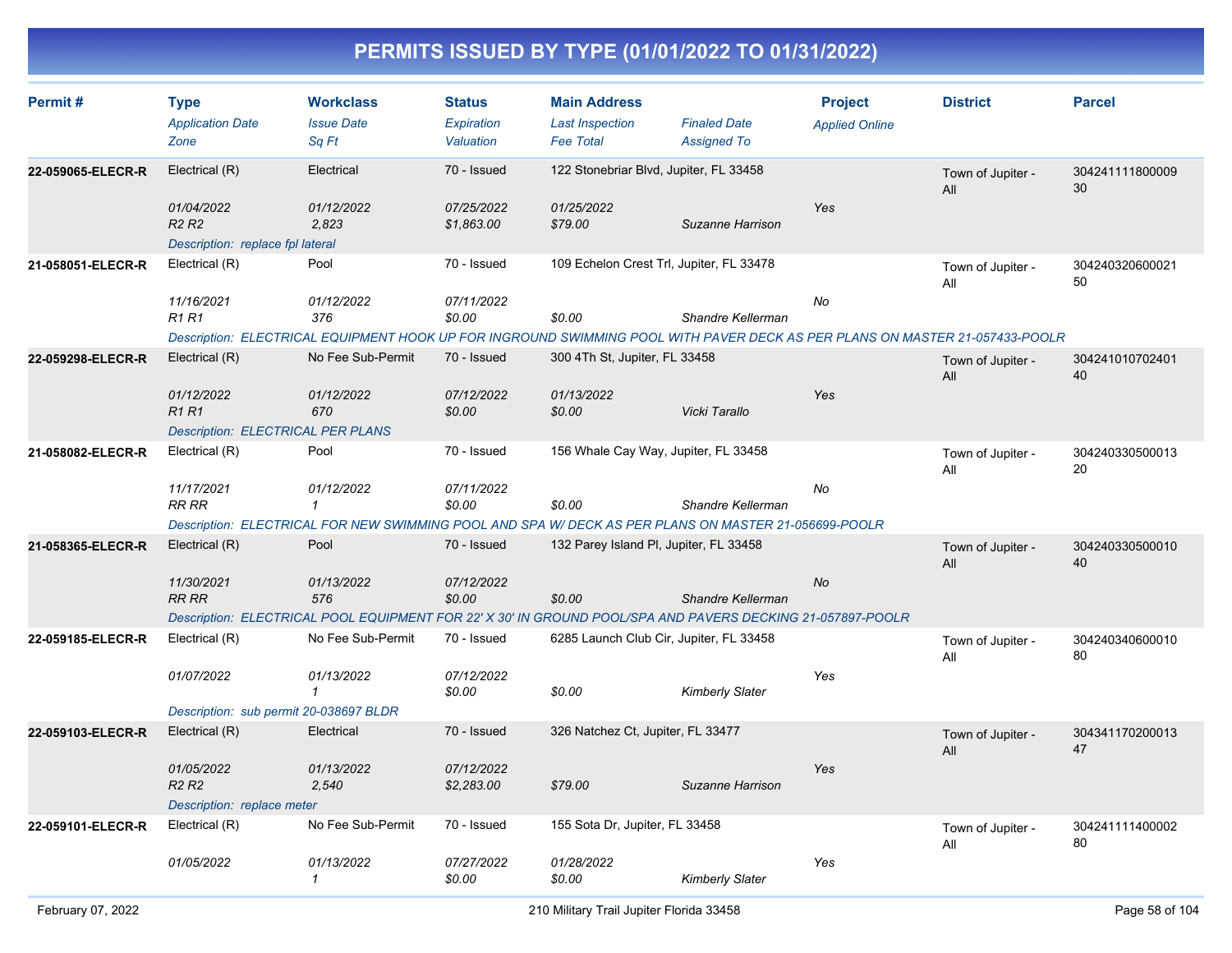# PERMITS ISSUED BY TYPE (01/01/2022 TO 01/31/2022)

| Permit # | Type<br>*Application Date*<br>*Zone* | Workclass<br>*Issue Date*<br>*Sq Ft* | Status<br>*Expiration*<br>*Valuation* | Main Address<br>*Last Inspection*<br>*Fee Total* | *Finaled Date*<br>*Assigned To* | Project<br>*Applied Online* | District | Parcel |
|---|---|---|---|---|---|---|---|---|
| 22-059065-ELECR-R | Electrical (R)<br>*01/04/2022*<br>*R2 R2* | Electrical<br>*01/12/2022*<br>*2,823* | 70 - Issued<br>*07/25/2022*<br>*$1,863.00* | 122 Stonebriar Blvd, Jupiter, FL 33458<br>*01/25/2022*<br>*$79.00* | <br><br>*Suzanne Harrison* | <br>*Yes* | Town of Jupiter - All | 30424111180000930 |
| | *Description: replace fpl lateral* | | | | | | | |
| 21-058051-ELECR-R | Electrical (R)<br>*11/16/2021*<br>*R1 R1* | Pool<br>*01/12/2022*<br>*376* | 70 - Issued<br>*07/11/2022*<br>*$0.00* | 109 Echelon Crest Trl, Jupiter, FL 33478<br><br>*$0.00* | <br><br>*Shandre Kellerman* | <br>*No* | Town of Jupiter - All | 30424032060002150 |
| | *Description: ELECTRICAL EQUIPMENT HOOK UP FOR INGROUND SWIMMING POOL WITH PAVER DECK AS PER PLANS ON MASTER 21-057433-POOLR* | | | | | | | |
| 22-059298-ELECR-R | Electrical (R)<br>*01/12/2022*<br>*R1 R1* | No Fee Sub-Permit<br>*01/12/2022*<br>*670* | 70 - Issued<br>*07/12/2022*<br>*$0.00* | 300 4Th St, Jupiter, FL 33458<br>*01/13/2022*<br>*$0.00* | <br><br>*Vicki Tarallo* | <br>*Yes* | Town of Jupiter - All | 30424101070240140 |
| | *Description: ELECTRICAL PER PLANS* | | | | | | | |
| 21-058082-ELECR-R | Electrical (R)<br>*11/17/2021*<br>*RR RR* | Pool<br>*01/12/2022*<br>*1* | 70 - Issued<br>*07/11/2022*<br>*$0.00* | 156 Whale Cay Way, Jupiter, FL 33458<br><br>*$0.00* | <br><br>*Shandre Kellerman* | <br>*No* | Town of Jupiter - All | 30424033050001320 |
| | *Description: ELECTRICAL FOR NEW SWIMMING POOL AND SPA W/ DECK AS PER PLANS ON MASTER 21-056699-POOLR* | | | | | | | |
| 21-058365-ELECR-R | Electrical (R)<br>*11/30/2021*<br>*RR RR* | Pool<br>*01/13/2022*<br>*576* | 70 - Issued<br>*07/12/2022*<br>*$0.00* | 132 Parey Island Pl, Jupiter, FL 33458<br><br>*$0.00* | <br><br>*Shandre Kellerman* | <br>*No* | Town of Jupiter - All | 30424033050001040 |
| | *Description: ELECTRICAL POOL EQUIPMENT FOR 22' X 30' IN GROUND POOL/SPA AND PAVERS DECKING 21-057897-POOLR* | | | | | | | |
| 22-059185-ELECR-R | Electrical (R)<br>*01/07/2022* | No Fee Sub-Permit<br>*01/13/2022*<br>*1* | 70 - Issued<br>*07/12/2022*<br>*$0.00* | 6285 Launch Club Cir, Jupiter, FL 33458<br><br>*$0.00* | <br><br>*Kimberly Slater* | <br>*Yes* | Town of Jupiter - All | 30424034060001080 |
| | *Description: sub permit 20-038697 BLDR* | | | | | | | |
| 22-059103-ELECR-R | Electrical (R)<br>*01/05/2022*<br>*R2 R2* | Electrical<br>*01/13/2022*<br>*2,540* | 70 - Issued<br>*07/12/2022*<br>*$2,283.00* | 326 Natchez Ct, Jupiter, FL 33477<br><br>*$79.00* | <br><br>*Suzanne Harrison* | <br>*Yes* | Town of Jupiter - All | 30434117020001347 |
| | *Description: replace meter* | | | | | | | |
| 22-059101-ELECR-R | Electrical (R)<br>*01/05/2022* | No Fee Sub-Permit<br>*01/13/2022*<br>*1* | 70 - Issued<br>*07/27/2022*<br>*$0.00* | 155 Sota Dr, Jupiter, FL 33458<br>*01/28/2022*<br>*$0.00* | <br><br>*Kimberly Slater* | <br>*Yes* | Town of Jupiter - All | 30424111140000280 |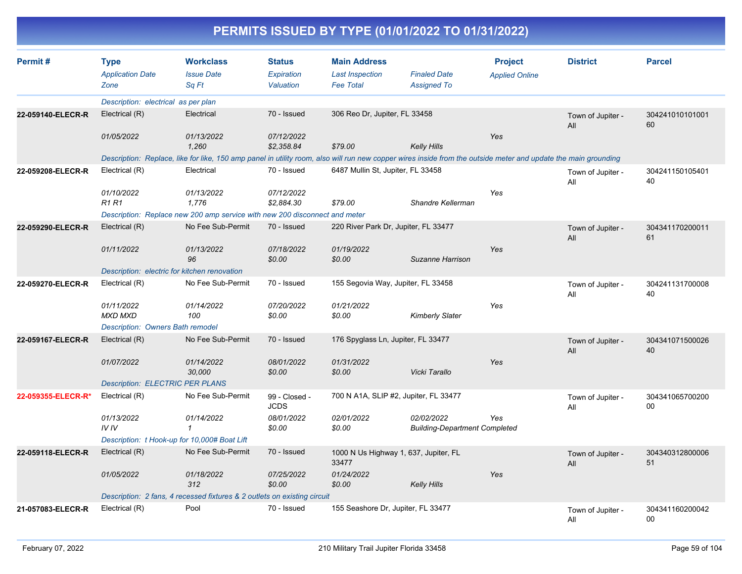# PERMITS ISSUED BY TYPE (01/01/2022 TO 01/31/2022)

| Permit # | Type / Application Date / Zone | Workclass / Issue Date / Sq Ft | Status / Expiration / Valuation | Main Address / Last Inspection / Fee Total | Finaled Date / Assigned To | Project / Applied Online | District | Parcel |
|---|---|---|---|---|---|---|---|---|
| | Description: electrical as per plan | | | | | | | |
| 22-059140-ELECR-R | Electrical (R) | Electrical | 70 - Issued | 306 Reo Dr, Jupiter, FL 33458 | | | Town of Jupiter - All | 30424101010100160 |
| | 01/05/2022 | 01/13/2022 | 07/12/2022 | | | Yes | | |
| | | 1,260 | $2,358.84 | $79.00 | Kelly Hills | | | |
| | Description: Replace, like for like, 150 amp panel in utility room, also will run new copper wires inside from the outside meter and update the main grounding | | | | | | | |
| 22-059208-ELECR-R | Electrical (R) | Electrical | 70 - Issued | 6487 Mullin St, Jupiter, FL 33458 | | | Town of Jupiter - All | 30424115010540140 |
| | 01/10/2022 | 01/13/2022 | 07/12/2022 | | | Yes | | |
| | R1 R1 | 1,776 | $2,884.30 | $79.00 | Shandre Kellerman | | | |
| | Description: Replace new 200 amp service with new 200 disconnect and meter | | | | | | | |
| 22-059290-ELECR-R | Electrical (R) | No Fee Sub-Permit | 70 - Issued | 220 River Park Dr, Jupiter, FL 33477 | | | Town of Jupiter - All | 30434117020001161 |
| | 01/11/2022 | 01/13/2022 | 07/18/2022 | 01/19/2022 | | Yes | | |
| | | 96 | $0.00 | $0.00 | Suzanne Harrison | | | |
| | Description: electric for kitchen renovation | | | | | | | |
| 22-059270-ELECR-R | Electrical (R) | No Fee Sub-Permit | 70 - Issued | 155 Segovia Way, Jupiter, FL 33458 | | | Town of Jupiter - All | 30424113170000840 |
| | 01/11/2022 | 01/14/2022 | 07/20/2022 | 01/21/2022 | | Yes | | |
| | MXD MXD | 100 | $0.00 | $0.00 | Kimberly Slater | | | |
| | Description: Owners Bath remodel | | | | | | | |
| 22-059167-ELECR-R | Electrical (R) | No Fee Sub-Permit | 70 - Issued | 176 Spyglass Ln, Jupiter, FL 33477 | | | Town of Jupiter - All | 30434107150002640 |
| | 01/07/2022 | 01/14/2022 | 08/01/2022 | 01/31/2022 | | Yes | | |
| | | 30,000 | $0.00 | $0.00 | Vicki Tarallo | | | |
| | Description: ELECTRIC PER PLANS | | | | | | | |
| 22-059355-ELECR-R* | Electrical (R) | No Fee Sub-Permit | 99 - Closed - JCDS | 700 N A1A, SLIP #2, Jupiter, FL 33477 | | | Town of Jupiter - All | 30434106570020000 |
| | 01/13/2022 | 01/14/2022 | 08/01/2022 | 02/01/2022 | 02/02/2022 | Yes | | |
| | IV IV | 1 | $0.00 | $0.00 | Building-Department Completed | | | |
| | Description: t Hook-up for 10,000# Boat Lift | | | | | | | |
| 22-059118-ELECR-R | Electrical (R) | No Fee Sub-Permit | 70 - Issued | 1000 N Us Highway 1, 637, Jupiter, FL 33477 | | | Town of Jupiter - All | 30434031280000651 |
| | 01/05/2022 | 01/18/2022 | 07/25/2022 | 01/24/2022 | | Yes | | |
| | | 312 | $0.00 | $0.00 | Kelly Hills | | | |
| | Description: 2 fans, 4 recessed fixtures & 2 outlets on existing circuit | | | | | | | |
| 21-057083-ELECR-R | Electrical (R) | Pool | 70 - Issued | 155 Seashore Dr, Jupiter, FL 33477 | | | Town of Jupiter - All | 30434116020004200 |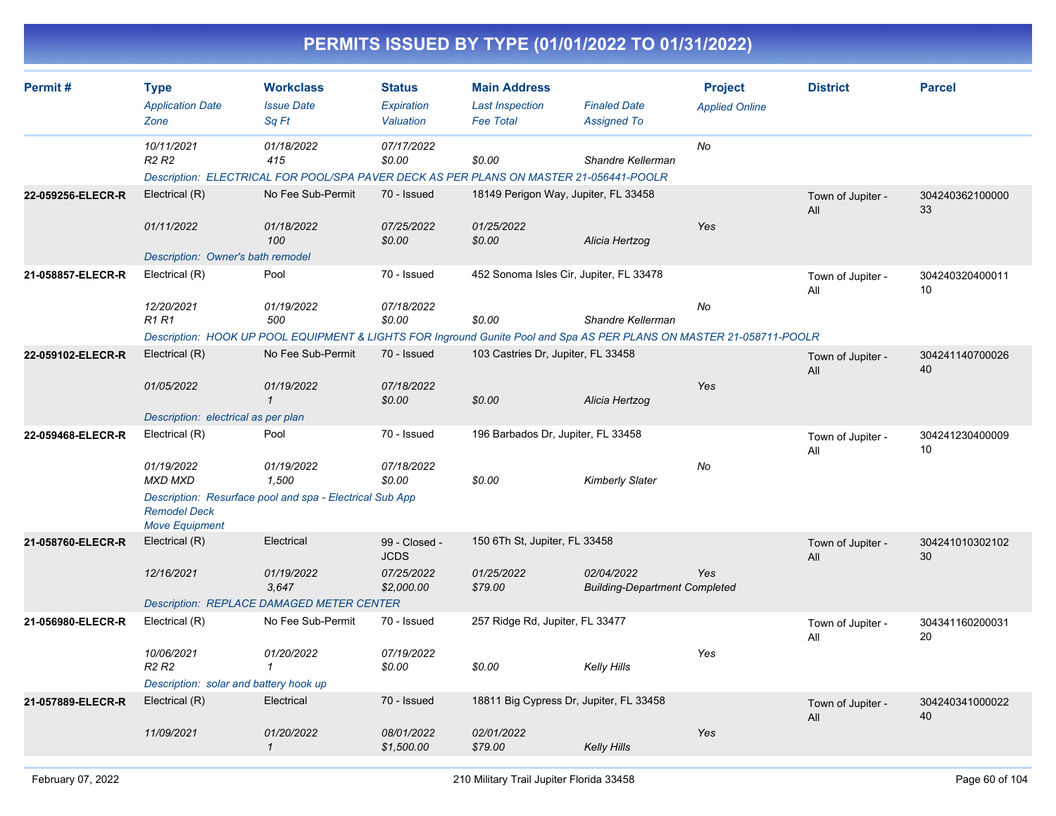# PERMITS ISSUED BY TYPE (01/01/2022 TO 01/31/2022)

| Permit # | Type<br>*Application Date*<br>*Zone* | Workclass<br>*Issue Date*<br>*Sq Ft* | Status<br>*Expiration*<br>*Valuation* | Main Address<br>*Last Inspection*<br>*Fee Total* | *Finaled Date*<br>*Assigned To* | Project<br>*Applied Online* | District | Parcel |
|---|---|---|---|---|---|---|---|---|
| | *10/11/2021*<br>*R2 R2* | *01/18/2022*<br>*415* | *07/17/2022*<br>*$0.00* | <br>*$0.00* | <br>*Shandre Kellerman* | *No* | | |
| | *Description: ELECTRICAL FOR POOL/SPA PAVER DECK AS PER PLANS ON MASTER 21-056441-POOLR* | | | | | | | |
| **22-059256-ELECR-R** | Electrical (R)<br>*01/11/2022* | No Fee Sub-Permit<br>*01/18/2022*<br>*100* | 70 - Issued<br>*07/25/2022*<br>*$0.00* | 18149 Perigon Way, Jupiter, FL 33458<br>*01/25/2022*<br>*$0.00* | <br>*Alicia Hertzog* | *Yes* | Town of Jupiter - All | 30424036210000033 |
| | *Description: Owner's bath remodel* | | | | | | | |
| **21-058857-ELECR-R** | Electrical (R)<br>*12/20/2021*<br>*R1 R1* | Pool<br>*01/19/2022*<br>*500* | 70 - Issued<br>*07/18/2022*<br>*$0.00* | 452 Sonoma Isles Cir, Jupiter, FL 33478<br><br>*$0.00* | <br>*Shandre Kellerman* | *No* | Town of Jupiter - All | 30424032040001110 |
| | *Description: HOOK UP POOL EQUIPMENT & LIGHTS FOR Inground Gunite Pool and Spa AS PER PLANS ON MASTER 21-058711-POOLR* | | | | | | | |
| **22-059102-ELECR-R** | Electrical (R)<br>*01/05/2022* | No Fee Sub-Permit<br>*01/19/2022*<br>*1* | 70 - Issued<br>*07/18/2022*<br>*$0.00* | 103 Castries Dr, Jupiter, FL 33458<br><br>*$0.00* | <br>*Alicia Hertzog* | *Yes* | Town of Jupiter - All | 30424114070002640 |
| | *Description: electrical as per plan* | | | | | | | |
| **22-059468-ELECR-R** | Electrical (R)<br>*01/19/2022*<br>*MXD MXD* | Pool<br>*01/19/2022*<br>*1,500* | 70 - Issued<br>*07/18/2022*<br>*$0.00* | 196 Barbados Dr, Jupiter, FL 33458<br><br>*$0.00* | <br>*Kimberly Slater* | *No* | Town of Jupiter - All | 30424123040000910 |
| | *Description: Resurface pool and spa - Electrical Sub App*<br>*Remodel Deck*<br>*Move Equipment* | | | | | | | |
| **21-058760-ELECR-R** | Electrical (R)<br>*12/16/2021* | Electrical<br>*01/19/2022*<br>*3,647* | 99 - Closed - JCDS<br>*07/25/2022*<br>*$2,000.00* | 150 6Th St, Jupiter, FL 33458<br>*01/25/2022*<br>*$79.00* | *02/04/2022*<br>*Building-Department Completed* | *Yes* | Town of Jupiter - All | 30424101030210230 |
| | *Description: REPLACE DAMAGED METER CENTER* | | | | | | | |
| **21-056980-ELECR-R** | Electrical (R)<br>*10/06/2021*<br>*R2 R2* | No Fee Sub-Permit<br>*01/20/2022*<br>*1* | 70 - Issued<br>*07/19/2022*<br>*$0.00* | 257 Ridge Rd, Jupiter, FL 33477<br><br>*$0.00* | <br>*Kelly Hills* | *Yes* | Town of Jupiter - All | 30434116020003120 |
| | *Description: solar and battery hook up* | | | | | | | |
| **21-057889-ELECR-R** | Electrical (R)<br>*11/09/2021* | Electrical<br>*01/20/2022*<br>*1* | 70 - Issued<br>*08/01/2022*<br>*$1,500.00* | 18811 Big Cypress Dr, Jupiter, FL 33458<br>*02/01/2022*<br>*$79.00* | <br>*Kelly Hills* | *Yes* | Town of Jupiter - All | 30424034100002240 |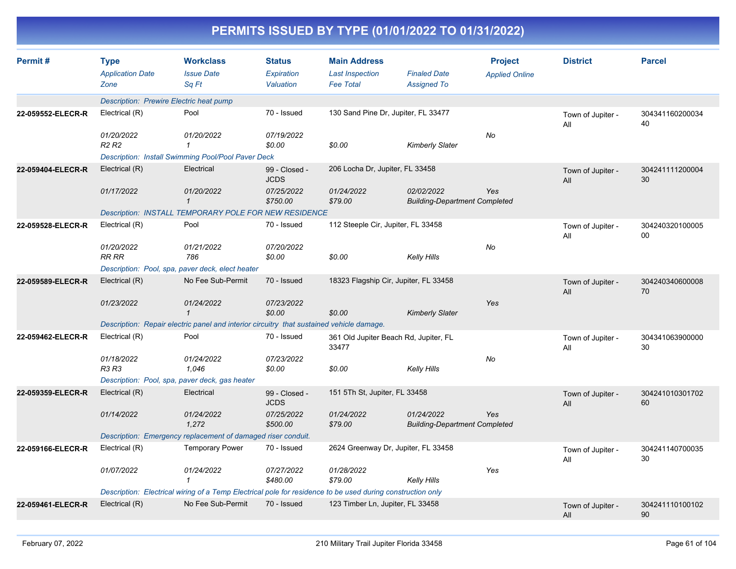# PERMITS ISSUED BY TYPE (01/01/2022 TO 01/31/2022)

| Permit # | Type<br>*Application Date*<br>*Zone* | Workclass<br>*Issue Date*<br>*Sq Ft* | Status<br>*Expiration*<br>*Valuation* | Main Address<br>*Last Inspection*<br>*Fee Total* | <br>*Finaled Date*<br>*Assigned To* | Project<br>*Applied Online* | District | Parcel |
|---|---|---|---|---|---|---|---|---|
| | *Description: Prewire Electric heat pump* | | | | | | | |
| **22-059552-ELECR-R** | Electrical (R)<br>*01/20/2022*<br>*R2 R2* | Pool<br>*01/20/2022*<br>*1* | 70 - Issued<br>*07/19/2022*<br>*$0.00* | 130 Sand Pine Dr, Jupiter, FL 33477<br><br>*$0.00* | <br><br>*Kimberly Slater* | <br>*No* | Town of Jupiter - All | 30434116020003440 |
| | *Description: Install Swimming Pool/Pool Paver Deck* | | | | | | | |
| **22-059404-ELECR-R** | Electrical (R)<br>*01/17/2022* | Electrical<br>*01/20/2022*<br>*1* | 99 - Closed - JCDS<br>*07/25/2022*<br>*$750.00* | 206 Locha Dr, Jupiter, FL 33458<br>*01/24/2022*<br>*$79.00* | <br>*02/02/2022*<br>*Building-Department Completed* | <br>*Yes* | Town of Jupiter - All | 30424111120000430 |
| | *Description: INSTALL TEMPORARY POLE FOR NEW RESIDENCE* | | | | | | | |
| **22-059528-ELECR-R** | Electrical (R)<br>*01/20/2022*<br>*RR RR* | Pool<br>*01/21/2022*<br>*786* | 70 - Issued<br>*07/20/2022*<br>*$0.00* | 112 Steeple Cir, Jupiter, FL 33458<br><br>*$0.00* | <br><br>*Kelly Hills* | <br>*No* | Town of Jupiter - All | 30424032010000500 |
| | *Description: Pool, spa, paver deck, elect heater* | | | | | | | |
| **22-059589-ELECR-R** | Electrical (R)<br>*01/23/2022* | No Fee Sub-Permit<br>*01/24/2022*<br>*1* | 70 - Issued<br>*07/23/2022*<br>*$0.00* | 18323 Flagship Cir, Jupiter, FL 33458<br><br>*$0.00* | <br><br>*Kimberly Slater* | <br>*Yes* | Town of Jupiter - All | 30424034060000870 |
| | *Description: Repair electric panel and interior circuitry that sustained vehicle damage.* | | | | | | | |
| **22-059462-ELECR-R** | Electrical (R)<br>*01/18/2022*<br>*R3 R3* | Pool<br>*01/24/2022*<br>*1,046* | 70 - Issued<br>*07/23/2022*<br>*$0.00* | 361 Old Jupiter Beach Rd, Jupiter, FL 33477<br><br>*$0.00* | <br><br>*Kelly Hills* | <br>*No* | Town of Jupiter - All | 30434106390000030 |
| | *Description: Pool, spa, paver deck, gas heater* | | | | | | | |
| **22-059359-ELECR-R** | Electrical (R)<br>*01/14/2022* | Electrical<br>*01/24/2022*<br>*1,272* | 99 - Closed - JCDS<br>*07/25/2022*<br>*$500.00* | 151 5Th St, Jupiter, FL 33458<br>*01/24/2022*<br>*$79.00* | <br>*01/24/2022*<br>*Building-Department Completed* | <br>*Yes* | Town of Jupiter - All | 30424101030170260 |
| | *Description: Emergency replacement of damaged riser conduit.* | | | | | | | |
| **22-059166-ELECR-R** | Electrical (R)<br>*01/07/2022* | Temporary Power<br>*01/24/2022*<br>*1* | 70 - Issued<br>*07/27/2022*<br>*$480.00* | 2624 Greenway Dr, Jupiter, FL 33458<br>*01/28/2022*<br>*$79.00* | <br><br>*Kelly Hills* | <br>*Yes* | Town of Jupiter - All | 30424114070003530 |
| | *Description: Electrical wiring of a Temp Electrical pole for residence to be used during construction only* | | | | | | | |
| **22-059461-ELECR-R** | Electrical (R) | No Fee Sub-Permit | 70 - Issued | 123 Timber Ln, Jupiter, FL 33458 | | | Town of Jupiter - All | 30424111010010290 |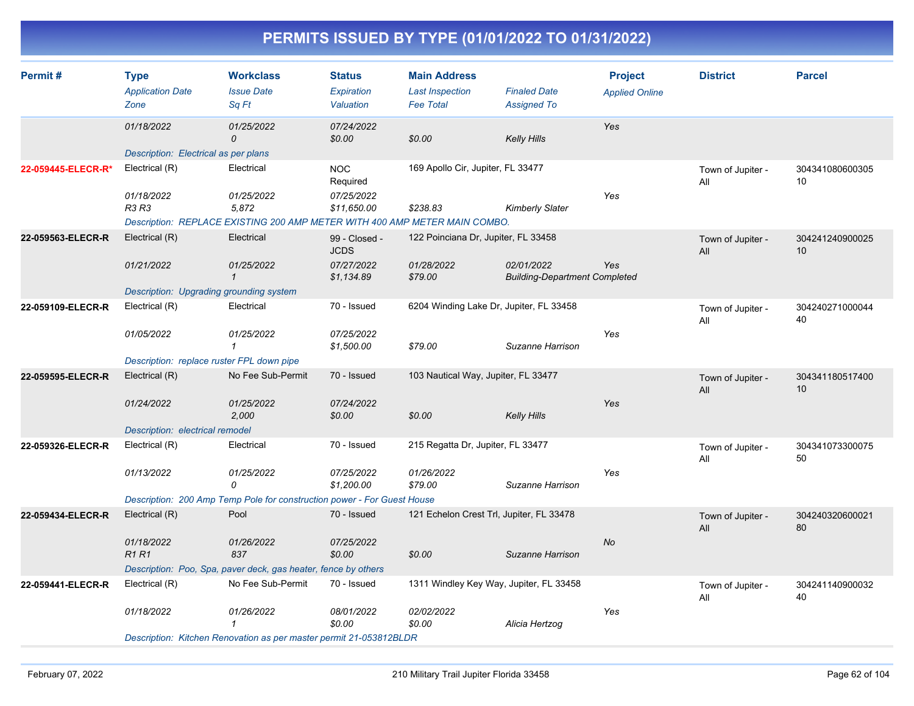# PERMITS ISSUED BY TYPE (01/01/2022 TO 01/31/2022)

| Permit # | Type<br>*Application Date*<br>*Zone* | Workclass<br>*Issue Date*<br>*Sq Ft* | Status<br>*Expiration*<br>*Valuation* | Main Address<br>*Last Inspection*<br>*Fee Total* | *Finaled Date*<br>*Assigned To* | Project<br>*Applied Online* | District | Parcel |
|---|---|---|---|---|---|---|---|---|
| | *01/18/2022* | *01/25/2022*<br>*0* | *07/24/2022*<br>*$0.00* | *$0.00* | *Kelly Hills* | *Yes* | | |
| | *Description: Electrical as per plans* | | | | | | | |
| 22-059445-ELECR-R* | Electrical (R)<br>*01/18/2022*<br>*R3 R3* | Electrical<br>*01/25/2022*<br>*5,872* | NOC Required<br>*07/25/2022*<br>*$11,650.00* | 169 Apollo Cir, Jupiter, FL 33477<br>*$238.83* | *Kimberly Slater* | *Yes* | Town of Jupiter - All | 30434108060030510 |
| | *Description: REPLACE EXISTING 200 AMP METER WITH 400 AMP METER MAIN COMBO.* | | | | | | | |
| 22-059563-ELECR-R | Electrical (R)<br>*01/21/2022* | Electrical<br>*01/25/2022*<br>*1* | 99 - Closed - JCDS<br>*07/27/2022*<br>*$1,134.89* | 122 Poinciana Dr, Jupiter, FL 33458<br>*01/28/2022*<br>*$79.00* | *02/01/2022*<br>*Building-Department Completed* | *Yes* | Town of Jupiter - All | 30424124090002510 |
| | *Description: Upgrading grounding system* | | | | | | | |
| 22-059109-ELECR-R | Electrical (R)<br>*01/05/2022* | Electrical<br>*01/25/2022*<br>*1* | 70 - Issued<br>*07/25/2022*<br>*$1,500.00* | 6204 Winding Lake Dr, Jupiter, FL 33458<br>*$79.00* | *Suzanne Harrison* | *Yes* | Town of Jupiter - All | 30424027100004440 |
| | *Description: replace ruster FPL down pipe* | | | | | | | |
| 22-059595-ELECR-R | Electrical (R)<br>*01/24/2022* | No Fee Sub-Permit<br>*01/25/2022*<br>*2,000* | 70 - Issued<br>*07/24/2022*<br>*$0.00* | 103 Nautical Way, Jupiter, FL 33477<br>*$0.00* | *Kelly Hills* | *Yes* | Town of Jupiter - All | 30434118051740010 |
| | *Description: electrical remodel* | | | | | | | |
| 22-059326-ELECR-R | Electrical (R)<br>*01/13/2022* | Electrical<br>*01/25/2022*<br>*0* | 70 - Issued<br>*07/25/2022*<br>*$1,200.00* | 215 Regatta Dr, Jupiter, FL 33477<br>*01/26/2022*<br>*$79.00* | *Suzanne Harrison* | *Yes* | Town of Jupiter - All | 30434107330007550 |
| | *Description: 200 Amp Temp Pole for construction power - For Guest House* | | | | | | | |
| 22-059434-ELECR-R | Electrical (R)<br>*01/18/2022*<br>*R1 R1* | Pool<br>*01/26/2022*<br>*837* | 70 - Issued<br>*07/25/2022*<br>*$0.00* | 121 Echelon Crest Trl, Jupiter, FL 33478<br>*$0.00* | *Suzanne Harrison* | *No* | Town of Jupiter - All | 30424032060002180 |
| | *Description: Poo, Spa, paver deck, gas heater, fence by others* | | | | | | | |
| 22-059441-ELECR-R | Electrical (R)<br>*01/18/2022* | No Fee Sub-Permit<br>*01/26/2022*<br>*1* | 70 - Issued<br>*08/01/2022*<br>*$0.00* | 1311 Windley Key Way, Jupiter, FL 33458<br>*02/02/2022*<br>*$0.00* | *Alicia Hertzog* | *Yes* | Town of Jupiter - All | 30424114090003240 |
| | *Description: Kitchen Renovation as per master permit 21-053812BLDR* | | | | | | | |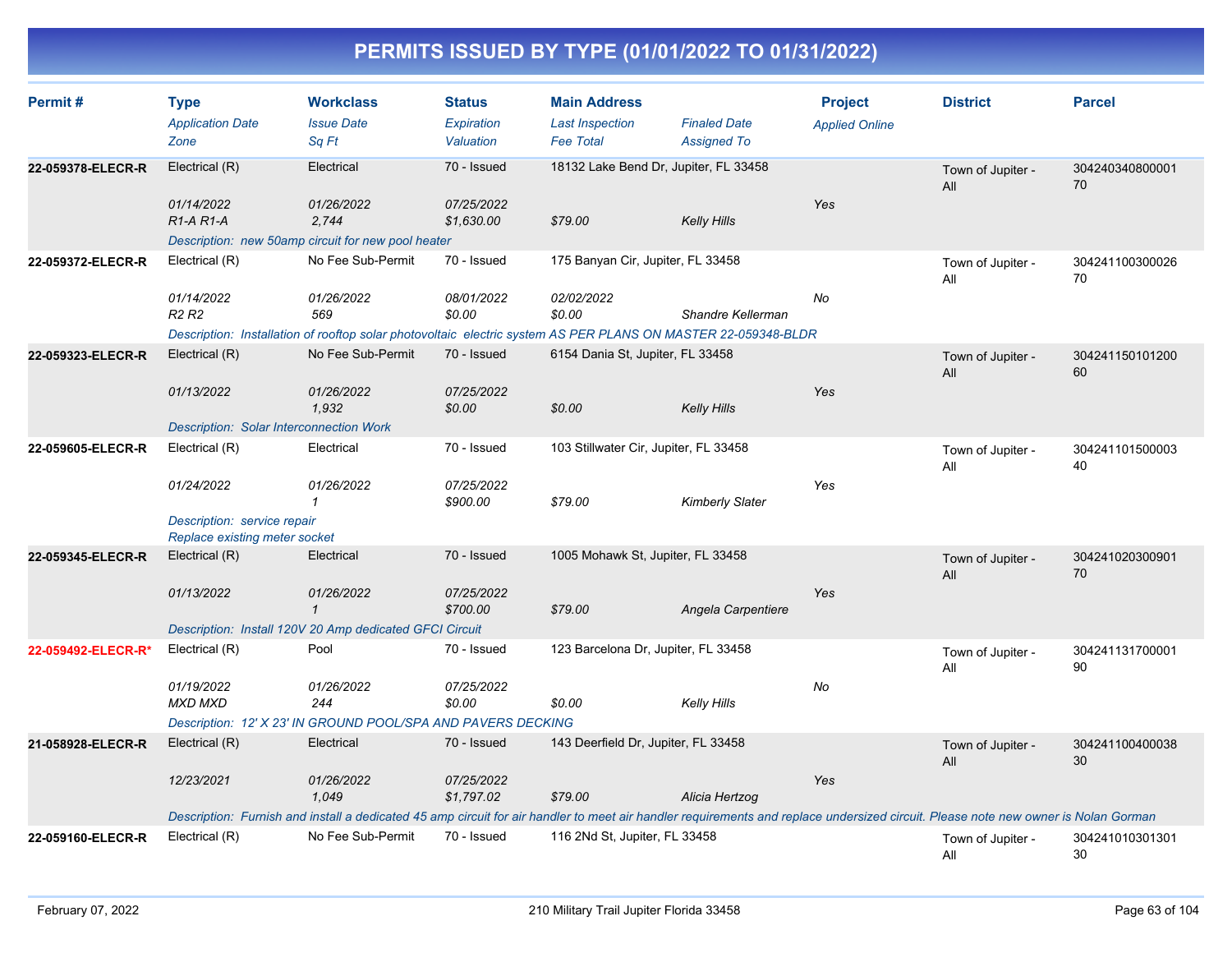# PERMITS ISSUED BY TYPE (01/01/2022 TO 01/31/2022)

| Permit # | Type<br>*Application Date*<br>*Zone* | Workclass<br>*Issue Date*<br>*Sq Ft* | Status<br>*Expiration*<br>*Valuation* | Main Address<br>*Last Inspection*<br>*Fee Total* | *Finaled Date*<br>*Assigned To* | Project<br>*Applied Online* | District | Parcel |
|---|---|---|---|---|---|---|---|---|
| **22-059378-ELECR-R** | Electrical (R)<br>*01/14/2022*<br>*R1-A R1-A* | Electrical<br>*01/26/2022*<br>*2,744* | 70 - Issued<br>*07/25/2022*<br>*$1,630.00* | 18132 Lake Bend Dr, Jupiter, FL 33458<br><br>*$79.00* | <br><br>*Kelly Hills* | <br>*Yes* | Town of Jupiter - All | 30424034080000170 |
| | *Description: new 50amp circuit for new pool heater* | | | | | | | |
| **22-059372-ELECR-R** | Electrical (R)<br>*01/14/2022*<br>*R2 R2* | No Fee Sub-Permit<br>*01/26/2022*<br>*569* | 70 - Issued<br>*08/01/2022*<br>*$0.00* | 175 Banyan Cir, Jupiter, FL 33458<br>*02/02/2022*<br>*$0.00* | <br><br>*Shandre Kellerman* | <br>*No* | Town of Jupiter - All | 30424110030002670 |
| | *Description: Installation of rooftop solar photovoltaic electric system AS PER PLANS ON MASTER 22-059348-BLDR* | | | | | | | |
| **22-059323-ELECR-R** | Electrical (R)<br>*01/13/2022* | No Fee Sub-Permit<br>*01/26/2022*<br>*1,932* | 70 - Issued<br>*07/25/2022*<br>*$0.00* | 6154 Dania St, Jupiter, FL 33458<br><br>*$0.00* | <br><br>*Kelly Hills* | <br>*Yes* | Town of Jupiter - All | 30424115010120060 |
| | *Description: Solar Interconnection Work* | | | | | | | |
| **22-059605-ELECR-R** | Electrical (R)<br>*01/24/2022* | Electrical<br>*01/26/2022*<br>*1* | 70 - Issued<br>*07/25/2022*<br>*$900.00* | 103 Stillwater Cir, Jupiter, FL 33458<br><br>*$79.00* | <br><br>*Kimberly Slater* | <br>*Yes* | Town of Jupiter - All | 30424110150000340 |
| | *Description: service repair*<br>*Replace existing meter socket* | | | | | | | |
| **22-059345-ELECR-R** | Electrical (R)<br>*01/13/2022* | Electrical<br>*01/26/2022*<br>*1* | 70 - Issued<br>*07/25/2022*<br>*$700.00* | 1005 Mohawk St, Jupiter, FL 33458<br><br>*$79.00* | <br><br>*Angela Carpentiere* | <br>*Yes* | Town of Jupiter - All | 30424102030090170 |
| | *Description: Install 120V 20 Amp dedicated GFCI Circuit* | | | | | | | |
| **22-059492-ELECR-R*** | Electrical (R)<br>*01/19/2022*<br>*MXD MXD* | Pool<br>*01/26/2022*<br>*244* | 70 - Issued<br>*07/25/2022*<br>*$0.00* | 123 Barcelona Dr, Jupiter, FL 33458<br><br>*$0.00* | <br><br>*Kelly Hills* | <br>*No* | Town of Jupiter - All | 30424113170000190 |
| | *Description: 12' X 23' IN GROUND POOL/SPA AND PAVERS DECKING* | | | | | | | |
| **21-058928-ELECR-R** | Electrical (R)<br>*12/23/2021* | Electrical<br>*01/26/2022*<br>*1,049* | 70 - Issued<br>*07/25/2022*<br>*$1,797.02* | 143 Deerfield Dr, Jupiter, FL 33458<br><br>*$79.00* | <br><br>*Alicia Hertzog* | <br>*Yes* | Town of Jupiter - All | 30424110040003830 |
| | *Description: Furnish and install a dedicated 45 amp circuit for air handler to meet air handler requirements and replace undersized circuit. Please note new owner is Nolan Gorman* | | | | | | | |
| **22-059160-ELECR-R** | Electrical (R) | No Fee Sub-Permit | 70 - Issued | 116 2Nd St, Jupiter, FL 33458 | | | Town of Jupiter - All | 30424101030130130 |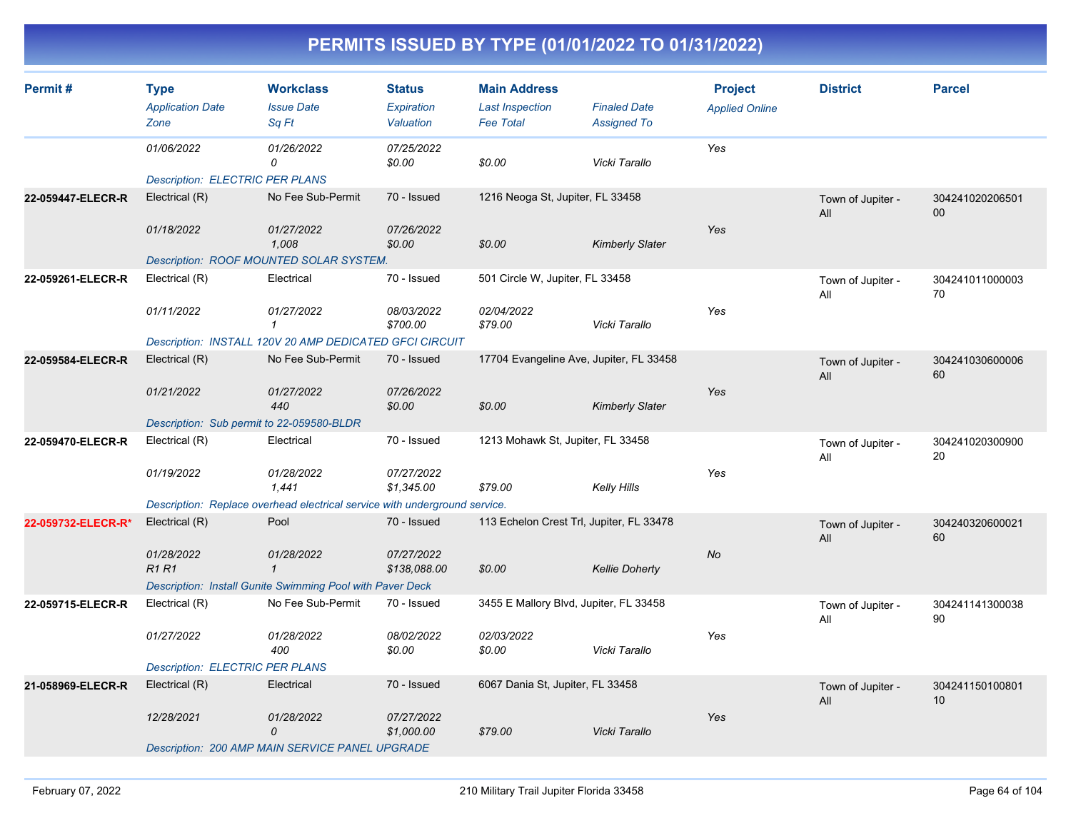# PERMITS ISSUED BY TYPE (01/01/2022 TO 01/31/2022)

| Permit # | Type / Application Date / Zone | Workclass / Issue Date / Sq Ft | Status / Expiration / Valuation | Main Address / Last Inspection / Fee Total | Finaled Date / Assigned To | Project / Applied Online | District | Parcel |
|---|---|---|---|---|---|---|---|---|
| | 01/06/2022 | 01/26/2022 / 0 | 07/25/2022 / $0.00 | $0.00 | Vicki Tarallo | Yes | | |
| | Description: ELECTRIC PER PLANS | | | | | | | |
| 22-059447-ELECR-R | Electrical (R) / 01/18/2022 | No Fee Sub-Permit / 01/27/2022 / 1,008 | 70 - Issued / 07/26/2022 / $0.00 | 1216 Neoga St, Jupiter, FL 33458 / $0.00 | Kimberly Slater | Yes | Town of Jupiter - All | 30424102020650100 |
| | Description: ROOF MOUNTED SOLAR SYSTEM. | | | | | | | |
| 22-059261-ELECR-R | Electrical (R) / 01/11/2022 | Electrical / 01/27/2022 / 1 | 70 - Issued / 08/03/2022 / $700.00 | 501 Circle W, Jupiter, FL 33458 / 02/04/2022 / $79.00 | Vicki Tarallo | Yes | Town of Jupiter - All | 30424101100000370 |
| | Description: INSTALL 120V 20 AMP DEDICATED GFCI CIRCUIT | | | | | | | |
| 22-059584-ELECR-R | Electrical (R) / 01/21/2022 | No Fee Sub-Permit / 01/27/2022 / 440 | 70 - Issued / 07/26/2022 / $0.00 | 17704 Evangeline Ave, Jupiter, FL 33458 / $0.00 | Kimberly Slater | Yes | Town of Jupiter - All | 30424103060000660 |
| | Description: Sub permit to 22-059580-BLDR | | | | | | | |
| 22-059470-ELECR-R | Electrical (R) / 01/19/2022 | Electrical / 01/28/2022 / 1,441 | 70 - Issued / 07/27/2022 / $1,345.00 | 1213 Mohawk St, Jupiter, FL 33458 / $79.00 | Kelly Hills | Yes | Town of Jupiter - All | 30424102030090020 |
| | Description: Replace overhead electrical service with underground service. | | | | | | | |
| 22-059732-ELECR-R* | Electrical (R) / 01/28/2022 / R1 R1 | Pool / 01/28/2022 / 1 | 70 - Issued / 07/27/2022 / $138,088.00 | 113 Echelon Crest Trl, Jupiter, FL 33478 / $0.00 | Kellie Doherty | No | Town of Jupiter - All | 30424032060002160 |
| | Description: Install Gunite Swimming Pool with Paver Deck | | | | | | | |
| 22-059715-ELECR-R | Electrical (R) / 01/27/2022 | No Fee Sub-Permit / 01/28/2022 / 400 | 70 - Issued / 08/02/2022 / $0.00 | 3455 E Mallory Blvd, Jupiter, FL 33458 / 02/03/2022 / $0.00 | Vicki Tarallo | Yes | Town of Jupiter - All | 30424114130003890 |
| | Description: ELECTRIC PER PLANS | | | | | | | |
| 21-058969-ELECR-R | Electrical (R) / 12/28/2021 | Electrical / 01/28/2022 / 0 | 70 - Issued / 07/27/2022 / $1,000.00 | 6067 Dania St, Jupiter, FL 33458 / $79.00 | Vicki Tarallo | Yes | Town of Jupiter - All | 30424115010080110 |
| | Description: 200 AMP MAIN SERVICE PANEL UPGRADE | | | | | | | |

February 07, 2022 — 210 Military Trail Jupiter Florida 33458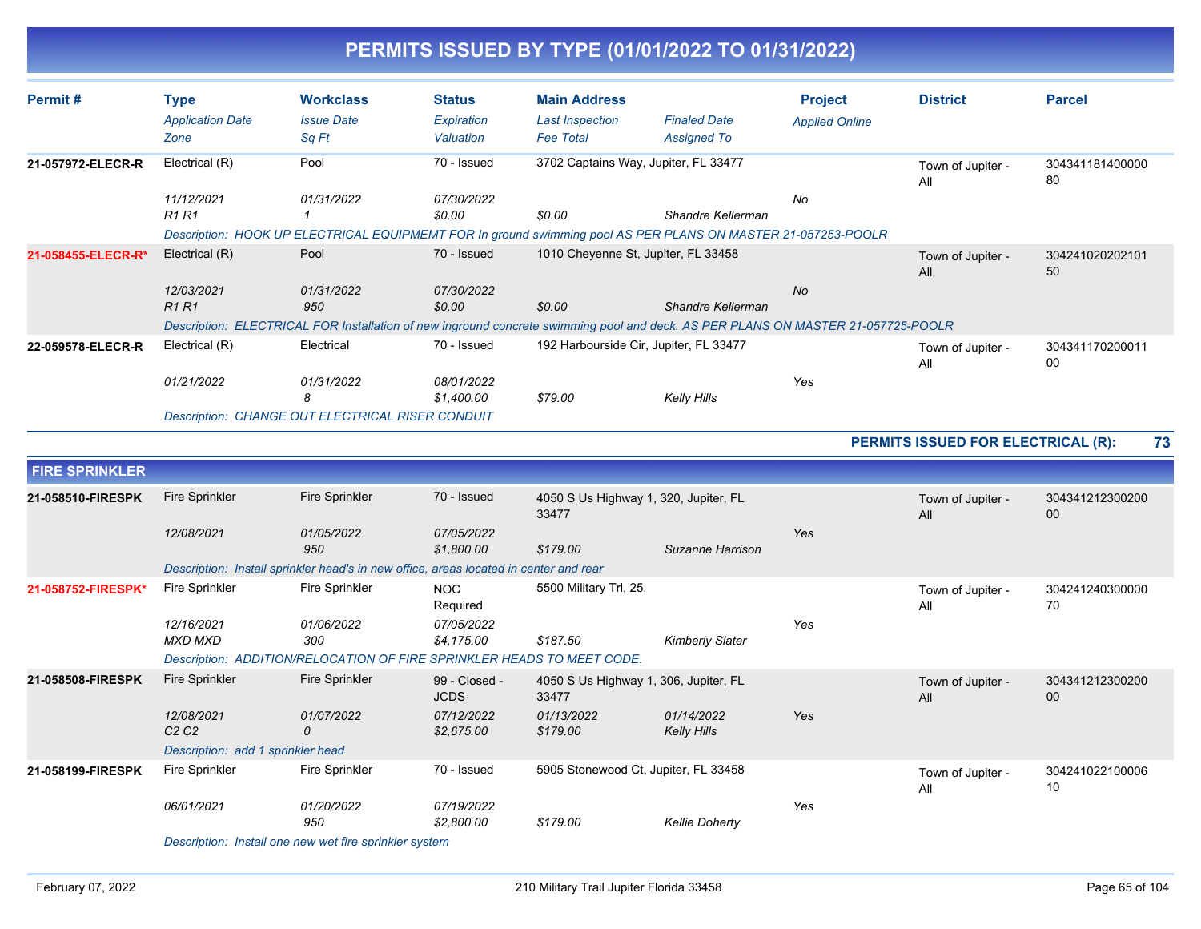# PERMITS ISSUED BY TYPE (01/01/2022 TO 01/31/2022)

| Permit # | Type / Application Date / Zone | Workclass / Issue Date / Sq Ft | Status / Expiration / Valuation | Main Address / Last Inspection / Fee Total | Finaled Date / Assigned To | Project / Applied Online | District | Parcel |
|---|---|---|---|---|---|---|---|---|
| 21-057972-ELECR-R | Electrical (R) | Pool | 70 - Issued | 3702 Captains Way, Jupiter, FL 33477 | | | Town of Jupiter - All | 30434118140000080 |
| | 11/12/2021 | 01/31/2022 | 07/30/2022 | | | No | | |
| | R1 R1 | 1 | $0.00 | $0.00 | Shandre Kellerman | | | |
| | Description: HOOK UP ELECTRICAL EQUIPMEMT FOR In ground swimming pool AS PER PLANS ON MASTER 21-057253-POOLR | | | | | | | |
| 21-058455-ELECR-R* | Electrical (R) | Pool | 70 - Issued | 1010 Cheyenne St, Jupiter, FL 33458 | | | Town of Jupiter - All | 30424102020210150 |
| | 12/03/2021 | 01/31/2022 | 07/30/2022 | | | No | | |
| | R1 R1 | 950 | $0.00 | $0.00 | Shandre Kellerman | | | |
| | Description: ELECTRICAL FOR Installation of new inground concrete swimming pool and deck. AS PER PLANS ON MASTER 21-057725-POOLR | | | | | | | |
| 22-059578-ELECR-R | Electrical (R) | Electrical | 70 - Issued | 192 Harbourside Cir, Jupiter, FL 33477 | | | Town of Jupiter - All | 30434117020001100 |
| | 01/21/2022 | 01/31/2022 | 08/01/2022 | | | Yes | | |
| | | 8 | $1,400.00 | $79.00 | Kelly Hills | | | |
| | Description: CHANGE OUT ELECTRICAL RISER CONDUIT | | | | | | | |

**PERMITS ISSUED FOR ELECTRICAL (R): 73**

## FIRE SPRINKLER

| Permit # | Type / Application Date / Zone | Workclass / Issue Date / Sq Ft | Status / Expiration / Valuation | Main Address / Last Inspection / Fee Total | Finaled Date / Assigned To | Project / Applied Online | District | Parcel |
|---|---|---|---|---|---|---|---|---|
| 21-058510-FIRESPK | Fire Sprinkler | Fire Sprinkler | 70 - Issued | 4050 S Us Highway 1, 320, Jupiter, FL 33477 | | | Town of Jupiter - All | 30434121230020000 |
| | 12/08/2021 | 01/05/2022 | 07/05/2022 | | | Yes | | |
| | | 950 | $1,800.00 | $179.00 | Suzanne Harrison | | | |
| | Description: Install sprinkler head's in new office, areas located in center and rear | | | | | | | |
| 21-058752-FIRESPK* | Fire Sprinkler | Fire Sprinkler | NOC Required | 5500 Military Trl, 25, | | | Town of Jupiter - All | 30424124030000070 |
| | 12/16/2021 | 01/06/2022 | 07/05/2022 | | | Yes | | |
| | MXD MXD | 300 | $4,175.00 | $187.50 | Kimberly Slater | | | |
| | Description: ADDITION/RELOCATION OF FIRE SPRINKLER HEADS TO MEET CODE. | | | | | | | |
| 21-058508-FIRESPK | Fire Sprinkler | Fire Sprinkler | 99 - Closed - JCDS | 4050 S Us Highway 1, 306, Jupiter, FL 33477 | | | Town of Jupiter - All | 30434121230020000 |
| | 12/08/2021 | 01/07/2022 | 07/12/2022 | 01/13/2022 | 01/14/2022 | Yes | | |
| | C2 C2 | 0 | $2,675.00 | $179.00 | Kelly Hills | | | |
| | Description: add 1 sprinkler head | | | | | | | |
| 21-058199-FIRESPK | Fire Sprinkler | Fire Sprinkler | 70 - Issued | 5905 Stonewood Ct, Jupiter, FL 33458 | | | Town of Jupiter - All | 30424102210000610 |
| | 06/01/2021 | 01/20/2022 | 07/19/2022 | | | Yes | | |
| | | 950 | $2,800.00 | $179.00 | Kellie Doherty | | | |
| | Description: Install one new wet fire sprinkler system | | | | | | | |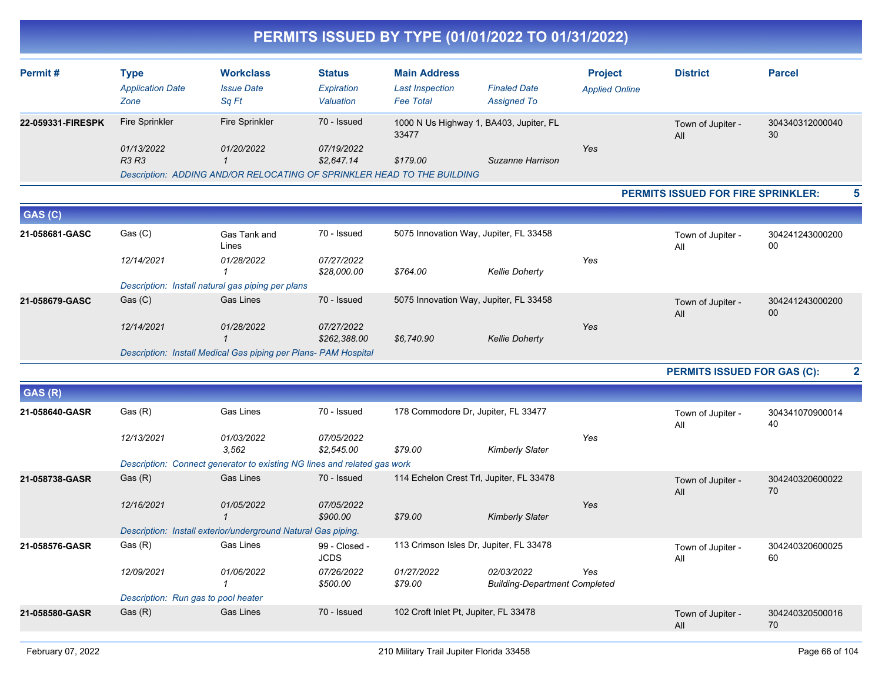# PERMITS ISSUED BY TYPE (01/01/2022 TO 01/31/2022)

| Permit # | Type | Workclass | Status | Main Address | | Project | District | Parcel |
|---|---|---|---|---|---|---|---|---|
| | *Application Date* | *Issue Date* | *Expiration* | *Last Inspection* | *Finaled Date* | *Applied Online* | | |
| | *Zone* | *Sq Ft* | *Valuation* | *Fee Total* | *Assigned To* | | | |
| **22-059331-FIRESPK** | Fire Sprinkler | Fire Sprinkler | 70 - Issued | 1000 N Us Highway 1, BA403, Jupiter, FL 33477 | | | Town of Jupiter - All | 30434031200004030 |
| | *01/13/2022* | *01/20/2022* | *07/19/2022* | | | *Yes* | | |
| | *R3 R3* | *1* | *$2,647.14* | *$179.00* | *Suzanne Harrison* | | | |
| | *Description: ADDING AND/OR RELOCATING OF SPRINKLER HEAD TO THE BUILDING* | | | | | | | |

**PERMITS ISSUED FOR FIRE SPRINKLER: 5**

## GAS (C)

| Permit # | Type | Workclass | Status | Main Address | | Project | District | Parcel |
|---|---|---|---|---|---|---|---|---|
| **21-058681-GASC** | Gas (C) | Gas Tank and Lines | 70 - Issued | 5075 Innovation Way, Jupiter, FL 33458 | | | Town of Jupiter - All | 30424124300020000 |
| | *12/14/2021* | *01/28/2022* | *07/27/2022* | | | *Yes* | | |
| | | *1* | *$28,000.00* | *$764.00* | *Kellie Doherty* | | | |
| | *Description: Install natural gas piping per plans* | | | | | | | |
| **21-058679-GASC** | Gas (C) | Gas Lines | 70 - Issued | 5075 Innovation Way, Jupiter, FL 33458 | | | Town of Jupiter - All | 30424124300020000 |
| | *12/14/2021* | *01/28/2022* | *07/27/2022* | | | *Yes* | | |
| | | *1* | *$262,388.00* | *$6,740.90* | *Kellie Doherty* | | | |
| | *Description: Install Medical Gas piping per Plans- PAM Hospital* | | | | | | | |

**PERMITS ISSUED FOR GAS (C): 2**

## GAS (R)

| Permit # | Type | Workclass | Status | Main Address | | Project | District | Parcel |
|---|---|---|---|---|---|---|---|---|
| **21-058640-GASR** | Gas (R) | Gas Lines | 70 - Issued | 178 Commodore Dr, Jupiter, FL 33477 | | | Town of Jupiter - All | 30434107090001440 |
| | *12/13/2021* | *01/03/2022* | *07/05/2022* | | | *Yes* | | |
| | | *3,562* | *$2,545.00* | *$79.00* | *Kimberly Slater* | | | |
| | *Description: Connect generator to existing NG lines and related gas work* | | | | | | | |
| **21-058738-GASR** | Gas (R) | Gas Lines | 70 - Issued | 114 Echelon Crest Trl, Jupiter, FL 33478 | | | Town of Jupiter - All | 30424032060002270 |
| | *12/16/2021* | *01/05/2022* | *07/05/2022* | | | *Yes* | | |
| | | *1* | *$900.00* | *$79.00* | *Kimberly Slater* | | | |
| | *Description: Install exterior/underground Natural Gas piping.* | | | | | | | |
| **21-058576-GASR** | Gas (R) | Gas Lines | 99 - Closed - JCDS | 113 Crimson Isles Dr, Jupiter, FL 33478 | | | Town of Jupiter - All | 30424032060002560 |
| | *12/09/2021* | *01/06/2022* | *07/26/2022* | *01/27/2022* | *02/03/2022* | *Yes* | | |
| | | *1* | *$500.00* | *$79.00* | *Building-Department Completed* | | | |
| | *Description: Run gas to pool heater* | | | | | | | |
| **21-058580-GASR** | Gas (R) | Gas Lines | 70 - Issued | 102 Croft Inlet Pt, Jupiter, FL 33478 | | | Town of Jupiter - All | 30424032050001670 |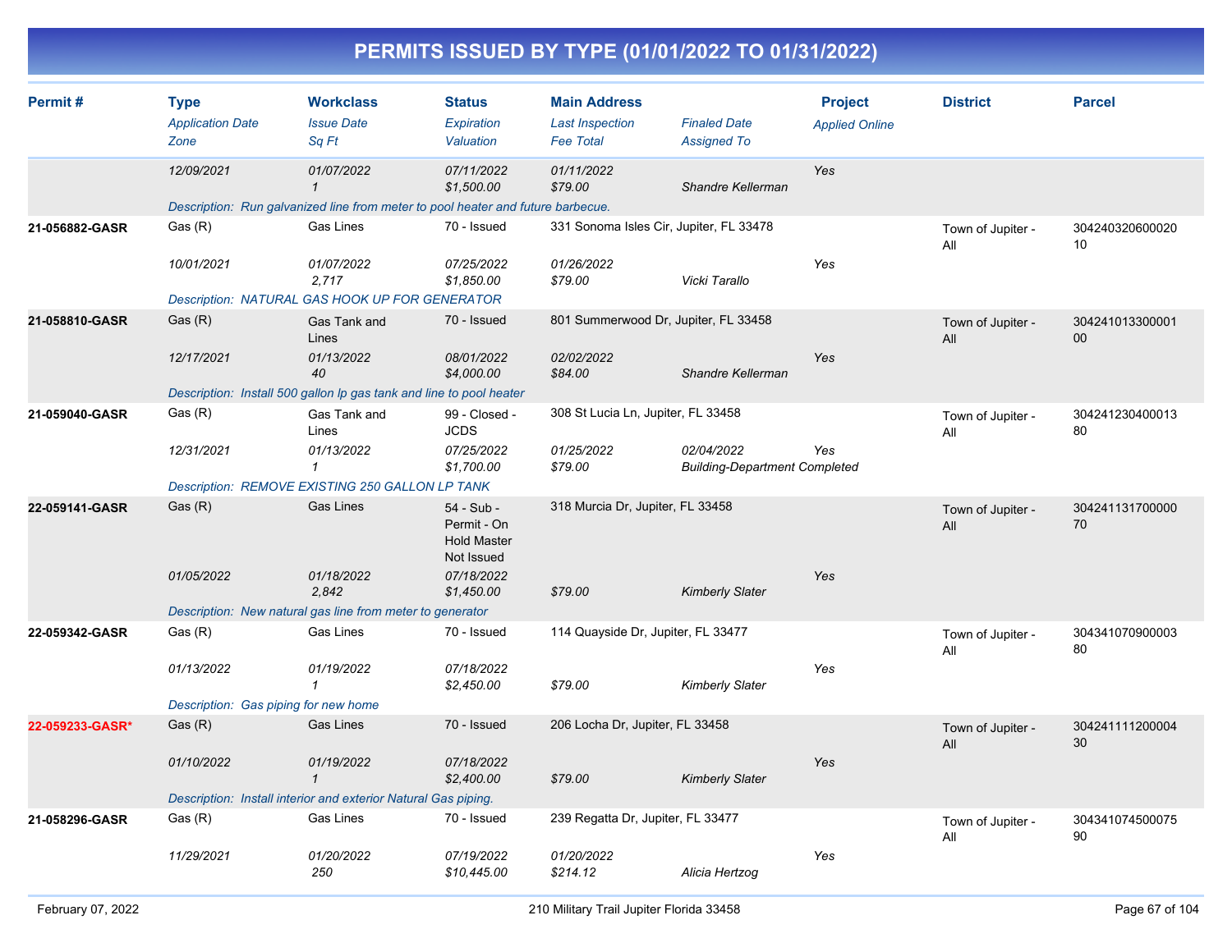# PERMITS ISSUED BY TYPE (01/01/2022 TO 01/31/2022)

| Permit # | Type / Application Date / Zone | Workclass / Issue Date / Sq Ft | Status / Expiration / Valuation | Main Address / Last Inspection / Fee Total | Finaled Date / Assigned To | Project / Applied Online | District | Parcel |
|---|---|---|---|---|---|---|---|---|
| | 12/09/2021 | 01/07/2022<br>1 | 07/11/2022<br>$1,500.00 | 01/11/2022<br>$79.00 | Shandre Kellerman | Yes | | |
| | Description: Run galvanized line from meter to pool heater and future barbecue. | | | | | | | |
| 21-056882-GASR | Gas (R)<br>10/01/2021 | Gas Lines<br>01/07/2022<br>2,717 | 70 - Issued<br>07/25/2022<br>$1,850.00 | 331 Sonoma Isles Cir, Jupiter, FL 33478<br>01/26/2022<br>$79.00 | Vicki Tarallo | Yes | Town of Jupiter - All | 30424032060002010 |
| | Description: NATURAL GAS HOOK UP FOR GENERATOR | | | | | | | |
| 21-058810-GASR | Gas (R)<br>12/17/2021 | Gas Tank and Lines<br>01/13/2022<br>40 | 70 - Issued<br>08/01/2022<br>$4,000.00 | 801 Summerwood Dr, Jupiter, FL 33458<br>02/02/2022<br>$84.00 | Shandre Kellerman | Yes | Town of Jupiter - All | 30424101330000100 |
| | Description: Install 500 gallon lp gas tank and line to pool heater | | | | | | | |
| 21-059040-GASR | Gas (R)<br>12/31/2021 | Gas Tank and Lines<br>01/13/2022<br>1 | 99 - Closed - JCDS<br>07/25/2022<br>$1,700.00 | 308 St Lucia Ln, Jupiter, FL 33458<br>01/25/2022<br>$79.00 | 02/04/2022<br>Building-Department Completed | Yes | Town of Jupiter - All | 30424123040001380 |
| | Description: REMOVE EXISTING 250 GALLON LP TANK | | | | | | | |
| 22-059141-GASR | Gas (R)<br>01/05/2022 | Gas Lines<br>01/18/2022<br>2,842 | 54 - Sub - Permit - On Hold Master Not Issued<br>07/18/2022<br>$1,450.00 | 318 Murcia Dr, Jupiter, FL 33458<br><br>$79.00 | Kimberly Slater | Yes | Town of Jupiter - All | 30424113170000070 |
| | Description: New natural gas line from meter to generator | | | | | | | |
| 22-059342-GASR | Gas (R)<br>01/13/2022 | Gas Lines<br>01/19/2022<br>1 | 70 - Issued<br>07/18/2022<br>$2,450.00 | 114 Quayside Dr, Jupiter, FL 33477<br><br>$79.00 | Kimberly Slater | Yes | Town of Jupiter - All | 30434107090000380 |
| | Description: Gas piping for new home | | | | | | | |
| 22-059233-GASR* | Gas (R)<br>01/10/2022 | Gas Lines<br>01/19/2022<br>1 | 70 - Issued<br>07/18/2022<br>$2,400.00 | 206 Locha Dr, Jupiter, FL 33458<br><br>$79.00 | Kimberly Slater | Yes | Town of Jupiter - All | 30424111120000430 |
| | Description: Install interior and exterior Natural Gas piping. | | | | | | | |
| 21-058296-GASR | Gas (R)<br>11/29/2021 | Gas Lines<br>01/20/2022<br>250 | 70 - Issued<br>07/19/2022<br>$10,445.00 | 239 Regatta Dr, Jupiter, FL 33477<br>01/20/2022<br>$214.12 | Alicia Hertzog | Yes | Town of Jupiter - All | 30434107450007590 |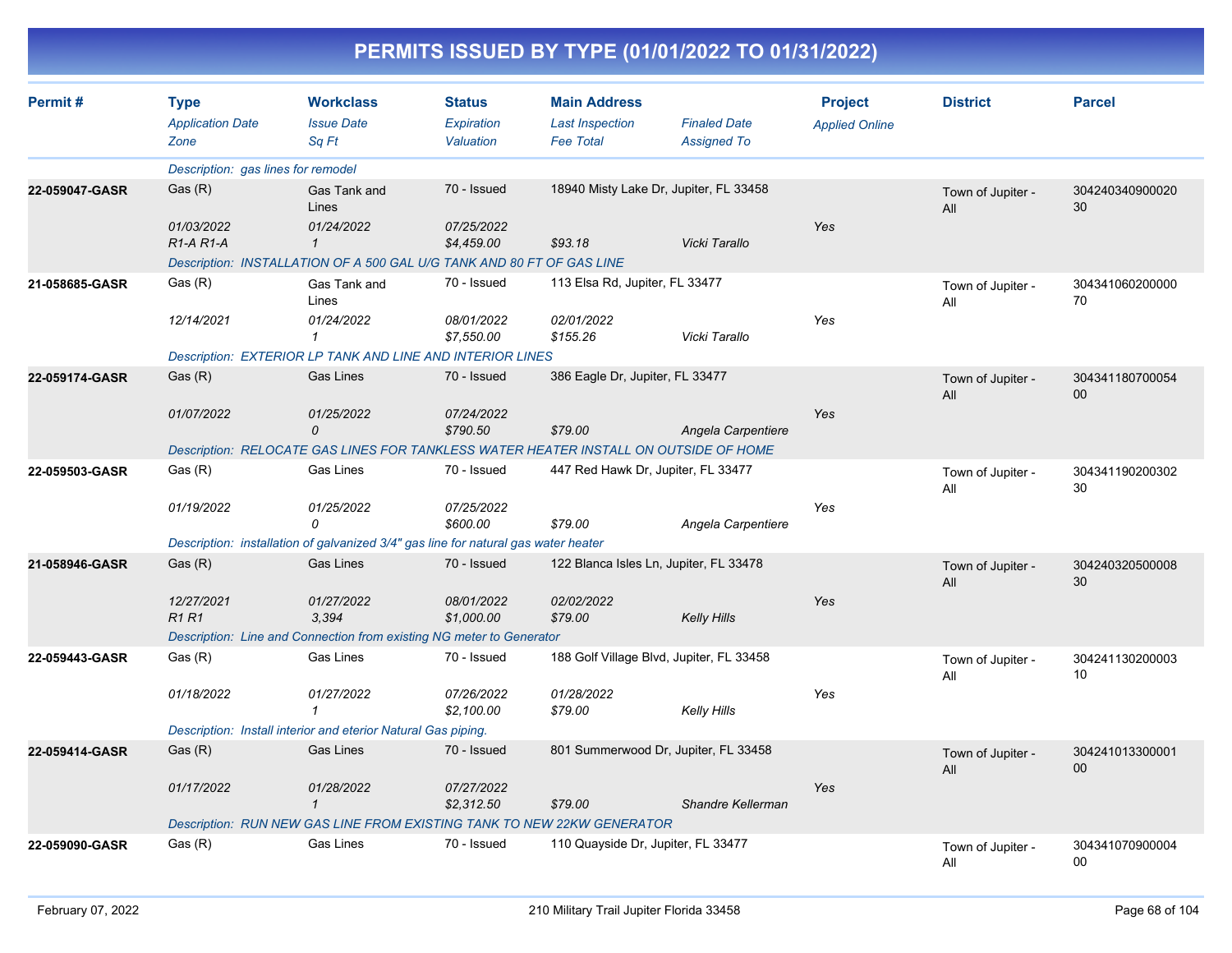# PERMITS ISSUED BY TYPE (01/01/2022 TO 01/31/2022)

| Permit # | Type<br>*Application Date*<br>*Zone* | Workclass<br>*Issue Date*<br>*Sq Ft* | Status<br>*Expiration*<br>*Valuation* | Main Address<br>*Last Inspection*<br>*Fee Total* | *Finaled Date*<br>*Assigned To* | Project<br>*Applied Online* | District | Parcel |
|---|---|---|---|---|---|---|---|---|
| | *Description: gas lines for remodel* | | | | | | | |
| **22-059047-GASR** | Gas (R)<br>*01/03/2022*<br>*R1-A R1-A* | Gas Tank and Lines<br>*01/24/2022*<br>*1* | 70 - Issued<br>*07/25/2022*<br>*$4,459.00* | 18940 Misty Lake Dr, Jupiter, FL 33458<br><br>*$93.18* | <br><br>*Vicki Tarallo* | <br>*Yes* | Town of Jupiter - All | 30424034090002030 |
| | *Description: INSTALLATION OF A 500 GAL U/G TANK AND 80 FT OF GAS LINE* | | | | | | | |
| **21-058685-GASR** | Gas (R)<br>*12/14/2021* | Gas Tank and Lines<br>*01/24/2022*<br>*1* | 70 - Issued<br>*08/01/2022*<br>*$7,550.00* | 113 Elsa Rd, Jupiter, FL 33477<br>*02/01/2022*<br>*$155.26* | <br><br>*Vicki Tarallo* | <br>*Yes* | Town of Jupiter - All | 30434106020000070 |
| | *Description: EXTERIOR LP TANK AND LINE AND INTERIOR LINES* | | | | | | | |
| **22-059174-GASR** | Gas (R)<br>*01/07/2022* | Gas Lines<br>*01/25/2022*<br>*0* | 70 - Issued<br>*07/24/2022*<br>*$790.50* | 386 Eagle Dr, Jupiter, FL 33477<br><br>*$79.00* | <br><br>*Angela Carpentiere* | <br>*Yes* | Town of Jupiter - All | 30434118070005400 |
| | *Description: RELOCATE GAS LINES FOR TANKLESS WATER HEATER INSTALL ON OUTSIDE OF HOME* | | | | | | | |
| **22-059503-GASR** | Gas (R)<br>*01/19/2022* | Gas Lines<br>*01/25/2022*<br>*0* | 70 - Issued<br>*07/25/2022*<br>*$600.00* | 447 Red Hawk Dr, Jupiter, FL 33477<br><br>*$79.00* | <br><br>*Angela Carpentiere* | <br>*Yes* | Town of Jupiter - All | 30434119020030230 |
| | *Description: installation of galvanized 3/4" gas line for natural gas water heater* | | | | | | | |
| **21-058946-GASR** | Gas (R)<br>*12/27/2021*<br>*R1 R1* | Gas Lines<br>*01/27/2022*<br>*3,394* | 70 - Issued<br>*08/01/2022*<br>*$1,000.00* | 122 Blanca Isles Ln, Jupiter, FL 33478<br>*02/02/2022*<br>*$79.00* | <br><br>*Kelly Hills* | <br>*Yes* | Town of Jupiter - All | 30424032050000830 |
| | *Description: Line and Connection from existing NG meter to Generator* | | | | | | | |
| **22-059443-GASR** | Gas (R)<br>*01/18/2022* | Gas Lines<br>*01/27/2022*<br>*1* | 70 - Issued<br>*07/26/2022*<br>*$2,100.00* | 188 Golf Village Blvd, Jupiter, FL 33458<br>*01/28/2022*<br>*$79.00* | <br><br>*Kelly Hills* | <br>*Yes* | Town of Jupiter - All | 30424113020000310 |
| | *Description: Install interior and eterior Natural Gas piping.* | | | | | | | |
| **22-059414-GASR** | Gas (R)<br>*01/17/2022* | Gas Lines<br>*01/28/2022*<br>*1* | 70 - Issued<br>*07/27/2022*<br>*$2,312.50* | 801 Summerwood Dr, Jupiter, FL 33458<br><br>*$79.00* | <br><br>*Shandre Kellerman* | <br>*Yes* | Town of Jupiter - All | 30424101330000100 |
| | *Description: RUN NEW GAS LINE FROM EXISTING TANK TO NEW 22KW GENERATOR* | | | | | | | |
| **22-059090-GASR** | Gas (R) | Gas Lines | 70 - Issued | 110 Quayside Dr, Jupiter, FL 33477 | | | Town of Jupiter - All | 30434107090000400 |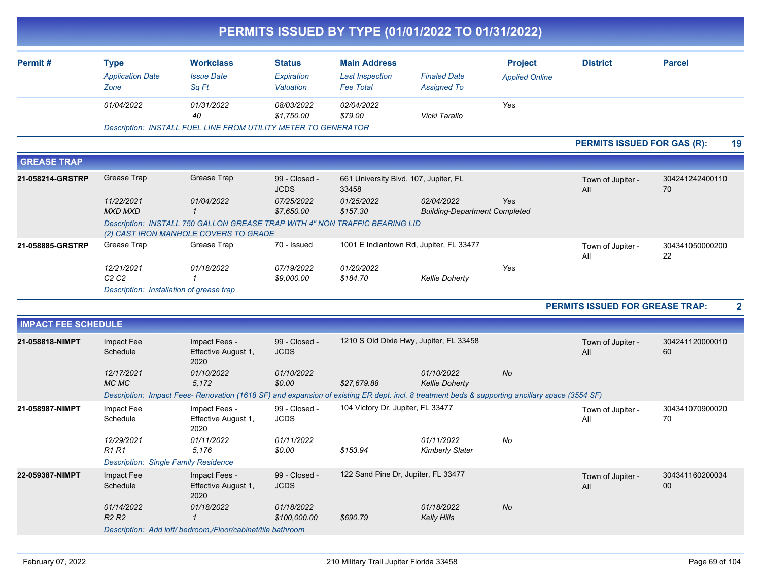# PERMITS ISSUED BY TYPE (01/01/2022 TO 01/31/2022)

| Permit # | Type / Application Date / Zone | Workclass / Issue Date / Sq Ft | Status / Expiration / Valuation | Main Address / Last Inspection / Fee Total | Finaled Date / Assigned To | Project / Applied Online | District | Parcel |
|---|---|---|---|---|---|---|---|---|
| | 01/04/2022 | 01/31/2022<br>40 | 08/03/2022<br>$1,750.00 | 02/04/2022<br>$79.00 | Vicki Tarallo | Yes | | |
| | Description: INSTALL FUEL LINE FROM UTILITY METER TO GENERATOR | | | | | | | |

**PERMITS ISSUED FOR GAS (R): 19**

## GREASE TRAP

| Permit # | Type / Application Date / Zone | Workclass / Issue Date / Sq Ft | Status / Expiration / Valuation | Main Address / Last Inspection / Fee Total | Finaled Date / Assigned To | Project / Applied Online | District | Parcel |
|---|---|---|---|---|---|---|---|---|
| 21-058214-GRSTRP | Grease Trap<br>11/22/2021<br>MXD MXD | Grease Trap<br>01/04/2022<br>1 | 99 - Closed - JCDS<br>07/25/2022<br>$7,650.00 | 661 University Blvd, 107, Jupiter, FL 33458<br>01/25/2022<br>$157.30 | 02/04/2022<br>Building-Department Completed | Yes | Town of Jupiter - All | 30424124240011070 |
| | Description: INSTALL 750 GALLON GREASE TRAP WITH 4" NON TRAFFIC BEARING LID (2) CAST IRON MANHOLE COVERS TO GRADE | | | | | | | |
| 21-058885-GRSTRP | Grease Trap<br>12/21/2021<br>C2 C2 | Grease Trap<br>01/18/2022<br>1 | 70 - Issued<br>07/19/2022<br>$9,000.00 | 1001 E Indiantown Rd, Jupiter, FL 33477<br>01/20/2022<br>$184.70 | Kellie Doherty | Yes | Town of Jupiter - All | 30434105000020022 |
| | Description: Installation of grease trap | | | | | | | |

**PERMITS ISSUED FOR GREASE TRAP: 2**

## IMPACT FEE SCHEDULE

| Permit # | Type / Application Date / Zone | Workclass / Issue Date / Sq Ft | Status / Expiration / Valuation | Main Address / Last Inspection / Fee Total | Finaled Date / Assigned To | Project / Applied Online | District | Parcel |
|---|---|---|---|---|---|---|---|---|
| 21-058818-NIMPT | Impact Fee Schedule<br>12/17/2021<br>MC MC | Impact Fees - Effective August 1, 2020<br>01/10/2022<br>5,172 | 99 - Closed - JCDS<br>01/10/2022<br>$0.00 | 1210 S Old Dixie Hwy, Jupiter, FL 33458<br><br>$27,679.88 | 01/10/2022<br>Kellie Doherty | No | Town of Jupiter - All | 30424112000001060 |
| | Description: Impact Fees- Renovation (1618 SF) and expansion of existing ER dept. incl. 8 treatment beds & supporting ancillary space (3554 SF) | | | | | | | |
| 21-058987-NIMPT | Impact Fee Schedule<br>12/29/2021<br>R1 R1 | Impact Fees - Effective August 1, 2020<br>01/11/2022<br>5,176 | 99 - Closed - JCDS<br>01/11/2022<br>$0.00 | 104 Victory Dr, Jupiter, FL 33477<br><br>$153.94 | 01/11/2022<br>Kimberly Slater | No | Town of Jupiter - All | 30434107090002070 |
| | Description: Single Family Residence | | | | | | | |
| 22-059387-NIMPT | Impact Fee Schedule<br>01/14/2022<br>R2 R2 | Impact Fees - Effective August 1, 2020<br>01/18/2022<br>1 | 99 - Closed - JCDS<br>01/18/2022<br>$100,000.00 | 122 Sand Pine Dr, Jupiter, FL 33477<br><br>$690.79 | 01/18/2022<br>Kelly Hills | No | Town of Jupiter - All | 30434116020003400 |
| | Description: Add loft/ bedroom,/Floor/cabinet/tile bathroom | | | | | | | |

February 07, 2022 — 210 Military Trail Jupiter Florida 33458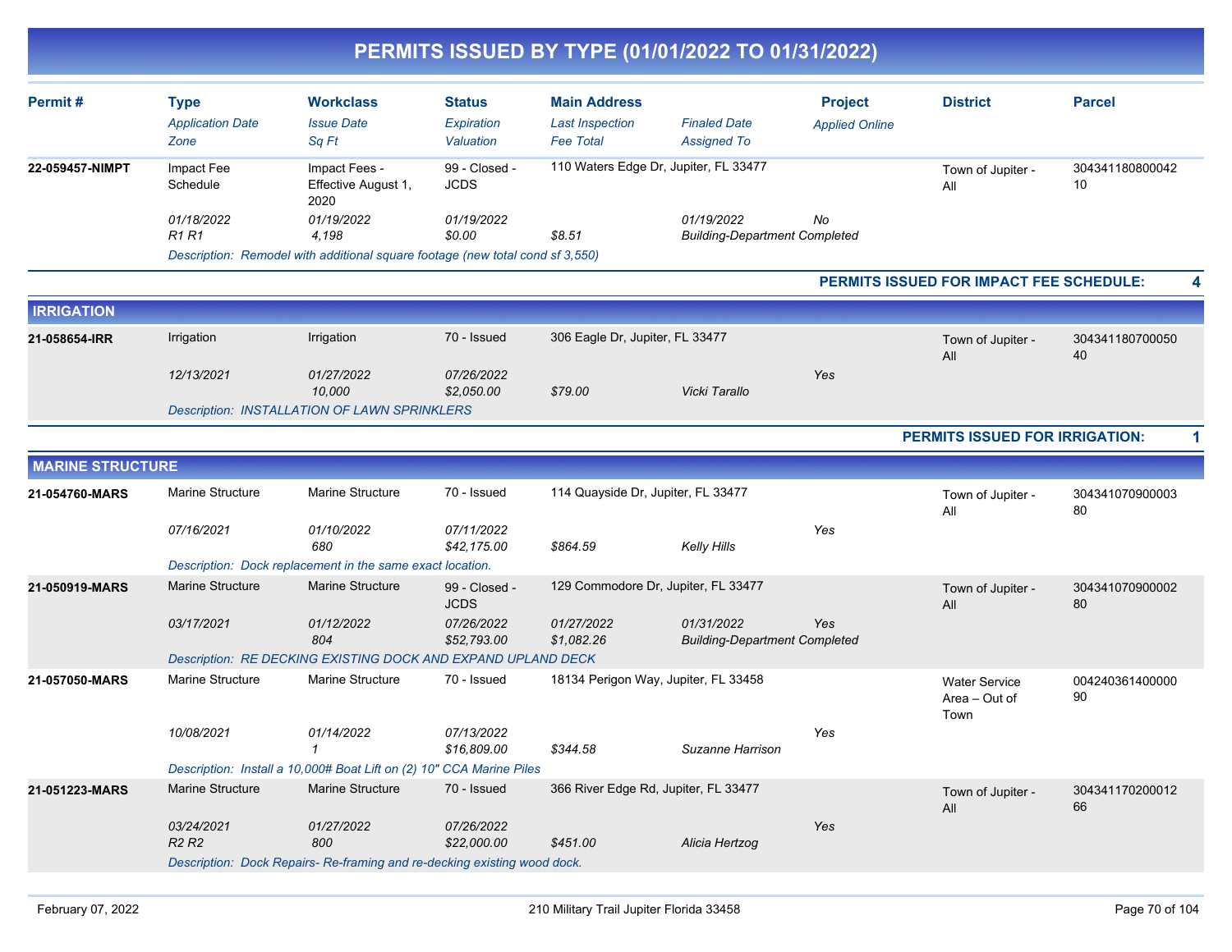# PERMITS ISSUED BY TYPE (01/01/2022 TO 01/31/2022)

| Permit # | Type / Application Date / Zone | Workclass / Issue Date / Sq Ft | Status / Expiration / Valuation | Main Address / Last Inspection / Fee Total | Finaled Date / Assigned To | Project / Applied Online | District | Parcel |
|---|---|---|---|---|---|---|---|---|
| 22-059457-NIMPT | Impact Fee Schedule | Impact Fees - Effective August 1, 2020 | 99 - Closed - JCDS | 110 Waters Edge Dr, Jupiter, FL 33477 | | | Town of Jupiter - All | 30434118080004210 |
| | 01/18/2022 | 01/19/2022 | 01/19/2022 | | 01/19/2022 | No | | |
| | R1 R1 | 4,198 | $0.00 | $8.51 | Building-Department Completed | | | |
| | Description: Remodel with additional square footage (new total cond sf 3,550) | | | | | | | |

**PERMITS ISSUED FOR IMPACT FEE SCHEDULE: 4**

## IRRIGATION

| Permit # | Type / Application Date / Zone | Workclass / Issue Date / Sq Ft | Status / Expiration / Valuation | Main Address / Last Inspection / Fee Total | Finaled Date / Assigned To | Project / Applied Online | District | Parcel |
|---|---|---|---|---|---|---|---|---|
| 21-058654-IRR | Irrigation | Irrigation | 70 - Issued | 306 Eagle Dr, Jupiter, FL 33477 | | | Town of Jupiter - All | 30434118070005040 |
| | 12/13/2021 | 01/27/2022 | 07/26/2022 | | | Yes | | |
| | | 10,000 | $2,050.00 | $79.00 | Vicki Tarallo | | | |
| | Description: INSTALLATION OF LAWN SPRINKLERS | | | | | | | |

**PERMITS ISSUED FOR IRRIGATION: 1**

## MARINE STRUCTURE

| Permit # | Type / Application Date / Zone | Workclass / Issue Date / Sq Ft | Status / Expiration / Valuation | Main Address / Last Inspection / Fee Total | Finaled Date / Assigned To | Project / Applied Online | District | Parcel |
|---|---|---|---|---|---|---|---|---|
| 21-054760-MARS | Marine Structure | Marine Structure | 70 - Issued | 114 Quayside Dr, Jupiter, FL 33477 | | | Town of Jupiter - All | 30434107090000380 |
| | 07/16/2021 | 01/10/2022 | 07/11/2022 | | | Yes | | |
| | | 680 | $42,175.00 | $864.59 | Kelly Hills | | | |
| | Description: Dock replacement in the same exact location. | | | | | | | |
| 21-050919-MARS | Marine Structure | Marine Structure | 99 - Closed - JCDS | 129 Commodore Dr, Jupiter, FL 33477 | | | Town of Jupiter - All | 30434107090000280 |
| | 03/17/2021 | 01/12/2022 | 07/26/2022 | 01/27/2022 | 01/31/2022 | Yes | | |
| | | 804 | $52,793.00 | $1,082.26 | Building-Department Completed | | | |
| | Description: RE DECKING EXISTING DOCK AND EXPAND UPLAND DECK | | | | | | | |
| 21-057050-MARS | Marine Structure | Marine Structure | 70 - Issued | 18134 Perigon Way, Jupiter, FL 33458 | | | Water Service Area – Out of Town | 00424036140000090 |
| | 10/08/2021 | 01/14/2022 | 07/13/2022 | | | Yes | | |
| | | 1 | $16,809.00 | $344.58 | Suzanne Harrison | | | |
| | Description: Install a 10,000# Boat Lift on (2) 10" CCA Marine Piles | | | | | | | |
| 21-051223-MARS | Marine Structure | Marine Structure | 70 - Issued | 366 River Edge Rd, Jupiter, FL 33477 | | | Town of Jupiter - All | 30434117020001266 |
| | 03/24/2021 | 01/27/2022 | 07/26/2022 | | | Yes | | |
| | R2 R2 | 800 | $22,000.00 | $451.00 | Alicia Hertzog | | | |
| | Description: Dock Repairs- Re-framing and re-decking existing wood dock. | | | | | | | |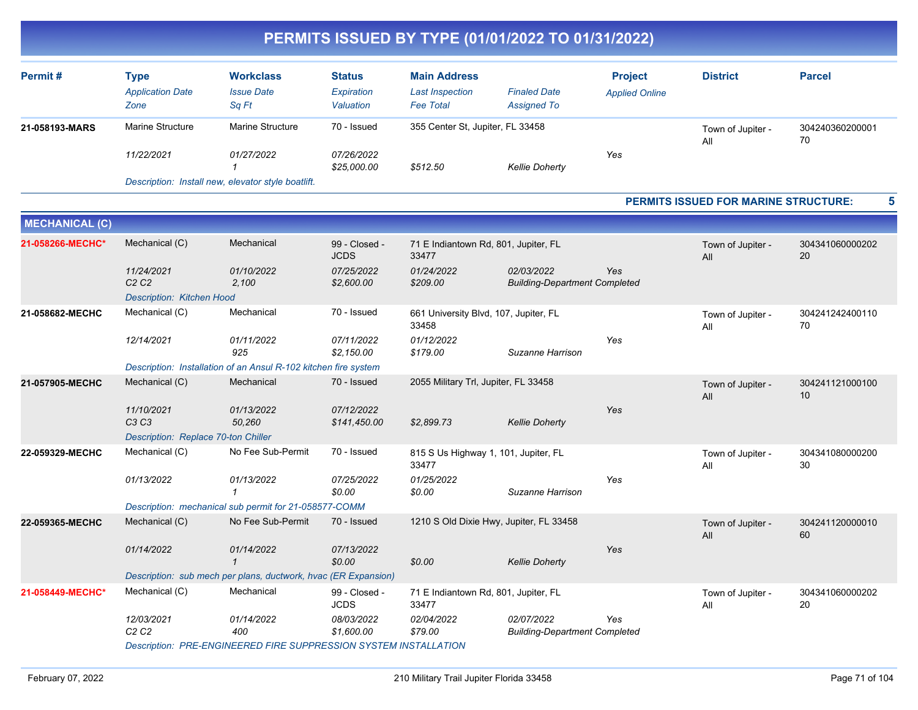# PERMITS ISSUED BY TYPE (01/01/2022 TO 01/31/2022)

| Permit # | Type / *Application Date* / *Zone* | Workclass / *Issue Date* / *Sq Ft* | Status / *Expiration* / *Valuation* | Main Address / *Last Inspection* / *Fee Total* | *Finaled Date* / *Assigned To* | Project / *Applied Online* | District | Parcel |
|---|---|---|---|---|---|---|---|---|
| 21-058193-MARS | Marine Structure / *11/22/2021* | Marine Structure / *01/27/2022* / *1* | 70 - Issued / *07/26/2022* / *$25,000.00* | 355 Center St, Jupiter, FL 33458 / *$512.50* | *Kellie Doherty* | *Yes* | Town of Jupiter - All | 30424036020000170 |
| | *Description: Install new, elevator style boatlift.* | | | | | | | |

**PERMITS ISSUED FOR MARINE STRUCTURE: 5**

## MECHANICAL (C)

| Permit # | Type / *Application Date* / *Zone* | Workclass / *Issue Date* / *Sq Ft* | Status / *Expiration* / *Valuation* | Main Address / *Last Inspection* / *Fee Total* | *Finaled Date* / *Assigned To* | Project / *Applied Online* | District | Parcel |
|---|---|---|---|---|---|---|---|---|
| 21-058266-MECHC* | Mechanical (C) / *11/24/2021* / *C2 C2* | Mechanical / *01/10/2022* / *2,100* | 99 - Closed - JCDS / *07/25/2022* / *$2,600.00* | 71 E Indiantown Rd, 801, Jupiter, FL 33477 / *01/24/2022* / *$209.00* | *02/03/2022* / *Building-Department Completed* | *Yes* | Town of Jupiter - All | 30434106000020220 |
| | *Description: Kitchen Hood* | | | | | | | |
| 21-058682-MECHC | Mechanical (C) / *12/14/2021* | Mechanical / *01/11/2022* / *925* | 70 - Issued / *07/11/2022* / *$2,150.00* | 661 University Blvd, 107, Jupiter, FL 33458 / *01/12/2022* / *$179.00* | *Suzanne Harrison* | *Yes* | Town of Jupiter - All | 30424124240011070 |
| | *Description: Installation of an Ansul R-102 kitchen fire system* | | | | | | | |
| 21-057905-MECHC | Mechanical (C) / *11/10/2021* / *C3 C3* | Mechanical / *01/13/2022* / *50,260* | 70 - Issued / *07/12/2022* / *$141,450.00* | 2055 Military Trl, Jupiter, FL 33458 / *$2,899.73* | *Kellie Doherty* | *Yes* | Town of Jupiter - All | 30424112100010010 |
| | *Description: Replace 70-ton Chiller* | | | | | | | |
| 22-059329-MECHC | Mechanical (C) / *01/13/2022* | No Fee Sub-Permit / *01/13/2022* / *1* | 70 - Issued / *07/25/2022* / *$0.00* | 815 S Us Highway 1, 101, Jupiter, FL 33477 / *01/25/2022* / *$0.00* | *Suzanne Harrison* | *Yes* | Town of Jupiter - All | 30434108000020030 |
| | *Description: mechanical sub permit for 21-058577-COMM* | | | | | | | |
| 22-059365-MECHC | Mechanical (C) / *01/14/2022* | No Fee Sub-Permit / *01/14/2022* / *1* | 70 - Issued / *07/13/2022* / *$0.00* | 1210 S Old Dixie Hwy, Jupiter, FL 33458 / *$0.00* | *Kellie Doherty* | *Yes* | Town of Jupiter - All | 30424112000001060 |
| | *Description: sub mech per plans, ductwork, hvac (ER Expansion)* | | | | | | | |
| 21-058449-MECHC* | Mechanical (C) / *12/03/2021* / *C2 C2* | Mechanical / *01/14/2022* / *400* | 99 - Closed - JCDS / *08/03/2022* / *$1,600.00* | 71 E Indiantown Rd, 801, Jupiter, FL 33477 / *02/04/2022* / *$79.00* | *02/07/2022* / *Building-Department Completed* | *Yes* | Town of Jupiter - All | 30434106000020220 |
| | *Description: PRE-ENGINEERED FIRE SUPPRESSION SYSTEM INSTALLATION* | | | | | | | |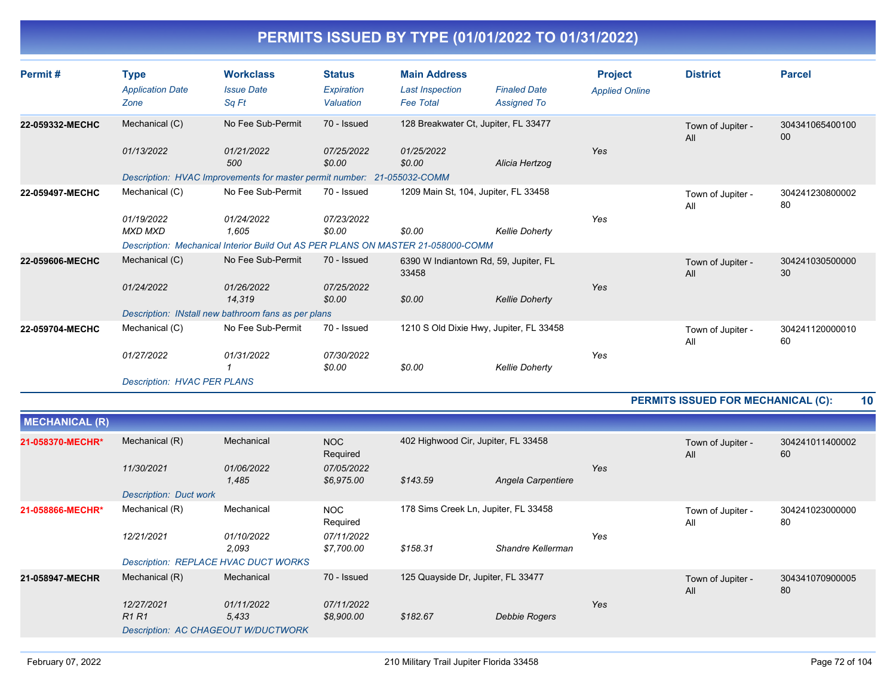# PERMITS ISSUED BY TYPE (01/01/2022 TO 01/31/2022)

| Permit # | Type / Application Date / Zone | Workclass / Issue Date / Sq Ft | Status / Expiration / Valuation | Main Address / Last Inspection / Fee Total | Finaled Date / Assigned To | Project / Applied Online | District | Parcel |
|---|---|---|---|---|---|---|---|---|
| **22-059332-MECHC** | Mechanical (C) | No Fee Sub-Permit | 70 - Issued | 128 Breakwater Ct, Jupiter, FL 33477 | | | Town of Jupiter - All | 30434106540010000 |
| | *01/13/2022* | *01/21/2022* | *07/25/2022* | *01/25/2022* | | *Yes* | | |
| | | *500* | *$0.00* | *$0.00* | *Alicia Hertzog* | | | |
| | *Description: HVAC Improvements for master permit number: 21-055032-COMM* | | | | | | | |
| **22-059497-MECHC** | Mechanical (C) | No Fee Sub-Permit | 70 - Issued | 1209 Main St, 104, Jupiter, FL 33458 | | | Town of Jupiter - All | 30424123080000280 |
| | *01/19/2022* | *01/24/2022* | *07/23/2022* | | | *Yes* | | |
| | *MXD MXD* | *1,605* | *$0.00* | *$0.00* | *Kellie Doherty* | | | |
| | *Description: Mechanical Interior Build Out AS PER PLANS ON MASTER 21-058000-COMM* | | | | | | | |
| **22-059606-MECHC** | Mechanical (C) | No Fee Sub-Permit | 70 - Issued | 6390 W Indiantown Rd, 59, Jupiter, FL 33458 | | | Town of Jupiter - All | 30424103050000030 |
| | *01/24/2022* | *01/26/2022* | *07/25/2022* | | | *Yes* | | |
| | | *14,319* | *$0.00* | *$0.00* | *Kellie Doherty* | | | |
| | *Description: INstall new bathroom fans as per plans* | | | | | | | |
| **22-059704-MECHC** | Mechanical (C) | No Fee Sub-Permit | 70 - Issued | 1210 S Old Dixie Hwy, Jupiter, FL 33458 | | | Town of Jupiter - All | 30424112000001060 |
| | *01/27/2022* | *01/31/2022* | *07/30/2022* | | | *Yes* | | |
| | | *1* | *$0.00* | *$0.00* | *Kellie Doherty* | | | |
| | *Description: HVAC PER PLANS* | | | | | | | |

**PERMITS ISSUED FOR MECHANICAL (C): 10**

## MECHANICAL (R)

| Permit # | Type / Application Date / Zone | Workclass / Issue Date / Sq Ft | Status / Expiration / Valuation | Main Address / Last Inspection / Fee Total | Finaled Date / Assigned To | Project / Applied Online | District | Parcel |
|---|---|---|---|---|---|---|---|---|
| **21-058370-MECHR*** | Mechanical (R) | Mechanical | NOC Required | 402 Highwood Cir, Jupiter, FL 33458 | | | Town of Jupiter - All | 30424101140000260 |
| | *11/30/2021* | *01/06/2022* | *07/05/2022* | | | *Yes* | | |
| | | *1,485* | *$6,975.00* | *$143.59* | *Angela Carpentiere* | | | |
| | *Description: Duct work* | | | | | | | |
| **21-058866-MECHR*** | Mechanical (R) | Mechanical | NOC Required | 178 Sims Creek Ln, Jupiter, FL 33458 | | | Town of Jupiter - All | 30424102300000080 |
| | *12/21/2021* | *01/10/2022* | *07/11/2022* | | | *Yes* | | |
| | | *2,093* | *$7,700.00* | *$158.31* | *Shandre Kellerman* | | | |
| | *Description: REPLACE HVAC DUCT WORKS* | | | | | | | |
| **21-058947-MECHR** | Mechanical (R) | Mechanical | 70 - Issued | 125 Quayside Dr, Jupiter, FL 33477 | | | Town of Jupiter - All | 30434107090000580 |
| | *12/27/2021* | *01/11/2022* | *07/11/2022* | | | *Yes* | | |
| | *R1 R1* | *5,433* | *$8,900.00* | *$182.67* | *Debbie Rogers* | | | |
| | *Description: AC CHAGEOUT W/DUCTWORK* | | | | | | | |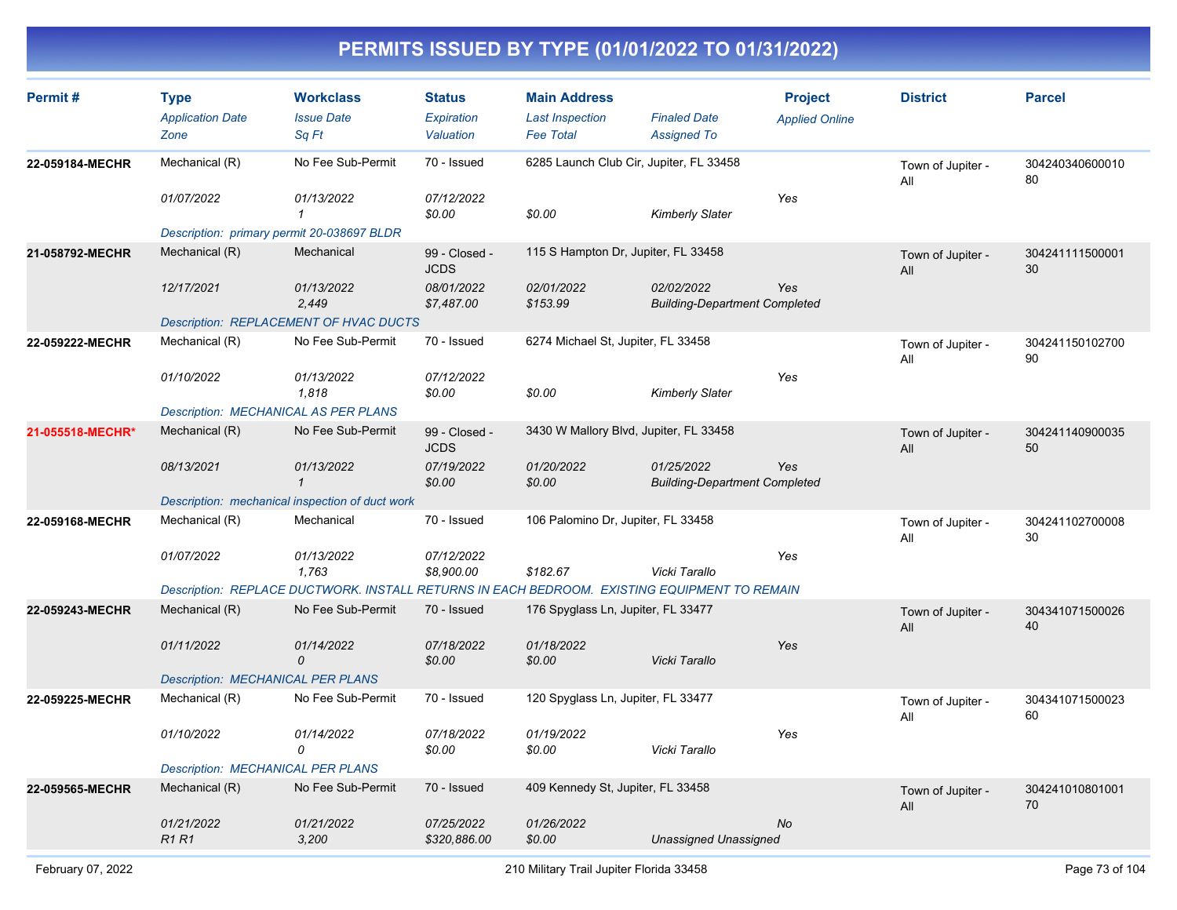# PERMITS ISSUED BY TYPE (01/01/2022 TO 01/31/2022)

| Permit # | Type<br>*Application Date*<br>*Zone* | Workclass<br>*Issue Date*<br>*Sq Ft* | Status<br>*Expiration*<br>*Valuation* | Main Address<br>*Last Inspection*<br>*Fee Total* | *Finaled Date*<br>*Assigned To* | Project<br>*Applied Online* | District | Parcel |
|---|---|---|---|---|---|---|---|---|
| **22-059184-MECHR** | Mechanical (R)<br>*01/07/2022* | No Fee Sub-Permit<br>*01/13/2022*<br>*1* | 70 - Issued<br>*07/12/2022*<br>*$0.00* | 6285 Launch Club Cir, Jupiter, FL 33458<br><br>*$0.00* | <br><br>*Kimberly Slater* | <br>*Yes* | Town of Jupiter - All | 30424034060001080 |
| | *Description: primary permit 20-038697 BLDR* | | | | | | | |
| **21-058792-MECHR** | Mechanical (R)<br>*12/17/2021* | Mechanical<br>*01/13/2022*<br>*2,449* | 99 - Closed - JCDS<br>*08/01/2022*<br>*$7,487.00* | 115 S Hampton Dr, Jupiter, FL 33458<br>*02/01/2022*<br>*$153.99* | <br>*02/02/2022*<br>*Building-Department Completed* | <br>*Yes* | Town of Jupiter - All | 30424111150000130 |
| | *Description: REPLACEMENT OF HVAC DUCTS* | | | | | | | |
| **22-059222-MECHR** | Mechanical (R)<br>*01/10/2022* | No Fee Sub-Permit<br>*01/13/2022*<br>*1,818* | 70 - Issued<br>*07/12/2022*<br>*$0.00* | 6274 Michael St, Jupiter, FL 33458<br><br>*$0.00* | <br><br>*Kimberly Slater* | <br>*Yes* | Town of Jupiter - All | 30424115010270090 |
| | *Description: MECHANICAL AS PER PLANS* | | | | | | | |
| **21-055518-MECHR*** | Mechanical (R)<br>*08/13/2021* | No Fee Sub-Permit<br>*01/13/2022*<br>*1* | 99 - Closed - JCDS<br>*07/19/2022*<br>*$0.00* | 3430 W Mallory Blvd, Jupiter, FL 33458<br>*01/20/2022*<br>*$0.00* | <br>*01/25/2022*<br>*Building-Department Completed* | <br>*Yes* | Town of Jupiter - All | 30424114090003550 |
| | *Description: mechanical inspection of duct work* | | | | | | | |
| **22-059168-MECHR** | Mechanical (R)<br>*01/07/2022* | Mechanical<br>*01/13/2022*<br>*1,763* | 70 - Issued<br>*07/12/2022*<br>*$8,900.00* | 106 Palomino Dr, Jupiter, FL 33458<br><br>*$182.67* | <br><br>*Vicki Tarallo* | <br>*Yes* | Town of Jupiter - All | 30424110270000830 |
| | *Description: REPLACE DUCTWORK. INSTALL RETURNS IN EACH BEDROOM. EXISTING EQUIPMENT TO REMAIN* | | | | | | | |
| **22-059243-MECHR** | Mechanical (R)<br>*01/11/2022* | No Fee Sub-Permit<br>*01/14/2022*<br>*0* | 70 - Issued<br>*07/18/2022*<br>*$0.00* | 176 Spyglass Ln, Jupiter, FL 33477<br>*01/18/2022*<br>*$0.00* | <br><br>*Vicki Tarallo* | <br>*Yes* | Town of Jupiter - All | 30434107150002640 |
| | *Description: MECHANICAL PER PLANS* | | | | | | | |
| **22-059225-MECHR** | Mechanical (R)<br>*01/10/2022* | No Fee Sub-Permit<br>*01/14/2022*<br>*0* | 70 - Issued<br>*07/18/2022*<br>*$0.00* | 120 Spyglass Ln, Jupiter, FL 33477<br>*01/19/2022*<br>*$0.00* | <br><br>*Vicki Tarallo* | <br>*Yes* | Town of Jupiter - All | 30434107150002360 |
| | *Description: MECHANICAL PER PLANS* | | | | | | | |
| **22-059565-MECHR** | Mechanical (R)<br>*01/21/2022*<br>*R1 R1* | No Fee Sub-Permit<br>*01/21/2022*<br>*3,200* | 70 - Issued<br>*07/25/2022*<br>*$320,886.00* | 409 Kennedy St, Jupiter, FL 33458<br>*01/26/2022*<br>*$0.00* | <br><br>*Unassigned Unassigned* | <br>*No* | Town of Jupiter - All | 30424101080100170 |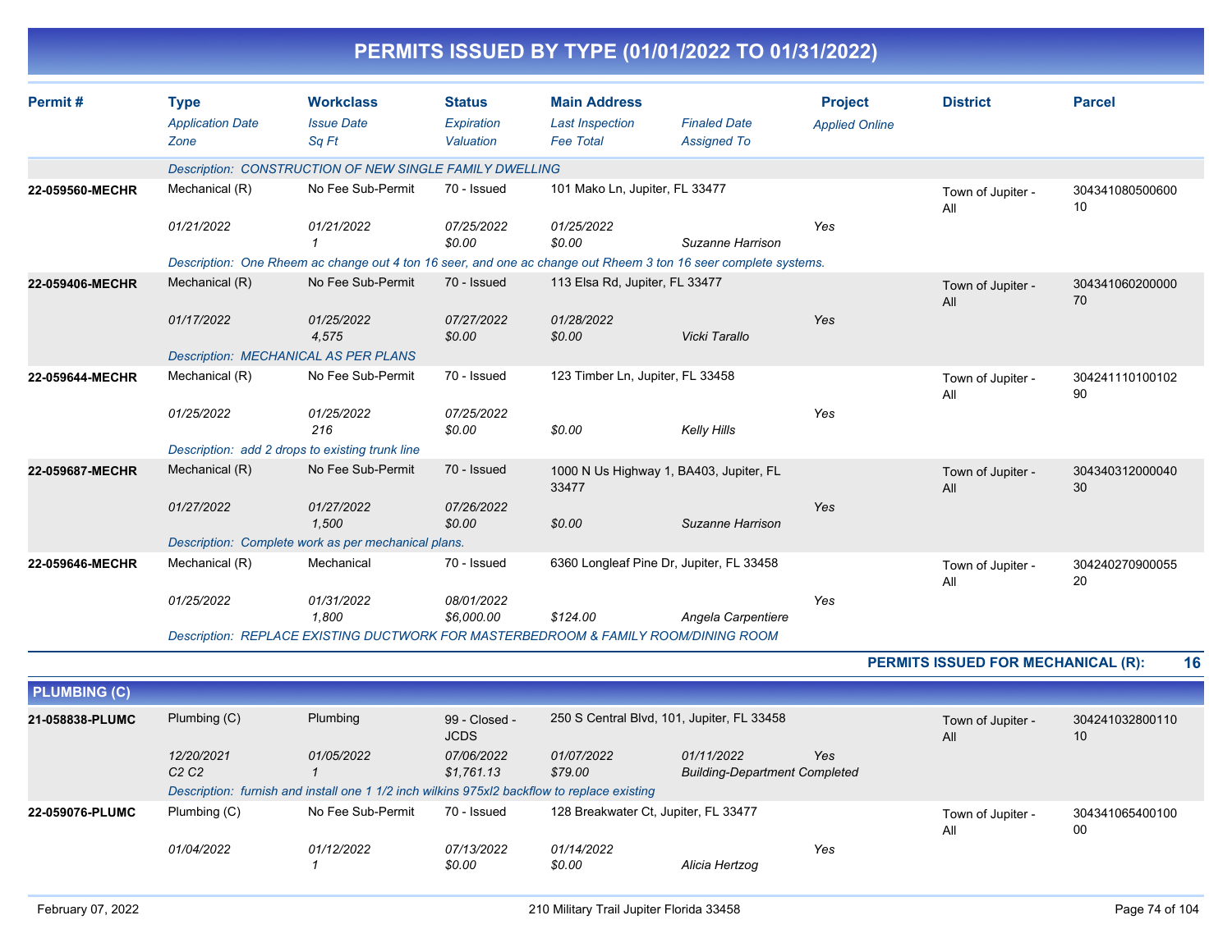# PERMITS ISSUED BY TYPE (01/01/2022 TO 01/31/2022)

| Permit # | Type / Application Date / Zone | Workclass / Issue Date / Sq Ft | Status / Expiration / Valuation | Main Address / Last Inspection / Fee Total | Finaled Date / Assigned To | Project / Applied Online | District | Parcel |
|---|---|---|---|---|---|---|---|---|
| | *Description: CONSTRUCTION OF NEW SINGLE FAMILY DWELLING* | | | | | | | |
| **22-059560-MECHR** | Mechanical (R) | No Fee Sub-Permit | 70 - Issued | 101 Mako Ln, Jupiter, FL 33477 | | | Town of Jupiter - All | 30434108050060010 |
| | *01/21/2022* | *01/21/2022* | *07/25/2022* | *01/25/2022* | | *Yes* | | |
| | | *1* | *$0.00* | *$0.00* | *Suzanne Harrison* | | | |
| | *Description: One Rheem ac change out 4 ton 16 seer, and one ac change out Rheem 3 ton 16 seer complete systems.* | | | | | | | |
| **22-059406-MECHR** | Mechanical (R) | No Fee Sub-Permit | 70 - Issued | 113 Elsa Rd, Jupiter, FL 33477 | | | Town of Jupiter - All | 30434106020000070 |
| | *01/17/2022* | *01/25/2022* | *07/27/2022* | *01/28/2022* | | *Yes* | | |
| | | *4,575* | *$0.00* | *$0.00* | *Vicki Tarallo* | | | |
| | *Description: MECHANICAL AS PER PLANS* | | | | | | | |
| **22-059644-MECHR** | Mechanical (R) | No Fee Sub-Permit | 70 - Issued | 123 Timber Ln, Jupiter, FL 33458 | | | Town of Jupiter - All | 30424111010010290 |
| | *01/25/2022* | *01/25/2022* | *07/25/2022* | | | *Yes* | | |
| | | *216* | *$0.00* | *$0.00* | *Kelly Hills* | | | |
| | *Description: add 2 drops to existing trunk line* | | | | | | | |
| **22-059687-MECHR** | Mechanical (R) | No Fee Sub-Permit | 70 - Issued | 1000 N Us Highway 1, BA403, Jupiter, FL 33477 | | | Town of Jupiter - All | 30434031200004030 |
| | *01/27/2022* | *01/27/2022* | *07/26/2022* | | | *Yes* | | |
| | | *1,500* | *$0.00* | *$0.00* | *Suzanne Harrison* | | | |
| | *Description: Complete work as per mechanical plans.* | | | | | | | |
| **22-059646-MECHR** | Mechanical (R) | Mechanical | 70 - Issued | 6360 Longleaf Pine Dr, Jupiter, FL 33458 | | | Town of Jupiter - All | 30424027090005520 |
| | *01/25/2022* | *01/31/2022* | *08/01/2022* | | | *Yes* | | |
| | | *1,800* | *$6,000.00* | *$124.00* | *Angela Carpentiere* | | | |
| | *Description: REPLACE EXISTING DUCTWORK FOR MASTERBEDROOM & FAMILY ROOM/DINING ROOM* | | | | | | | |

**PERMITS ISSUED FOR MECHANICAL (R): 16**

## PLUMBING (C)

| Permit # | Type / Application Date / Zone | Workclass / Issue Date / Sq Ft | Status / Expiration / Valuation | Main Address / Last Inspection / Fee Total | Finaled Date / Assigned To | Project / Applied Online | District | Parcel |
|---|---|---|---|---|---|---|---|---|
| **21-058838-PLUMC** | Plumbing (C) | Plumbing | 99 - Closed - JCDS | 250 S Central Blvd, 101, Jupiter, FL 33458 | | | Town of Jupiter - All | 30424103280011010 |
| | *12/20/2021* | *01/05/2022* | *07/06/2022* | *01/07/2022* | *01/11/2022* | *Yes* | | |
| | *C2 C2* | *1* | *$1,761.13* | *$79.00* | *Building-Department Completed* | | | |
| | *Description: furnish and install one 1 1/2 inch wilkins 975xl2 backflow to replace existing* | | | | | | | |
| **22-059076-PLUMC** | Plumbing (C) | No Fee Sub-Permit | 70 - Issued | 128 Breakwater Ct, Jupiter, FL 33477 | | | Town of Jupiter - All | 30434106540010000 |
| | *01/04/2022* | *01/12/2022* | *07/13/2022* | *01/14/2022* | | *Yes* | | |
| | | *1* | *$0.00* | *$0.00* | *Alicia Hertzog* | | | |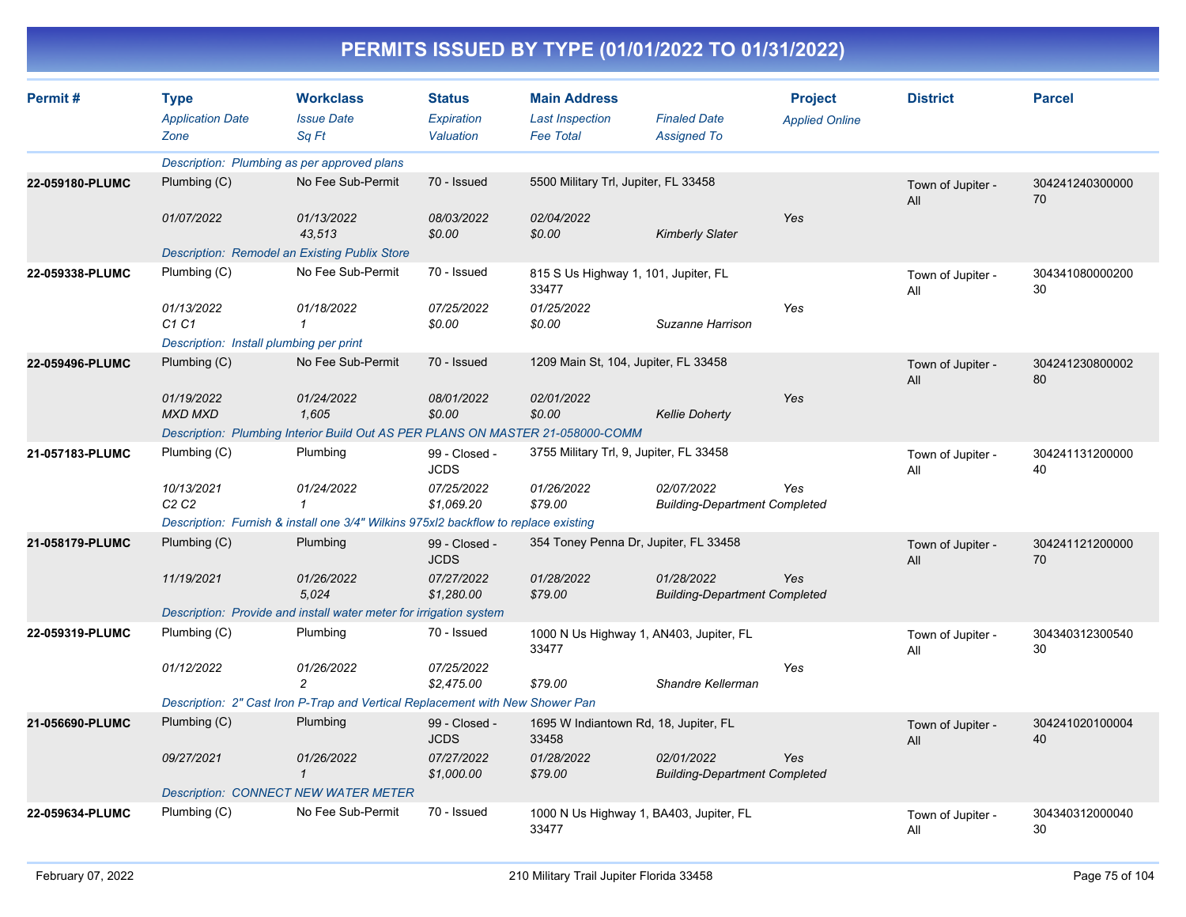# PERMITS ISSUED BY TYPE (01/01/2022 TO 01/31/2022)

| Permit # | Type / Application Date / Zone | Workclass / Issue Date / Sq Ft | Status / Expiration / Valuation | Main Address / Last Inspection / Fee Total | Finaled Date / Assigned To | Project / Applied Online | District | Parcel |
|---|---|---|---|---|---|---|---|---|
| | Description: Plumbing as per approved plans | | | | | | | |
| 22-059180-PLUMC | Plumbing (C) | No Fee Sub-Permit | 70 - Issued | 5500 Military Trl, Jupiter, FL 33458 | | | Town of Jupiter - All | 30424124030000070 |
| | 01/07/2022 | 01/13/2022 | 08/03/2022 | 02/04/2022 | | Yes | | |
| | | 43,513 | $0.00 | $0.00 | Kimberly Slater | | | |
| | Description: Remodel an Existing Publix Store | | | | | | | |
| 22-059338-PLUMC | Plumbing (C) | No Fee Sub-Permit | 70 - Issued | 815 S Us Highway 1, 101, Jupiter, FL 33477 | | | Town of Jupiter - All | 30434108000020030 |
| | 01/13/2022 | 01/18/2022 | 07/25/2022 | 01/25/2022 | | Yes | | |
| | C1 C1 | 1 | $0.00 | $0.00 | Suzanne Harrison | | | |
| | Description: Install plumbing per print | | | | | | | |
| 22-059496-PLUMC | Plumbing (C) | No Fee Sub-Permit | 70 - Issued | 1209 Main St, 104, Jupiter, FL 33458 | | | Town of Jupiter - All | 30424123080000280 |
| | 01/19/2022 | 01/24/2022 | 08/01/2022 | 02/01/2022 | | Yes | | |
| | MXD MXD | 1,605 | $0.00 | $0.00 | Kellie Doherty | | | |
| | Description: Plumbing Interior Build Out AS PER PLANS ON MASTER 21-058000-COMM | | | | | | | |
| 21-057183-PLUMC | Plumbing (C) | Plumbing | 99 - Closed - JCDS | 3755 Military Trl, 9, Jupiter, FL 33458 | | | Town of Jupiter - All | 30424113120000040 |
| | 10/13/2021 | 01/24/2022 | 07/25/2022 | 01/26/2022 | 02/07/2022 | Yes | | |
| | C2 C2 | 1 | $1,069.20 | $79.00 | Building-Department Completed | | | |
| | Description: Furnish & install one 3/4" Wilkins 975xl2 backflow to replace existing | | | | | | | |
| 21-058179-PLUMC | Plumbing (C) | Plumbing | 99 - Closed - JCDS | 354 Toney Penna Dr, Jupiter, FL 33458 | | | Town of Jupiter - All | 30424112120000070 |
| | 11/19/2021 | 01/26/2022 | 07/27/2022 | 01/28/2022 | 01/28/2022 | Yes | | |
| | | 5,024 | $1,280.00 | $79.00 | Building-Department Completed | | | |
| | Description: Provide and install water meter for irrigation system | | | | | | | |
| 22-059319-PLUMC | Plumbing (C) | Plumbing | 70 - Issued | 1000 N Us Highway 1, AN403, Jupiter, FL 33477 | | | Town of Jupiter - All | 30434031230054030 |
| | 01/12/2022 | 01/26/2022 | 07/25/2022 | | | Yes | | |
| | | 2 | $2,475.00 | $79.00 | Shandre Kellerman | | | |
| | Description: 2" Cast Iron P-Trap and Vertical Replacement with New Shower Pan | | | | | | | |
| 21-056690-PLUMC | Plumbing (C) | Plumbing | 99 - Closed - JCDS | 1695 W Indiantown Rd, 18, Jupiter, FL 33458 | | | Town of Jupiter - All | 30424102010000440 |
| | 09/27/2021 | 01/26/2022 | 07/27/2022 | 01/28/2022 | 02/01/2022 | Yes | | |
| | | 1 | $1,000.00 | $79.00 | Building-Department Completed | | | |
| | Description: CONNECT NEW WATER METER | | | | | | | |
| 22-059634-PLUMC | Plumbing (C) | No Fee Sub-Permit | 70 - Issued | 1000 N Us Highway 1, BA403, Jupiter, FL 33477 | | | Town of Jupiter - All | 30434031200004030 |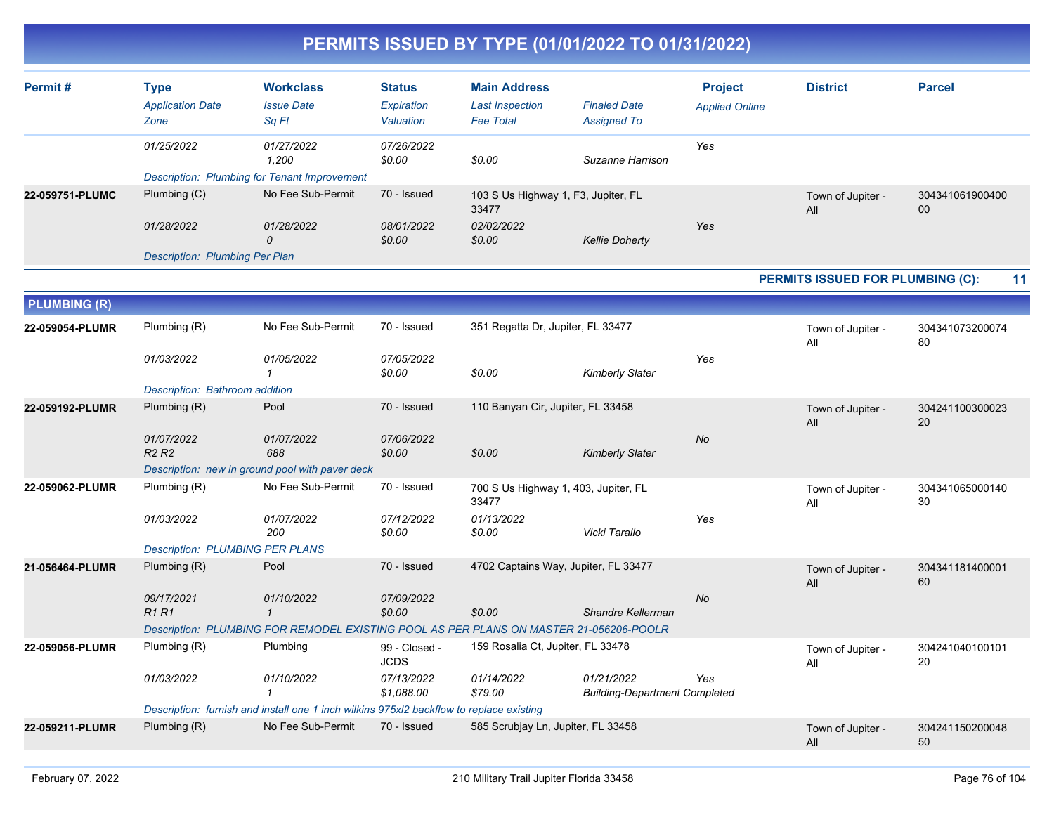# PERMITS ISSUED BY TYPE (01/01/2022 TO 01/31/2022)

| Permit # | Type<br>*Application Date*<br>*Zone* | Workclass<br>*Issue Date*<br>*Sq Ft* | Status<br>*Expiration*<br>*Valuation* | Main Address<br>*Last Inspection*<br>*Fee Total* | *Finaled Date*<br>*Assigned To* | Project<br>*Applied Online* | District | Parcel |
|---|---|---|---|---|---|---|---|---|
| | *01/25/2022* | *01/27/2022*<br>*1,200* | *07/26/2022*<br>*$0.00* | *$0.00* | *Suzanne Harrison* | *Yes* | | |
| | *Description: Plumbing for Tenant Improvement* | | | | | | | |
| **22-059751-PLUMC** | Plumbing (C) | No Fee Sub-Permit | 70 - Issued | 103 S Us Highway 1, F3, Jupiter, FL 33477 | | | Town of Jupiter - All | 30434106190040000 |
| | *01/28/2022* | *01/28/2022*<br>*0* | *08/01/2022*<br>*$0.00* | *02/02/2022*<br>*$0.00* | *Kellie Doherty* | *Yes* | | |
| | *Description: Plumbing Per Plan* | | | | | | | |

**PERMITS ISSUED FOR PLUMBING (C): 11**

## PLUMBING (R)

| Permit # | Type<br>*Application Date*<br>*Zone* | Workclass<br>*Issue Date*<br>*Sq Ft* | Status<br>*Expiration*<br>*Valuation* | Main Address<br>*Last Inspection*<br>*Fee Total* | *Finaled Date*<br>*Assigned To* | Project<br>*Applied Online* | District | Parcel |
|---|---|---|---|---|---|---|---|---|
| **22-059054-PLUMR** | Plumbing (R) | No Fee Sub-Permit | 70 - Issued | 351 Regatta Dr, Jupiter, FL 33477 | | | Town of Jupiter - All | 30434107320007480 |
| | *01/03/2022* | *01/05/2022*<br>*1* | *07/05/2022*<br>*$0.00* | *$0.00* | *Kimberly Slater* | *Yes* | | |
| | *Description: Bathroom addition* | | | | | | | |
| **22-059192-PLUMR** | Plumbing (R) | Pool | 70 - Issued | 110 Banyan Cir, Jupiter, FL 33458 | | | Town of Jupiter - All | 30424110030002320 |
| | *01/07/2022*<br>*R2 R2* | *01/07/2022*<br>*688* | *07/06/2022*<br>*$0.00* | *$0.00* | *Kimberly Slater* | *No* | | |
| | *Description: new in ground pool with paver deck* | | | | | | | |
| **22-059062-PLUMR** | Plumbing (R) | No Fee Sub-Permit | 70 - Issued | 700 S Us Highway 1, 403, Jupiter, FL 33477 | | | Town of Jupiter - All | 30434106500014030 |
| | *01/03/2022* | *01/07/2022*<br>*200* | *07/12/2022*<br>*$0.00* | *01/13/2022*<br>*$0.00* | *Vicki Tarallo* | *Yes* | | |
| | *Description: PLUMBING PER PLANS* | | | | | | | |
| **21-056464-PLUMR** | Plumbing (R) | Pool | 70 - Issued | 4702 Captains Way, Jupiter, FL 33477 | | | Town of Jupiter - All | 30434118140000160 |
| | *09/17/2021*<br>*R1 R1* | *01/10/2022*<br>*1* | *07/09/2022*<br>*$0.00* | *$0.00* | *Shandre Kellerman* | *No* | | |
| | *Description: PLUMBING FOR REMODEL EXISTING POOL AS PER PLANS ON MASTER 21-056206-POOLR* | | | | | | | |
| **22-059056-PLUMR** | Plumbing (R) | Plumbing | 99 - Closed - JCDS | 159 Rosalia Ct, Jupiter, FL 33478 | | | Town of Jupiter - All | 30424104010010120 |
| | *01/03/2022* | *01/10/2022*<br>*1* | *07/13/2022*<br>*$1,088.00* | *01/14/2022*<br>*$79.00* | *01/21/2022*<br>*Building-Department Completed* | *Yes* | | |
| | *Description: furnish and install one 1 inch wilkins 975xl2 backflow to replace existing* | | | | | | | |
| **22-059211-PLUMR** | Plumbing (R) | No Fee Sub-Permit | 70 - Issued | 585 Scrubjay Ln, Jupiter, FL 33458 | | | Town of Jupiter - All | 30424115020004850 |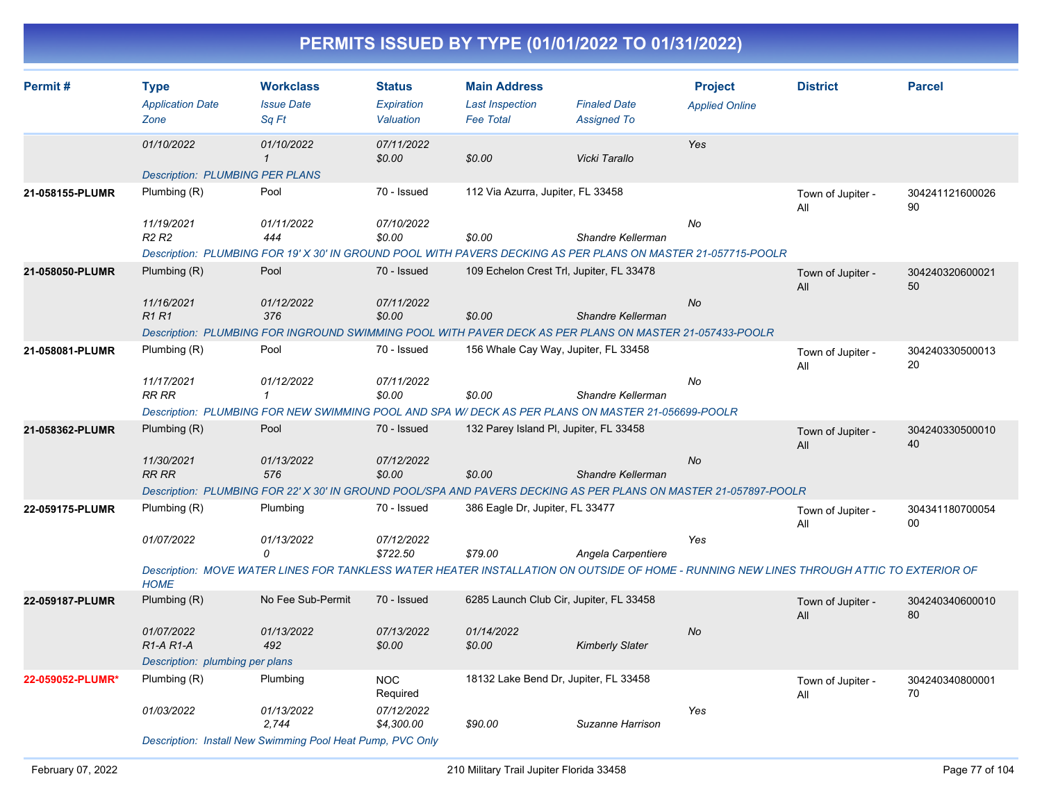# PERMITS ISSUED BY TYPE (01/01/2022 TO 01/31/2022)

| Permit # | Type<br>*Application Date*<br>*Zone* | Workclass<br>*Issue Date*<br>*Sq Ft* | Status<br>*Expiration*<br>*Valuation* | Main Address<br>*Last Inspection*<br>*Fee Total* | *Finaled Date*<br>*Assigned To* | Project<br>*Applied Online* | District | Parcel |
|---|---|---|---|---|---|---|---|---|
| | *01/10/2022* | *01/10/2022*<br>*1* | *07/11/2022*<br>*$0.00* | *$0.00* | *Vicki Tarallo* | *Yes* | | |
| | *Description: PLUMBING PER PLANS* | | | | | | | |
| **21-058155-PLUMR** | Plumbing (R)<br>*11/19/2021*<br>*R2 R2* | Pool<br>*01/11/2022*<br>*444* | 70 - Issued<br>*07/10/2022*<br>*$0.00* | 112 Via Azurra, Jupiter, FL 33458<br>*$0.00* | *Shandre Kellerman* | *No* | Town of Jupiter - All | 30424112160002690 |
| | *Description: PLUMBING FOR 19' X 30' IN GROUND POOL WITH PAVERS DECKING AS PER PLANS ON MASTER 21-057715-POOLR* | | | | | | | |
| **21-058050-PLUMR** | Plumbing (R)<br>*11/16/2021*<br>*R1 R1* | Pool<br>*01/12/2022*<br>*376* | 70 - Issued<br>*07/11/2022*<br>*$0.00* | 109 Echelon Crest Trl, Jupiter, FL 33478<br>*$0.00* | *Shandre Kellerman* | *No* | Town of Jupiter - All | 30424032060002150 |
| | *Description: PLUMBING FOR INGROUND SWIMMING POOL WITH PAVER DECK AS PER PLANS ON MASTER 21-057433-POOLR* | | | | | | | |
| **21-058081-PLUMR** | Plumbing (R)<br>*11/17/2021*<br>*RR RR* | Pool<br>*01/12/2022*<br>*1* | 70 - Issued<br>*07/11/2022*<br>*$0.00* | 156 Whale Cay Way, Jupiter, FL 33458<br>*$0.00* | *Shandre Kellerman* | *No* | Town of Jupiter - All | 30424033050001320 |
| | *Description: PLUMBING FOR NEW SWIMMING POOL AND SPA W/ DECK AS PER PLANS ON MASTER 21-056699-POOLR* | | | | | | | |
| **21-058362-PLUMR** | Plumbing (R)<br>*11/30/2021*<br>*RR RR* | Pool<br>*01/13/2022*<br>*576* | 70 - Issued<br>*07/12/2022*<br>*$0.00* | 132 Parey Island Pl, Jupiter, FL 33458<br>*$0.00* | *Shandre Kellerman* | *No* | Town of Jupiter - All | 30424033050001040 |
| | *Description: PLUMBING FOR 22' X 30' IN GROUND POOL/SPA AND PAVERS DECKING AS PER PLANS ON MASTER 21-057897-POOLR* | | | | | | | |
| **22-059175-PLUMR** | Plumbing (R)<br>*01/07/2022* | Plumbing<br>*01/13/2022*<br>*0* | 70 - Issued<br>*07/12/2022*<br>*$722.50* | 386 Eagle Dr, Jupiter, FL 33477<br>*$79.00* | *Angela Carpentiere* | *Yes* | Town of Jupiter - All | 30434118070005400 |
| | *Description: MOVE WATER LINES FOR TANKLESS WATER HEATER INSTALLATION ON OUTSIDE OF HOME - RUNNING NEW LINES THROUGH ATTIC TO EXTERIOR OF HOME* | | | | | | | |
| **22-059187-PLUMR** | Plumbing (R)<br>*01/07/2022*<br>*R1-A R1-A* | No Fee Sub-Permit<br>*01/13/2022*<br>*492* | 70 - Issued<br>*07/13/2022*<br>*$0.00* | 6285 Launch Club Cir, Jupiter, FL 33458<br>*01/14/2022*<br>*$0.00* | *Kimberly Slater* | *No* | Town of Jupiter - All | 30424034060001080 |
| | *Description: plumbing per plans* | | | | | | | |
| **22-059052-PLUMR*** | Plumbing (R)<br>*01/03/2022* | Plumbing<br>*01/13/2022*<br>*2,744* | NOC Required<br>*07/12/2022*<br>*$4,300.00* | 18132 Lake Bend Dr, Jupiter, FL 33458<br>*$90.00* | *Suzanne Harrison* | *Yes* | Town of Jupiter - All | 30424034080000170 |
| | *Description: Install New Swimming Pool Heat Pump, PVC Only* | | | | | | | |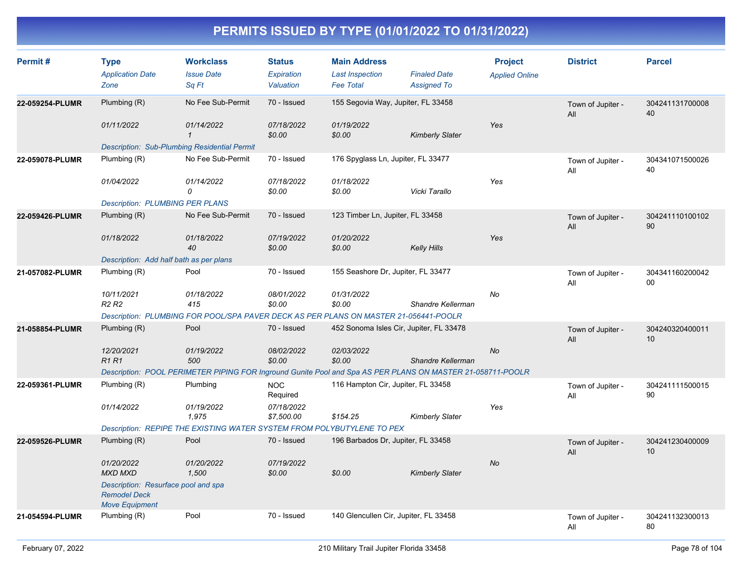# PERMITS ISSUED BY TYPE (01/01/2022 TO 01/31/2022)

| Permit # | Type / Application Date / Zone | Workclass / Issue Date / Sq Ft | Status / Expiration / Valuation | Main Address / Last Inspection / Fee Total | Finaled Date / Assigned To | Project / Applied Online | District | Parcel |
|---|---|---|---|---|---|---|---|---|
| 22-059254-PLUMR | Plumbing (R) | No Fee Sub-Permit | 70 - Issued | 155 Segovia Way, Jupiter, FL 33458 | | | Town of Jupiter - All | 30424113170000840 |
| | *01/11/2022* | *01/14/2022* | *07/18/2022* | *01/19/2022* | | *Yes* | | |
| | | *1* | *$0.00* | *$0.00* | *Kimberly Slater* | | | |
| | *Description: Sub-Plumbing Residential Permit* | | | | | | | |
| 22-059078-PLUMR | Plumbing (R) | No Fee Sub-Permit | 70 - Issued | 176 Spyglass Ln, Jupiter, FL 33477 | | | Town of Jupiter - All | 30434107150002640 |
| | *01/04/2022* | *01/14/2022* | *07/18/2022* | *01/18/2022* | | *Yes* | | |
| | | *0* | *$0.00* | *$0.00* | *Vicki Tarallo* | | | |
| | *Description: PLUMBING PER PLANS* | | | | | | | |
| 22-059426-PLUMR | Plumbing (R) | No Fee Sub-Permit | 70 - Issued | 123 Timber Ln, Jupiter, FL 33458 | | | Town of Jupiter - All | 30424111010010290 |
| | *01/18/2022* | *01/18/2022* | *07/19/2022* | *01/20/2022* | | *Yes* | | |
| | | *40* | *$0.00* | *$0.00* | *Kelly Hills* | | | |
| | *Description: Add half bath as per plans* | | | | | | | |
| 21-057082-PLUMR | Plumbing (R) | Pool | 70 - Issued | 155 Seashore Dr, Jupiter, FL 33477 | | | Town of Jupiter - All | 30434116020004200 |
| | *10/11/2021* | *01/18/2022* | *08/01/2022* | *01/31/2022* | | *No* | | |
| | *R2 R2* | *415* | *$0.00* | *$0.00* | *Shandre Kellerman* | | | |
| | *Description: PLUMBING FOR POOL/SPA PAVER DECK AS PER PLANS ON MASTER 21-056441-POOLR* | | | | | | | |
| 21-058854-PLUMR | Plumbing (R) | Pool | 70 - Issued | 452 Sonoma Isles Cir, Jupiter, FL 33478 | | | Town of Jupiter - All | 30424032040001110 |
| | *12/20/2021* | *01/19/2022* | *08/02/2022* | *02/03/2022* | | *No* | | |
| | *R1 R1* | *500* | *$0.00* | *$0.00* | *Shandre Kellerman* | | | |
| | *Description: POOL PERIMETER PIPING FOR Inground Gunite Pool and Spa AS PER PLANS ON MASTER 21-058711-POOLR* | | | | | | | |
| 22-059361-PLUMR | Plumbing (R) | Plumbing | NOC Required | 116 Hampton Cir, Jupiter, FL 33458 | | | Town of Jupiter - All | 30424111150001590 |
| | *01/14/2022* | *01/19/2022* | *07/18/2022* | | | *Yes* | | |
| | | *1,975* | *$7,500.00* | *$154.25* | *Kimberly Slater* | | | |
| | *Description: REPIPE THE EXISTING WATER SYSTEM FROM POLYBUTYLENE TO PEX* | | | | | | | |
| 22-059526-PLUMR | Plumbing (R) | Pool | 70 - Issued | 196 Barbados Dr, Jupiter, FL 33458 | | | Town of Jupiter - All | 30424123040000910 |
| | *01/20/2022* | *01/20/2022* | *07/19/2022* | | | *No* | | |
| | *MXD MXD* | *1,500* | *$0.00* | *$0.00* | *Kimberly Slater* | | | |
| | *Description: Resurface pool and spa Remodel Deck Move Equipment* | | | | | | | |
| 21-054594-PLUMR | Plumbing (R) | Pool | 70 - Issued | 140 Glencullen Cir, Jupiter, FL 33458 | | | Town of Jupiter - All | 30424113230001380 |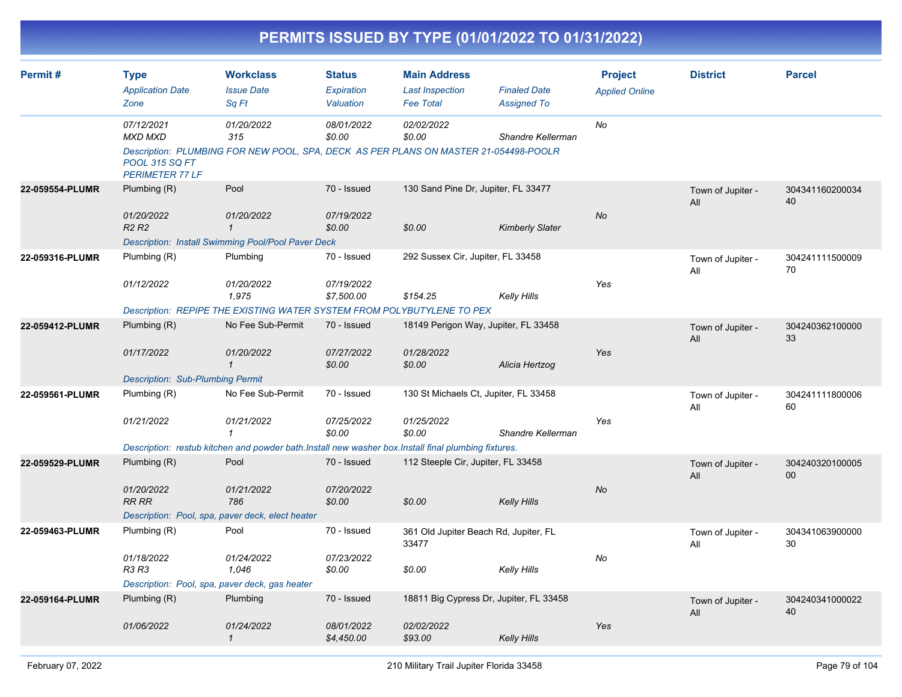# PERMITS ISSUED BY TYPE (01/01/2022 TO 01/31/2022)

| Permit # | Type / Application Date / Zone | Workclass / Issue Date / Sq Ft | Status / Expiration / Valuation | Main Address / Last Inspection / Fee Total | Finaled Date / Assigned To | Project / Applied Online | District | Parcel |
|---|---|---|---|---|---|---|---|---|
| | 07/12/2021<br>MXD MXD | 01/20/2022<br>315 | 08/01/2022<br>$0.00 | 02/02/2022<br>$0.00 | Shandre Kellerman | No | | |
| | Description: PLUMBING FOR NEW POOL, SPA, DECK AS PER PLANS ON MASTER 21-054498-POOLR POOL 315 SQ FT PERIMETER 77 LF | | | | | | | |
| 22-059554-PLUMR | Plumbing (R)<br>01/20/2022<br>R2 R2 | Pool<br>01/20/2022<br>1 | 70 - Issued<br>07/19/2022<br>$0.00 | 130 Sand Pine Dr, Jupiter, FL 33477<br><br>$0.00 | Kimberly Slater | No | Town of Jupiter - All | 30434116020003440 |
| | Description: Install Swimming Pool/Pool Paver Deck | | | | | | | |
| 22-059316-PLUMR | Plumbing (R)<br>01/12/2022 | Plumbing<br>01/20/2022<br>1,975 | 70 - Issued<br>07/19/2022<br>$7,500.00 | 292 Sussex Cir, Jupiter, FL 33458<br><br>$154.25 | Kelly Hills | Yes | Town of Jupiter - All | 30424111150000970 |
| | Description: REPIPE THE EXISTING WATER SYSTEM FROM POLYBUTYLENE TO PEX | | | | | | | |
| 22-059412-PLUMR | Plumbing (R)<br>01/17/2022 | No Fee Sub-Permit<br>01/20/2022<br>1 | 70 - Issued<br>07/27/2022<br>$0.00 | 18149 Perigon Way, Jupiter, FL 33458<br>01/28/2022<br>$0.00 | Alicia Hertzog | Yes | Town of Jupiter - All | 30424036210000033 |
| | Description: Sub-Plumbing Permit | | | | | | | |
| 22-059561-PLUMR | Plumbing (R)<br>01/21/2022 | No Fee Sub-Permit<br>01/21/2022<br>1 | 70 - Issued<br>07/25/2022<br>$0.00 | 130 St Michaels Ct, Jupiter, FL 33458<br>01/25/2022<br>$0.00 | Shandre Kellerman | Yes | Town of Jupiter - All | 30424111180000660 |
| | Description: restub kitchen and powder bath.Install new washer box.Install final plumbing fixtures. | | | | | | | |
| 22-059529-PLUMR | Plumbing (R)<br>01/20/2022<br>RR RR | Pool<br>01/21/2022<br>786 | 70 - Issued<br>07/20/2022<br>$0.00 | 112 Steeple Cir, Jupiter, FL 33458<br><br>$0.00 | Kelly Hills | No | Town of Jupiter - All | 30424032010000500 |
| | Description: Pool, spa, paver deck, elect heater | | | | | | | |
| 22-059463-PLUMR | Plumbing (R)<br>01/18/2022<br>R3 R3 | Pool<br>01/24/2022<br>1,046 | 70 - Issued<br>07/23/2022<br>$0.00 | 361 Old Jupiter Beach Rd, Jupiter, FL 33477<br><br>$0.00 | Kelly Hills | No | Town of Jupiter - All | 30434106390000030 |
| | Description: Pool, spa, paver deck, gas heater | | | | | | | |
| 22-059164-PLUMR | Plumbing (R)<br>01/06/2022 | Plumbing<br>01/24/2022<br>1 | 70 - Issued<br>08/01/2022<br>$4,450.00 | 18811 Big Cypress Dr, Jupiter, FL 33458<br>02/02/2022<br>$93.00 | Kelly Hills | Yes | Town of Jupiter - All | 30424034100002240 |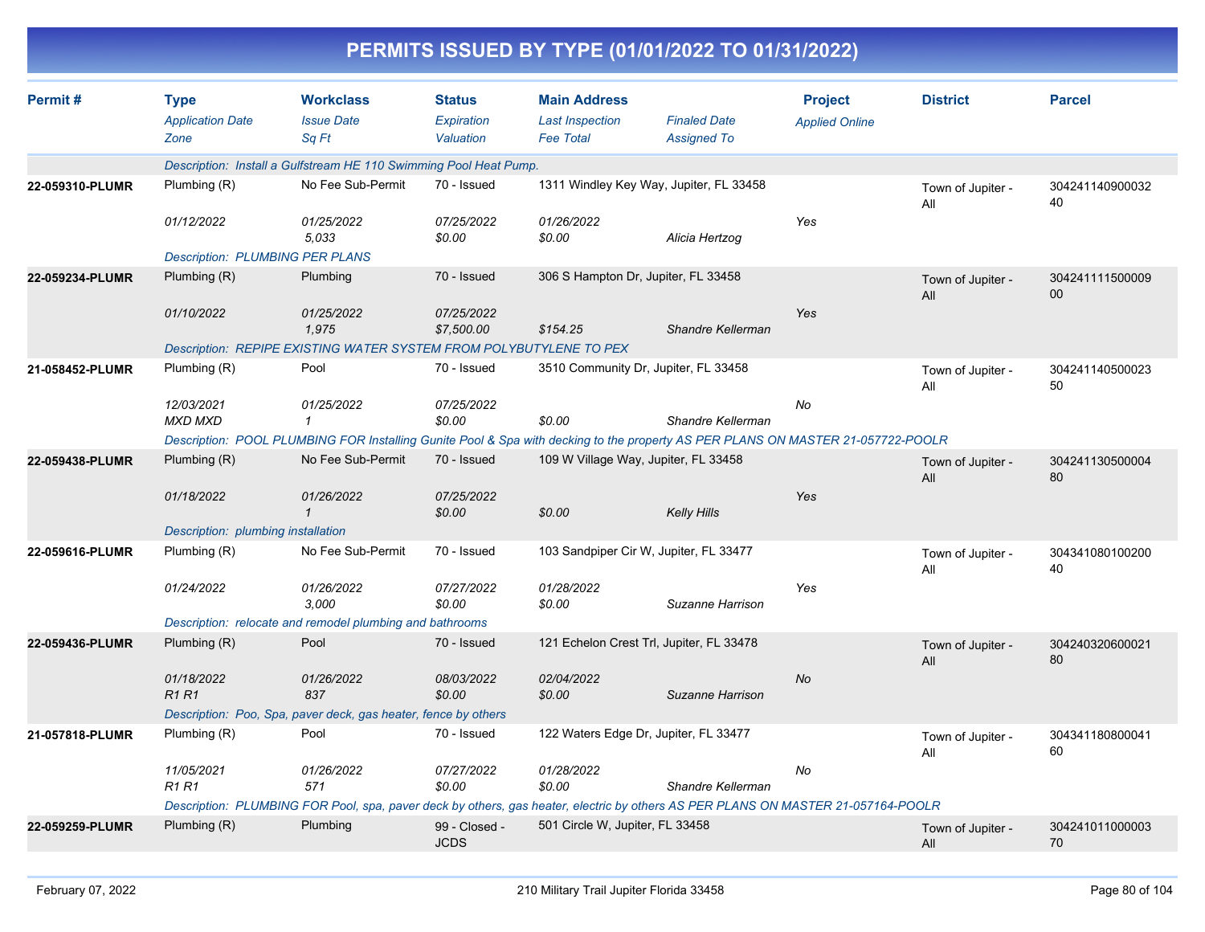# PERMITS ISSUED BY TYPE (01/01/2022 TO 01/31/2022)

| Permit # | Type<br>*Application Date*<br>*Zone* | Workclass<br>*Issue Date*<br>*Sq Ft* | Status<br>*Expiration*<br>*Valuation* | Main Address<br>*Last Inspection*<br>*Fee Total* | *Finaled Date*<br>*Assigned To* | Project<br>*Applied Online* | District | Parcel |
|---|---|---|---|---|---|---|---|---|
| | *Description: Install a Gulfstream HE 110 Swimming Pool Heat Pump.* | | | | | | | |
| 22-059310-PLUMR | Plumbing (R)<br>*01/12/2022* | No Fee Sub-Permit<br>*01/25/2022*<br>*5,033* | 70 - Issued<br>*07/25/2022*<br>*$0.00* | 1311 Windley Key Way, Jupiter, FL 33458<br>*01/26/2022*<br>*$0.00* | *Alicia Hertzog* | *Yes* | Town of Jupiter - All | 30424114090003240 |
| | *Description: PLUMBING PER PLANS* | | | | | | | |
| 22-059234-PLUMR | Plumbing (R)<br>*01/10/2022* | Plumbing<br>*01/25/2022*<br>*1,975* | 70 - Issued<br>*07/25/2022*<br>*$7,500.00* | 306 S Hampton Dr, Jupiter, FL 33458<br><br>*$154.25* | *Shandre Kellerman* | *Yes* | Town of Jupiter - All | 30424111150000900 |
| | *Description: REPIPE EXISTING WATER SYSTEM FROM POLYBUTYLENE TO PEX* | | | | | | | |
| 21-058452-PLUMR | Plumbing (R)<br>*12/03/2021*<br>*MXD MXD* | Pool<br>*01/25/2022*<br>*1* | 70 - Issued<br>*07/25/2022*<br>*$0.00* | 3510 Community Dr, Jupiter, FL 33458<br><br>*$0.00* | *Shandre Kellerman* | *No* | Town of Jupiter - All | 30424114050002350 |
| | *Description: POOL PLUMBING FOR Installing Gunite Pool & Spa with decking to the property AS PER PLANS ON MASTER 21-057722-POOLR* | | | | | | | |
| 22-059438-PLUMR | Plumbing (R)<br>*01/18/2022* | No Fee Sub-Permit<br>*01/26/2022*<br>*1* | 70 - Issued<br>*07/25/2022*<br>*$0.00* | 109 W Village Way, Jupiter, FL 33458<br><br>*$0.00* | *Kelly Hills* | *Yes* | Town of Jupiter - All | 30424113050000480 |
| | *Description: plumbing installation* | | | | | | | |
| 22-059616-PLUMR | Plumbing (R)<br>*01/24/2022* | No Fee Sub-Permit<br>*01/26/2022*<br>*3,000* | 70 - Issued<br>*07/27/2022*<br>*$0.00* | 103 Sandpiper Cir W, Jupiter, FL 33477<br>*01/28/2022*<br>*$0.00* | *Suzanne Harrison* | *Yes* | Town of Jupiter - All | 30434108010020040 |
| | *Description: relocate and remodel plumbing and bathrooms* | | | | | | | |
| 22-059436-PLUMR | Plumbing (R)<br>*01/18/2022*<br>*R1 R1* | Pool<br>*01/26/2022*<br>*837* | 70 - Issued<br>*08/03/2022*<br>*$0.00* | 121 Echelon Crest Trl, Jupiter, FL 33478<br>*02/04/2022*<br>*$0.00* | *Suzanne Harrison* | *No* | Town of Jupiter - All | 30424032060002180 |
| | *Description: Poo, Spa, paver deck, gas heater, fence by others* | | | | | | | |
| 21-057818-PLUMR | Plumbing (R)<br>*11/05/2021*<br>*R1 R1* | Pool<br>*01/26/2022*<br>*571* | 70 - Issued<br>*07/27/2022*<br>*$0.00* | 122 Waters Edge Dr, Jupiter, FL 33477<br>*01/28/2022*<br>*$0.00* | *Shandre Kellerman* | *No* | Town of Jupiter - All | 30434118080004160 |
| | *Description: PLUMBING FOR Pool, spa, paver deck by others, gas heater, electric by others AS PER PLANS ON MASTER 21-057164-POOLR* | | | | | | | |
| 22-059259-PLUMR | Plumbing (R) | Plumbing | 99 - Closed - JCDS | 501 Circle W, Jupiter, FL 33458 | | | Town of Jupiter - All | 30424101100000370 |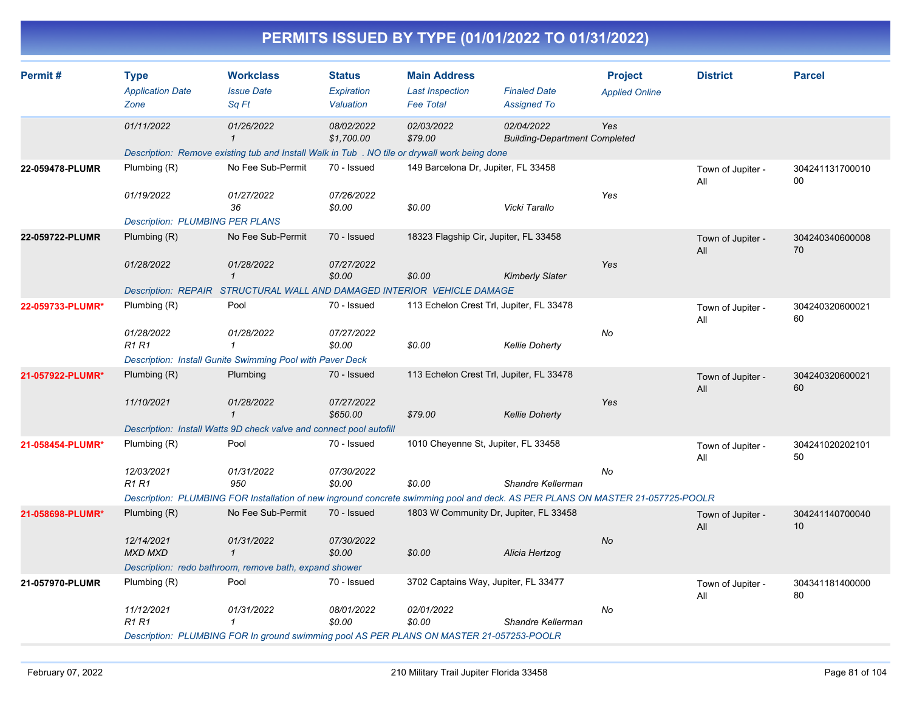# PERMITS ISSUED BY TYPE (01/01/2022 TO 01/31/2022)

| Permit # | Type / Application Date / Zone | Workclass / Issue Date / Sq Ft | Status / Expiration / Valuation | Main Address / Last Inspection / Fee Total | Finaled Date / Assigned To | Project / Applied Online | District | Parcel |
|---|---|---|---|---|---|---|---|---|
| | 01/11/2022 | 01/26/2022<br>1 | 08/02/2022<br>$1,700.00 | 02/03/2022<br>$79.00 | 02/04/2022<br>Building-Department Completed | Yes | | |
| | Description: Remove existing tub and Install Walk in Tub . NO tile or drywall work being done | | | | | | | |
| 22-059478-PLUMR | Plumbing (R)<br>01/19/2022 | No Fee Sub-Permit<br>01/27/2022<br>36 | 70 - Issued<br>07/26/2022<br>$0.00 | 149 Barcelona Dr, Jupiter, FL 33458<br>$0.00 | Vicki Tarallo | Yes | Town of Jupiter - All | 30424113170001000 |
| | Description: PLUMBING PER PLANS | | | | | | | |
| 22-059722-PLUMR | Plumbing (R)<br>01/28/2022 | No Fee Sub-Permit<br>01/28/2022<br>1 | 70 - Issued<br>07/27/2022<br>$0.00 | 18323 Flagship Cir, Jupiter, FL 33458<br>$0.00 | Kimberly Slater | Yes | Town of Jupiter - All | 30424034060000870 |
| | Description: REPAIR STRUCTURAL WALL AND DAMAGED INTERIOR VEHICLE DAMAGE | | | | | | | |
| 22-059733-PLUMR* | Plumbing (R)<br>01/28/2022<br>R1 R1 | Pool<br>01/28/2022<br>1 | 70 - Issued<br>07/27/2022<br>$0.00 | 113 Echelon Crest Trl, Jupiter, FL 33478<br>$0.00 | Kellie Doherty | No | Town of Jupiter - All | 30424032060002160 |
| | Description: Install Gunite Swimming Pool with Paver Deck | | | | | | | |
| 21-057922-PLUMR* | Plumbing (R)<br>11/10/2021 | Plumbing<br>01/28/2022<br>1 | 70 - Issued<br>07/27/2022<br>$650.00 | 113 Echelon Crest Trl, Jupiter, FL 33478<br>$79.00 | Kellie Doherty | Yes | Town of Jupiter - All | 30424032060002160 |
| | Description: Install Watts 9D check valve and connect pool autofill | | | | | | | |
| 21-058454-PLUMR* | Plumbing (R)<br>12/03/2021<br>R1 R1 | Pool<br>01/31/2022<br>950 | 70 - Issued<br>07/30/2022<br>$0.00 | 1010 Cheyenne St, Jupiter, FL 33458<br>$0.00 | Shandre Kellerman | No | Town of Jupiter - All | 30424102020210150 |
| | Description: PLUMBING FOR Installation of new inground concrete swimming pool and deck. AS PER PLANS ON MASTER 21-057725-POOLR | | | | | | | |
| 21-058698-PLUMR* | Plumbing (R)<br>12/14/2021<br>MXD MXD | No Fee Sub-Permit<br>01/31/2022<br>1 | 70 - Issued<br>07/30/2022<br>$0.00 | 1803 W Community Dr, Jupiter, FL 33458<br>$0.00 | Alicia Hertzog | No | Town of Jupiter - All | 30424114070004010 |
| | Description: redo bathroom, remove bath, expand shower | | | | | | | |
| 21-057970-PLUMR | Plumbing (R)<br>11/12/2021<br>R1 R1 | Pool<br>01/31/2022<br>1 | 70 - Issued<br>08/01/2022<br>$0.00 | 3702 Captains Way, Jupiter, FL 33477<br>02/01/2022<br>$0.00 | Shandre Kellerman | No | Town of Jupiter - All | 30434118140000080 |
| | Description: PLUMBING FOR In ground swimming pool AS PER PLANS ON MASTER 21-057253-POOLR | | | | | | | |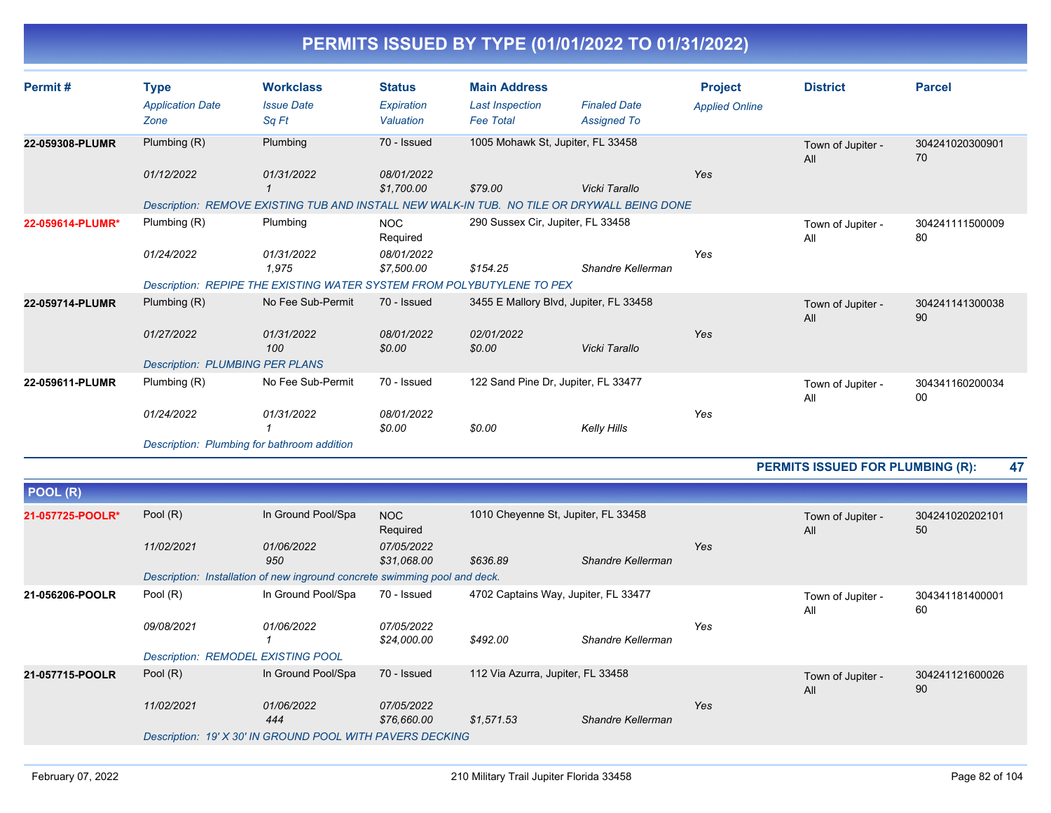# PERMITS ISSUED BY TYPE (01/01/2022 TO 01/31/2022)

| Permit # | Type | Workclass | Status | Main Address | | Project | District | Parcel |
|---|---|---|---|---|---|---|---|---|
| | *Application Date* | *Issue Date* | *Expiration* | *Last Inspection* | *Finaled Date* | *Applied Online* | | |
| | *Zone* | *Sq Ft* | *Valuation* | *Fee Total* | *Assigned To* | | | |
| **22-059308-PLUMR** | Plumbing (R) | Plumbing | 70 - Issued | 1005 Mohawk St, Jupiter, FL 33458 | | | Town of Jupiter - All | 30424102030090170 |
| | *01/12/2022* | *01/31/2022* | *08/01/2022* | | | Yes | | |
| | | *1* | *$1,700.00* | *$79.00* | *Vicki Tarallo* | | | |
| | *Description: REMOVE EXISTING TUB AND INSTALL NEW WALK-IN TUB. NO TILE OR DRYWALL BEING DONE* | | | | | | | |
| **22-059614-PLUMR*** | Plumbing (R) | Plumbing | NOC Required | 290 Sussex Cir, Jupiter, FL 33458 | | | Town of Jupiter - All | 30424111150000980 |
| | *01/24/2022* | *01/31/2022* | *08/01/2022* | | | Yes | | |
| | | *1,975* | *$7,500.00* | *$154.25* | *Shandre Kellerman* | | | |
| | *Description: REPIPE THE EXISTING WATER SYSTEM FROM POLYBUTYLENE TO PEX* | | | | | | | |
| **22-059714-PLUMR** | Plumbing (R) | No Fee Sub-Permit | 70 - Issued | 3455 E Mallory Blvd, Jupiter, FL 33458 | | | Town of Jupiter - All | 30424114130003890 |
| | *01/27/2022* | *01/31/2022* | *08/01/2022* | *02/01/2022* | | Yes | | |
| | | *100* | *$0.00* | *$0.00* | *Vicki Tarallo* | | | |
| | *Description: PLUMBING PER PLANS* | | | | | | | |
| **22-059611-PLUMR** | Plumbing (R) | No Fee Sub-Permit | 70 - Issued | 122 Sand Pine Dr, Jupiter, FL 33477 | | | Town of Jupiter - All | 30434116020003400 |
| | *01/24/2022* | *01/31/2022* | *08/01/2022* | | | Yes | | |
| | | *1* | *$0.00* | *$0.00* | *Kelly Hills* | | | |
| | *Description: Plumbing for bathroom addition* | | | | | | | |

**PERMITS ISSUED FOR PLUMBING (R): 47**

## POOL (R)

| Permit # | Type | Workclass | Status | Main Address | | Project | District | Parcel |
|---|---|---|---|---|---|---|---|---|
| **21-057725-POOLR*** | Pool (R) | In Ground Pool/Spa | NOC Required | 1010 Cheyenne St, Jupiter, FL 33458 | | | Town of Jupiter - All | 30424102020210150 |
| | *11/02/2021* | *01/06/2022* | *07/05/2022* | | | Yes | | |
| | | *950* | *$31,068.00* | *$636.89* | *Shandre Kellerman* | | | |
| | *Description: Installation of new inground concrete swimming pool and deck.* | | | | | | | |
| **21-056206-POOLR** | Pool (R) | In Ground Pool/Spa | 70 - Issued | 4702 Captains Way, Jupiter, FL 33477 | | | Town of Jupiter - All | 30434118140000160 |
| | *09/08/2021* | *01/06/2022* | *07/05/2022* | | | Yes | | |
| | | *1* | *$24,000.00* | *$492.00* | *Shandre Kellerman* | | | |
| | *Description: REMODEL EXISTING POOL* | | | | | | | |
| **21-057715-POOLR** | Pool (R) | In Ground Pool/Spa | 70 - Issued | 112 Via Azurra, Jupiter, FL 33458 | | | Town of Jupiter - All | 30424112160002690 |
| | *11/02/2021* | *01/06/2022* | *07/05/2022* | | | Yes | | |
| | | *444* | *$76,660.00* | *$1,571.53* | *Shandre Kellerman* | | | |
| | *Description: 19' X 30' IN GROUND POOL WITH PAVERS DECKING* | | | | | | | |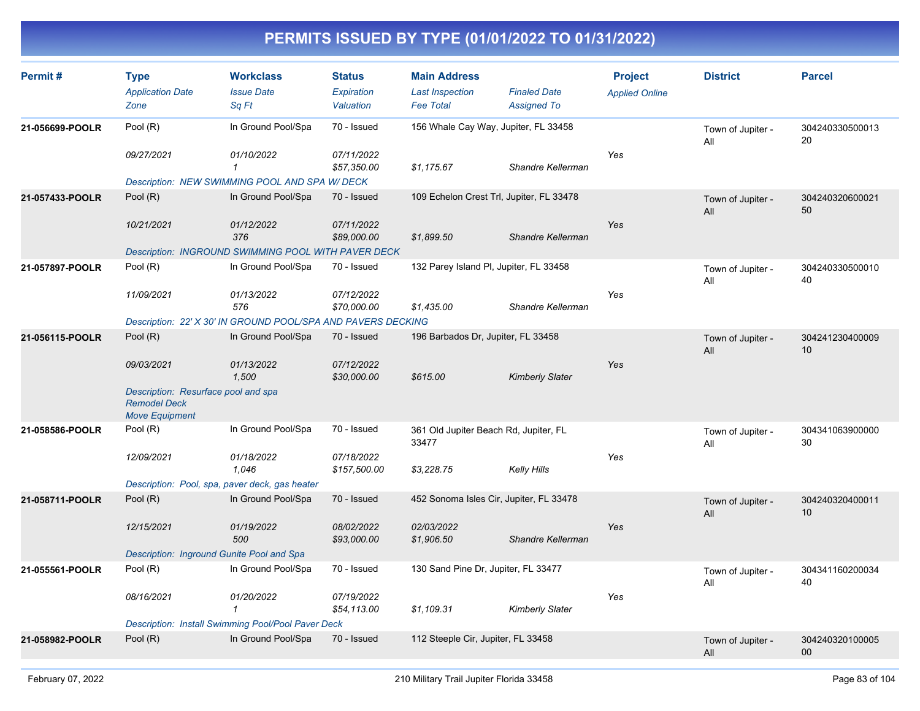# PERMITS ISSUED BY TYPE (01/01/2022 TO 01/31/2022)

| Permit # | Type / Application Date / Zone | Workclass / Issue Date / Sq Ft | Status / Expiration / Valuation | Main Address / Last Inspection / Fee Total | Finaled Date / Assigned To | Project / Applied Online | District | Parcel |
|---|---|---|---|---|---|---|---|---|
| 21-056699-POOLR | Pool (R) | In Ground Pool/Spa | 70 - Issued | 156 Whale Cay Way, Jupiter, FL 33458 | | | Town of Jupiter - All | 30424033050001320 |
| | 09/27/2021 | 01/10/2022 | 07/11/2022 | | | Yes | | |
| | | 1 | $57,350.00 | $1,175.67 | Shandre Kellerman | | | |
| | Description: NEW SWIMMING POOL AND SPA W/ DECK | | | | | | | |
| 21-057433-POOLR | Pool (R) | In Ground Pool/Spa | 70 - Issued | 109 Echelon Crest Trl, Jupiter, FL 33478 | | | Town of Jupiter - All | 30424032060002150 |
| | 10/21/2021 | 01/12/2022 | 07/11/2022 | | | Yes | | |
| | | 376 | $89,000.00 | $1,899.50 | Shandre Kellerman | | | |
| | Description: INGROUND SWIMMING POOL WITH PAVER DECK | | | | | | | |
| 21-057897-POOLR | Pool (R) | In Ground Pool/Spa | 70 - Issued | 132 Parey Island Pl, Jupiter, FL 33458 | | | Town of Jupiter - All | 30424033050001040 |
| | 11/09/2021 | 01/13/2022 | 07/12/2022 | | | Yes | | |
| | | 576 | $70,000.00 | $1,435.00 | Shandre Kellerman | | | |
| | Description: 22' X 30' IN GROUND POOL/SPA AND PAVERS DECKING | | | | | | | |
| 21-056115-POOLR | Pool (R) | In Ground Pool/Spa | 70 - Issued | 196 Barbados Dr, Jupiter, FL 33458 | | | Town of Jupiter - All | 30424123040000910 |
| | 09/03/2021 | 01/13/2022 | 07/12/2022 | | | Yes | | |
| | | 1,500 | $30,000.00 | $615.00 | Kimberly Slater | | | |
| | Description: Resurface pool and spa Remodel Deck Move Equipment | | | | | | | |
| 21-058586-POOLR | Pool (R) | In Ground Pool/Spa | 70 - Issued | 361 Old Jupiter Beach Rd, Jupiter, FL 33477 | | | Town of Jupiter - All | 30434106390000030 |
| | 12/09/2021 | 01/18/2022 | 07/18/2022 | | | Yes | | |
| | | 1,046 | $157,500.00 | $3,228.75 | Kelly Hills | | | |
| | Description: Pool, spa, paver deck, gas heater | | | | | | | |
| 21-058711-POOLR | Pool (R) | In Ground Pool/Spa | 70 - Issued | 452 Sonoma Isles Cir, Jupiter, FL 33478 | | | Town of Jupiter - All | 30424032040001110 |
| | 12/15/2021 | 01/19/2022 | 08/02/2022 | 02/03/2022 | | Yes | | |
| | | 500 | $93,000.00 | $1,906.50 | Shandre Kellerman | | | |
| | Description: Inground Gunite Pool and Spa | | | | | | | |
| 21-055561-POOLR | Pool (R) | In Ground Pool/Spa | 70 - Issued | 130 Sand Pine Dr, Jupiter, FL 33477 | | | Town of Jupiter - All | 30434116020003440 |
| | 08/16/2021 | 01/20/2022 | 07/19/2022 | | | Yes | | |
| | | 1 | $54,113.00 | $1,109.31 | Kimberly Slater | | | |
| | Description: Install Swimming Pool/Pool Paver Deck | | | | | | | |
| 21-058982-POOLR | Pool (R) | In Ground Pool/Spa | 70 - Issued | 112 Steeple Cir, Jupiter, FL 33458 | | | Town of Jupiter - All | 30424032010000500 |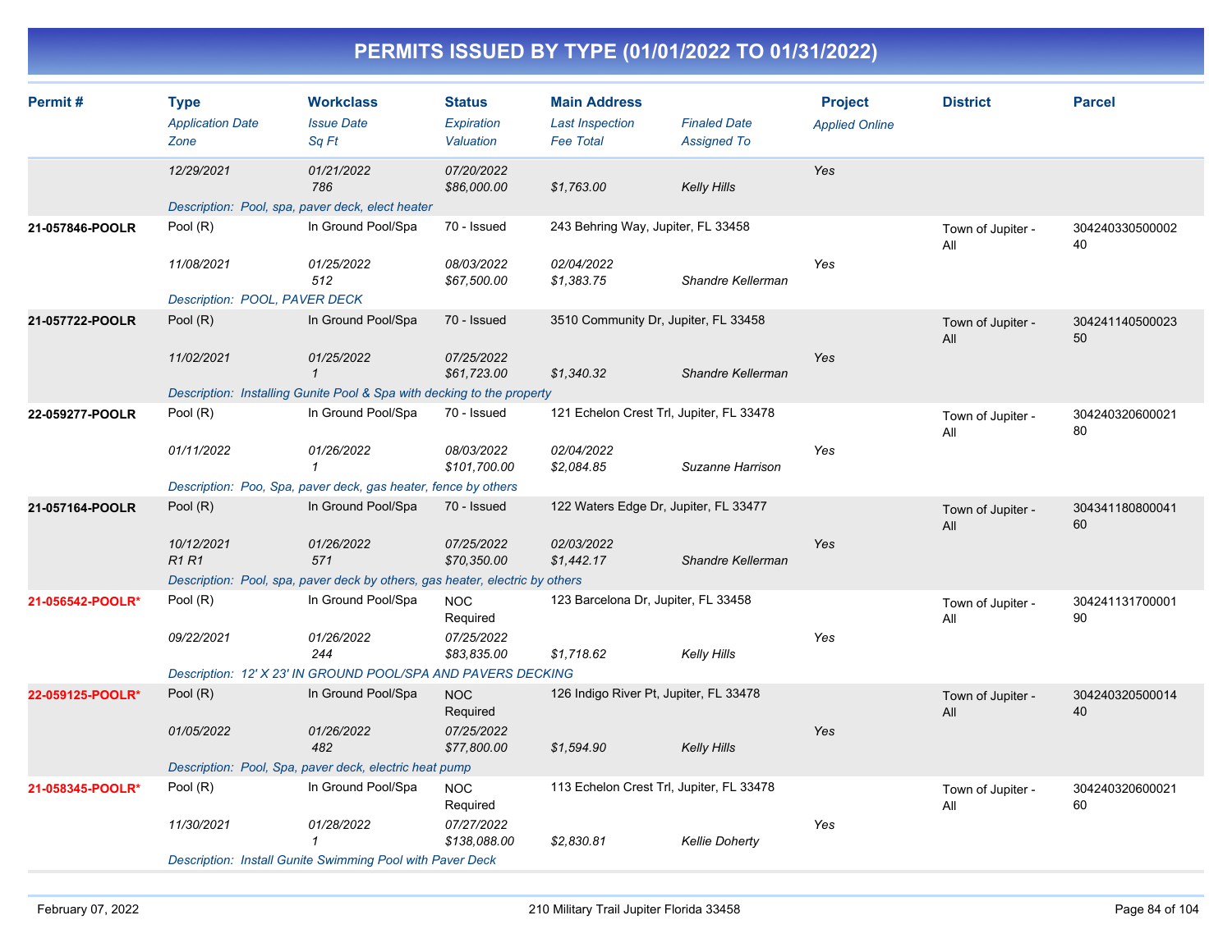# PERMITS ISSUED BY TYPE (01/01/2022 TO 01/31/2022)

| Permit # | Type | Workclass | Status | Main Address | | Project | District | Parcel |
|---|---|---|---|---|---|---|---|---|
| | *Application Date* | *Issue Date* | *Expiration* | *Last Inspection* | *Finaled Date* | *Applied Online* | | |
| | *Zone* | *Sq Ft* | *Valuation* | *Fee Total* | *Assigned To* | | | |
| | *12/29/2021* | *01/21/2022* | *07/20/2022* | | | Yes | | |
| | | *786* | *$86,000.00* | *$1,763.00* | *Kelly Hills* | | | |
| | *Description: Pool, spa, paver deck, elect heater* | | | | | | | |
| **21-057846-POOLR** | Pool (R) | In Ground Pool/Spa | 70 - Issued | 243 Behring Way, Jupiter, FL 33458 | | | Town of Jupiter - All | 30424033050000240 |
| | *11/08/2021* | *01/25/2022* | *08/03/2022* | *02/04/2022* | | Yes | | |
| | | *512* | *$67,500.00* | *$1,383.75* | *Shandre Kellerman* | | | |
| | *Description: POOL, PAVER DECK* | | | | | | | |
| **21-057722-POOLR** | Pool (R) | In Ground Pool/Spa | 70 - Issued | 3510 Community Dr, Jupiter, FL 33458 | | | Town of Jupiter - All | 30424114050002350 |
| | *11/02/2021* | *01/25/2022* | *07/25/2022* | | | Yes | | |
| | | *1* | *$61,723.00* | *$1,340.32* | *Shandre Kellerman* | | | |
| | *Description: Installing Gunite Pool & Spa with decking to the property* | | | | | | | |
| **22-059277-POOLR** | Pool (R) | In Ground Pool/Spa | 70 - Issued | 121 Echelon Crest Trl, Jupiter, FL 33478 | | | Town of Jupiter - All | 30424032060002180 |
| | *01/11/2022* | *01/26/2022* | *08/03/2022* | *02/04/2022* | | Yes | | |
| | | *1* | *$101,700.00* | *$2,084.85* | *Suzanne Harrison* | | | |
| | *Description: Poo, Spa, paver deck, gas heater, fence by others* | | | | | | | |
| **21-057164-POOLR** | Pool (R) | In Ground Pool/Spa | 70 - Issued | 122 Waters Edge Dr, Jupiter, FL 33477 | | | Town of Jupiter - All | 30434118080004160 |
| | *10/12/2021* | *01/26/2022* | *07/25/2022* | *02/03/2022* | | Yes | | |
| | *R1 R1* | *571* | *$70,350.00* | *$1,442.17* | *Shandre Kellerman* | | | |
| | *Description: Pool, spa, paver deck by others, gas heater, electric by others* | | | | | | | |
| **21-056542-POOLR*** | Pool (R) | In Ground Pool/Spa | NOC Required | 123 Barcelona Dr, Jupiter, FL 33458 | | | Town of Jupiter - All | 30424113170000190 |
| | *09/22/2021* | *01/26/2022* | *07/25/2022* | | | Yes | | |
| | | *244* | *$83,835.00* | *$1,718.62* | *Kelly Hills* | | | |
| | *Description: 12' X 23' IN GROUND POOL/SPA AND PAVERS DECKING* | | | | | | | |
| **22-059125-POOLR*** | Pool (R) | In Ground Pool/Spa | NOC Required | 126 Indigo River Pt, Jupiter, FL 33478 | | | Town of Jupiter - All | 30424032050001440 |
| | *01/05/2022* | *01/26/2022* | *07/25/2022* | | | Yes | | |
| | | *482* | *$77,800.00* | *$1,594.90* | *Kelly Hills* | | | |
| | *Description: Pool, Spa, paver deck, electric heat pump* | | | | | | | |
| **21-058345-POOLR*** | Pool (R) | In Ground Pool/Spa | NOC Required | 113 Echelon Crest Trl, Jupiter, FL 33478 | | | Town of Jupiter - All | 30424032060002160 |
| | *11/30/2021* | *01/28/2022* | *07/27/2022* | | | Yes | | |
| | | *1* | *$138,088.00* | *$2,830.81* | *Kellie Doherty* | | | |
| | *Description: Install Gunite Swimming Pool with Paver Deck* | | | | | | | |

February 07, 2022 — 210 Military Trail Jupiter Florida 33458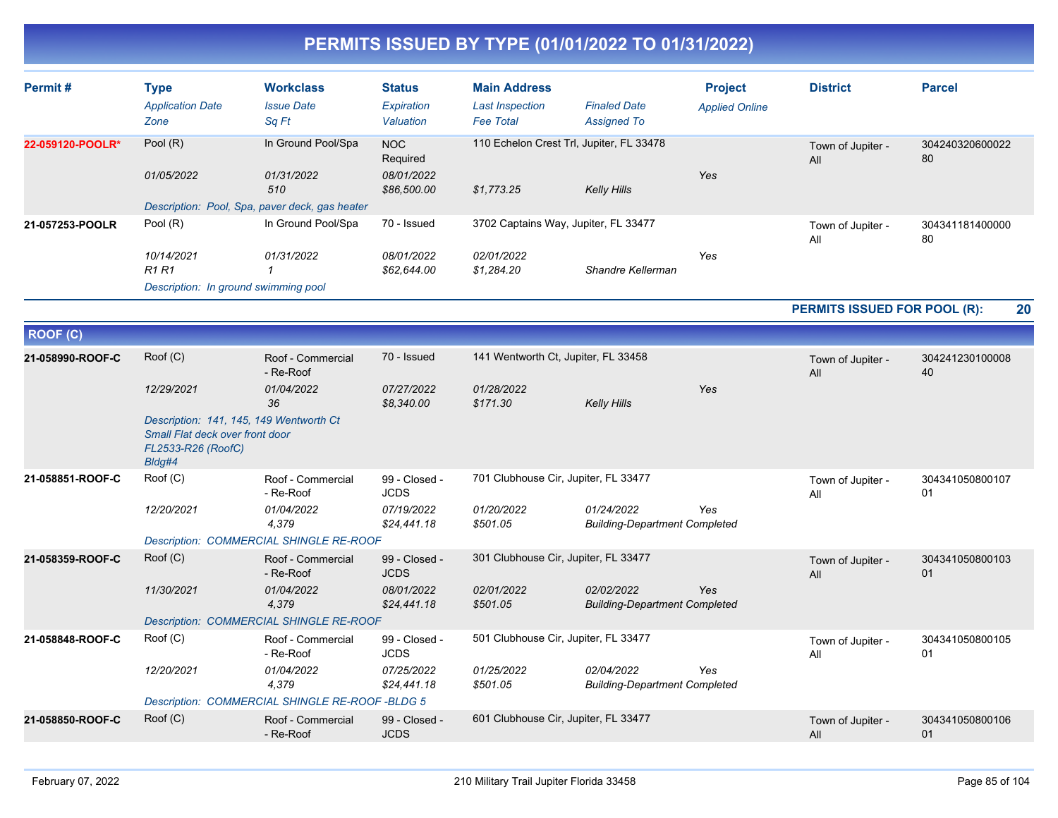# PERMITS ISSUED BY TYPE (01/01/2022 TO 01/31/2022)

| Permit # | Type / Application Date / Zone | Workclass / Issue Date / Sq Ft | Status / Expiration / Valuation | Main Address / Last Inspection / Fee Total | Finaled Date / Assigned To | Project / Applied Online | District | Parcel |
|---|---|---|---|---|---|---|---|---|
| 22-059120-POOLR* | Pool (R) | In Ground Pool/Spa | NOC Required | 110 Echelon Crest Trl, Jupiter, FL 33478 | | | Town of Jupiter - All | 30424032060002280 |
| | 01/05/2022 | 01/31/2022 | 08/01/2022 | | | Yes | | |
| | | 510 | $86,500.00 | $1,773.25 | Kelly Hills | | | |
| | Description: Pool, Spa, paver deck, gas heater | | | | | | | |
| 21-057253-POOLR | Pool (R) | In Ground Pool/Spa | 70 - Issued | 3702 Captains Way, Jupiter, FL 33477 | | | Town of Jupiter - All | 30434118140000080 |
| | 10/14/2021 | 01/31/2022 | 08/01/2022 | 02/01/2022 | | Yes | | |
| | R1 R1 | 1 | $62,644.00 | $1,284.20 | Shandre Kellerman | | | |
| | Description: In ground swimming pool | | | | | | | |

**PERMITS ISSUED FOR POOL (R): 20**

## ROOF (C)

| Permit # | Type / Application Date / Zone | Workclass / Issue Date / Sq Ft | Status / Expiration / Valuation | Main Address / Last Inspection / Fee Total | Finaled Date / Assigned To | Project / Applied Online | District | Parcel |
|---|---|---|---|---|---|---|---|---|
| 21-058990-ROOF-C | Roof (C) | Roof - Commercial - Re-Roof | 70 - Issued | 141 Wentworth Ct, Jupiter, FL 33458 | | | Town of Jupiter - All | 30424123010000840 |
| | 12/29/2021 | 01/04/2022 | 07/27/2022 | 01/28/2022 | | Yes | | |
| | | 36 | $8,340.00 | $171.30 | Kelly Hills | | | |
| | Description: 141, 145, 149 Wentworth Ct Small Flat deck over front door FL2533-R26 (RoofC) Bldg#4 | | | | | | | |
| 21-058851-ROOF-C | Roof (C) | Roof - Commercial - Re-Roof | 99 - Closed - JCDS | 701 Clubhouse Cir, Jupiter, FL 33477 | | | Town of Jupiter - All | 30434105080010701 |
| | 12/20/2021 | 01/04/2022 | 07/19/2022 | 01/20/2022 | 01/24/2022 | Yes | | |
| | | 4,379 | $24,441.18 | $501.05 | Building-Department Completed | | | |
| | Description: COMMERCIAL SHINGLE RE-ROOF | | | | | | | |
| 21-058359-ROOF-C | Roof (C) | Roof - Commercial - Re-Roof | 99 - Closed - JCDS | 301 Clubhouse Cir, Jupiter, FL 33477 | | | Town of Jupiter - All | 30434105080010301 |
| | 11/30/2021 | 01/04/2022 | 08/01/2022 | 02/01/2022 | 02/02/2022 | Yes | | |
| | | 4,379 | $24,441.18 | $501.05 | Building-Department Completed | | | |
| | Description: COMMERCIAL SHINGLE RE-ROOF | | | | | | | |
| 21-058848-ROOF-C | Roof (C) | Roof - Commercial - Re-Roof | 99 - Closed - JCDS | 501 Clubhouse Cir, Jupiter, FL 33477 | | | Town of Jupiter - All | 30434105080010501 |
| | 12/20/2021 | 01/04/2022 | 07/25/2022 | 01/25/2022 | 02/04/2022 | Yes | | |
| | | 4,379 | $24,441.18 | $501.05 | Building-Department Completed | | | |
| | Description: COMMERCIAL SHINGLE RE-ROOF -BLDG 5 | | | | | | | |
| 21-058850-ROOF-C | Roof (C) | Roof - Commercial - Re-Roof | 99 - Closed - JCDS | 601 Clubhouse Cir, Jupiter, FL 33477 | | | Town of Jupiter - All | 30434105080010601 |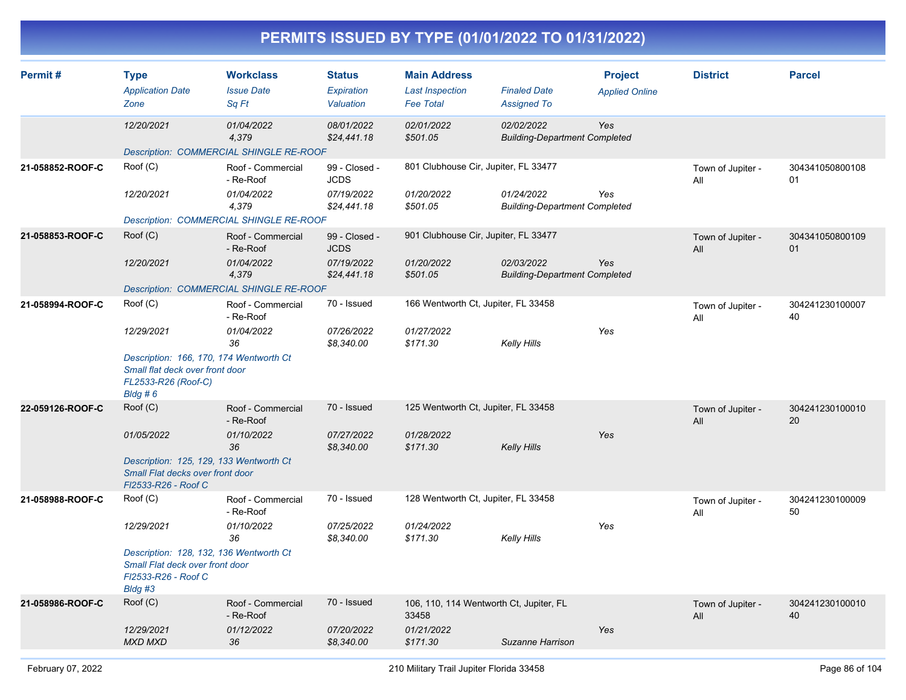# PERMITS ISSUED BY TYPE (01/01/2022 TO 01/31/2022)

| Permit # | Type / *Application Date* / *Zone* | Workclass / *Issue Date* / *Sq Ft* | Status / *Expiration* / *Valuation* | Main Address / *Last Inspection* / *Fee Total* | *Finaled Date* / *Assigned To* | Project / *Applied Online* | District | Parcel |
|---|---|---|---|---|---|---|---|---|
| | *12/20/2021* | *01/04/2022* *4,379* | *08/01/2022* *$24,441.18* | *02/01/2022* *$501.05* | *02/02/2022* *Building-Department Completed* | *Yes* | | |
| | *Description: COMMERCIAL SHINGLE RE-ROOF* | | | | | | | |
| **21-058852-ROOF-C** | Roof (C) | Roof - Commercial - Re-Roof | 99 - Closed - JCDS | 801 Clubhouse Cir, Jupiter, FL 33477 | | | Town of Jupiter - All | 30434105080010801 |
| | *12/20/2021* | *01/04/2022* *4,379* | *07/19/2022* *$24,441.18* | *01/20/2022* *$501.05* | *01/24/2022* *Building-Department Completed* | *Yes* | | |
| | *Description: COMMERCIAL SHINGLE RE-ROOF* | | | | | | | |
| **21-058853-ROOF-C** | Roof (C) | Roof - Commercial - Re-Roof | 99 - Closed - JCDS | 901 Clubhouse Cir, Jupiter, FL 33477 | | | Town of Jupiter - All | 30434105080010901 |
| | *12/20/2021* | *01/04/2022* *4,379* | *07/19/2022* *$24,441.18* | *01/20/2022* *$501.05* | *02/03/2022* *Building-Department Completed* | *Yes* | | |
| | *Description: COMMERCIAL SHINGLE RE-ROOF* | | | | | | | |
| **21-058994-ROOF-C** | Roof (C) | Roof - Commercial - Re-Roof | 70 - Issued | 166 Wentworth Ct, Jupiter, FL 33458 | | | Town of Jupiter - All | 30424123010000740 |
| | *12/29/2021* | *01/04/2022* *36* | *07/26/2022* *$8,340.00* | *01/27/2022* *$171.30* | *Kelly Hills* | *Yes* | | |
| | *Description: 166, 170, 174 Wentworth Ct Small flat deck over front door FL2533-R26 (Roof-C) Bldg # 6* | | | | | | | |
| **22-059126-ROOF-C** | Roof (C) | Roof - Commercial - Re-Roof | 70 - Issued | 125 Wentworth Ct, Jupiter, FL 33458 | | | Town of Jupiter - All | 30424123010001020 |
| | *01/05/2022* | *01/10/2022* *36* | *07/27/2022* *$8,340.00* | *01/28/2022* *$171.30* | *Kelly Hills* | *Yes* | | |
| | *Description: 125, 129, 133 Wentworth Ct Small Flat decks over front door Fl2533-R26 - Roof C* | | | | | | | |
| **21-058988-ROOF-C** | Roof (C) | Roof - Commercial - Re-Roof | 70 - Issued | 128 Wentworth Ct, Jupiter, FL 33458 | | | Town of Jupiter - All | 30424123010000950 |
| | *12/29/2021* | *01/10/2022* *36* | *07/25/2022* *$8,340.00* | *01/24/2022* *$171.30* | *Kelly Hills* | *Yes* | | |
| | *Description: 128, 132, 136 Wentworth Ct Small Flat deck over front door Fl2533-R26 - Roof C Bldg #3* | | | | | | | |
| **21-058986-ROOF-C** | Roof (C) | Roof - Commercial - Re-Roof | 70 - Issued | 106, 110, 114 Wentworth Ct, Jupiter, FL 33458 | | | Town of Jupiter - All | 30424123010001040 |
| | *12/29/2021* *MXD MXD* | *01/12/2022* *36* | *07/20/2022* *$8,340.00* | *01/21/2022* *$171.30* | *Suzanne Harrison* | *Yes* | | |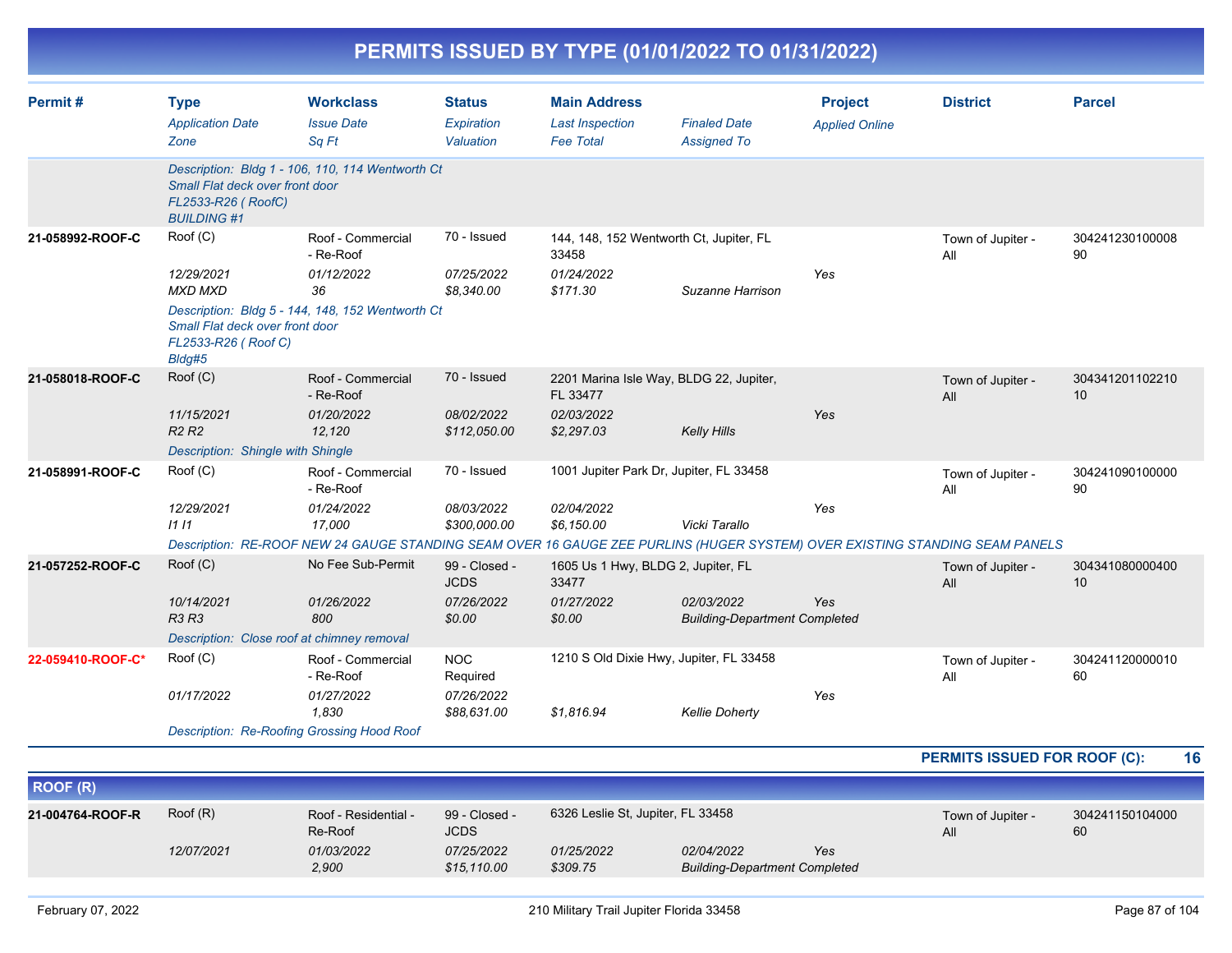# PERMITS ISSUED BY TYPE (01/01/2022 TO 01/31/2022)

| Permit # | Type<br>*Application Date*<br>*Zone* | Workclass<br>*Issue Date*<br>*Sq Ft* | Status<br>*Expiration*<br>*Valuation* | Main Address<br>*Last Inspection*<br>*Fee Total* | *Finaled Date*<br>*Assigned To* | Project<br>*Applied Online* | District | Parcel |
|---|---|---|---|---|---|---|---|---|
| | *Description: Bldg 1 - 106, 110, 114 Wentworth Ct Small Flat deck over front door FL2533-R26 ( RoofC) BUILDING #1* | | | | | | | |
| **21-058992-ROOF-C** | Roof (C)<br>*12/29/2021*<br>*MXD MXD* | Roof - Commercial - Re-Roof<br>*01/12/2022*<br>*36* | 70 - Issued<br>*07/25/2022*<br>*$8,340.00* | 144, 148, 152 Wentworth Ct, Jupiter, FL 33458<br>*01/24/2022*<br>*$171.30* | *Suzanne Harrison* | *Yes* | Town of Jupiter - All | 30424123010000890 |
| | *Description: Bldg 5 - 144, 148, 152 Wentworth Ct Small Flat deck over front door FL2533-R26 ( Roof C) Bldg#5* | | | | | | | |
| **21-058018-ROOF-C** | Roof (C)<br>*11/15/2021*<br>*R2 R2* | Roof - Commercial - Re-Roof<br>*01/20/2022*<br>*12,120* | 70 - Issued<br>*08/02/2022*<br>*$112,050.00* | 2201 Marina Isle Way, BLDG 22, Jupiter, FL 33477<br>*02/03/2022*<br>*$2,297.03* | *Kelly Hills* | *Yes* | Town of Jupiter - All | 30434120110221010 |
| | *Description: Shingle with Shingle* | | | | | | | |
| **21-058991-ROOF-C** | Roof (C)<br>*12/29/2021*<br>*I1 I1* | Roof - Commercial - Re-Roof<br>*01/24/2022*<br>*17,000* | 70 - Issued<br>*08/03/2022*<br>*$300,000.00* | 1001 Jupiter Park Dr, Jupiter, FL 33458<br>*02/04/2022*<br>*$6,150.00* | *Vicki Tarallo* | *Yes* | Town of Jupiter - All | 30424109010000090 |
| | *Description: RE-ROOF NEW 24 GAUGE STANDING SEAM OVER 16 GAUGE ZEE PURLINS (HUGER SYSTEM) OVER EXISTING STANDING SEAM PANELS* | | | | | | | |
| **21-057252-ROOF-C** | Roof (C)<br>*10/14/2021*<br>*R3 R3* | No Fee Sub-Permit<br>*01/26/2022*<br>*800* | 99 - Closed - JCDS<br>*07/26/2022*<br>*$0.00* | 1605 Us 1 Hwy, BLDG 2, Jupiter, FL 33477<br>*01/27/2022*<br>*$0.00* | *02/03/2022*<br>*Building-Department Completed* | *Yes* | Town of Jupiter - All | 30434108000040010 |
| | *Description: Close roof at chimney removal* | | | | | | | |
| **22-059410-ROOF-C*** | Roof (C)<br>*01/17/2022* | Roof - Commercial - Re-Roof<br>*01/27/2022*<br>*1,830* | NOC Required<br>*07/26/2022*<br>*$88,631.00* | 1210 S Old Dixie Hwy, Jupiter, FL 33458<br><br>*$1,816.94* | *Kellie Doherty* | *Yes* | Town of Jupiter - All | 30424112000001060 |
| | *Description: Re-Roofing Grossing Hood Roof* | | | | | | | |

**PERMITS ISSUED FOR ROOF (C): 16**

## ROOF (R)

| Permit # | Type<br>*Application Date*<br>*Zone* | Workclass<br>*Issue Date*<br>*Sq Ft* | Status<br>*Expiration*<br>*Valuation* | Main Address<br>*Last Inspection*<br>*Fee Total* | *Finaled Date*<br>*Assigned To* | Project<br>*Applied Online* | District | Parcel |
|---|---|---|---|---|---|---|---|---|
| **21-004764-ROOF-R** | Roof (R)<br>*12/07/2021* | Roof - Residential - Re-Roof<br>*01/03/2022*<br>*2,900* | 99 - Closed - JCDS<br>*07/25/2022*<br>*$15,110.00* | 6326 Leslie St, Jupiter, FL 33458<br>*01/25/2022*<br>*$309.75* | *02/04/2022*<br>*Building-Department Completed* | *Yes* | Town of Jupiter - All | 30424115010400060 |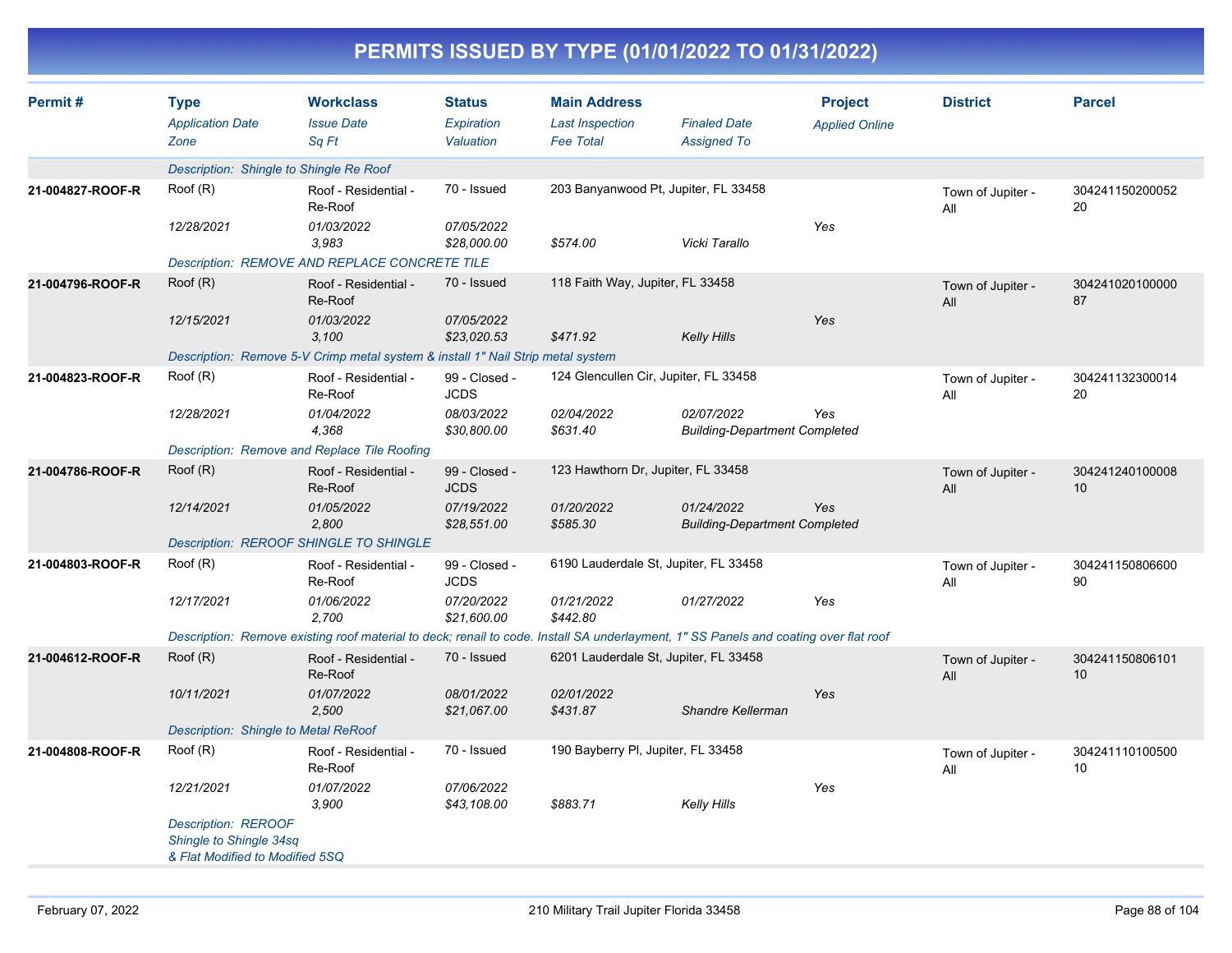# PERMITS ISSUED BY TYPE (01/01/2022 TO 01/31/2022)

| Permit # | Type<br>*Application Date*<br>*Zone* | Workclass<br>*Issue Date*<br>*Sq Ft* | Status<br>*Expiration*<br>*Valuation* | Main Address<br>*Last Inspection*<br>*Fee Total* | *Finaled Date*<br>*Assigned To* | Project<br>*Applied Online* | District | Parcel |
|---|---|---|---|---|---|---|---|---|
| | *Description: Shingle to Shingle Re Roof* | | | | | | | |
| **21-004827-ROOF-R** | Roof (R)<br>*12/28/2021* | Roof - Residential - Re-Roof<br>*01/03/2022*<br>*3,983* | 70 - Issued<br>*07/05/2022*<br>*$28,000.00* | 203 Banyanwood Pt, Jupiter, FL 33458<br><br>*$574.00* | <br>*Vicki Tarallo* | <br>*Yes* | Town of Jupiter - All | 30424115020005220 |
| | *Description: REMOVE AND REPLACE CONCRETE TILE* | | | | | | | |
| **21-004796-ROOF-R** | Roof (R)<br>*12/15/2021* | Roof - Residential - Re-Roof<br>*01/03/2022*<br>*3,100* | 70 - Issued<br>*07/05/2022*<br>*$23,020.53* | 118 Faith Way, Jupiter, FL 33458<br><br>*$471.92* | <br>*Kelly Hills* | <br>*Yes* | Town of Jupiter - All | 30424102010000087 |
| | *Description: Remove 5-V Crimp metal system & install 1" Nail Strip metal system* | | | | | | | |
| **21-004823-ROOF-R** | Roof (R)<br>*12/28/2021* | Roof - Residential - Re-Roof<br>*01/04/2022*<br>*4,368* | 99 - Closed - JCDS<br>*08/03/2022*<br>*$30,800.00* | 124 Glencullen Cir, Jupiter, FL 33458<br>*02/04/2022*<br>*$631.40* | *02/07/2022*<br>*Building-Department Completed* | <br>*Yes* | Town of Jupiter - All | 30424113230001420 |
| | *Description: Remove and Replace Tile Roofing* | | | | | | | |
| **21-004786-ROOF-R** | Roof (R)<br>*12/14/2021* | Roof - Residential - Re-Roof<br>*01/05/2022*<br>*2,800* | 99 - Closed - JCDS<br>*07/19/2022*<br>*$28,551.00* | 123 Hawthorn Dr, Jupiter, FL 33458<br>*01/20/2022*<br>*$585.30* | *01/24/2022*<br>*Building-Department Completed* | <br>*Yes* | Town of Jupiter - All | 30424124010000810 |
| | *Description: REROOF SHINGLE TO SHINGLE* | | | | | | | |
| **21-004803-ROOF-R** | Roof (R)<br>*12/17/2021* | Roof - Residential - Re-Roof<br>*01/06/2022*<br>*2,700* | 99 - Closed - JCDS<br>*07/20/2022*<br>*$21,600.00* | 6190 Lauderdale St, Jupiter, FL 33458<br>*01/21/2022*<br>*$442.80* | *01/27/2022* | <br>*Yes* | Town of Jupiter - All | 30424115080660090 |
| | *Description: Remove existing roof material to deck; renail to code. Install SA underlayment, 1" SS Panels and coating over flat roof* | | | | | | | |
| **21-004612-ROOF-R** | Roof (R)<br>*10/11/2021* | Roof - Residential - Re-Roof<br>*01/07/2022*<br>*2,500* | 70 - Issued<br>*08/01/2022*<br>*$21,067.00* | 6201 Lauderdale St, Jupiter, FL 33458<br>*02/01/2022*<br>*$431.87* | <br>*Shandre Kellerman* | <br>*Yes* | Town of Jupiter - All | 30424115080610110 |
| | *Description: Shingle to Metal ReRoof* | | | | | | | |
| **21-004808-ROOF-R** | Roof (R)<br>*12/21/2021* | Roof - Residential - Re-Roof<br>*01/07/2022*<br>*3,900* | 70 - Issued<br>*07/06/2022*<br>*$43,108.00* | 190 Bayberry Pl, Jupiter, FL 33458<br><br>*$883.71* | <br>*Kelly Hills* | <br>*Yes* | Town of Jupiter - All | 30424111010050010 |
| | *Description: REROOF Shingle to Shingle 34sq & Flat Modified to Modified 5SQ* | | | | | | | |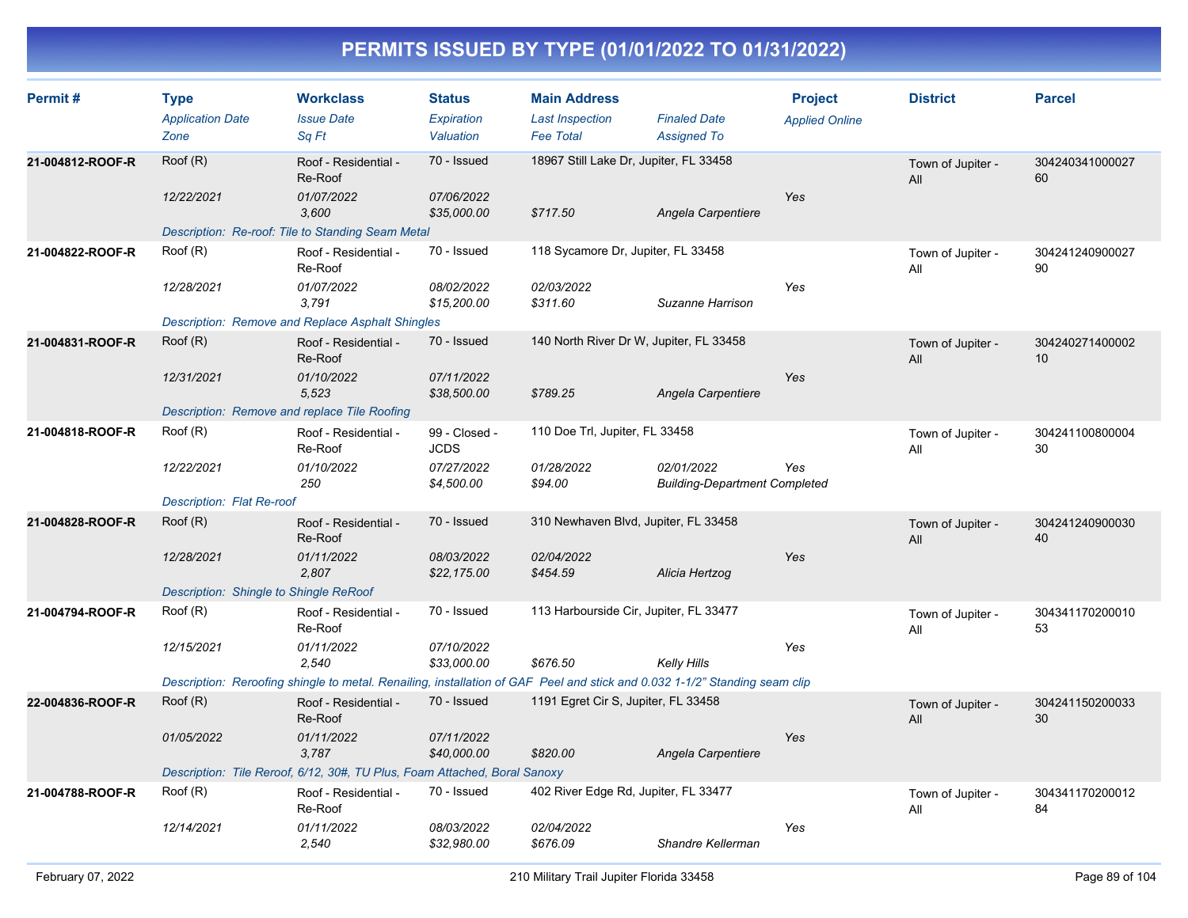# PERMITS ISSUED BY TYPE (01/01/2022 TO 01/31/2022)

| Permit # | Type | Workclass | Status | Main Address | | Project | District | Parcel |
|---|---|---|---|---|---|---|---|---|
| | *Application Date* | *Issue Date* | *Expiration* | *Last Inspection* | *Finaled Date* | *Applied Online* | | |
| | *Zone* | *Sq Ft* | *Valuation* | *Fee Total* | *Assigned To* | | | |
| **21-004812-ROOF-R** | Roof (R) | Roof - Residential - Re-Roof | 70 - Issued | 18967 Still Lake Dr, Jupiter, FL 33458 | | | Town of Jupiter - All | 30424034100002760 |
| | 12/22/2021 | 01/07/2022 | 07/06/2022 | | | Yes | | |
| | | 3,600 | $35,000.00 | $717.50 | Angela Carpentiere | | | |
| | *Description: Re-roof: Tile to Standing Seam Metal* | | | | | | | |
| **21-004822-ROOF-R** | Roof (R) | Roof - Residential - Re-Roof | 70 - Issued | 118 Sycamore Dr, Jupiter, FL 33458 | | | Town of Jupiter - All | 30424124090002790 |
| | 12/28/2021 | 01/07/2022 | 08/02/2022 | 02/03/2022 | | Yes | | |
| | | 3,791 | $15,200.00 | $311.60 | Suzanne Harrison | | | |
| | *Description: Remove and Replace Asphalt Shingles* | | | | | | | |
| **21-004831-ROOF-R** | Roof (R) | Roof - Residential - Re-Roof | 70 - Issued | 140 North River Dr W, Jupiter, FL 33458 | | | Town of Jupiter - All | 30424027140000210 |
| | 12/31/2021 | 01/10/2022 | 07/11/2022 | | | Yes | | |
| | | 5,523 | $38,500.00 | $789.25 | Angela Carpentiere | | | |
| | *Description: Remove and replace Tile Roofing* | | | | | | | |
| **21-004818-ROOF-R** | Roof (R) | Roof - Residential - Re-Roof | 99 - Closed - JCDS | 110 Doe Trl, Jupiter, FL 33458 | | | Town of Jupiter - All | 30424110080000430 |
| | 12/22/2021 | 01/10/2022 | 07/27/2022 | 01/28/2022 | 02/01/2022 | Yes | | |
| | | 250 | $4,500.00 | $94.00 | Building-Department Completed | | | |
| | *Description: Flat Re-roof* | | | | | | | |
| **21-004828-ROOF-R** | Roof (R) | Roof - Residential - Re-Roof | 70 - Issued | 310 Newhaven Blvd, Jupiter, FL 33458 | | | Town of Jupiter - All | 30424124090003040 |
| | 12/28/2021 | 01/11/2022 | 08/03/2022 | 02/04/2022 | | Yes | | |
| | | 2,807 | $22,175.00 | $454.59 | Alicia Hertzog | | | |
| | *Description: Shingle to Shingle ReRoof* | | | | | | | |
| **21-004794-ROOF-R** | Roof (R) | Roof - Residential - Re-Roof | 70 - Issued | 113 Harbourside Cir, Jupiter, FL 33477 | | | Town of Jupiter - All | 30434117020001053 |
| | 12/15/2021 | 01/11/2022 | 07/10/2022 | | | Yes | | |
| | | 2,540 | $33,000.00 | $676.50 | Kelly Hills | | | |
| | *Description: Reroofing shingle to metal. Renailing, installation of GAF Peel and stick and 0.032 1-1/2" Standing seam clip* | | | | | | | |
| **22-004836-ROOF-R** | Roof (R) | Roof - Residential - Re-Roof | 70 - Issued | 1191 Egret Cir S, Jupiter, FL 33458 | | | Town of Jupiter - All | 30424115020003330 |
| | 01/05/2022 | 01/11/2022 | 07/11/2022 | | | Yes | | |
| | | 3,787 | $40,000.00 | $820.00 | Angela Carpentiere | | | |
| | *Description: Tile Reroof, 6/12, 30#, TU Plus, Foam Attached, Boral Sanoxy* | | | | | | | |
| **21-004788-ROOF-R** | Roof (R) | Roof - Residential - Re-Roof | 70 - Issued | 402 River Edge Rd, Jupiter, FL 33477 | | | Town of Jupiter - All | 30434117020001284 |
| | 12/14/2021 | 01/11/2022 | 08/03/2022 | 02/04/2022 | | Yes | | |
| | | 2,540 | $32,980.00 | $676.09 | Shandre Kellerman | | | |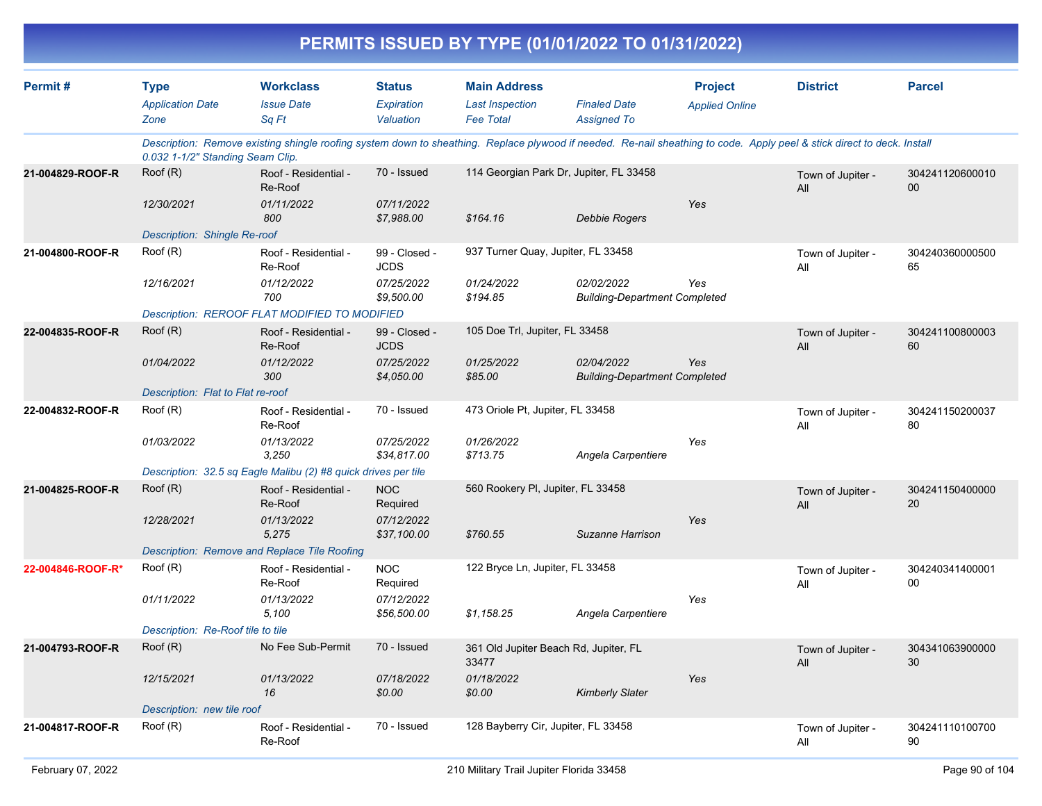# PERMITS ISSUED BY TYPE (01/01/2022 TO 01/31/2022)

| Permit # | Type / Application Date / Zone | Workclass / Issue Date / Sq Ft | Status / Expiration / Valuation | Main Address / Last Inspection / Fee Total | Finaled Date / Assigned To | Project / Applied Online | District | Parcel |
|---|---|---|---|---|---|---|---|---|
| | Description: Remove existing shingle roofing system down to sheathing. Replace plywood if needed. Re-nail sheathing to code. Apply peel & stick direct to deck. Install 0.032 1-1/2" Standing Seam Clip. | | | | | | | |
| 21-004829-ROOF-R | Roof (R) | Roof - Residential - Re-Roof | 70 - Issued | 114 Georgian Park Dr, Jupiter, FL 33458 | | | Town of Jupiter - All | 30424112060001000 |
| | 12/30/2021 | 01/11/2022 | 07/11/2022 | | | Yes | | |
| | | 800 | $7,988.00 | $164.16 | Debbie Rogers | | | |
| | Description: Shingle Re-roof | | | | | | | |
| 21-004800-ROOF-R | Roof (R) | Roof - Residential - Re-Roof | 99 - Closed - JCDS | 937 Turner Quay, Jupiter, FL 33458 | | | Town of Jupiter - All | 30424036000050065 |
| | 12/16/2021 | 01/12/2022 | 07/25/2022 | 01/24/2022 | 02/02/2022 | Yes | | |
| | | 700 | $9,500.00 | $194.85 | Building-Department Completed | | | |
| | Description: REROOF FLAT MODIFIED TO MODIFIED | | | | | | | |
| 22-004835-ROOF-R | Roof (R) | Roof - Residential - Re-Roof | 99 - Closed - JCDS | 105 Doe Trl, Jupiter, FL 33458 | | | Town of Jupiter - All | 30424110080000360 |
| | 01/04/2022 | 01/12/2022 | 07/25/2022 | 01/25/2022 | 02/04/2022 | Yes | | |
| | | 300 | $4,050.00 | $85.00 | Building-Department Completed | | | |
| | Description: Flat to Flat re-roof | | | | | | | |
| 22-004832-ROOF-R | Roof (R) | Roof - Residential - Re-Roof | 70 - Issued | 473 Oriole Pt, Jupiter, FL 33458 | | | Town of Jupiter - All | 30424115020003780 |
| | 01/03/2022 | 01/13/2022 | 07/25/2022 | 01/26/2022 | | Yes | | |
| | | 3,250 | $34,817.00 | $713.75 | Angela Carpentiere | | | |
| | Description: 32.5 sq Eagle Malibu (2) #8 quick drives per tile | | | | | | | |
| 21-004825-ROOF-R | Roof (R) | Roof - Residential - Re-Roof | NOC Required | 560 Rookery Pl, Jupiter, FL 33458 | | | Town of Jupiter - All | 30424115040000020 |
| | 12/28/2021 | 01/13/2022 | 07/12/2022 | | | Yes | | |
| | | 5,275 | $37,100.00 | $760.55 | Suzanne Harrison | | | |
| | Description: Remove and Replace Tile Roofing | | | | | | | |
| 22-004846-ROOF-R* | Roof (R) | Roof - Residential - Re-Roof | NOC Required | 122 Bryce Ln, Jupiter, FL 33458 | | | Town of Jupiter - All | 30424034140000100 |
| | 01/11/2022 | 01/13/2022 | 07/12/2022 | | | Yes | | |
| | | 5,100 | $56,500.00 | $1,158.25 | Angela Carpentiere | | | |
| | Description: Re-Roof tile to tile | | | | | | | |
| 21-004793-ROOF-R | Roof (R) | No Fee Sub-Permit | 70 - Issued | 361 Old Jupiter Beach Rd, Jupiter, FL 33477 | | | Town of Jupiter - All | 30434106390000030 |
| | 12/15/2021 | 01/13/2022 | 07/18/2022 | 01/18/2022 | | Yes | | |
| | | 16 | $0.00 | $0.00 | Kimberly Slater | | | |
| | Description: new tile roof | | | | | | | |
| 21-004817-ROOF-R | Roof (R) | Roof - Residential - Re-Roof | 70 - Issued | 128 Bayberry Cir, Jupiter, FL 33458 | | | Town of Jupiter - All | 30424111010070090 |

February 07, 2022 — 210 Military Trail Jupiter Florida 33458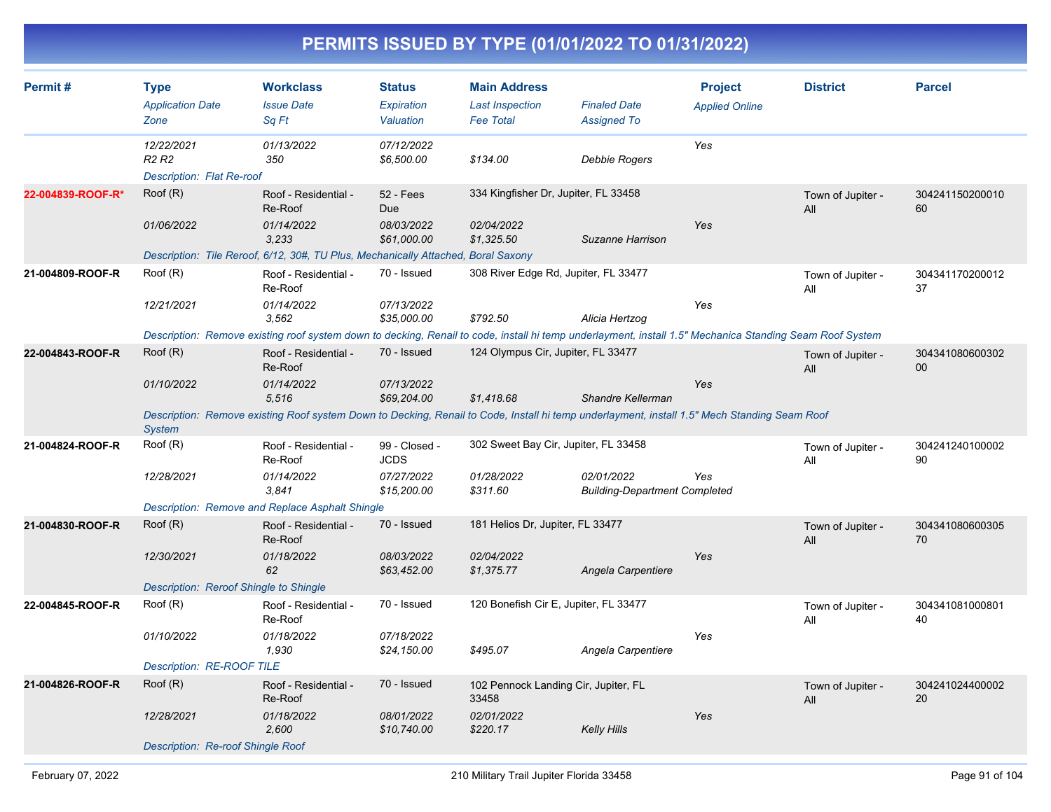# PERMITS ISSUED BY TYPE (01/01/2022 TO 01/31/2022)

| Permit # | Type<br>*Application Date*<br>*Zone* | Workclass<br>*Issue Date*<br>*Sq Ft* | Status<br>*Expiration*<br>*Valuation* | Main Address<br>*Last Inspection*<br>*Fee Total* | *Finaled Date*<br>*Assigned To* | Project<br>*Applied Online* | District | Parcel |
|---|---|---|---|---|---|---|---|---|
| | 12/22/2021<br>R2 R2 | 01/13/2022<br>350 | 07/12/2022<br>$6,500.00 | <br>$134.00 | <br>Debbie Rogers | Yes | | |
| | *Description: Flat Re-roof* | | | | | | | |
| 22-004839-ROOF-R* | Roof (R)<br>01/06/2022 | Roof - Residential - Re-Roof<br>01/14/2022<br>3,233 | 52 - Fees Due<br>08/03/2022<br>$61,000.00 | 334 Kingfisher Dr, Jupiter, FL 33458<br>02/04/2022<br>$1,325.50 | <br>Suzanne Harrison | Yes | Town of Jupiter - All | 30424115020001060 |
| | *Description: Tile Reroof, 6/12, 30#, TU Plus, Mechanically Attached, Boral Saxony* | | | | | | | |
| 21-004809-ROOF-R | Roof (R)<br>12/21/2021 | Roof - Residential - Re-Roof<br>01/14/2022<br>3,562 | 70 - Issued<br>07/13/2022<br>$35,000.00 | 308 River Edge Rd, Jupiter, FL 33477<br><br>$792.50 | <br>Alicia Hertzog | Yes | Town of Jupiter - All | 30434117020001237 |
| | *Description: Remove existing roof system down to decking, Renail to code, install hi temp underlayment, install 1.5" Mechanica Standing Seam Roof System* | | | | | | | |
| 22-004843-ROOF-R | Roof (R)<br>01/10/2022 | Roof - Residential - Re-Roof<br>01/14/2022<br>5,516 | 70 - Issued<br>07/13/2022<br>$69,204.00 | 124 Olympus Cir, Jupiter, FL 33477<br><br>$1,418.68 | <br>Shandre Kellerman | Yes | Town of Jupiter - All | 30434108060030200 |
| | *Description: Remove existing Roof system Down to Decking, Renail to Code, Install hi temp underlayment, install 1.5" Mech Standing Seam Roof System* | | | | | | | |
| 21-004824-ROOF-R | Roof (R)<br>12/28/2021 | Roof - Residential - Re-Roof<br>01/14/2022<br>3,841 | 99 - Closed - JCDS<br>07/27/2022<br>$15,200.00 | 302 Sweet Bay Cir, Jupiter, FL 33458<br>01/28/2022<br>$311.60 | 02/01/2022<br>Building-Department Completed | Yes | Town of Jupiter - All | 30424124010000290 |
| | *Description: Remove and Replace Asphalt Shingle* | | | | | | | |
| 21-004830-ROOF-R | Roof (R)<br>12/30/2021 | Roof - Residential - Re-Roof<br>01/18/2022<br>62 | 70 - Issued<br>08/03/2022<br>$63,452.00 | 181 Helios Dr, Jupiter, FL 33477<br>02/04/2022<br>$1,375.77 | <br>Angela Carpentiere | Yes | Town of Jupiter - All | 30434108060030570 |
| | *Description: Reroof Shingle to Shingle* | | | | | | | |
| 22-004845-ROOF-R | Roof (R)<br>01/10/2022 | Roof - Residential - Re-Roof<br>01/18/2022<br>1,930 | 70 - Issued<br>07/18/2022<br>$24,150.00 | 120 Bonefish Cir E, Jupiter, FL 33477<br><br>$495.07 | <br>Angela Carpentiere | Yes | Town of Jupiter - All | 30434108100080140 |
| | *Description: RE-ROOF TILE* | | | | | | | |
| 21-004826-ROOF-R | Roof (R)<br>12/28/2021 | Roof - Residential - Re-Roof<br>01/18/2022<br>2,600 | 70 - Issued<br>08/01/2022<br>$10,740.00 | 102 Pennock Landing Cir, Jupiter, FL 33458<br>02/01/2022<br>$220.17 | <br>Kelly Hills | Yes | Town of Jupiter - All | 30424102440000220 |
| | *Description: Re-roof Shingle Roof* | | | | | | | |

February 07, 2022 — 210 Military Trail Jupiter Florida 33458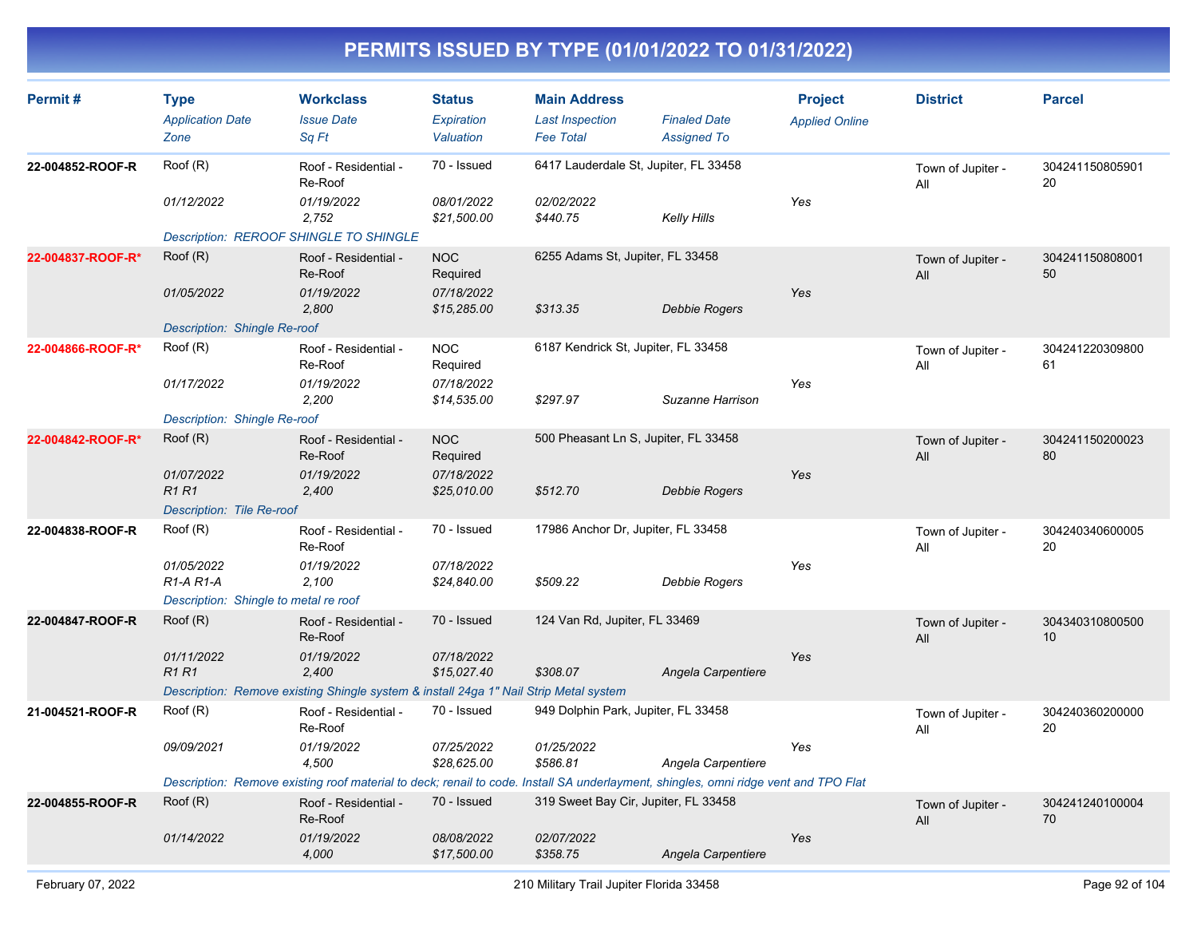# PERMITS ISSUED BY TYPE (01/01/2022 TO 01/31/2022)

| Permit # | Type / Application Date / Zone | Workclass / Issue Date / Sq Ft | Status / Expiration / Valuation | Main Address / Last Inspection / Fee Total | Finaled Date / Assigned To | Project / Applied Online | District | Parcel |
|---|---|---|---|---|---|---|---|---|
| 22-004852-ROOF-R | Roof (R) | Roof - Residential - Re-Roof | 70 - Issued | 6417 Lauderdale St, Jupiter, FL 33458 | | | Town of Jupiter - All | 30424115080590120 |
| | 01/12/2022 | 01/19/2022 | 08/01/2022 | 02/02/2022 | | Yes | | |
| | | 2,752 | $21,500.00 | $440.75 | Kelly Hills | | | |
| | Description: REROOF SHINGLE TO SHINGLE | | | | | | | |
| 22-004837-ROOF-R* | Roof (R) | Roof - Residential - Re-Roof | NOC Required | 6255 Adams St, Jupiter, FL 33458 | | | Town of Jupiter - All | 30424115080800150 |
| | 01/05/2022 | 01/19/2022 | 07/18/2022 | | | Yes | | |
| | | 2,800 | $15,285.00 | $313.35 | Debbie Rogers | | | |
| | Description: Shingle Re-roof | | | | | | | |
| 22-004866-ROOF-R* | Roof (R) | Roof - Residential - Re-Roof | NOC Required | 6187 Kendrick St, Jupiter, FL 33458 | | | Town of Jupiter - All | 30424122030980061 |
| | 01/17/2022 | 01/19/2022 | 07/18/2022 | | | Yes | | |
| | | 2,200 | $14,535.00 | $297.97 | Suzanne Harrison | | | |
| | Description: Shingle Re-roof | | | | | | | |
| 22-004842-ROOF-R* | Roof (R) | Roof - Residential - Re-Roof | NOC Required | 500 Pheasant Ln S, Jupiter, FL 33458 | | | Town of Jupiter - All | 30424115020002380 |
| | 01/07/2022 | 01/19/2022 | 07/18/2022 | | | Yes | | |
| | R1 R1 | 2,400 | $25,010.00 | $512.70 | Debbie Rogers | | | |
| | Description: Tile Re-roof | | | | | | | |
| 22-004838-ROOF-R | Roof (R) | Roof - Residential - Re-Roof | 70 - Issued | 17986 Anchor Dr, Jupiter, FL 33458 | | | Town of Jupiter - All | 30424034060000520 |
| | 01/05/2022 | 01/19/2022 | 07/18/2022 | | | Yes | | |
| | R1-A R1-A | 2,100 | $24,840.00 | $509.22 | Debbie Rogers | | | |
| | Description: Shingle to metal re roof | | | | | | | |
| 22-004847-ROOF-R | Roof (R) | Roof - Residential - Re-Roof | 70 - Issued | 124 Van Rd, Jupiter, FL 33469 | | | Town of Jupiter - All | 30434031080050010 |
| | 01/11/2022 | 01/19/2022 | 07/18/2022 | | | Yes | | |
| | R1 R1 | 2,400 | $15,027.40 | $308.07 | Angela Carpentiere | | | |
| | Description: Remove existing Shingle system & install 24ga 1" Nail Strip Metal system | | | | | | | |
| 21-004521-ROOF-R | Roof (R) | Roof - Residential - Re-Roof | 70 - Issued | 949 Dolphin Park, Jupiter, FL 33458 | | | Town of Jupiter - All | 30424036020000020 |
| | 09/09/2021 | 01/19/2022 | 07/25/2022 | 01/25/2022 | | Yes | | |
| | | 4,500 | $28,625.00 | $586.81 | Angela Carpentiere | | | |
| | Description: Remove existing roof material to deck; renail to code. Install SA underlayment, shingles, omni ridge vent and TPO Flat | | | | | | | |
| 22-004855-ROOF-R | Roof (R) | Roof - Residential - Re-Roof | 70 - Issued | 319 Sweet Bay Cir, Jupiter, FL 33458 | | | Town of Jupiter - All | 30424124010000470 |
| | 01/14/2022 | 01/19/2022 | 08/08/2022 | 02/07/2022 | | Yes | | |
| | | 4,000 | $17,500.00 | $358.75 | Angela Carpentiere | | | |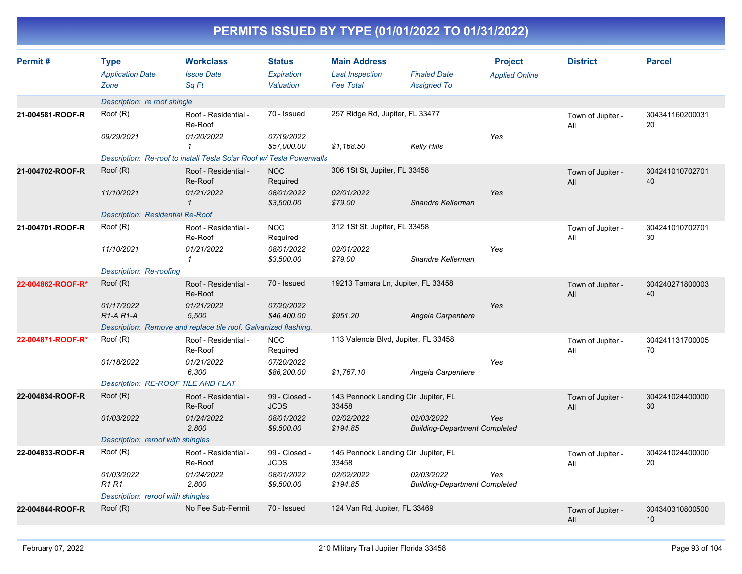# PERMITS ISSUED BY TYPE (01/01/2022 TO 01/31/2022)

| Permit # | Type / Application Date / Zone | Workclass / Issue Date / Sq Ft | Status / Expiration / Valuation | Main Address / Last Inspection / Fee Total | Finaled Date / Assigned To | Project / Applied Online | District | Parcel |
|---|---|---|---|---|---|---|---|---|
| | Description: re roof shingle | | | | | | | |
| 21-004581-ROOF-R | Roof (R) / 09/29/2021 | Roof - Residential - Re-Roof / 01/20/2022 / 1 | 70 - Issued / 07/19/2022 / $57,000.00 | 257 Ridge Rd, Jupiter, FL 33477 / $1,168.50 | Kelly Hills | Yes | Town of Jupiter - All | 30434116020003120 |
| | Description: Re-roof to install Tesla Solar Roof w/ Tesla Powerwalls | | | | | | | |
| 21-004702-ROOF-R | Roof (R) / 11/10/2021 | Roof - Residential - Re-Roof / 01/21/2022 / 1 | NOC Required / 08/01/2022 / $3,500.00 | 306 1St St, Jupiter, FL 33458 / 02/01/2022 / $79.00 | Shandre Kellerman | Yes | Town of Jupiter - All | 30424101070270140 |
| | Description: Residential Re-Roof | | | | | | | |
| 21-004701-ROOF-R | Roof (R) / 11/10/2021 | Roof - Residential - Re-Roof / 01/21/2022 / 1 | NOC Required / 08/01/2022 / $3,500.00 | 312 1St St, Jupiter, FL 33458 / 02/01/2022 / $79.00 | Shandre Kellerman | Yes | Town of Jupiter - All | 30424101070270130 |
| | Description: Re-roofing | | | | | | | |
| 22-004862-ROOF-R* | Roof (R) / 01/17/2022 / R1-A R1-A | Roof - Residential - Re-Roof / 01/21/2022 / 5,500 | 70 - Issued / 07/20/2022 / $46,400.00 | 19213 Tamara Ln, Jupiter, FL 33458 / $951.20 | Angela Carpentiere | Yes | Town of Jupiter - All | 30424027180000340 |
| | Description: Remove and replace tile roof. Galvanized flashing. | | | | | | | |
| 22-004871-ROOF-R* | Roof (R) / 01/18/2022 | Roof - Residential - Re-Roof / 01/21/2022 / 6,300 | NOC Required / 07/20/2022 / $86,200.00 | 113 Valencia Blvd, Jupiter, FL 33458 / $1,767.10 | Angela Carpentiere | Yes | Town of Jupiter - All | 30424113170000570 |
| | Description: RE-ROOF TILE AND FLAT | | | | | | | |
| 22-004834-ROOF-R | Roof (R) / 01/03/2022 | Roof - Residential - Re-Roof / 01/24/2022 / 2,800 | 99 - Closed - JCDS / 08/01/2022 / $9,500.00 | 143 Pennock Landing Cir, Jupiter, FL 33458 / 02/02/2022 / $194.85 | 02/03/2022 / Building-Department Completed | Yes | Town of Jupiter - All | 30424102440000030 |
| | Description: reroof with shingles | | | | | | | |
| 22-004833-ROOF-R | Roof (R) / 01/03/2022 / R1 R1 | Roof - Residential - Re-Roof / 01/24/2022 / 2,800 | 99 - Closed - JCDS / 08/01/2022 / $9,500.00 | 145 Pennock Landing Cir, Jupiter, FL 33458 / 02/02/2022 / $194.85 | 02/03/2022 / Building-Department Completed | Yes | Town of Jupiter - All | 30424102440000020 |
| | Description: reroof with shingles | | | | | | | |
| 22-004844-ROOF-R | Roof (R) | No Fee Sub-Permit | 70 - Issued | 124 Van Rd, Jupiter, FL 33469 | | | Town of Jupiter - All | 30434031080050010 |

February 07, 2022 — 210 Military Trail Jupiter Florida 33458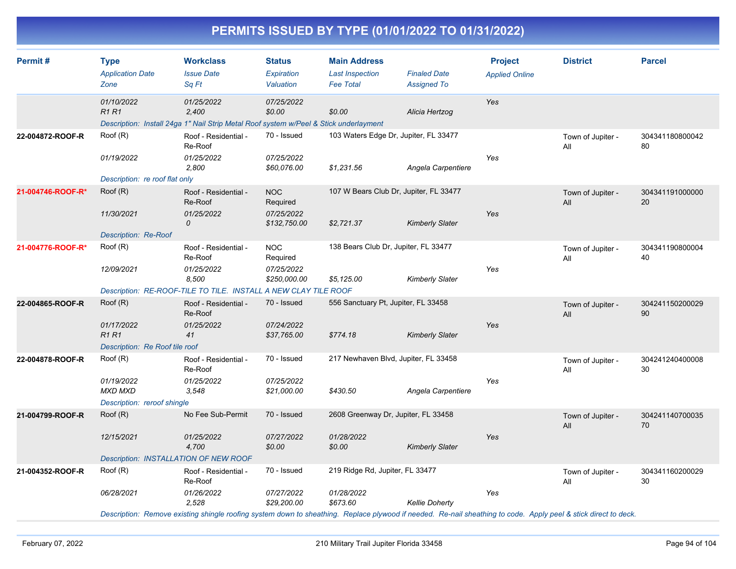# PERMITS ISSUED BY TYPE (01/01/2022 TO 01/31/2022)

| Permit # | Type / Application Date / Zone | Workclass / Issue Date / Sq Ft | Status / Expiration / Valuation | Main Address / Last Inspection / Fee Total | Finaled Date / Assigned To | Project / Applied Online | District | Parcel |
|---|---|---|---|---|---|---|---|---|
| | 01/10/2022<br>R1 R1 | 01/25/2022<br>2,400 | 07/25/2022<br>$0.00 | $0.00 | Alicia Hertzog | Yes | | |
| | Description: Install 24ga 1" Nail Strip Metal Roof system w/Peel & Stick underlayment | | | | | | | |
| 22-004872-ROOF-R | Roof (R)<br>01/19/2022 | Roof - Residential - Re-Roof<br>01/25/2022<br>2,800 | 70 - Issued<br>07/25/2022<br>$60,076.00 | 103 Waters Edge Dr, Jupiter, FL 33477<br>$1,231.56 | Angela Carpentiere | Yes | Town of Jupiter - All | 30434118080004280 |
| | Description: re roof flat only | | | | | | | |
| 21-004746-ROOF-R* | Roof (R)<br>11/30/2021 | Roof - Residential - Re-Roof<br>01/25/2022<br>0 | NOC Required<br>07/25/2022<br>$132,750.00 | 107 W Bears Club Dr, Jupiter, FL 33477<br>$2,721.37 | Kimberly Slater | Yes | Town of Jupiter - All | 30434119100000020 |
| | Description: Re-Roof | | | | | | | |
| 21-004776-ROOF-R* | Roof (R)<br>12/09/2021 | Roof - Residential - Re-Roof<br>01/25/2022<br>8,500 | NOC Required<br>07/25/2022<br>$250,000.00 | 138 Bears Club Dr, Jupiter, FL 33477<br>$5,125.00 | Kimberly Slater | Yes | Town of Jupiter - All | 30434119080000440 |
| | Description: RE-ROOF-TILE TO TILE. INSTALL A NEW CLAY TILE ROOF | | | | | | | |
| 22-004865-ROOF-R | Roof (R)<br>01/17/2022<br>R1 R1 | Roof - Residential - Re-Roof<br>01/25/2022<br>41 | 70 - Issued<br>07/24/2022<br>$37,765.00 | 556 Sanctuary Pt, Jupiter, FL 33458<br>$774.18 | Kimberly Slater | Yes | Town of Jupiter - All | 30424115020002990 |
| | Description: Re Roof tile roof | | | | | | | |
| 22-004878-ROOF-R | Roof (R)<br>01/19/2022<br>MXD MXD | Roof - Residential - Re-Roof<br>01/25/2022<br>3,548 | 70 - Issued<br>07/25/2022<br>$21,000.00 | 217 Newhaven Blvd, Jupiter, FL 33458<br>$430.50 | Angela Carpentiere | Yes | Town of Jupiter - All | 30424124040000830 |
| | Description: reroof shingle | | | | | | | |
| 21-004799-ROOF-R | Roof (R)<br>12/15/2021 | No Fee Sub-Permit<br>01/25/2022<br>4,700 | 70 - Issued<br>07/27/2022<br>$0.00 | 2608 Greenway Dr, Jupiter, FL 33458<br>01/28/2022<br>$0.00 | Kimberly Slater | Yes | Town of Jupiter - All | 30424114070003570 |
| | Description: INSTALLATION OF NEW ROOF | | | | | | | |
| 21-004352-ROOF-R | Roof (R)<br>06/28/2021 | Roof - Residential - Re-Roof<br>01/26/2022<br>2,528 | 70 - Issued<br>07/27/2022<br>$29,200.00 | 219 Ridge Rd, Jupiter, FL 33477<br>01/28/2022<br>$673.60 | Kellie Doherty | Yes | Town of Jupiter - All | 30434116020002930 |
| | Description: Remove existing shingle roofing system down to sheathing. Replace plywood if needed. Re-nail sheathing to code. Apply peel & stick direct to deck. | | | | | | | |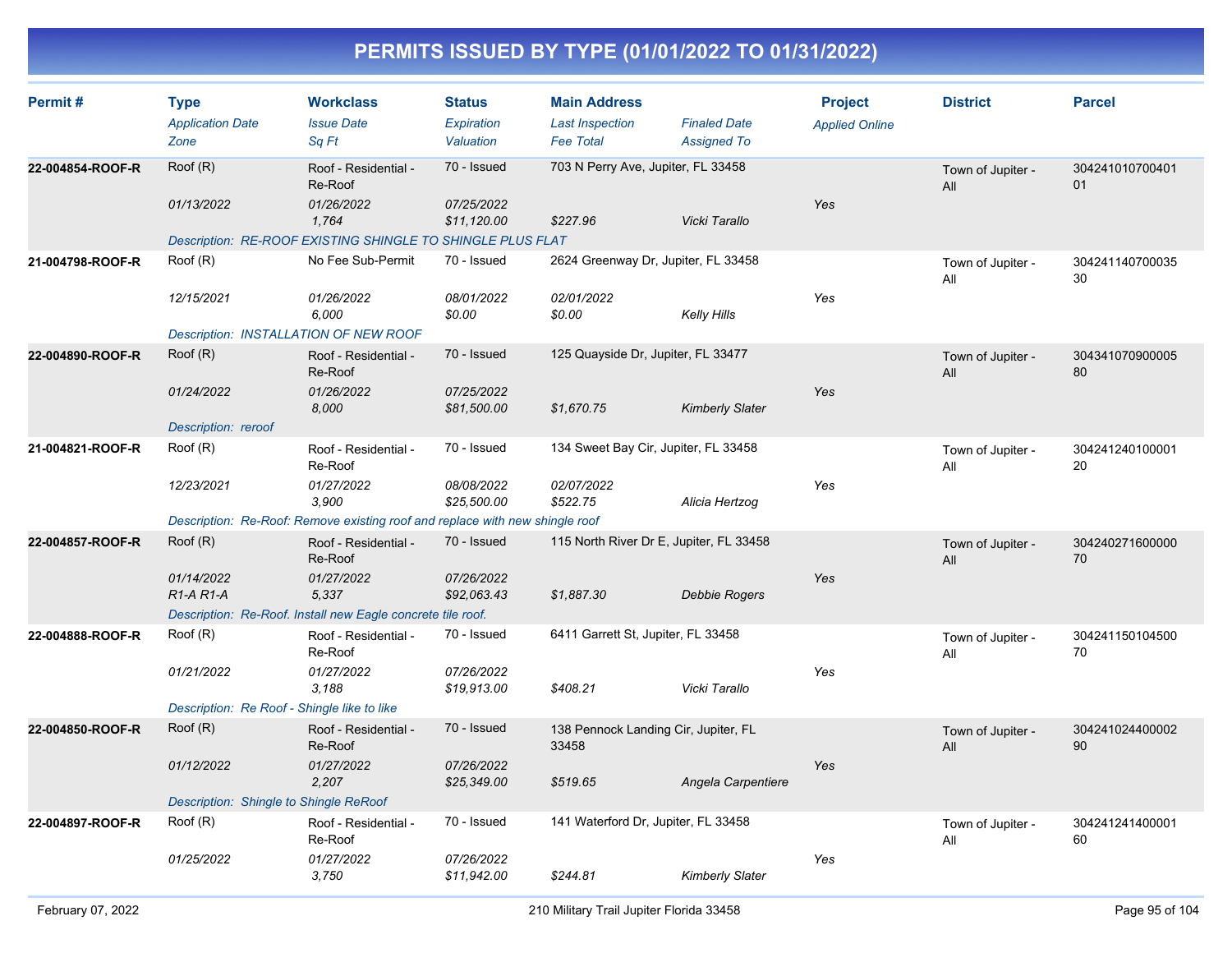# PERMITS ISSUED BY TYPE (01/01/2022 TO 01/31/2022)

| Permit # | Type<br>*Application Date*<br>*Zone* | Workclass<br>*Issue Date*<br>*Sq Ft* | Status<br>*Expiration*<br>*Valuation* | Main Address<br>*Last Inspection*<br>*Fee Total* | *Finaled Date*<br>*Assigned To* | Project<br>*Applied Online* | District | Parcel |
|---|---|---|---|---|---|---|---|---|
| **22-004854-ROOF-R** | Roof (R)<br>*01/13/2022* | Roof - Residential - Re-Roof<br>*01/26/2022*<br>*1,764* | 70 - Issued<br>*07/25/2022*<br>*$11,120.00* | 703 N Perry Ave, Jupiter, FL 33458<br><br>*$227.96* | <br><br>*Vicki Tarallo* | <br>*Yes* | Town of Jupiter - All | 30424101070040101 |
| | *Description: RE-ROOF EXISTING SHINGLE TO SHINGLE PLUS FLAT* | | | | | | | |
| **21-004798-ROOF-R** | Roof (R)<br>*12/15/2021* | No Fee Sub-Permit<br>*01/26/2022*<br>*6,000* | 70 - Issued<br>*08/01/2022*<br>*$0.00* | 2624 Greenway Dr, Jupiter, FL 33458<br>*02/01/2022*<br>*$0.00* | <br><br>*Kelly Hills* | <br>*Yes* | Town of Jupiter - All | 30424114070003530 |
| | *Description: INSTALLATION OF NEW ROOF* | | | | | | | |
| **22-004890-ROOF-R** | Roof (R)<br>*01/24/2022* | Roof - Residential - Re-Roof<br>*01/26/2022*<br>*8,000* | 70 - Issued<br>*07/25/2022*<br>*$81,500.00* | 125 Quayside Dr, Jupiter, FL 33477<br><br>*$1,670.75* | <br><br>*Kimberly Slater* | <br>*Yes* | Town of Jupiter - All | 30434107090000580 |
| | *Description: reroof* | | | | | | | |
| **21-004821-ROOF-R** | Roof (R)<br>*12/23/2021* | Roof - Residential - Re-Roof<br>*01/27/2022*<br>*3,900* | 70 - Issued<br>*08/08/2022*<br>*$25,500.00* | 134 Sweet Bay Cir, Jupiter, FL 33458<br>*02/07/2022*<br>*$522.75* | <br><br>*Alicia Hertzog* | <br>*Yes* | Town of Jupiter - All | 30424124010000120 |
| | *Description: Re-Roof: Remove existing roof and replace with new shingle roof* | | | | | | | |
| **22-004857-ROOF-R** | Roof (R)<br>*01/14/2022*<br>*R1-A R1-A* | Roof - Residential - Re-Roof<br>*01/27/2022*<br>*5,337* | 70 - Issued<br>*07/26/2022*<br>*$92,063.43* | 115 North River Dr E, Jupiter, FL 33458<br><br>*$1,887.30* | <br><br>*Debbie Rogers* | <br>*Yes* | Town of Jupiter - All | 30424027160000070 |
| | *Description: Re-Roof. Install new Eagle concrete tile roof.* | | | | | | | |
| **22-004888-ROOF-R** | Roof (R)<br>*01/21/2022* | Roof - Residential - Re-Roof<br>*01/27/2022*<br>*3,188* | 70 - Issued<br>*07/26/2022*<br>*$19,913.00* | 6411 Garrett St, Jupiter, FL 33458<br><br>*$408.21* | <br><br>*Vicki Tarallo* | <br>*Yes* | Town of Jupiter - All | 30424115010450070 |
| | *Description: Re Roof - Shingle like to like* | | | | | | | |
| **22-004850-ROOF-R** | Roof (R)<br>*01/12/2022* | Roof - Residential - Re-Roof<br>*01/27/2022*<br>*2,207* | 70 - Issued<br>*07/26/2022*<br>*$25,349.00* | 138 Pennock Landing Cir, Jupiter, FL 33458<br><br>*$519.65* | <br><br>*Angela Carpentiere* | <br>*Yes* | Town of Jupiter - All | 30424102440000290 |
| | *Description: Shingle to Shingle ReRoof* | | | | | | | |
| **22-004897-ROOF-R** | Roof (R)<br>*01/25/2022* | Roof - Residential - Re-Roof<br>*01/27/2022*<br>*3,750* | 70 - Issued<br>*07/26/2022*<br>*$11,942.00* | 141 Waterford Dr, Jupiter, FL 33458<br><br>*$244.81* | <br><br>*Kimberly Slater* | <br>*Yes* | Town of Jupiter - All | 30424124140000160 |

February 07, 2022 — 210 Military Trail Jupiter Florida 33458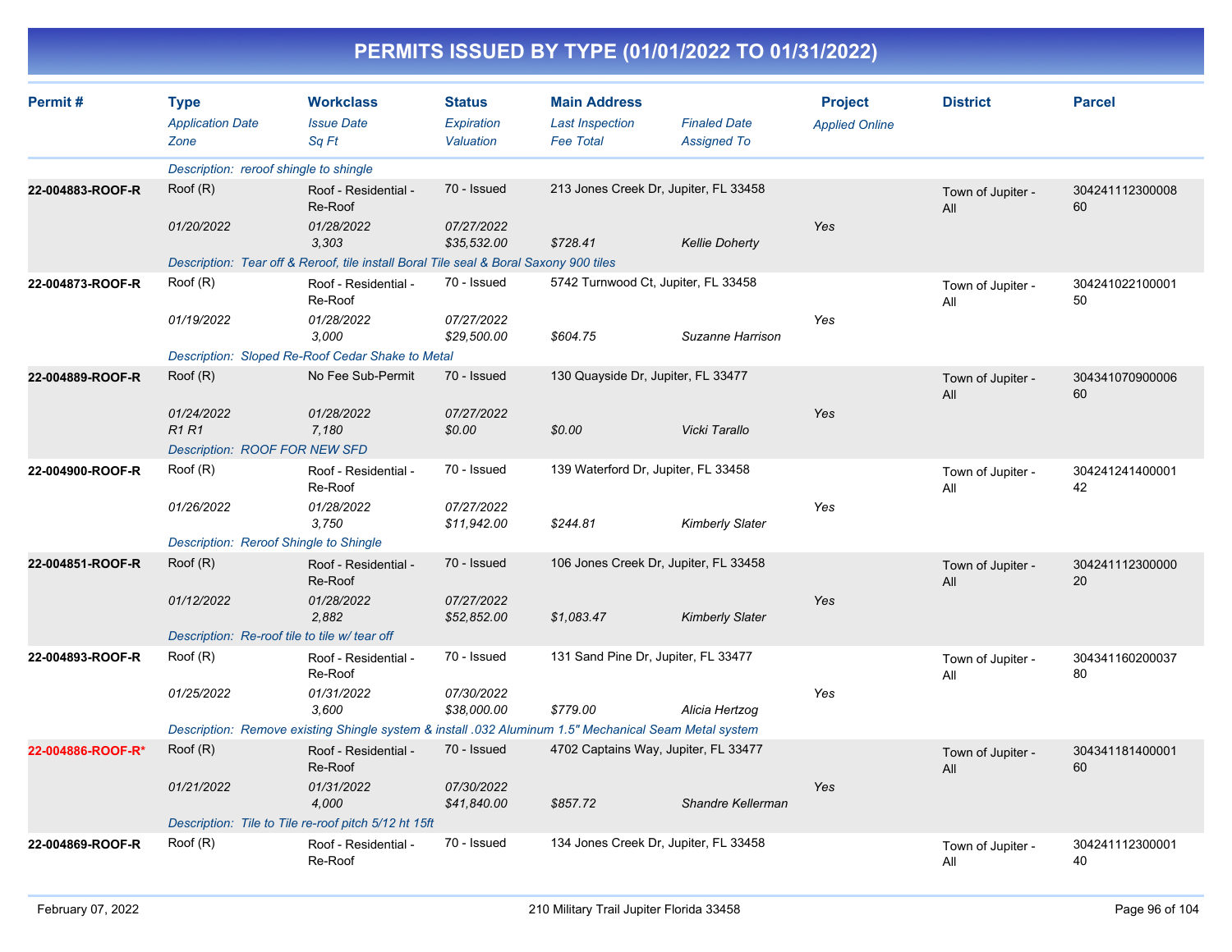# PERMITS ISSUED BY TYPE (01/01/2022 TO 01/31/2022)

| Permit # | Type<br>*Application Date*<br>*Zone* | Workclass<br>*Issue Date*<br>*Sq Ft* | Status<br>*Expiration*<br>*Valuation* | Main Address<br>*Last Inspection*<br>*Fee Total* | *Finaled Date*<br>*Assigned To* | Project<br>*Applied Online* | District | Parcel |
|---|---|---|---|---|---|---|---|---|
| | *Description: reroof shingle to shingle* | | | | | | | |
| **22-004883-ROOF-R** | Roof (R)<br>*01/20/2022* | Roof - Residential - Re-Roof<br>*01/28/2022*<br>*3,303* | 70 - Issued<br>*07/27/2022*<br>*$35,532.00* | 213 Jones Creek Dr, Jupiter, FL 33458<br>*$728.41* | *Kellie Doherty* | *Yes* | Town of Jupiter - All | 30424111230000860 |
| | *Description: Tear off & Reroof, tile install Boral Tile seal & Boral Saxony 900 tiles* | | | | | | | |
| **22-004873-ROOF-R** | Roof (R)<br>*01/19/2022* | Roof - Residential - Re-Roof<br>*01/28/2022*<br>*3,000* | 70 - Issued<br>*07/27/2022*<br>*$29,500.00* | 5742 Turnwood Ct, Jupiter, FL 33458<br>*$604.75* | *Suzanne Harrison* | *Yes* | Town of Jupiter - All | 30424102210000150 |
| | *Description: Sloped Re-Roof Cedar Shake to Metal* | | | | | | | |
| **22-004889-ROOF-R** | Roof (R)<br>*01/24/2022*<br>*R1 R1* | No Fee Sub-Permit<br>*01/28/2022*<br>*7,180* | 70 - Issued<br>*07/27/2022*<br>*$0.00* | 130 Quayside Dr, Jupiter, FL 33477<br>*$0.00* | *Vicki Tarallo* | *Yes* | Town of Jupiter - All | 30434107090000660 |
| | *Description: ROOF FOR NEW SFD* | | | | | | | |
| **22-004900-ROOF-R** | Roof (R)<br>*01/26/2022* | Roof - Residential - Re-Roof<br>*01/28/2022*<br>*3,750* | 70 - Issued<br>*07/27/2022*<br>*$11,942.00* | 139 Waterford Dr, Jupiter, FL 33458<br>*$244.81* | *Kimberly Slater* | *Yes* | Town of Jupiter - All | 30424124140000142 |
| | *Description: Reroof Shingle to Shingle* | | | | | | | |
| **22-004851-ROOF-R** | Roof (R)<br>*01/12/2022* | Roof - Residential - Re-Roof<br>*01/28/2022*<br>*2,882* | 70 - Issued<br>*07/27/2022*<br>*$52,852.00* | 106 Jones Creek Dr, Jupiter, FL 33458<br>*$1,083.47* | *Kimberly Slater* | *Yes* | Town of Jupiter - All | 30424111230000020 |
| | *Description: Re-roof tile to tile w/ tear off* | | | | | | | |
| **22-004893-ROOF-R** | Roof (R)<br>*01/25/2022* | Roof - Residential - Re-Roof<br>*01/31/2022*<br>*3,600* | 70 - Issued<br>*07/30/2022*<br>*$38,000.00* | 131 Sand Pine Dr, Jupiter, FL 33477<br>*$779.00* | *Alicia Hertzog* | *Yes* | Town of Jupiter - All | 30434116020003780 |
| | *Description: Remove existing Shingle system & install .032 Aluminum 1.5" Mechanical Seam Metal system* | | | | | | | |
| **22-004886-ROOF-R*** | Roof (R)<br>*01/21/2022* | Roof - Residential - Re-Roof<br>*01/31/2022*<br>*4,000* | 70 - Issued<br>*07/30/2022*<br>*$41,840.00* | 4702 Captains Way, Jupiter, FL 33477<br>*$857.72* | *Shandre Kellerman* | *Yes* | Town of Jupiter - All | 30434118140000160 |
| | *Description: Tile to Tile re-roof pitch 5/12 ht 15ft* | | | | | | | |
| **22-004869-ROOF-R** | Roof (R) | Roof - Residential - Re-Roof | 70 - Issued | 134 Jones Creek Dr, Jupiter, FL 33458 | | | Town of Jupiter - All | 30424111230000140 |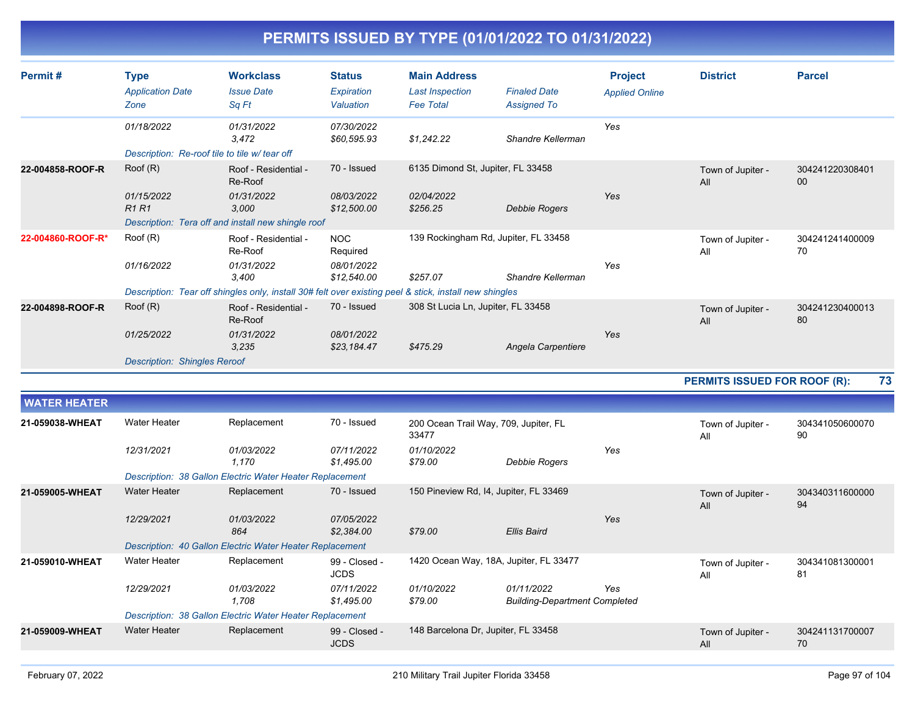# PERMITS ISSUED BY TYPE (01/01/2022 TO 01/31/2022)

| Permit # | Type / Application Date / Zone | Workclass / Issue Date / Sq Ft | Status / Expiration / Valuation | Main Address / Last Inspection / Fee Total | Finaled Date / Assigned To | Project / Applied Online | District | Parcel |
|---|---|---|---|---|---|---|---|---|
| | 01/18/2022 | 01/31/2022<br>3,472 | 07/30/2022<br>$60,595.93 | $1,242.22 | Shandre Kellerman | Yes | | |
| | Description: Re-roof tile to tile w/ tear off | | | | | | | |
| 22-004858-ROOF-R | Roof (R)<br>01/15/2022<br>R1 R1 | Roof - Residential - Re-Roof<br>01/31/2022<br>3,000 | 70 - Issued<br>08/03/2022<br>$12,500.00 | 6135 Dimond St, Jupiter, FL 33458<br>02/04/2022<br>$256.25 | Debbie Rogers | Yes | Town of Jupiter - All | 30424122030840100 |
| | Description: Tera off and install new shingle roof | | | | | | | |
| 22-004860-ROOF-R* | Roof (R)<br>01/16/2022 | Roof - Residential - Re-Roof<br>01/31/2022<br>3,400 | NOC Required<br>08/01/2022<br>$12,540.00 | 139 Rockingham Rd, Jupiter, FL 33458<br>$257.07 | Shandre Kellerman | Yes | Town of Jupiter - All | 30424124140000970 |
| | Description: Tear off shingles only, install 30# felt over existing peel & stick, install new shingles | | | | | | | |
| 22-004898-ROOF-R | Roof (R)<br>01/25/2022 | Roof - Residential - Re-Roof<br>01/31/2022<br>3,235 | 70 - Issued<br>08/01/2022<br>$23,184.47 | 308 St Lucia Ln, Jupiter, FL 33458<br>$475.29 | Angela Carpentiere | Yes | Town of Jupiter - All | 30424123040001380 |
| | Description: Shingles Reroof | | | | | | | |

**PERMITS ISSUED FOR ROOF (R): 73**

## WATER HEATER

| Permit # | Type / Application Date / Zone | Workclass / Issue Date / Sq Ft | Status / Expiration / Valuation | Main Address / Last Inspection / Fee Total | Finaled Date / Assigned To | Project / Applied Online | District | Parcel |
|---|---|---|---|---|---|---|---|---|
| 21-059038-WHEAT | Water Heater<br>12/31/2021 | Replacement<br>01/03/2022<br>1,170 | 70 - Issued<br>07/11/2022<br>$1,495.00 | 200 Ocean Trail Way, 709, Jupiter, FL 33477<br>01/10/2022<br>$79.00 | Debbie Rogers | Yes | Town of Jupiter - All | 30434105060007090 |
| | Description: 38 Gallon Electric Water Heater Replacement | | | | | | | |
| 21-059005-WHEAT | Water Heater<br>12/29/2021 | Replacement<br>01/03/2022<br>864 | 70 - Issued<br>07/05/2022<br>$2,384.00 | 150 Pineview Rd, I4, Jupiter, FL 33469<br>$79.00 | Ellis Baird | Yes | Town of Jupiter - All | 30434031160000094 |
| | Description: 40 Gallon Electric Water Heater Replacement | | | | | | | |
| 21-059010-WHEAT | Water Heater<br>12/29/2021 | Replacement<br>01/03/2022<br>1,708 | 99 - Closed - JCDS<br>07/11/2022<br>$1,495.00 | 1420 Ocean Way, 18A, Jupiter, FL 33477<br>01/10/2022<br>$79.00 | 01/11/2022<br>Building-Department Completed | Yes | Town of Jupiter - All | 30434108130000181 |
| | Description: 38 Gallon Electric Water Heater Replacement | | | | | | | |
| 21-059009-WHEAT | Water Heater | Replacement | 99 - Closed - JCDS | 148 Barcelona Dr, Jupiter, FL 33458 | | | Town of Jupiter - All | 30424113170000770 |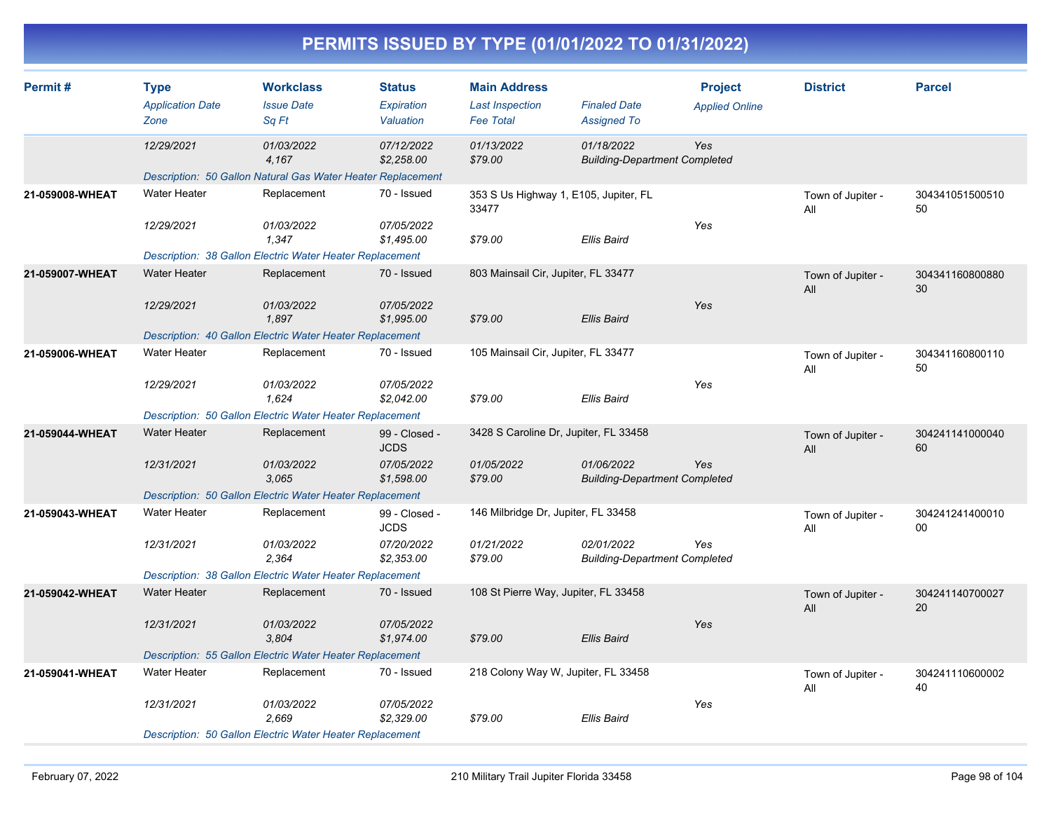# PERMITS ISSUED BY TYPE (01/01/2022 TO 01/31/2022)

| Permit # | Type / Application Date / Zone | Workclass / Issue Date / Sq Ft | Status / Expiration / Valuation | Main Address / Last Inspection / Fee Total | Finaled Date / Assigned To | Project / Applied Online | District | Parcel |
|---|---|---|---|---|---|---|---|---|
| | 12/29/2021 | 01/03/2022<br>4,167 | 07/12/2022<br>$2,258.00 | 01/13/2022<br>$79.00 | 01/18/2022<br>Building-Department Completed | Yes | | |
| | Description: 50 Gallon Natural Gas Water Heater Replacement | | | | | | | |
| 21-059008-WHEAT | Water Heater<br>12/29/2021 | Replacement<br>01/03/2022<br>1,347 | 70 - Issued<br>07/05/2022<br>$1,495.00 | 353 S Us Highway 1, E105, Jupiter, FL 33477<br><br>$79.00 | <br>Ellis Baird | Yes | Town of Jupiter - All | 30434105150051050 |
| | Description: 38 Gallon Electric Water Heater Replacement | | | | | | | |
| 21-059007-WHEAT | Water Heater<br>12/29/2021 | Replacement<br>01/03/2022<br>1,897 | 70 - Issued<br>07/05/2022<br>$1,995.00 | 803 Mainsail Cir, Jupiter, FL 33477<br><br>$79.00 | <br>Ellis Baird | Yes | Town of Jupiter - All | 30434116080088030 |
| | Description: 40 Gallon Electric Water Heater Replacement | | | | | | | |
| 21-059006-WHEAT | Water Heater<br>12/29/2021 | Replacement<br>01/03/2022<br>1,624 | 70 - Issued<br>07/05/2022<br>$2,042.00 | 105 Mainsail Cir, Jupiter, FL 33477<br><br>$79.00 | <br>Ellis Baird | Yes | Town of Jupiter - All | 30434116080011050 |
| | Description: 50 Gallon Electric Water Heater Replacement | | | | | | | |
| 21-059044-WHEAT | Water Heater<br>12/31/2021 | Replacement<br>01/03/2022<br>3,065 | 99 - Closed - JCDS<br>07/05/2022<br>$1,598.00 | 3428 S Caroline Dr, Jupiter, FL 33458<br>01/05/2022<br>$79.00 | 01/06/2022<br>Building-Department Completed | Yes | Town of Jupiter - All | 30424114100004060 |
| | Description: 50 Gallon Electric Water Heater Replacement | | | | | | | |
| 21-059043-WHEAT | Water Heater<br>12/31/2021 | Replacement<br>01/03/2022<br>2,364 | 99 - Closed - JCDS<br>07/20/2022<br>$2,353.00 | 146 Milbridge Dr, Jupiter, FL 33458<br>01/21/2022<br>$79.00 | 02/01/2022<br>Building-Department Completed | Yes | Town of Jupiter - All | 30424124140001000 |
| | Description: 38 Gallon Electric Water Heater Replacement | | | | | | | |
| 21-059042-WHEAT | Water Heater<br>12/31/2021 | Replacement<br>01/03/2022<br>3,804 | 70 - Issued<br>07/05/2022<br>$1,974.00 | 108 St Pierre Way, Jupiter, FL 33458<br><br>$79.00 | <br>Ellis Baird | Yes | Town of Jupiter - All | 30424114070002720 |
| | Description: 55 Gallon Electric Water Heater Replacement | | | | | | | |
| 21-059041-WHEAT | Water Heater<br>12/31/2021 | Replacement<br>01/03/2022<br>2,669 | 70 - Issued<br>07/05/2022<br>$2,329.00 | 218 Colony Way W, Jupiter, FL 33458<br><br>$79.00 | <br>Ellis Baird | Yes | Town of Jupiter - All | 30424111060000240 |
| | Description: 50 Gallon Electric Water Heater Replacement | | | | | | | |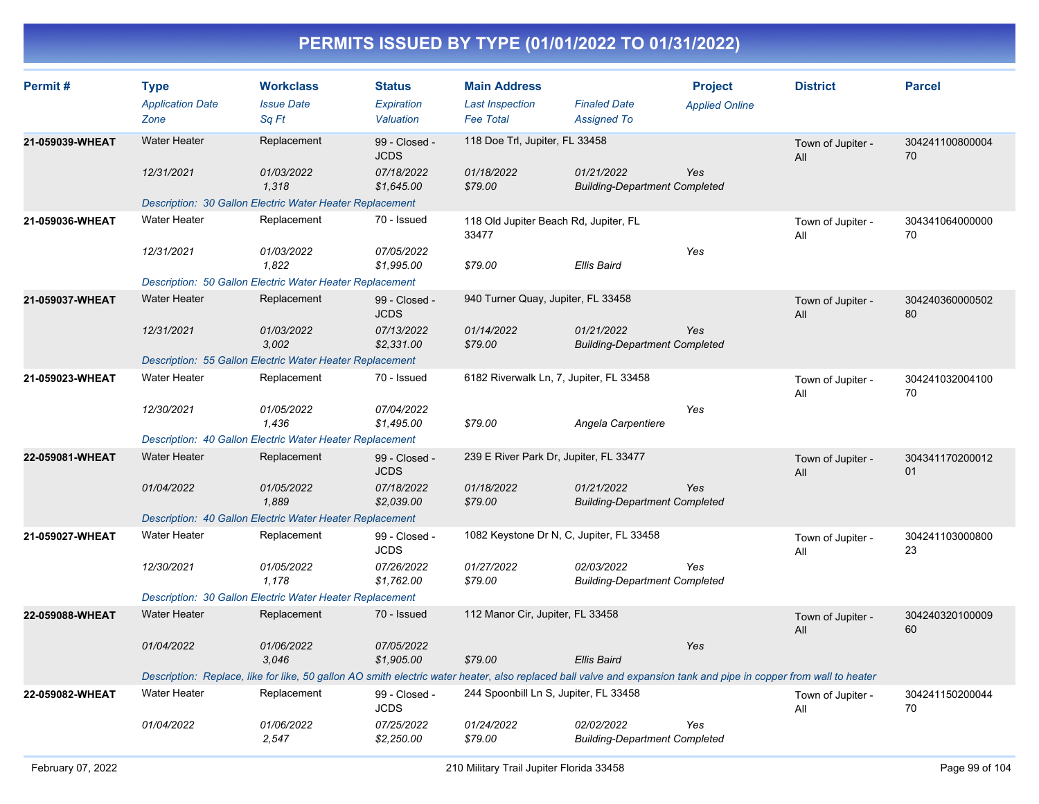# PERMITS ISSUED BY TYPE (01/01/2022 TO 01/31/2022)

| Permit # | Type / Application Date / Zone | Workclass / Issue Date / Sq Ft | Status / Expiration / Valuation | Main Address / Last Inspection / Fee Total | Finaled Date / Assigned To | Project / Applied Online | District | Parcel |
|---|---|---|---|---|---|---|---|---|
| 21-059039-WHEAT | Water Heater | Replacement | 99 - Closed - JCDS | 118 Doe Trl, Jupiter, FL 33458 | | | Town of Jupiter - All | 30424110080000470 |
| | 12/31/2021 | 01/03/2022 | 07/18/2022 | 01/18/2022 | 01/21/2022 | Yes | | |
| | | 1,318 | $1,645.00 | $79.00 | Building-Department Completed | | | |
| | Description: 30 Gallon Electric Water Heater Replacement | | | | | | | |
| 21-059036-WHEAT | Water Heater | Replacement | 70 - Issued | 118 Old Jupiter Beach Rd, Jupiter, FL 33477 | | | Town of Jupiter - All | 30434106400000070 |
| | 12/31/2021 | 01/03/2022 | 07/05/2022 | | | Yes | | |
| | | 1,822 | $1,995.00 | $79.00 | Ellis Baird | | | |
| | Description: 50 Gallon Electric Water Heater Replacement | | | | | | | |
| 21-059037-WHEAT | Water Heater | Replacement | 99 - Closed - JCDS | 940 Turner Quay, Jupiter, FL 33458 | | | Town of Jupiter - All | 30424036000050280 |
| | 12/31/2021 | 01/03/2022 | 07/13/2022 | 01/14/2022 | 01/21/2022 | Yes | | |
| | | 3,002 | $2,331.00 | $79.00 | Building-Department Completed | | | |
| | Description: 55 Gallon Electric Water Heater Replacement | | | | | | | |
| 21-059023-WHEAT | Water Heater | Replacement | 70 - Issued | 6182 Riverwalk Ln, 7, Jupiter, FL 33458 | | | Town of Jupiter - All | 30424103200410070 |
| | 12/30/2021 | 01/05/2022 | 07/04/2022 | | | Yes | | |
| | | 1,436 | $1,495.00 | $79.00 | Angela Carpentiere | | | |
| | Description: 40 Gallon Electric Water Heater Replacement | | | | | | | |
| 22-059081-WHEAT | Water Heater | Replacement | 99 - Closed - JCDS | 239 E River Park Dr, Jupiter, FL 33477 | | | Town of Jupiter - All | 30434117020001201 |
| | 01/04/2022 | 01/05/2022 | 07/18/2022 | 01/18/2022 | 01/21/2022 | Yes | | |
| | | 1,889 | $2,039.00 | $79.00 | Building-Department Completed | | | |
| | Description: 40 Gallon Electric Water Heater Replacement | | | | | | | |
| 21-059027-WHEAT | Water Heater | Replacement | 99 - Closed - JCDS | 1082 Keystone Dr N, C, Jupiter, FL 33458 | | | Town of Jupiter - All | 30424110300080023 |
| | 12/30/2021 | 01/05/2022 | 07/26/2022 | 01/27/2022 | 02/03/2022 | Yes | | |
| | | 1,178 | $1,762.00 | $79.00 | Building-Department Completed | | | |
| | Description: 30 Gallon Electric Water Heater Replacement | | | | | | | |
| 22-059088-WHEAT | Water Heater | Replacement | 70 - Issued | 112 Manor Cir, Jupiter, FL 33458 | | | Town of Jupiter - All | 30424032010000960 |
| | 01/04/2022 | 01/06/2022 | 07/05/2022 | | | Yes | | |
| | | 3,046 | $1,905.00 | $79.00 | Ellis Baird | | | |
| | Description: Replace, like for like, 50 gallon AO smith electric water heater, also replaced ball valve and expansion tank and pipe in copper from wall to heater | | | | | | | |
| 22-059082-WHEAT | Water Heater | Replacement | 99 - Closed - JCDS | 244 Spoonbill Ln S, Jupiter, FL 33458 | | | Town of Jupiter - All | 30424115020004470 |
| | 01/04/2022 | 01/06/2022 | 07/25/2022 | 01/24/2022 | 02/02/2022 | Yes | | |
| | | 2,547 | $2,250.00 | $79.00 | Building-Department Completed | | | |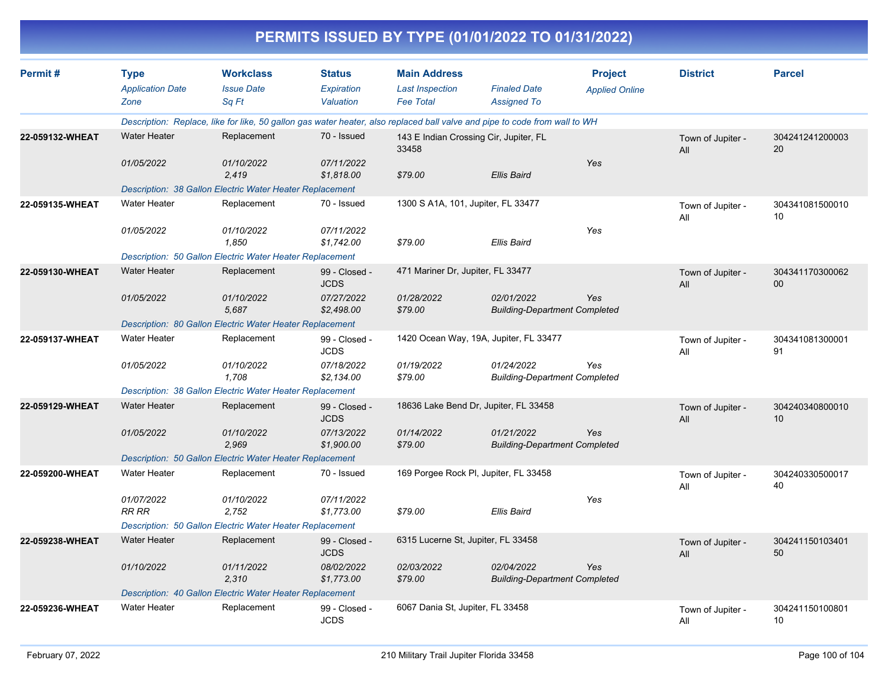# PERMITS ISSUED BY TYPE (01/01/2022 TO 01/31/2022)

| Permit # | Type / Application Date / Zone | Workclass / Issue Date / Sq Ft | Status / Expiration / Valuation | Main Address / Last Inspection / Fee Total | Finaled Date / Assigned To | Project / Applied Online | District | Parcel |
|---|---|---|---|---|---|---|---|---|
| | Description: Replace, like for like, 50 gallon gas water heater, also replaced ball valve and pipe to code from wall to WH | | | | | | | |
| 22-059132-WHEAT | Water Heater | Replacement | 70 - Issued | 143 E Indian Crossing Cir, Jupiter, FL 33458 | | | Town of Jupiter - All | 30424124120000320 |
| | 01/05/2022 | 01/10/2022 | 07/11/2022 | | | Yes | | |
| | | 2,419 | $1,818.00 | $79.00 | Ellis Baird | | | |
| | Description: 38 Gallon Electric Water Heater Replacement | | | | | | | |
| 22-059135-WHEAT | Water Heater | Replacement | 70 - Issued | 1300 S A1A, 101, Jupiter, FL 33477 | | | Town of Jupiter - All | 30434108150001010 |
| | 01/05/2022 | 01/10/2022 | 07/11/2022 | | | Yes | | |
| | | 1,850 | $1,742.00 | $79.00 | Ellis Baird | | | |
| | Description: 50 Gallon Electric Water Heater Replacement | | | | | | | |
| 22-059130-WHEAT | Water Heater | Replacement | 99 - Closed - JCDS | 471 Mariner Dr, Jupiter, FL 33477 | | | Town of Jupiter - All | 30434117030006200 |
| | 01/05/2022 | 01/10/2022 | 07/27/2022 | 01/28/2022 | 02/01/2022 | Yes | | |
| | | 5,687 | $2,498.00 | $79.00 | Building-Department Completed | | | |
| | Description: 80 Gallon Electric Water Heater Replacement | | | | | | | |
| 22-059137-WHEAT | Water Heater | Replacement | 99 - Closed - JCDS | 1420 Ocean Way, 19A, Jupiter, FL 33477 | | | Town of Jupiter - All | 30434108130000191 |
| | 01/05/2022 | 01/10/2022 | 07/18/2022 | 01/19/2022 | 01/24/2022 | Yes | | |
| | | 1,708 | $2,134.00 | $79.00 | Building-Department Completed | | | |
| | Description: 38 Gallon Electric Water Heater Replacement | | | | | | | |
| 22-059129-WHEAT | Water Heater | Replacement | 99 - Closed - JCDS | 18636 Lake Bend Dr, Jupiter, FL 33458 | | | Town of Jupiter - All | 30424034080001010 |
| | 01/05/2022 | 01/10/2022 | 07/13/2022 | 01/14/2022 | 01/21/2022 | Yes | | |
| | | 2,969 | $1,900.00 | $79.00 | Building-Department Completed | | | |
| | Description: 50 Gallon Electric Water Heater Replacement | | | | | | | |
| 22-059200-WHEAT | Water Heater | Replacement | 70 - Issued | 169 Porgee Rock Pl, Jupiter, FL 33458 | | | Town of Jupiter - All | 30424033050001740 |
| | 01/07/2022 | 01/10/2022 | 07/11/2022 | | | Yes | | |
| | RR RR | 2,752 | $1,773.00 | $79.00 | Ellis Baird | | | |
| | Description: 50 Gallon Electric Water Heater Replacement | | | | | | | |
| 22-059238-WHEAT | Water Heater | Replacement | 99 - Closed - JCDS | 6315 Lucerne St, Jupiter, FL 33458 | | | Town of Jupiter - All | 30424115010340150 |
| | 01/10/2022 | 01/11/2022 | 08/02/2022 | 02/03/2022 | 02/04/2022 | Yes | | |
| | | 2,310 | $1,773.00 | $79.00 | Building-Department Completed | | | |
| | Description: 40 Gallon Electric Water Heater Replacement | | | | | | | |
| 22-059236-WHEAT | Water Heater | Replacement | 99 - Closed - JCDS | 6067 Dania St, Jupiter, FL 33458 | | | Town of Jupiter - All | 30424115010080110 |

210 Military Trail Jupiter Florida 33458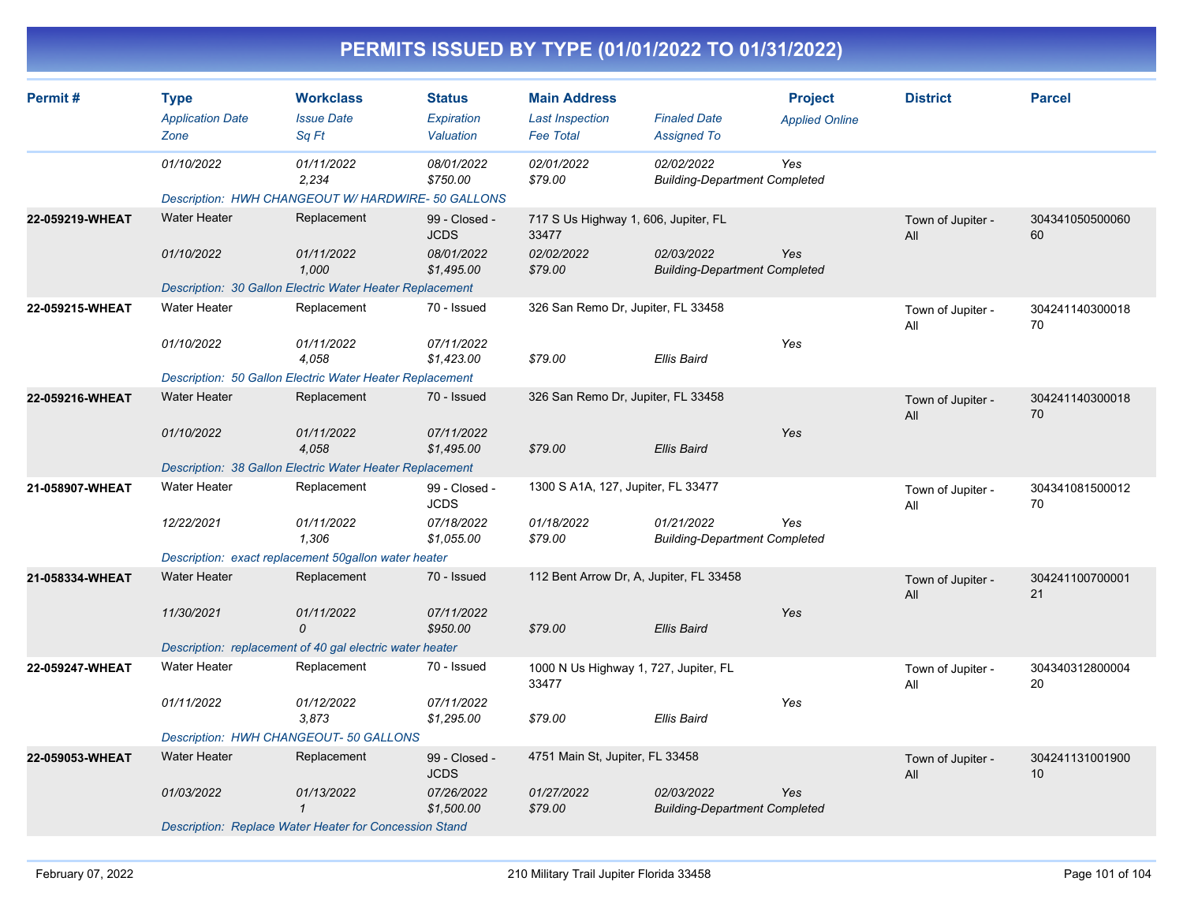# PERMITS ISSUED BY TYPE (01/01/2022 TO 01/31/2022)

| Permit # | Type | Workclass | Status | Main Address | | Project | District | Parcel |
|---|---|---|---|---|---|---|---|---|
| | *Application Date* | *Issue Date* | *Expiration* | *Last Inspection* | *Finaled Date* | *Applied Online* | | |
| | *Zone* | *Sq Ft* | *Valuation* | *Fee Total* | *Assigned To* | | | |
| | 01/10/2022 | 01/11/2022 | 08/01/2022 | 02/01/2022 | 02/02/2022 | Yes | | |
| | | 2,234 | $750.00 | $79.00 | Building-Department Completed | | | |
| | Description: HWH CHANGEOUT W/ HARDWIRE- 50 GALLONS | | | | | | | |
| **22-059219-WHEAT** | Water Heater | Replacement | 99 - Closed - JCDS | 717 S Us Highway 1, 606, Jupiter, FL 33477 | | | Town of Jupiter - All | 30434105050006060 |
| | 01/10/2022 | 01/11/2022 | 08/01/2022 | 02/02/2022 | 02/03/2022 | Yes | | |
| | | 1,000 | $1,495.00 | $79.00 | Building-Department Completed | | | |
| | Description: 30 Gallon Electric Water Heater Replacement | | | | | | | |
| **22-059215-WHEAT** | Water Heater | Replacement | 70 - Issued | 326 San Remo Dr, Jupiter, FL 33458 | | | Town of Jupiter - All | 30424114030001870 |
| | 01/10/2022 | 01/11/2022 | 07/11/2022 | | | Yes | | |
| | | 4,058 | $1,423.00 | $79.00 | Ellis Baird | | | |
| | Description: 50 Gallon Electric Water Heater Replacement | | | | | | | |
| **22-059216-WHEAT** | Water Heater | Replacement | 70 - Issued | 326 San Remo Dr, Jupiter, FL 33458 | | | Town of Jupiter - All | 30424114030001870 |
| | 01/10/2022 | 01/11/2022 | 07/11/2022 | | | Yes | | |
| | | 4,058 | $1,495.00 | $79.00 | Ellis Baird | | | |
| | Description: 38 Gallon Electric Water Heater Replacement | | | | | | | |
| **21-058907-WHEAT** | Water Heater | Replacement | 99 - Closed - JCDS | 1300 S A1A, 127, Jupiter, FL 33477 | | | Town of Jupiter - All | 30434108150001270 |
| | 12/22/2021 | 01/11/2022 | 07/18/2022 | 01/18/2022 | 01/21/2022 | Yes | | |
| | | 1,306 | $1,055.00 | $79.00 | Building-Department Completed | | | |
| | Description: exact replacement 50gallon water heater | | | | | | | |
| **21-058334-WHEAT** | Water Heater | Replacement | 70 - Issued | 112 Bent Arrow Dr, A, Jupiter, FL 33458 | | | Town of Jupiter - All | 30424110070000121 |
| | 11/30/2021 | 01/11/2022 | 07/11/2022 | | | Yes | | |
| | | 0 | $950.00 | $79.00 | Ellis Baird | | | |
| | Description: replacement of 40 gal electric water heater | | | | | | | |
| **22-059247-WHEAT** | Water Heater | Replacement | 70 - Issued | 1000 N Us Highway 1, 727, Jupiter, FL 33477 | | | Town of Jupiter - All | 30434031280000420 |
| | 01/11/2022 | 01/12/2022 | 07/11/2022 | | | Yes | | |
| | | 3,873 | $1,295.00 | $79.00 | Ellis Baird | | | |
| | Description: HWH CHANGEOUT- 50 GALLONS | | | | | | | |
| **22-059053-WHEAT** | Water Heater | Replacement | 99 - Closed - JCDS | 4751 Main St, Jupiter, FL 33458 | | | Town of Jupiter - All | 30424113100190010 |
| | 01/03/2022 | 01/13/2022 | 07/26/2022 | 01/27/2022 | 02/03/2022 | Yes | | |
| | | 1 | $1,500.00 | $79.00 | Building-Department Completed | | | |
| | Description: Replace Water Heater for Concession Stand | | | | | | | |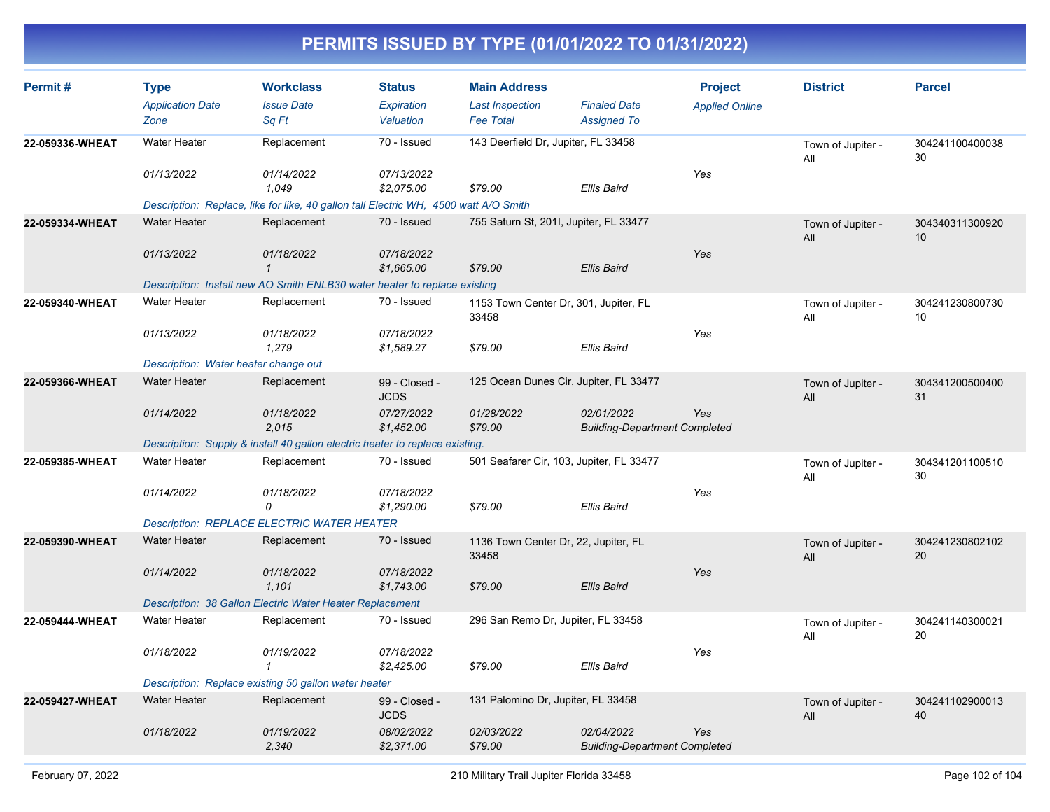# PERMITS ISSUED BY TYPE (01/01/2022 TO 01/31/2022)

| Permit # | Type | Workclass | Status | Main Address | | Project | District | Parcel |
|---|---|---|---|---|---|---|---|---|
| | *Application Date* | *Issue Date* | *Expiration* | *Last Inspection* | *Finaled Date* | *Applied Online* | | |
| | *Zone* | *Sq Ft* | *Valuation* | *Fee Total* | *Assigned To* | | | |
| **22-059336-WHEAT** | Water Heater | Replacement | 70 - Issued | 143 Deerfield Dr, Jupiter, FL 33458 | | | Town of Jupiter - All | 30424110040003830 |
| | *01/13/2022* | *01/14/2022* | *07/13/2022* | | | Yes | | |
| | | *1,049* | *$2,075.00* | *$79.00* | *Ellis Baird* | | | |
| | *Description: Replace, like for like, 40 gallon tall Electric WH, 4500 watt A/O Smith* | | | | | | | |
| **22-059334-WHEAT** | Water Heater | Replacement | 70 - Issued | 755 Saturn St, 201I, Jupiter, FL 33477 | | | Town of Jupiter - All | 30434031130092010 |
| | *01/13/2022* | *01/18/2022* | *07/18/2022* | | | Yes | | |
| | | *1* | *$1,665.00* | *$79.00* | *Ellis Baird* | | | |
| | *Description: Install new AO Smith ENLB30 water heater to replace existing* | | | | | | | |
| **22-059340-WHEAT** | Water Heater | Replacement | 70 - Issued | 1153 Town Center Dr, 301, Jupiter, FL 33458 | | | Town of Jupiter - All | 30424123080073010 |
| | *01/13/2022* | *01/18/2022* | *07/18/2022* | | | Yes | | |
| | | *1,279* | *$1,589.27* | *$79.00* | *Ellis Baird* | | | |
| | *Description: Water heater change out* | | | | | | | |
| **22-059366-WHEAT** | Water Heater | Replacement | 99 - Closed - JCDS | 125 Ocean Dunes Cir, Jupiter, FL 33477 | | | Town of Jupiter - All | 30434120050040031 |
| | *01/14/2022* | *01/18/2022* | *07/27/2022* | *01/28/2022* | *02/01/2022* | Yes | | |
| | | *2,015* | *$1,452.00* | *$79.00* | *Building-Department Completed* | | | |
| | *Description: Supply & install 40 gallon electric heater to replace existing.* | | | | | | | |
| **22-059385-WHEAT** | Water Heater | Replacement | 70 - Issued | 501 Seafarer Cir, 103, Jupiter, FL 33477 | | | Town of Jupiter - All | 30434120110051030 |
| | *01/14/2022* | *01/18/2022* | *07/18/2022* | | | Yes | | |
| | | *0* | *$1,290.00* | *$79.00* | *Ellis Baird* | | | |
| | *Description: REPLACE ELECTRIC WATER HEATER* | | | | | | | |
| **22-059390-WHEAT** | Water Heater | Replacement | 70 - Issued | 1136 Town Center Dr, 22, Jupiter, FL 33458 | | | Town of Jupiter - All | 30424123080210220 |
| | *01/14/2022* | *01/18/2022* | *07/18/2022* | | | Yes | | |
| | | *1,101* | *$1,743.00* | *$79.00* | *Ellis Baird* | | | |
| | *Description: 38 Gallon Electric Water Heater Replacement* | | | | | | | |
| **22-059444-WHEAT** | Water Heater | Replacement | 70 - Issued | 296 San Remo Dr, Jupiter, FL 33458 | | | Town of Jupiter - All | 30424114030002120 |
| | *01/18/2022* | *01/19/2022* | *07/18/2022* | | | Yes | | |
| | | *1* | *$2,425.00* | *$79.00* | *Ellis Baird* | | | |
| | *Description: Replace existing 50 gallon water heater* | | | | | | | |
| **22-059427-WHEAT** | Water Heater | Replacement | 99 - Closed - JCDS | 131 Palomino Dr, Jupiter, FL 33458 | | | Town of Jupiter - All | 30424110290001340 |
| | *01/18/2022* | *01/19/2022* | *08/02/2022* | *02/03/2022* | *02/04/2022* | Yes | | |
| | | *2,340* | *$2,371.00* | *$79.00* | *Building-Department Completed* | | | |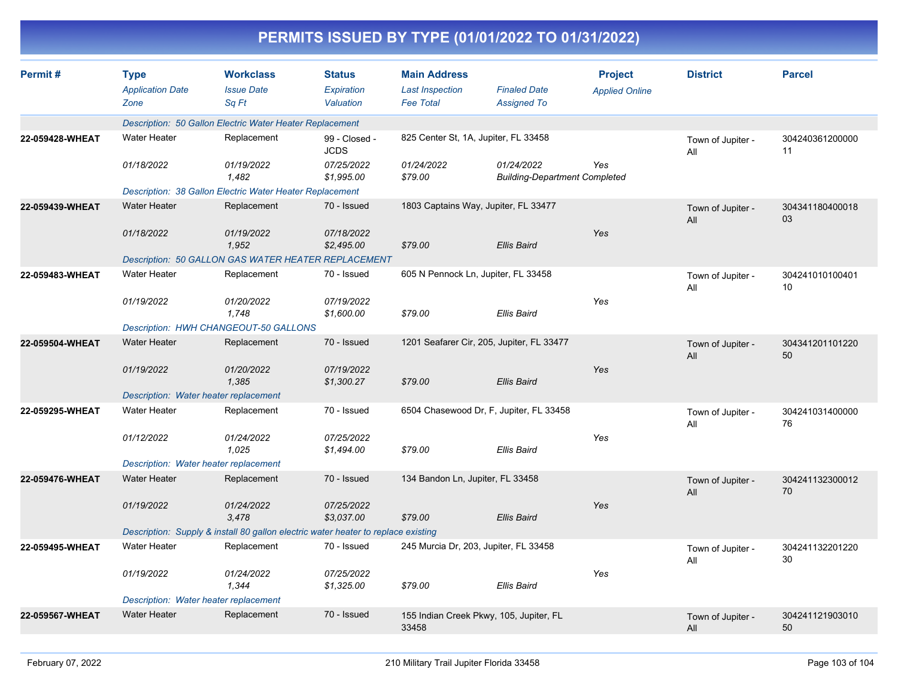# PERMITS ISSUED BY TYPE (01/01/2022 TO 01/31/2022)

| Permit # | Type / Application Date / Zone | Workclass / Issue Date / Sq Ft | Status / Expiration / Valuation | Main Address / Last Inspection / Fee Total | Finaled Date / Assigned To | Project / Applied Online | District | Parcel |
|---|---|---|---|---|---|---|---|---|
| | *Description: 50 Gallon Electric Water Heater Replacement* | | | | | | | |
| **22-059428-WHEAT** | Water Heater | Replacement | 99 - Closed - JCDS | 825 Center St, 1A, Jupiter, FL 33458 | | | Town of Jupiter - All | 30424036120000011 |
| | *01/18/2022* | *01/19/2022* | *07/25/2022* | *01/24/2022* | *01/24/2022* | Yes | | |
| | | *1,482* | *$1,995.00* | *$79.00* | *Building-Department Completed* | | | |
| | *Description: 38 Gallon Electric Water Heater Replacement* | | | | | | | |
| **22-059439-WHEAT** | Water Heater | Replacement | 70 - Issued | 1803 Captains Way, Jupiter, FL 33477 | | | Town of Jupiter - All | 30434118040001803 |
| | *01/18/2022* | *01/19/2022* | *07/18/2022* | | | Yes | | |
| | | *1,952* | *$2,495.00* | *$79.00* | *Ellis Baird* | | | |
| | *Description: 50 GALLON GAS WATER HEATER REPLACEMENT* | | | | | | | |
| **22-059483-WHEAT** | Water Heater | Replacement | 70 - Issued | 605 N Pennock Ln, Jupiter, FL 33458 | | | Town of Jupiter - All | 30424101010040110 |
| | *01/19/2022* | *01/20/2022* | *07/19/2022* | | | Yes | | |
| | | *1,748* | *$1,600.00* | *$79.00* | *Ellis Baird* | | | |
| | *Description: HWH CHANGEOUT-50 GALLONS* | | | | | | | |
| **22-059504-WHEAT** | Water Heater | Replacement | 70 - Issued | 1201 Seafarer Cir, 205, Jupiter, FL 33477 | | | Town of Jupiter - All | 30434120110122050 |
| | *01/19/2022* | *01/20/2022* | *07/19/2022* | | | Yes | | |
| | | *1,385* | *$1,300.27* | *$79.00* | *Ellis Baird* | | | |
| | *Description: Water heater replacement* | | | | | | | |
| **22-059295-WHEAT** | Water Heater | Replacement | 70 - Issued | 6504 Chasewood Dr, F, Jupiter, FL 33458 | | | Town of Jupiter - All | 30424103140000076 |
| | *01/12/2022* | *01/24/2022* | *07/25/2022* | | | Yes | | |
| | | *1,025* | *$1,494.00* | *$79.00* | *Ellis Baird* | | | |
| | *Description: Water heater replacement* | | | | | | | |
| **22-059476-WHEAT** | Water Heater | Replacement | 70 - Issued | 134 Bandon Ln, Jupiter, FL 33458 | | | Town of Jupiter - All | 30424113230001270 |
| | *01/19/2022* | *01/24/2022* | *07/25/2022* | | | Yes | | |
| | | *3,478* | *$3,037.00* | *$79.00* | *Ellis Baird* | | | |
| | *Description: Supply & install 80 gallon electric water heater to replace existing* | | | | | | | |
| **22-059495-WHEAT** | Water Heater | Replacement | 70 - Issued | 245 Murcia Dr, 203, Jupiter, FL 33458 | | | Town of Jupiter - All | 30424113220122030 |
| | *01/19/2022* | *01/24/2022* | *07/25/2022* | | | Yes | | |
| | | *1,344* | *$1,325.00* | *$79.00* | *Ellis Baird* | | | |
| | *Description: Water heater replacement* | | | | | | | |
| **22-059567-WHEAT** | Water Heater | Replacement | 70 - Issued | 155 Indian Creek Pkwy, 105, Jupiter, FL 33458 | | | Town of Jupiter - All | 30424112190301050 |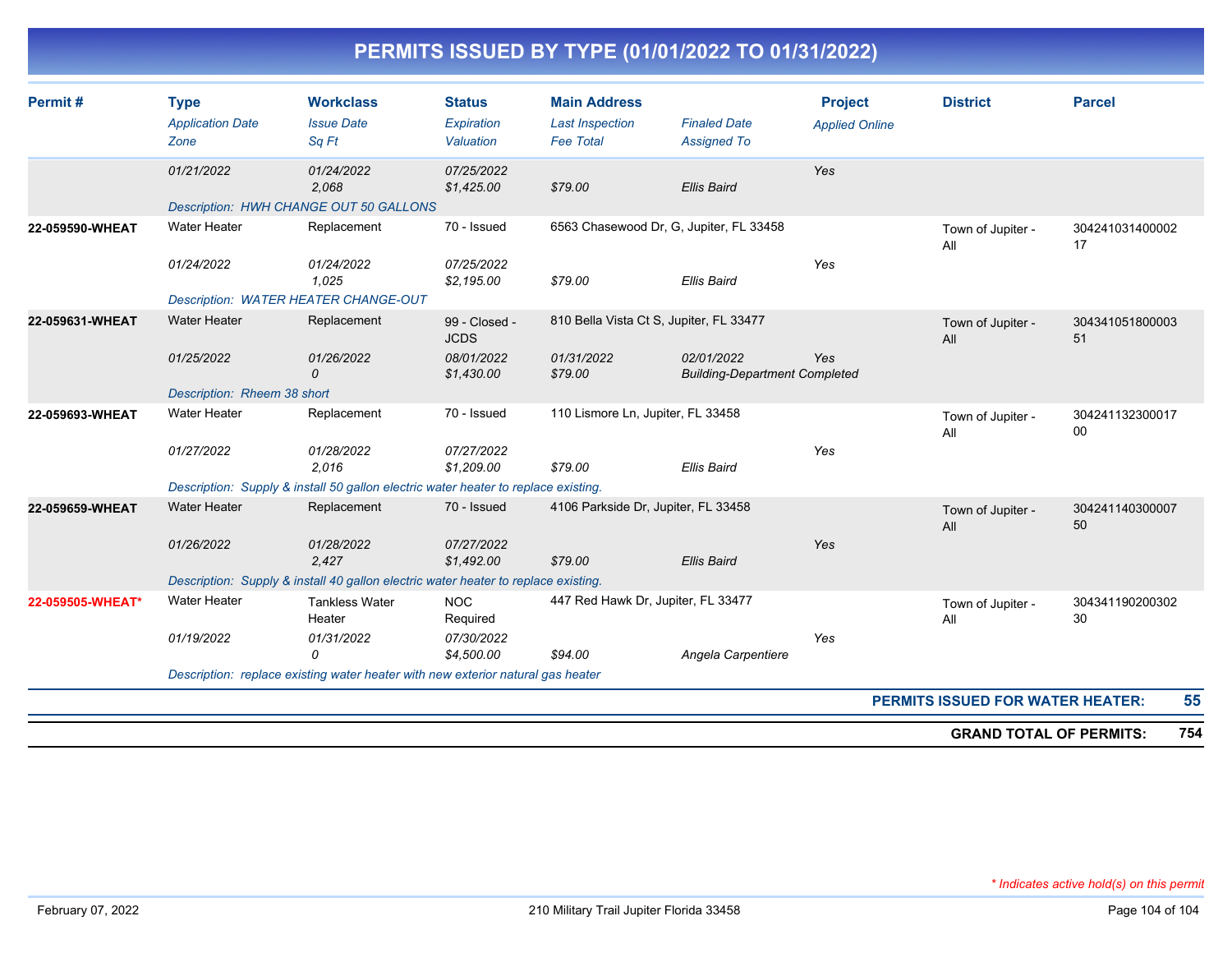# PERMITS ISSUED BY TYPE (01/01/2022 TO 01/31/2022)

| Permit # | Type / Application Date / Zone | Workclass / Issue Date / Sq Ft | Status / Expiration / Valuation | Main Address / Last Inspection / Fee Total | Finaled Date / Assigned To | Project / Applied Online | District | Parcel |
|---|---|---|---|---|---|---|---|---|
| | 01/21/2022 | 01/24/2022<br>2,068 | 07/25/2022<br>$1,425.00 | $79.00 | Ellis Baird | Yes | | |
| | Description: HWH CHANGE OUT 50 GALLONS | | | | | | | |
| 22-059590-WHEAT | Water Heater<br>01/24/2022 | Replacement<br>01/24/2022<br>1,025 | 70 - Issued<br>07/25/2022<br>$2,195.00 | 6563 Chasewood Dr, G, Jupiter, FL 33458<br>$79.00 | Ellis Baird | Yes | Town of Jupiter - All | 30424103140000217 |
| | Description: WATER HEATER CHANGE-OUT | | | | | | | |
| 22-059631-WHEAT | Water Heater<br>01/25/2022 | Replacement<br>01/26/2022<br>0 | 99 - Closed - JCDS<br>08/01/2022<br>$1,430.00 | 810 Bella Vista Ct S, Jupiter, FL 33477<br>01/31/2022<br>$79.00 | 02/01/2022<br>Building-Department Completed | Yes | Town of Jupiter - All | 30434105180000351 |
| | Description: Rheem 38 short | | | | | | | |
| 22-059693-WHEAT | Water Heater<br>01/27/2022 | Replacement<br>01/28/2022<br>2,016 | 70 - Issued<br>07/27/2022<br>$1,209.00 | 110 Lismore Ln, Jupiter, FL 33458<br>$79.00 | Ellis Baird | Yes | Town of Jupiter - All | 30424113230001700 |
| | Description: Supply & install 50 gallon electric water heater to replace existing. | | | | | | | |
| 22-059659-WHEAT | Water Heater<br>01/26/2022 | Replacement<br>01/28/2022<br>2,427 | 70 - Issued<br>07/27/2022<br>$1,492.00 | 4106 Parkside Dr, Jupiter, FL 33458<br>$79.00 | Ellis Baird | Yes | Town of Jupiter - All | 30424114030000750 |
| | Description: Supply & install 40 gallon electric water heater to replace existing. | | | | | | | |
| 22-059505-WHEAT* | Water Heater<br>01/19/2022 | Tankless Water Heater<br>01/31/2022<br>0 | NOC Required<br>07/30/2022<br>$4,500.00 | 447 Red Hawk Dr, Jupiter, FL 33477<br>$94.00 | Angela Carpentiere | Yes | Town of Jupiter - All | 30434119020030230 |
| | Description: replace existing water heater with new exterior natural gas heater | | | | | | | |

**PERMITS ISSUED FOR WATER HEATER: 55**

**GRAND TOTAL OF PERMITS: 754**

*\* Indicates active hold(s) on this permit*

February 07, 2022 — 210 Military Trail Jupiter Florida 33458